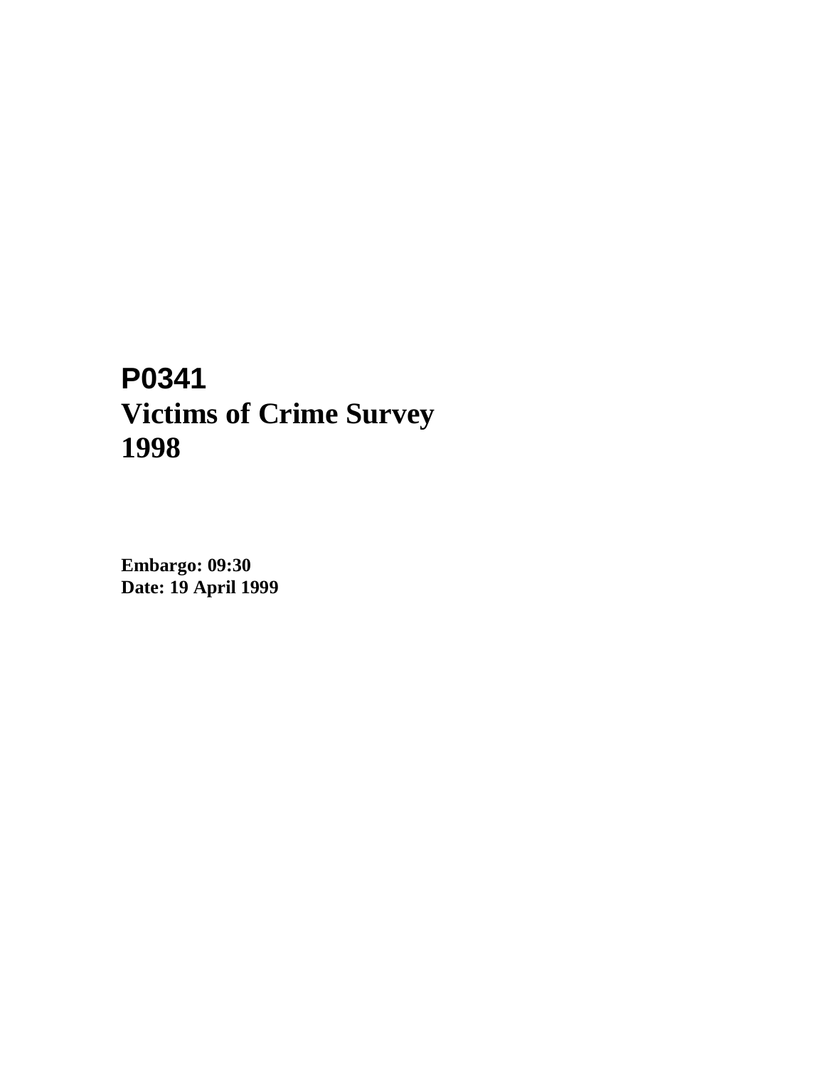# P0341
# Victims of Crime Survey
# 1998

**Embargo: 09:30**
**Date: 19 April 1999**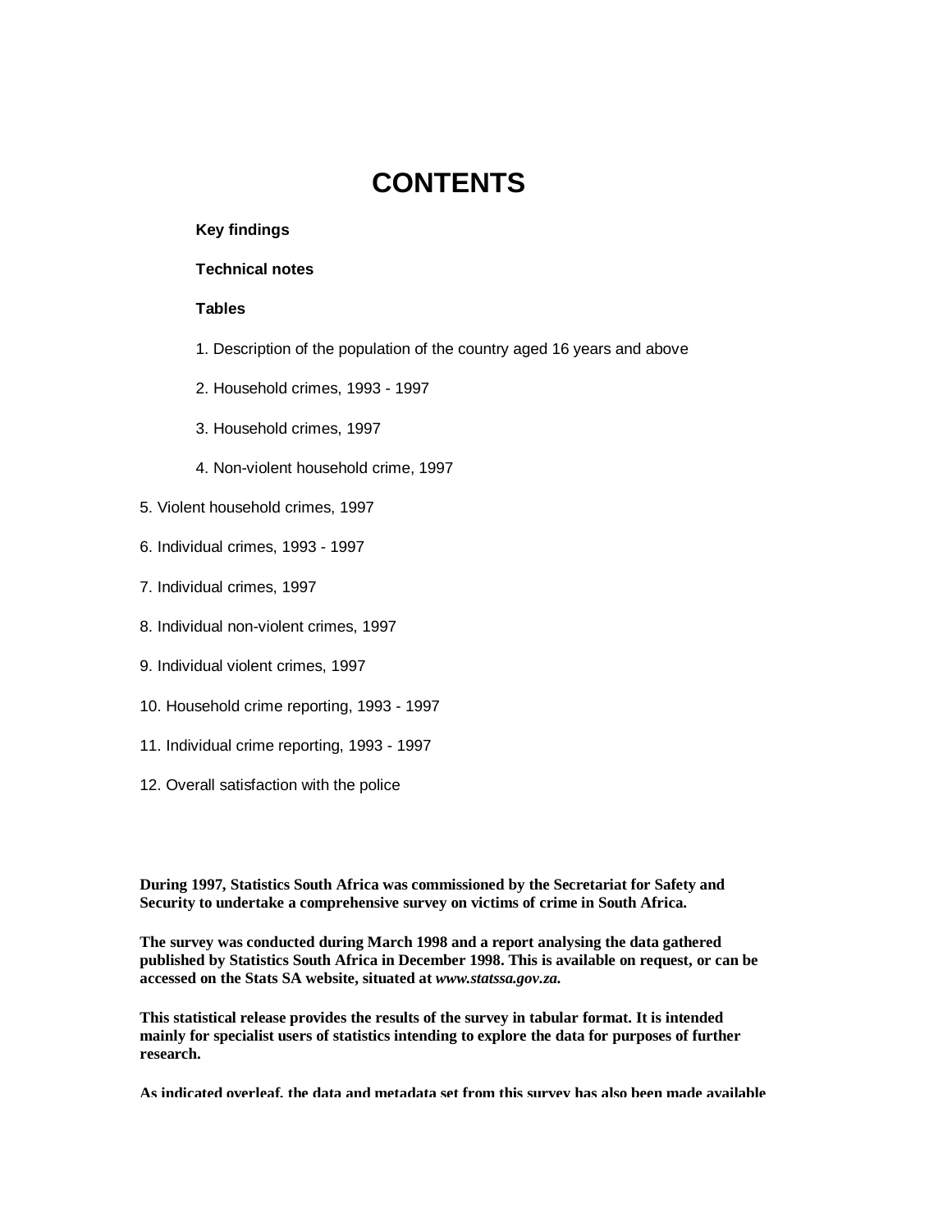# CONTENTS

**Key findings**

**Technical notes**

**Tables**

1. Description of the population of the country aged 16 years and above

2. Household crimes, 1993 - 1997

3. Household crimes, 1997

4. Non-violent household crime, 1997

5. Violent household crimes, 1997

6. Individual crimes, 1993 - 1997

7. Individual crimes, 1997

8. Individual non-violent crimes, 1997

9. Individual violent crimes, 1997

10. Household crime reporting, 1993 - 1997

11. Individual crime reporting, 1993 - 1997

12. Overall satisfaction with the police

**During 1997, Statistics South Africa was commissioned by the Secretariat for Safety and Security to undertake a comprehensive survey on victims of crime in South Africa.**

**The survey was conducted during March 1998 and a report analysing the data gathered published by Statistics South Africa in December 1998. This is available on request, or can be accessed on the Stats SA website, situated at *www.statssa.gov.za.***

**This statistical release provides the results of the survey in tabular format. It is intended mainly for specialist users of statistics intending to explore the data for purposes of further research.**

**As indicated overleaf, the data and metadata set from this survey has also been made available**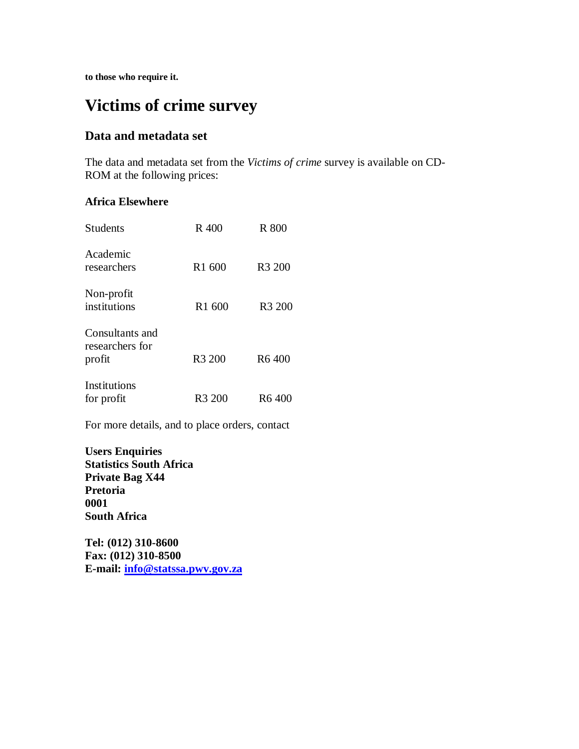**to those who require it.**

# Victims of crime survey

## Data and metadata set

The data and metadata set from the *Victims of crime* survey is available on CD-ROM at the following prices:

| | **Africa** | **Elsewhere** |
|---|---|---|
| Students | R 400 | R 800 |
| Academic researchers | R1 600 | R3 200 |
| Non-profit institutions | R1 600 | R3 200 |
| Consultants and researchers for profit | R3 200 | R6 400 |
| Institutions for profit | R3 200 | R6 400 |

For more details, and to place orders, contact

**Users Enquiries**
**Statistics South Africa**
**Private Bag X44**
**Pretoria**
**0001**
**South Africa**

**Tel: (012) 310-8600**
**Fax: (012) 310-8500**
**E-mail: info@statssa.pwv.gov.za**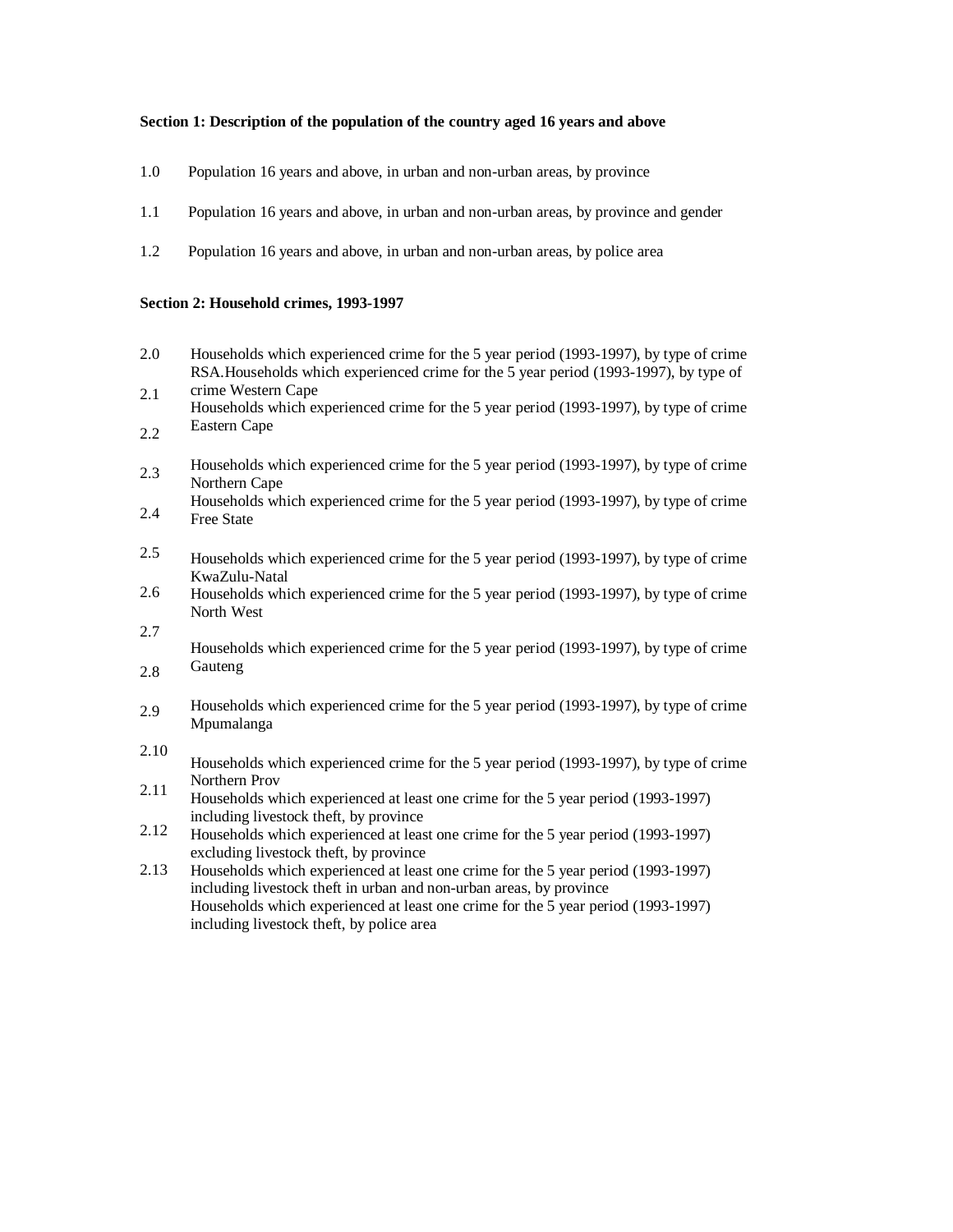**Section 1: Description of the population of the country aged 16 years and above**

1.0 Population 16 years and above, in urban and non-urban areas, by province

1.1 Population 16 years and above, in urban and non-urban areas, by province and gender

1.2 Population 16 years and above, in urban and non-urban areas, by police area

**Section 2: Household crimes, 1993-1997**

2.0 Households which experienced crime for the 5 year period (1993-1997), by type of crime RSA.

2.1 Households which experienced crime for the 5 year period (1993-1997), by type of crime Western Cape

2.2 Households which experienced crime for the 5 year period (1993-1997), by type of crime Eastern Cape

2.3 Households which experienced crime for the 5 year period (1993-1997), by type of crime Northern Cape

2.4 Households which experienced crime for the 5 year period (1993-1997), by type of crime Free State

2.5 Households which experienced crime for the 5 year period (1993-1997), by type of crime KwaZulu-Natal

2.6 Households which experienced crime for the 5 year period (1993-1997), by type of crime North West

2.7 Households which experienced crime for the 5 year period (1993-1997), by type of crime Gauteng

2.8 Households which experienced crime for the 5 year period (1993-1997), by type of crime Mpumalanga

2.9 Households which experienced crime for the 5 year period (1993-1997), by type of crime Northern Prov

2.10 Households which experienced at least one crime for the 5 year period (1993-1997) including livestock theft, by province

2.11 Households which experienced at least one crime for the 5 year period (1993-1997) excluding livestock theft, by province

2.12 Households which experienced at least one crime for the 5 year period (1993-1997) including livestock theft in urban and non-urban areas, by province

2.13 Households which experienced at least one crime for the 5 year period (1993-1997) including livestock theft, by police area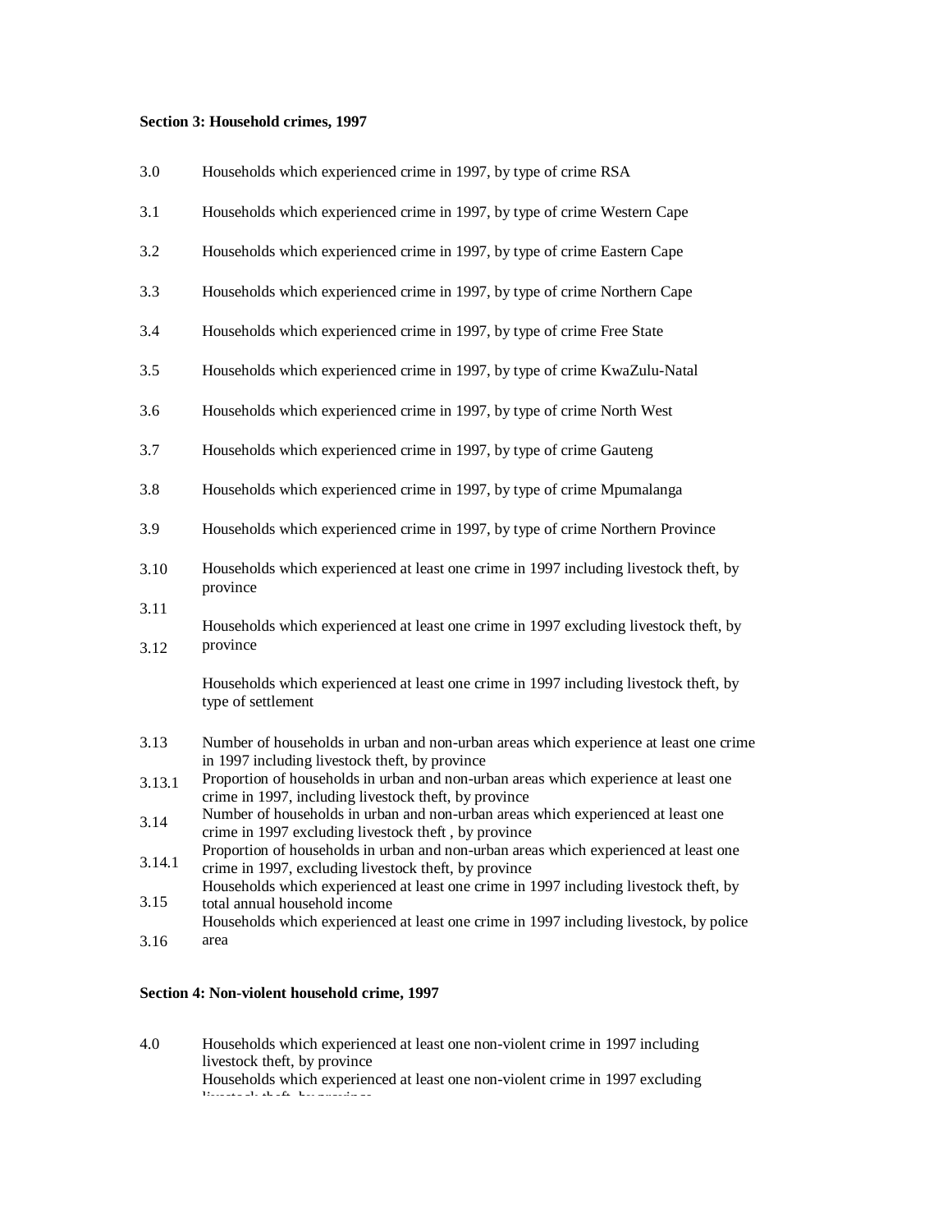**Section 3: Household crimes, 1997**

| | |
|---|---|
| 3.0 | Households which experienced crime in 1997, by type of crime RSA |
| 3.1 | Households which experienced crime in 1997, by type of crime Western Cape |
| 3.2 | Households which experienced crime in 1997, by type of crime Eastern Cape |
| 3.3 | Households which experienced crime in 1997, by type of crime Northern Cape |
| 3.4 | Households which experienced crime in 1997, by type of crime Free State |
| 3.5 | Households which experienced crime in 1997, by type of crime KwaZulu-Natal |
| 3.6 | Households which experienced crime in 1997, by type of crime North West |
| 3.7 | Households which experienced crime in 1997, by type of crime Gauteng |
| 3.8 | Households which experienced crime in 1997, by type of crime Mpumalanga |
| 3.9 | Households which experienced crime in 1997, by type of crime Northern Province |
| 3.10 | Households which experienced at least one crime in 1997 including livestock theft, by province |
| 3.11 | Households which experienced at least one crime in 1997 excluding livestock theft, by province |
| 3.12 | Households which experienced at least one crime in 1997 including livestock theft, by type of settlement |
| 3.13 | Number of households in urban and non-urban areas which experience at least one crime in 1997 including livestock theft, by province |
| 3.13.1 | Proportion of households in urban and non-urban areas which experience at least one crime in 1997, including livestock theft, by province |
| 3.14 | Number of households in urban and non-urban areas which experienced at least one crime in 1997 excluding livestock theft , by province |
| 3.14.1 | Proportion of households in urban and non-urban areas which experienced at least one crime in 1997, excluding livestock theft, by province |
| 3.15 | Households which experienced at least one crime in 1997 including livestock theft, by total annual household income |
| 3.16 | Households which experienced at least one crime in 1997 including livestock, by police area |

**Section 4: Non-violent household crime, 1997**

| | |
|---|---|
| 4.0 | Households which experienced at least one non-violent crime in 1997 including livestock theft, by province |
| | Households which experienced at least one non-violent crime in 1997 excluding livestock theft, by province |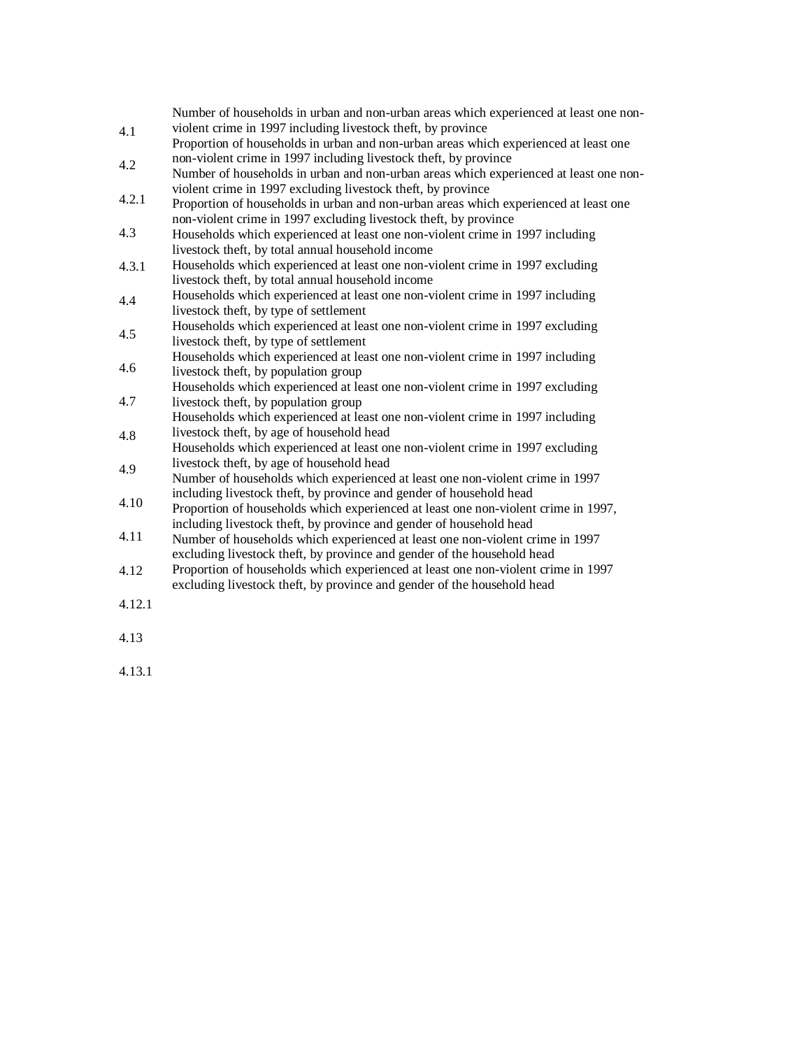| | |
|---|---|
| 4.1 | Number of households in urban and non-urban areas which experienced at least one non-violent crime in 1997 including livestock theft, by province |
| 4.2 | Proportion of households in urban and non-urban areas which experienced at least one non-violent crime in 1997 including livestock theft, by province |
| 4.2.1 | Number of households in urban and non-urban areas which experienced at least one non-violent crime in 1997 excluding livestock theft, by province |
| 4.3 | Proportion of households in urban and non-urban areas which experienced at least one non-violent crime in 1997 excluding livestock theft, by province |
| 4.3.1 | Households which experienced at least one non-violent crime in 1997 including livestock theft, by total annual household income |
| 4.4 | Households which experienced at least one non-violent crime in 1997 excluding livestock theft, by total annual household income |
| 4.5 | Households which experienced at least one non-violent crime in 1997 including livestock theft, by type of settlement |
| 4.6 | Households which experienced at least one non-violent crime in 1997 excluding livestock theft, by type of settlement |
| 4.7 | Households which experienced at least one non-violent crime in 1997 including livestock theft, by population group |
| 4.8 | Households which experienced at least one non-violent crime in 1997 excluding livestock theft, by population group |
| 4.9 | Households which experienced at least one non-violent crime in 1997 including livestock theft, by age of household head |
| 4.10 | Households which experienced at least one non-violent crime in 1997 excluding livestock theft, by age of household head |
| 4.11 | Number of households which experienced at least one non-violent crime in 1997 including livestock theft, by province and gender of household head |
| 4.12 | Proportion of households which experienced at least one non-violent crime in 1997, including livestock theft, by province and gender of household head |
| 4.12.1 | Number of households which experienced at least one non-violent crime in 1997 excluding livestock theft, by province and gender of the household head |
| 4.13 | Proportion of households which experienced at least one non-violent crime in 1997 excluding livestock theft, by province and gender of the household head |
| 4.13.1 | |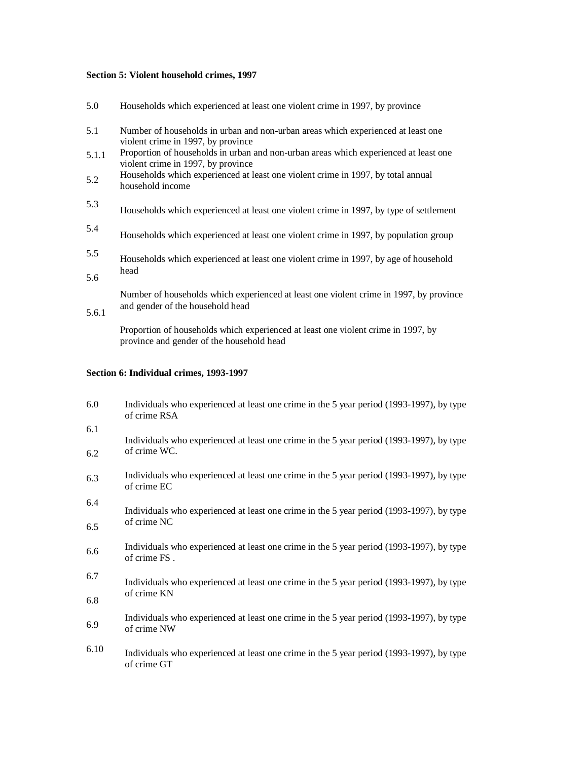**Section 5: Violent household crimes, 1997**

5.0 Households which experienced at least one violent crime in 1997, by province

5.1 Number of households in urban and non-urban areas which experienced at least one violent crime in 1997, by province

5.1.1 Proportion of households in urban and non-urban areas which experienced at least one violent crime in 1997, by province

5.2 Households which experienced at least one violent crime in 1997, by total annual household income

5.3 Households which experienced at least one violent crime in 1997, by type of settlement

5.4 Households which experienced at least one violent crime in 1997, by population group

5.5 Households which experienced at least one violent crime in 1997, by age of household head

5.6 Number of households which experienced at least one violent crime in 1997, by province and gender of the household head

5.6.1 Proportion of households which experienced at least one violent crime in 1997, by province and gender of the household head

**Section 6: Individual crimes, 1993-1997**

6.0 Individuals who experienced at least one crime in the 5 year period (1993-1997), by type of crime RSA

6.1 Individuals who experienced at least one crime in the 5 year period (1993-1997), by type of crime WC.

6.2 Individuals who experienced at least one crime in the 5 year period (1993-1997), by type of crime EC

6.3 Individuals who experienced at least one crime in the 5 year period (1993-1997), by type of crime NC

6.4 Individuals who experienced at least one crime in the 5 year period (1993-1997), by type of crime FS .

6.5 Individuals who experienced at least one crime in the 5 year period (1993-1997), by type of crime KN

6.6 Individuals who experienced at least one crime in the 5 year period (1993-1997), by type of crime NW

6.7 Individuals who experienced at least one crime in the 5 year period (1993-1997), by type of crime GT

6.8

6.9

6.10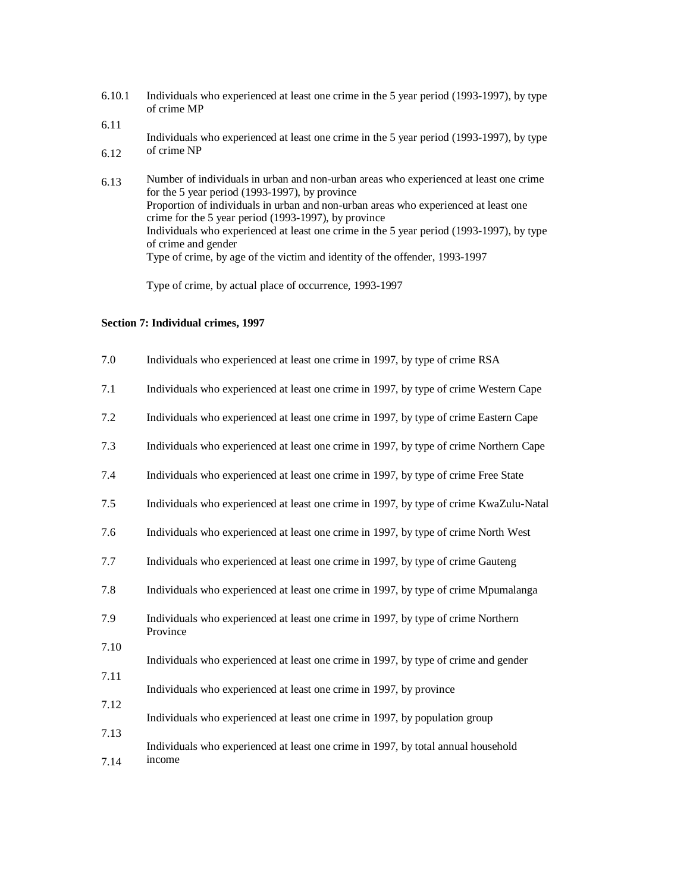6.10.1 Individuals who experienced at least one crime in the 5 year period (1993-1997), by type of crime MP

6.11 Individuals who experienced at least one crime in the 5 year period (1993-1997), by type of crime NP

6.12 Number of individuals in urban and non-urban areas who experienced at least one crime for the 5 year period (1993-1997), by province

6.13 Proportion of individuals in urban and non-urban areas who experienced at least one crime for the 5 year period (1993-1997), by province

Individuals who experienced at least one crime in the 5 year period (1993-1997), by type of crime and gender

Type of crime, by age of the victim and identity of the offender, 1993-1997

Type of crime, by actual place of occurrence, 1993-1997

**Section 7: Individual crimes, 1997**

7.0 Individuals who experienced at least one crime in 1997, by type of crime RSA

7.1 Individuals who experienced at least one crime in 1997, by type of crime Western Cape

7.2 Individuals who experienced at least one crime in 1997, by type of crime Eastern Cape

7.3 Individuals who experienced at least one crime in 1997, by type of crime Northern Cape

7.4 Individuals who experienced at least one crime in 1997, by type of crime Free State

7.5 Individuals who experienced at least one crime in 1997, by type of crime KwaZulu-Natal

7.6 Individuals who experienced at least one crime in 1997, by type of crime North West

7.7 Individuals who experienced at least one crime in 1997, by type of crime Gauteng

7.8 Individuals who experienced at least one crime in 1997, by type of crime Mpumalanga

7.9 Individuals who experienced at least one crime in 1997, by type of crime Northern Province

7.10 Individuals who experienced at least one crime in 1997, by type of crime and gender

7.11 Individuals who experienced at least one crime in 1997, by province

7.12 Individuals who experienced at least one crime in 1997, by population group

7.13 Individuals who experienced at least one crime in 1997, by total annual household income

7.14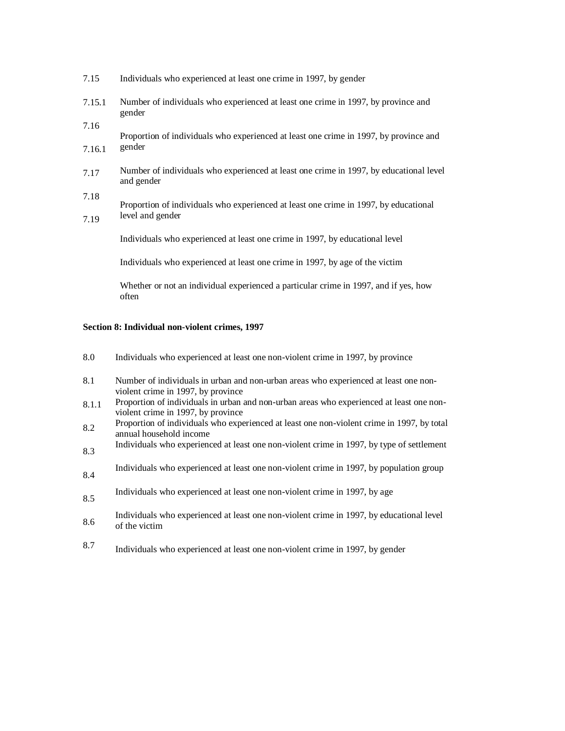7.15 Individuals who experienced at least one crime in 1997, by gender

7.15.1 Number of individuals who experienced at least one crime in 1997, by province and gender

7.16 Proportion of individuals who experienced at least one crime in 1997, by province and gender

7.16.1 Number of individuals who experienced at least one crime in 1997, by educational level and gender

7.17 Proportion of individuals who experienced at least one crime in 1997, by educational level and gender

7.18 Individuals who experienced at least one crime in 1997, by educational level

7.19 Individuals who experienced at least one crime in 1997, by age of the victim

Whether or not an individual experienced a particular crime in 1997, and if yes, how often

**Section 8: Individual non-violent crimes, 1997**

8.0 Individuals who experienced at least one non-violent crime in 1997, by province

8.1 Number of individuals in urban and non-urban areas who experienced at least one non-violent crime in 1997, by province

8.1.1 Proportion of individuals in urban and non-urban areas who experienced at least one non-violent crime in 1997, by province

8.2 Proportion of individuals who experienced at least one non-violent crime in 1997, by total annual household income

8.3 Individuals who experienced at least one non-violent crime in 1997, by type of settlement

8.4 Individuals who experienced at least one non-violent crime in 1997, by population group

8.5 Individuals who experienced at least one non-violent crime in 1997, by age

8.6 Individuals who experienced at least one non-violent crime in 1997, by educational level of the victim

8.7 Individuals who experienced at least one non-violent crime in 1997, by gender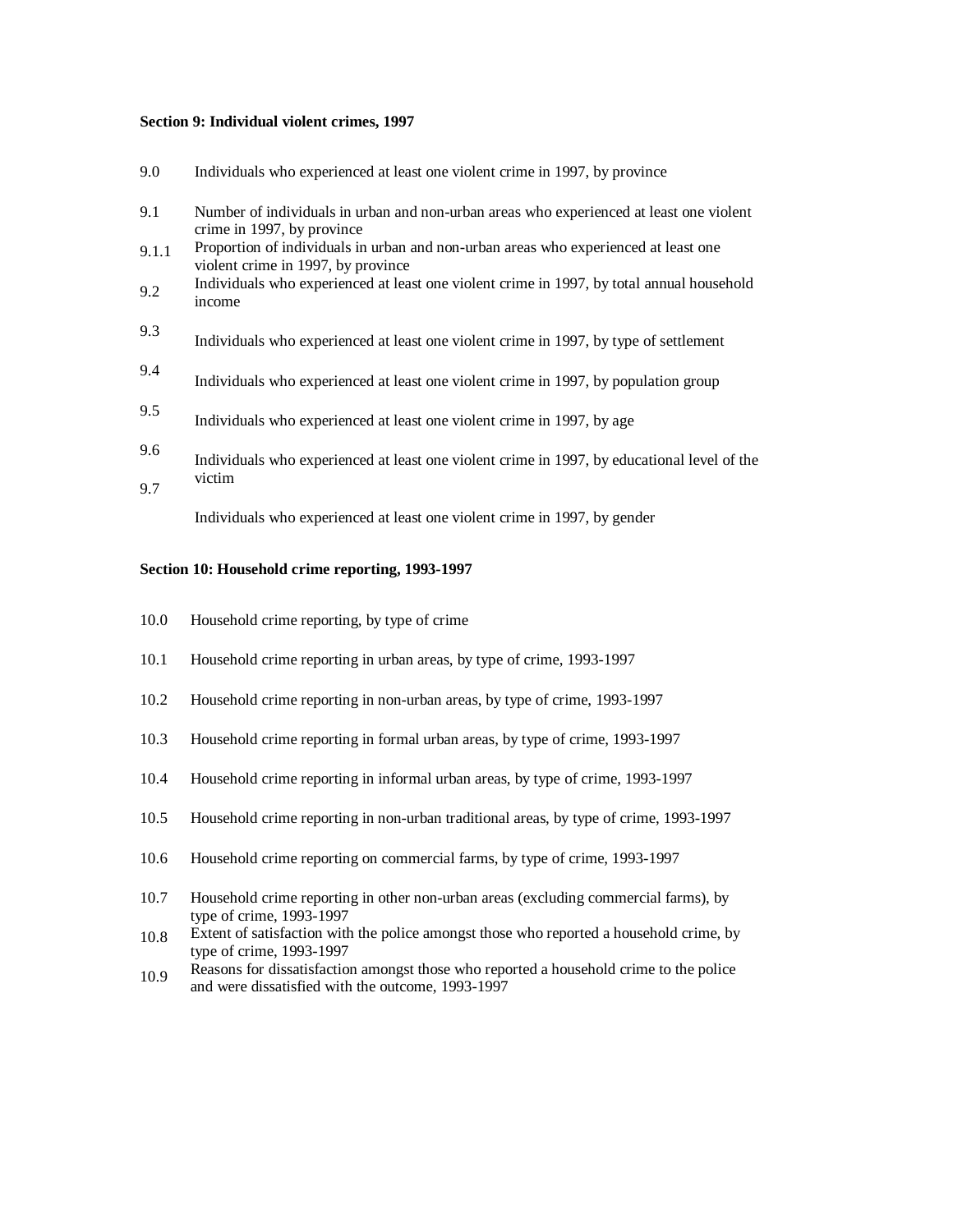**Section 9: Individual violent crimes, 1997**

9.0 Individuals who experienced at least one violent crime in 1997, by province

9.1 Number of individuals in urban and non-urban areas who experienced at least one violent crime in 1997, by province

9.1.1 Proportion of individuals in urban and non-urban areas who experienced at least one violent crime in 1997, by province

9.2 Individuals who experienced at least one violent crime in 1997, by total annual household income

9.3 Individuals who experienced at least one violent crime in 1997, by type of settlement

9.4 Individuals who experienced at least one violent crime in 1997, by population group

9.5 Individuals who experienced at least one violent crime in 1997, by age

9.6 Individuals who experienced at least one violent crime in 1997, by educational level of the victim

9.7 Individuals who experienced at least one violent crime in 1997, by gender

**Section 10: Household crime reporting, 1993-1997**

10.0 Household crime reporting, by type of crime

10.1 Household crime reporting in urban areas, by type of crime, 1993-1997

10.2 Household crime reporting in non-urban areas, by type of crime, 1993-1997

10.3 Household crime reporting in formal urban areas, by type of crime, 1993-1997

10.4 Household crime reporting in informal urban areas, by type of crime, 1993-1997

10.5 Household crime reporting in non-urban traditional areas, by type of crime, 1993-1997

10.6 Household crime reporting on commercial farms, by type of crime, 1993-1997

10.7 Household crime reporting in other non-urban areas (excluding commercial farms), by type of crime, 1993-1997

10.8 Extent of satisfaction with the police amongst those who reported a household crime, by type of crime, 1993-1997

10.9 Reasons for dissatisfaction amongst those who reported a household crime to the police and were dissatisfied with the outcome, 1993-1997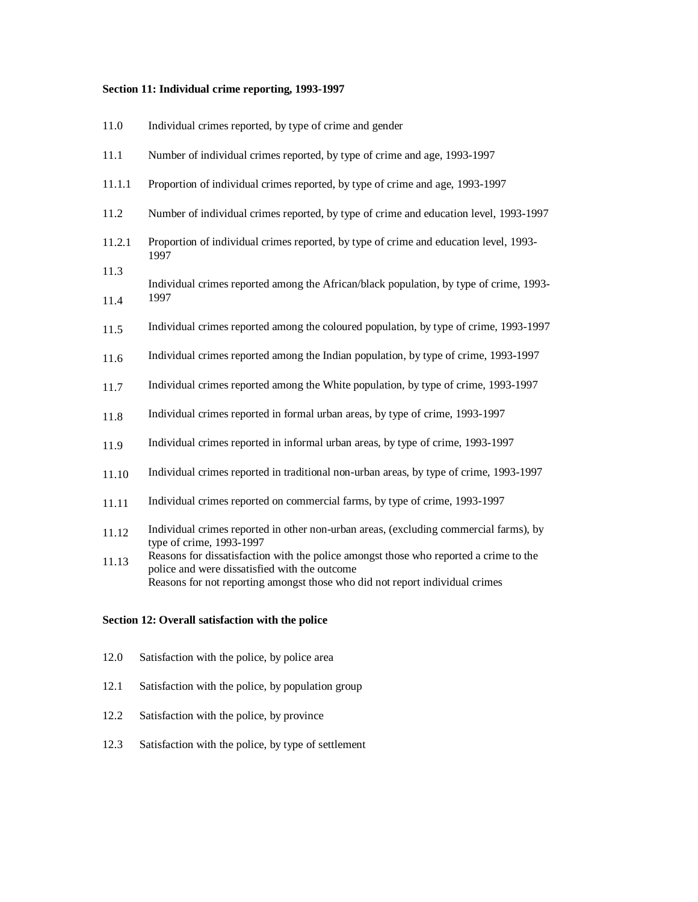**Section 11: Individual crime reporting, 1993-1997**

| | |
|---|---|
| 11.0 | Individual crimes reported, by type of crime and gender |
| 11.1 | Number of individual crimes reported, by type of crime and age, 1993-1997 |
| 11.1.1 | Proportion of individual crimes reported, by type of crime and age, 1993-1997 |
| 11.2 | Number of individual crimes reported, by type of crime and education level, 1993-1997 |
| 11.2.1 | Proportion of individual crimes reported, by type of crime and education level, 1993-1997 |
| 11.3 | Individual crimes reported among the African/black population, by type of crime, 1993-1997 |
| 11.4 | Individual crimes reported among the coloured population, by type of crime, 1993-1997 |
| 11.5 | Individual crimes reported among the Indian population, by type of crime, 1993-1997 |
| 11.6 | Individual crimes reported among the White population, by type of crime, 1993-1997 |
| 11.7 | Individual crimes reported in formal urban areas, by type of crime, 1993-1997 |
| 11.8 | Individual crimes reported in informal urban areas, by type of crime, 1993-1997 |
| 11.9 | Individual crimes reported in traditional non-urban areas, by type of crime, 1993-1997 |
| 11.10 | Individual crimes reported on commercial farms, by type of crime, 1993-1997 |
| 11.11 | Individual crimes reported in other non-urban areas, (excluding commercial farms), by type of crime, 1993-1997 |
| 11.12 | Reasons for dissatisfaction with the police amongst those who reported a crime to the police and were dissatisfied with the outcome |
| 11.13 | Reasons for not reporting amongst those who did not report individual crimes |

**Section 12: Overall satisfaction with the police**

| | |
|---|---|
| 12.0 | Satisfaction with the police, by police area |
| 12.1 | Satisfaction with the police, by population group |
| 12.2 | Satisfaction with the police, by province |
| 12.3 | Satisfaction with the police, by type of settlement |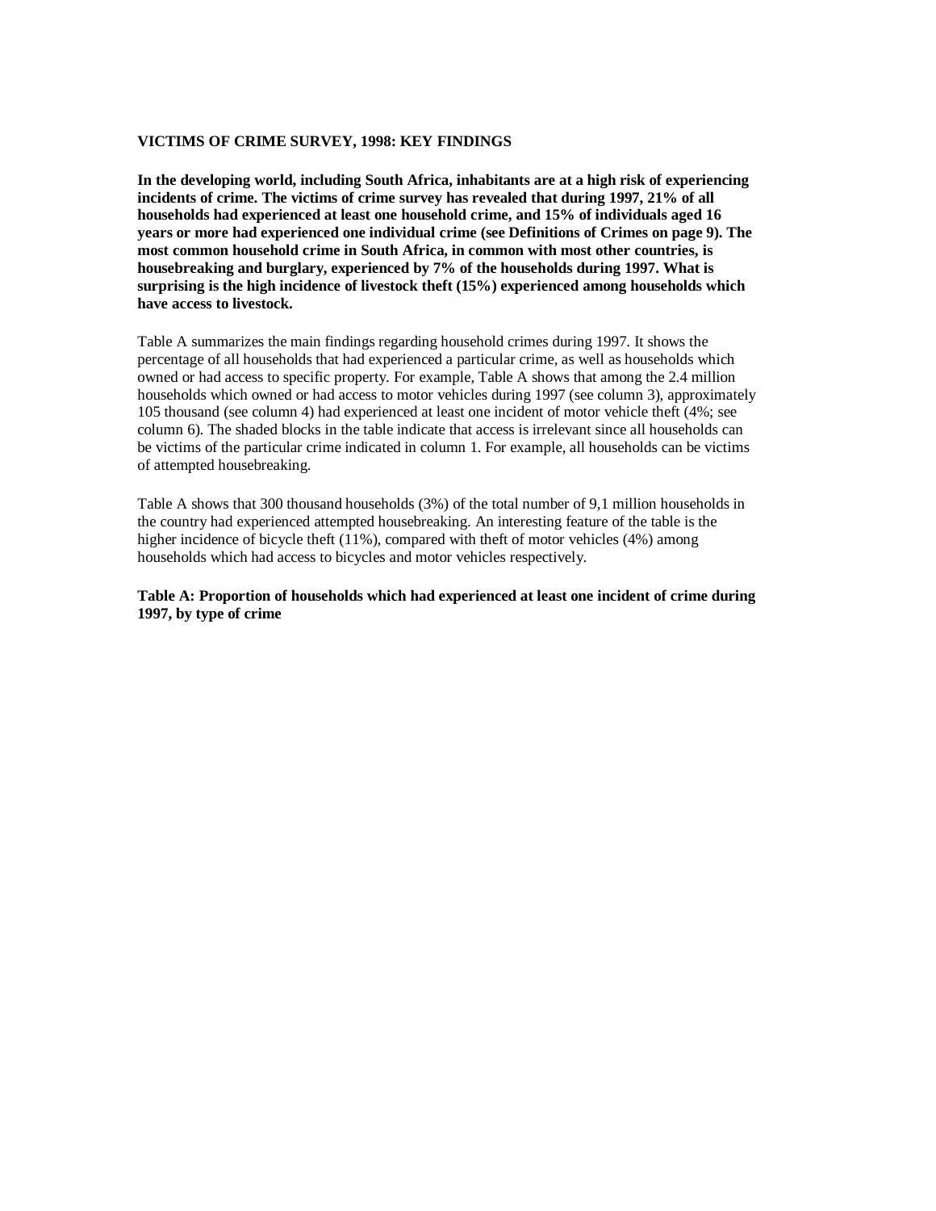**VICTIMS OF CRIME SURVEY, 1998: KEY FINDINGS**

**In the developing world, including South Africa, inhabitants are at a high risk of experiencing incidents of crime. The victims of crime survey has revealed that during 1997, 21% of all households had experienced at least one household crime, and 15% of individuals aged 16 years or more had experienced one individual crime (see Definitions of Crimes on page 9). The most common household crime in South Africa, in common with most other countries, is housebreaking and burglary, experienced by 7% of the households during 1997. What is surprising is the high incidence of livestock theft (15%) experienced among households which have access to livestock.**

Table A summarizes the main findings regarding household crimes during 1997. It shows the percentage of all households that had experienced a particular crime, as well as households which owned or had access to specific property. For example, Table A shows that among the 2.4 million households which owned or had access to motor vehicles during 1997 (see column 3), approximately 105 thousand (see column 4) had experienced at least one incident of motor vehicle theft (4%; see column 6). The shaded blocks in the table indicate that access is irrelevant since all households can be victims of the particular crime indicated in column 1. For example, all households can be victims of attempted housebreaking.

Table A shows that 300 thousand households (3%) of the total number of 9,1 million households in the country had experienced attempted housebreaking. An interesting feature of the table is the higher incidence of bicycle theft (11%), compared with theft of motor vehicles (4%) among households which had access to bicycles and motor vehicles respectively.

**Table A: Proportion of households which had experienced at least one incident of crime during 1997, by type of crime**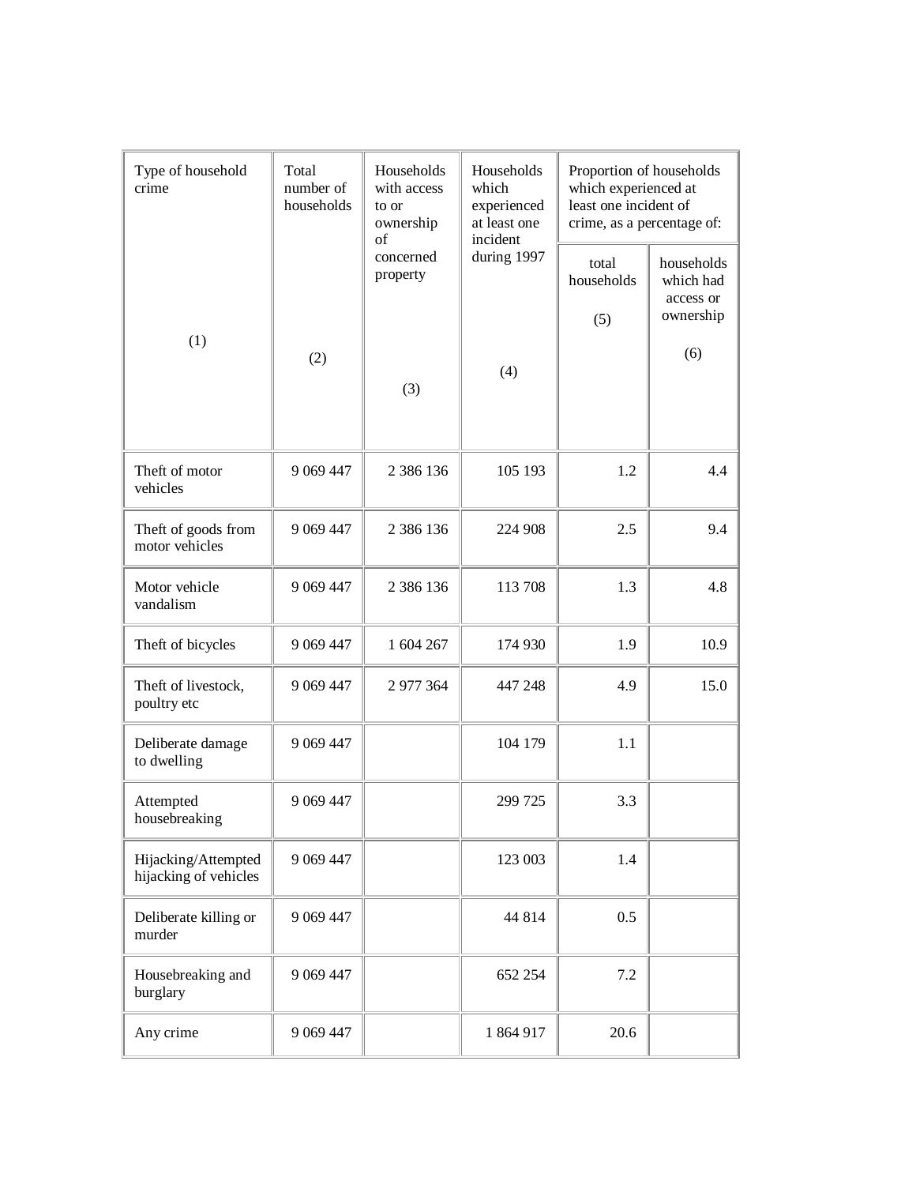| Type of household crime (1) | Total number of households (2) | Households with access to or ownership of concerned property (3) | Households which experienced at least one incident during 1997 (4) | Proportion of households which experienced at least one incident of crime, as a percentage of: | |
|---|---|---|---|---|---|
| | | | | total households (5) | households which had access or ownership (6) |
| Theft of motor vehicles | 9 069 447 | 2 386 136 | 105 193 | 1.2 | 4.4 |
| Theft of goods from motor vehicles | 9 069 447 | 2 386 136 | 224 908 | 2.5 | 9.4 |
| Motor vehicle vandalism | 9 069 447 | 2 386 136 | 113 708 | 1.3 | 4.8 |
| Theft of bicycles | 9 069 447 | 1 604 267 | 174 930 | 1.9 | 10.9 |
| Theft of livestock, poultry etc | 9 069 447 | 2 977 364 | 447 248 | 4.9 | 15.0 |
| Deliberate damage to dwelling | 9 069 447 | | 104 179 | 1.1 | |
| Attempted housebreaking | 9 069 447 | | 299 725 | 3.3 | |
| Hijacking/Attempted hijacking of vehicles | 9 069 447 | | 123 003 | 1.4 | |
| Deliberate killing or murder | 9 069 447 | | 44 814 | 0.5 | |
| Housebreaking and burglary | 9 069 447 | | 652 254 | 7.2 | |
| Any crime | 9 069 447 | | 1 864 917 | 20.6 | |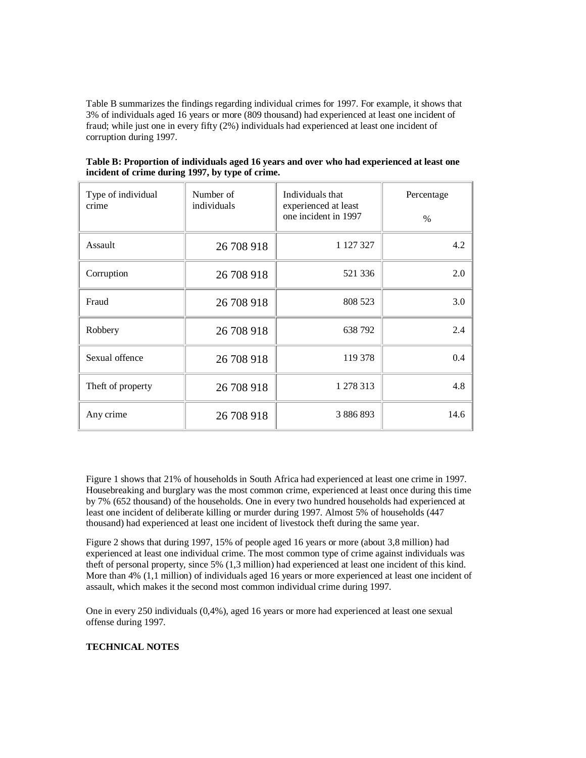Table B summarizes the findings regarding individual crimes for 1997. For example, it shows that 3% of individuals aged 16 years or more (809 thousand) had experienced at least one incident of fraud; while just one in every fifty (2%) individuals had experienced at least one incident of corruption during 1997.

**Table B: Proportion of individuals aged 16 years and over who had experienced at least one incident of crime during 1997, by type of crime.**

| Type of individual crime | Number of individuals | Individuals that experienced at least one incident in 1997 | Percentage % |
|---|---|---|---|
| Assault | 26 708 918 | 1 127 327 | 4.2 |
| Corruption | 26 708 918 | 521 336 | 2.0 |
| Fraud | 26 708 918 | 808 523 | 3.0 |
| Robbery | 26 708 918 | 638 792 | 2.4 |
| Sexual offence | 26 708 918 | 119 378 | 0.4 |
| Theft of property | 26 708 918 | 1 278 313 | 4.8 |
| Any crime | 26 708 918 | 3 886 893 | 14.6 |

Figure 1 shows that 21% of households in South Africa had experienced at least one crime in 1997. Housebreaking and burglary was the most common crime, experienced at least once during this time by 7% (652 thousand) of the households. One in every two hundred households had experienced at least one incident of deliberate killing or murder during 1997. Almost 5% of households (447 thousand) had experienced at least one incident of livestock theft during the same year.

Figure 2 shows that during 1997, 15% of people aged 16 years or more (about 3,8 million) had experienced at least one individual crime. The most common type of crime against individuals was theft of personal property, since 5% (1,3 million) had experienced at least one incident of this kind. More than 4% (1,1 million) of individuals aged 16 years or more experienced at least one incident of assault, which makes it the second most common individual crime during 1997.

One in every 250 individuals (0,4%), aged 16 years or more had experienced at least one sexual offense during 1997.

**TECHNICAL NOTES**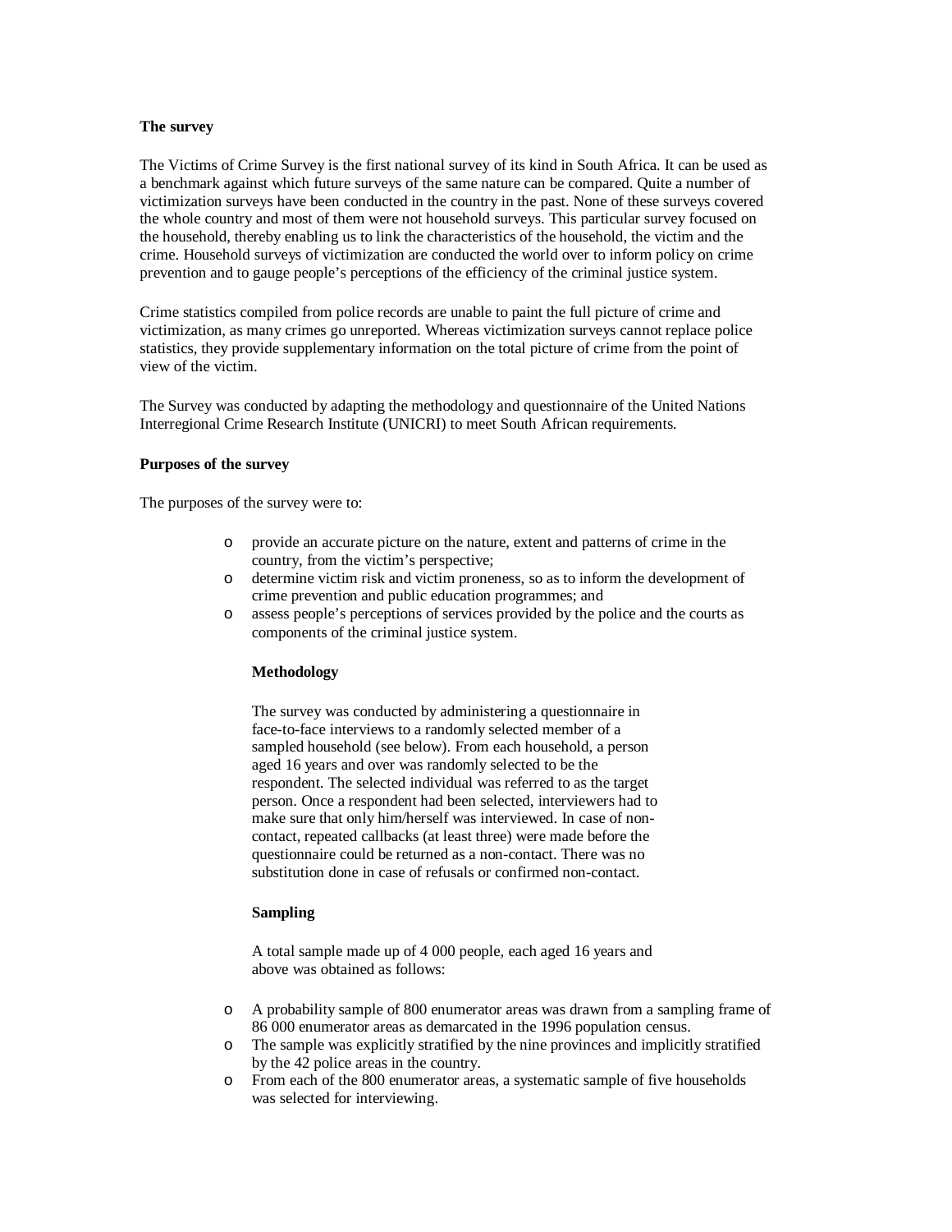**The survey**

The Victims of Crime Survey is the first national survey of its kind in South Africa. It can be used as a benchmark against which future surveys of the same nature can be compared. Quite a number of victimization surveys have been conducted in the country in the past. None of these surveys covered the whole country and most of them were not household surveys. This particular survey focused on the household, thereby enabling us to link the characteristics of the household, the victim and the crime. Household surveys of victimization are conducted the world over to inform policy on crime prevention and to gauge people's perceptions of the efficiency of the criminal justice system.

Crime statistics compiled from police records are unable to paint the full picture of crime and victimization, as many crimes go unreported. Whereas victimization surveys cannot replace police statistics, they provide supplementary information on the total picture of crime from the point of view of the victim.

The Survey was conducted by adapting the methodology and questionnaire of the United Nations Interregional Crime Research Institute (UNICRI) to meet South African requirements.

**Purposes of the survey**

The purposes of the survey were to:

- provide an accurate picture on the nature, extent and patterns of crime in the country, from the victim's perspective;
- determine victim risk and victim proneness, so as to inform the development of crime prevention and public education programmes; and
- assess people's perceptions of services provided by the police and the courts as components of the criminal justice system.

**Methodology**

The survey was conducted by administering a questionnaire in face-to-face interviews to a randomly selected member of a sampled household (see below). From each household, a person aged 16 years and over was randomly selected to be the respondent. The selected individual was referred to as the target person. Once a respondent had been selected, interviewers had to make sure that only him/herself was interviewed. In case of non-contact, repeated callbacks (at least three) were made before the questionnaire could be returned as a non-contact. There was no substitution done in case of refusals or confirmed non-contact.

**Sampling**

A total sample made up of 4 000 people, each aged 16 years and above was obtained as follows:

- A probability sample of 800 enumerator areas was drawn from a sampling frame of 86 000 enumerator areas as demarcated in the 1996 population census.
- The sample was explicitly stratified by the nine provinces and implicitly stratified by the 42 police areas in the country.
- From each of the 800 enumerator areas, a systematic sample of five households was selected for interviewing.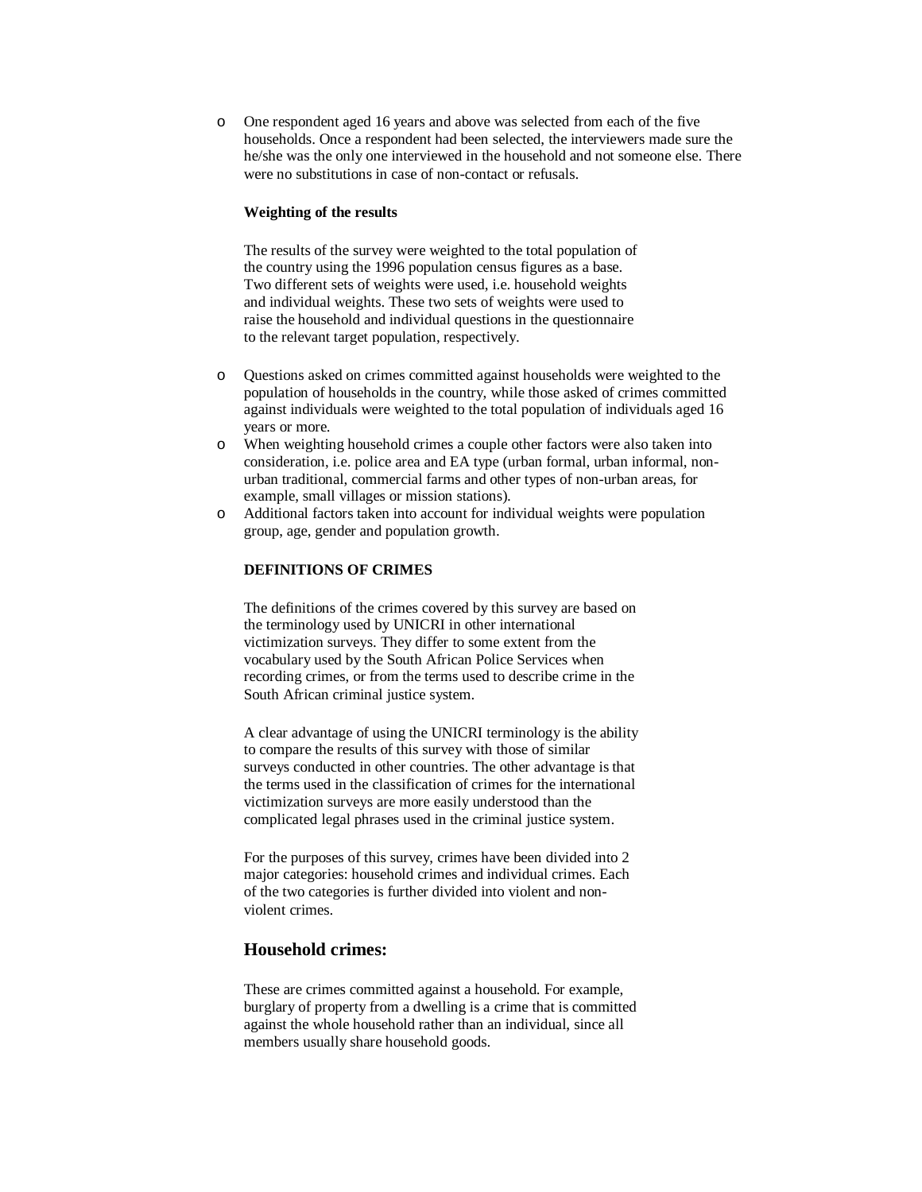- One respondent aged 16 years and above was selected from each of the five households. Once a respondent had been selected, the interviewers made sure the he/she was the only one interviewed in the household and not someone else. There were no substitutions in case of non-contact or refusals.

**Weighting of the results**

The results of the survey were weighted to the total population of the country using the 1996 population census figures as a base. Two different sets of weights were used, i.e. household weights and individual weights. These two sets of weights were used to raise the household and individual questions in the questionnaire to the relevant target population, respectively.

- Questions asked on crimes committed against households were weighted to the population of households in the country, while those asked of crimes committed against individuals were weighted to the total population of individuals aged 16 years or more.
- When weighting household crimes a couple other factors were also taken into consideration, i.e. police area and EA type (urban formal, urban informal, non-urban traditional, commercial farms and other types of non-urban areas, for example, small villages or mission stations).
- Additional factors taken into account for individual weights were population group, age, gender and population growth.

**DEFINITIONS OF CRIMES**

The definitions of the crimes covered by this survey are based on the terminology used by UNICRI in other international victimization surveys. They differ to some extent from the vocabulary used by the South African Police Services when recording crimes, or from the terms used to describe crime in the South African criminal justice system.

A clear advantage of using the UNICRI terminology is the ability to compare the results of this survey with those of similar surveys conducted in other countries. The other advantage is that the terms used in the classification of crimes for the international victimization surveys are more easily understood than the complicated legal phrases used in the criminal justice system.

For the purposes of this survey, crimes have been divided into 2 major categories: household crimes and individual crimes. Each of the two categories is further divided into violent and non-violent crimes.

## Household crimes:

These are crimes committed against a household. For example, burglary of property from a dwelling is a crime that is committed against the whole household rather than an individual, since all members usually share household goods.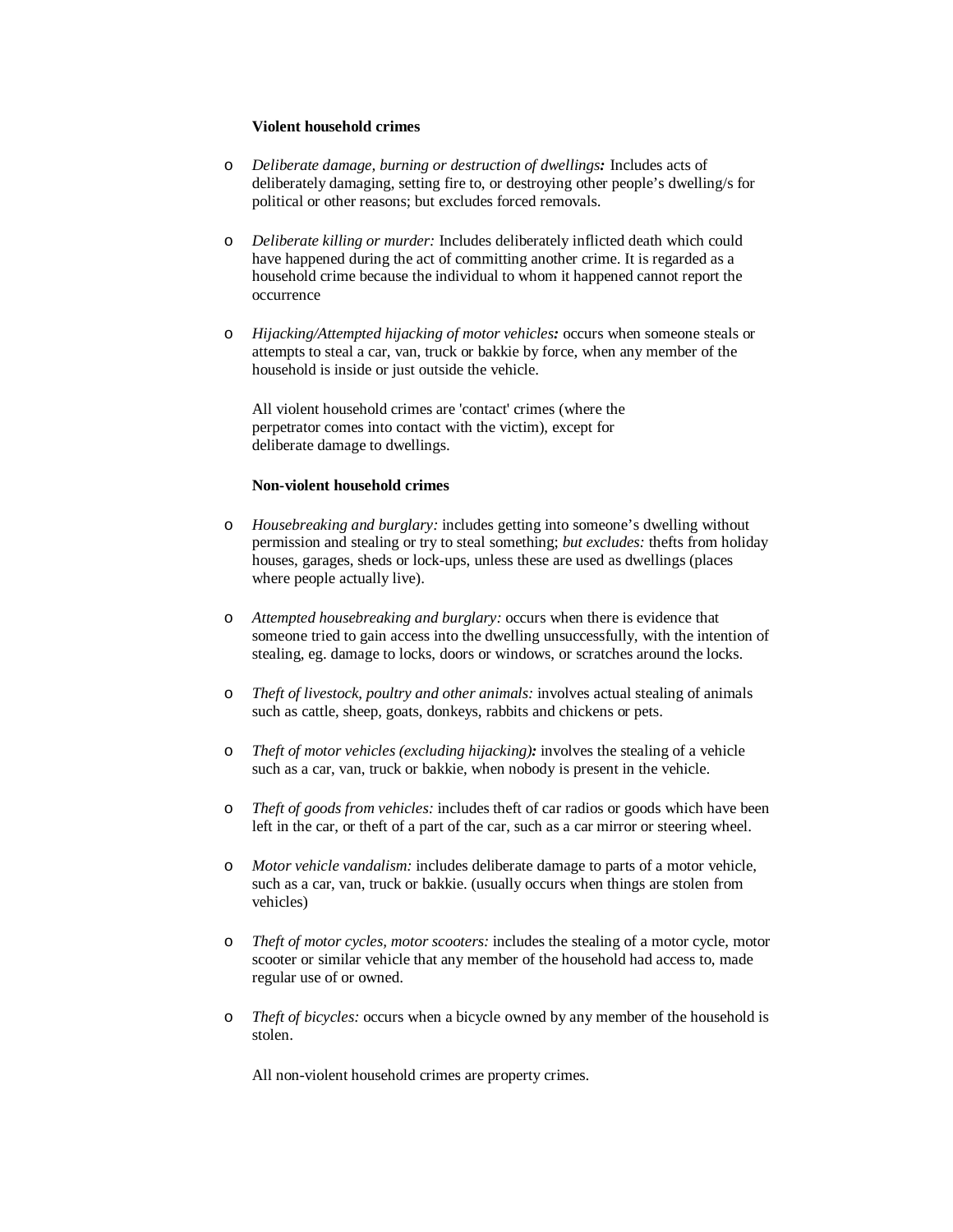**Violent household crimes**

- *Deliberate damage, burning or destruction of dwellings:* Includes acts of deliberately damaging, setting fire to, or destroying other people's dwelling/s for political or other reasons; but excludes forced removals.

- *Deliberate killing or murder:* Includes deliberately inflicted death which could have happened during the act of committing another crime. It is regarded as a household crime because the individual to whom it happened cannot report the occurrence

- *Hijacking/Attempted hijacking of motor vehicles:* occurs when someone steals or attempts to steal a car, van, truck or bakkie by force, when any member of the household is inside or just outside the vehicle.

All violent household crimes are 'contact' crimes (where the perpetrator comes into contact with the victim), except for deliberate damage to dwellings.

**Non-violent household crimes**

- *Housebreaking and burglary:* includes getting into someone's dwelling without permission and stealing or try to steal something; *but excludes:* thefts from holiday houses, garages, sheds or lock-ups, unless these are used as dwellings (places where people actually live).

- *Attempted housebreaking and burglary:* occurs when there is evidence that someone tried to gain access into the dwelling unsuccessfully, with the intention of stealing, eg. damage to locks, doors or windows, or scratches around the locks.

- *Theft of livestock, poultry and other animals:* involves actual stealing of animals such as cattle, sheep, goats, donkeys, rabbits and chickens or pets.

- *Theft of motor vehicles (excluding hijacking):* involves the stealing of a vehicle such as a car, van, truck or bakkie, when nobody is present in the vehicle.

- *Theft of goods from vehicles:* includes theft of car radios or goods which have been left in the car, or theft of a part of the car, such as a car mirror or steering wheel.

- *Motor vehicle vandalism:* includes deliberate damage to parts of a motor vehicle, such as a car, van, truck or bakkie. (usually occurs when things are stolen from vehicles)

- *Theft of motor cycles, motor scooters:* includes the stealing of a motor cycle, motor scooter or similar vehicle that any member of the household had access to, made regular use of or owned.

- *Theft of bicycles:* occurs when a bicycle owned by any member of the household is stolen.

All non-violent household crimes are property crimes.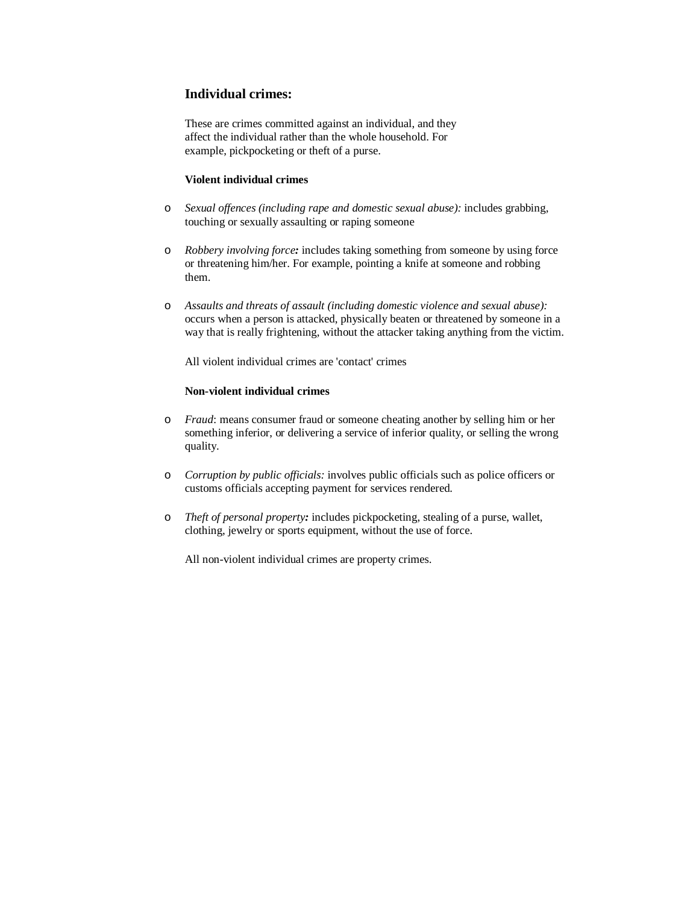## Individual crimes:

These are crimes committed against an individual, and they affect the individual rather than the whole household. For example, pickpocketing or theft of a purse.

**Violent individual crimes**

- *Sexual offences (including rape and domestic sexual abuse):* includes grabbing, touching or sexually assaulting or raping someone

- *Robbery involving force**:*** includes taking something from someone by using force or threatening him/her. For example, pointing a knife at someone and robbing them.

- *Assaults and threats of assault (including domestic violence and sexual abuse):* occurs when a person is attacked, physically beaten or threatened by someone in a way that is really frightening, without the attacker taking anything from the victim.

All violent individual crimes are 'contact' crimes

**Non-violent individual crimes**

- *Fraud*: means consumer fraud or someone cheating another by selling him or her something inferior, or delivering a service of inferior quality, or selling the wrong quality.

- *Corruption by public officials:* involves public officials such as police officers or customs officials accepting payment for services rendered.

- *Theft of personal property**:*** includes pickpocketing, stealing of a purse, wallet, clothing, jewelry or sports equipment, without the use of force.

All non-violent individual crimes are property crimes.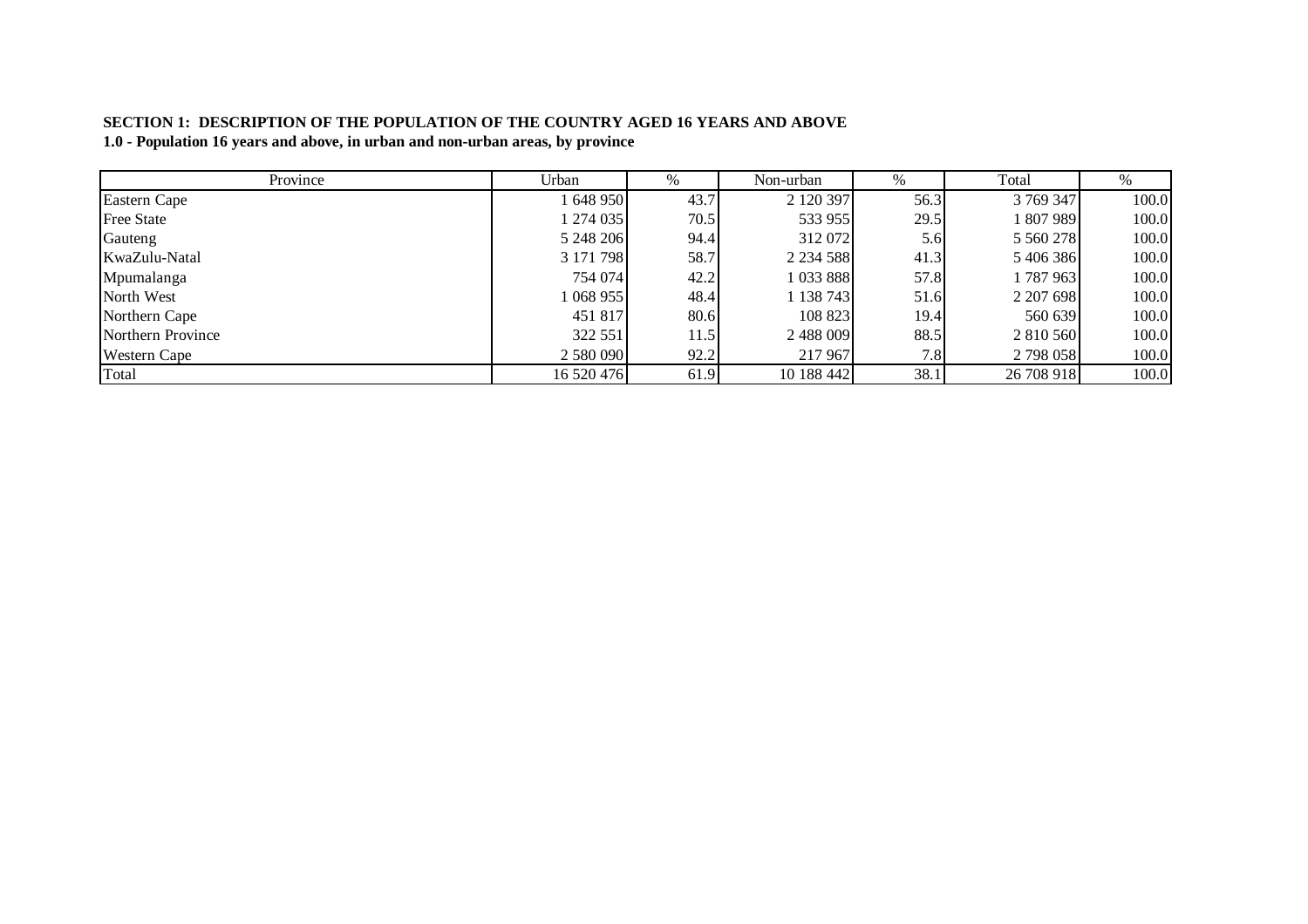**SECTION 1: DESCRIPTION OF THE POPULATION OF THE COUNTRY AGED 16 YEARS AND ABOVE**

**1.0 - Population 16 years and above, in urban and non-urban areas, by province**

| Province | Urban | % | Non-urban | % | Total | % |
|---|---|---|---|---|---|---|
| Eastern Cape | 1 648 950 | 43.7 | 2 120 397 | 56.3 | 3 769 347 | 100.0 |
| Free State | 1 274 035 | 70.5 | 533 955 | 29.5 | 1 807 989 | 100.0 |
| Gauteng | 5 248 206 | 94.4 | 312 072 | 5.6 | 5 560 278 | 100.0 |
| KwaZulu-Natal | 3 171 798 | 58.7 | 2 234 588 | 41.3 | 5 406 386 | 100.0 |
| Mpumalanga | 754 074 | 42.2 | 1 033 888 | 57.8 | 1 787 963 | 100.0 |
| North West | 1 068 955 | 48.4 | 1 138 743 | 51.6 | 2 207 698 | 100.0 |
| Northern Cape | 451 817 | 80.6 | 108 823 | 19.4 | 560 639 | 100.0 |
| Northern Province | 322 551 | 11.5 | 2 488 009 | 88.5 | 2 810 560 | 100.0 |
| Western Cape | 2 580 090 | 92.2 | 217 967 | 7.8 | 2 798 058 | 100.0 |
| Total | 16 520 476 | 61.9 | 10 188 442 | 38.1 | 26 708 918 | 100.0 |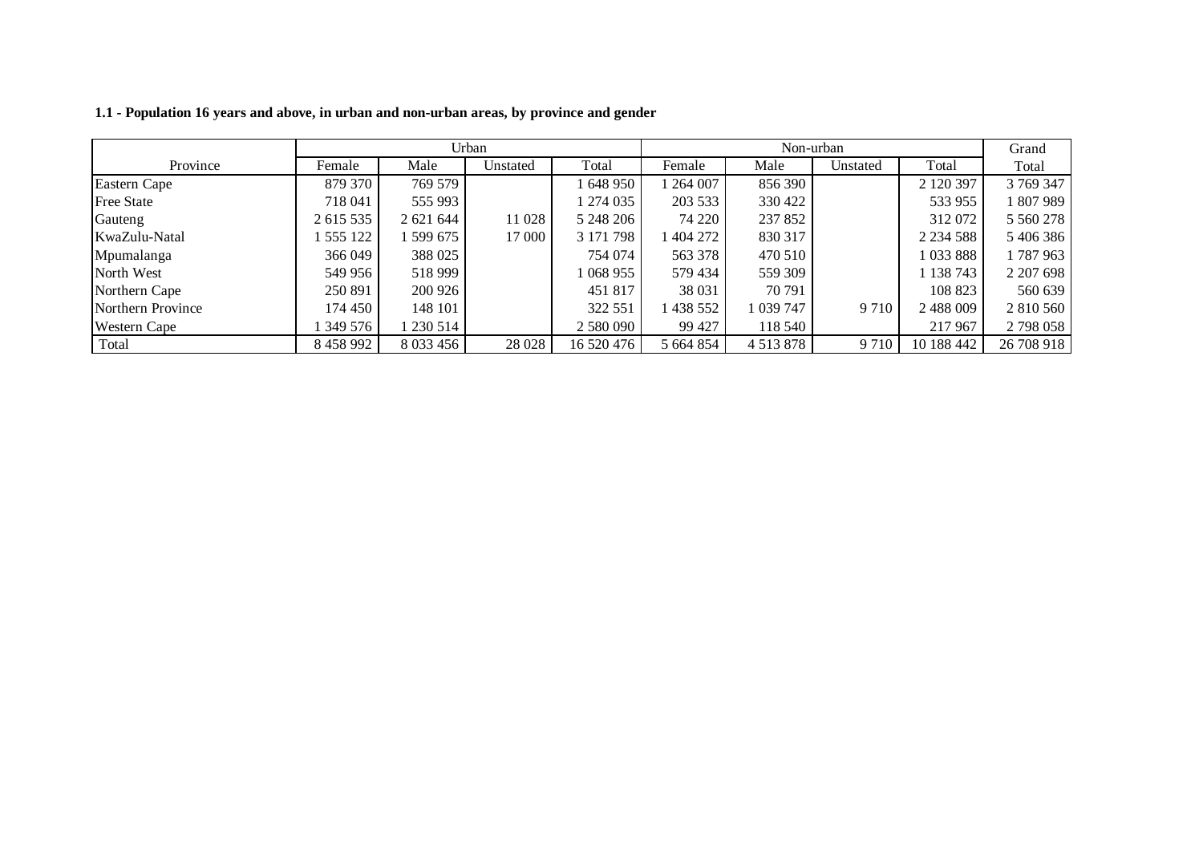**1.1 - Population 16 years and above, in urban and non-urban areas, by province and gender**

| | Urban | | | | Non-urban | | | | Grand |
|---|---|---|---|---|---|---|---|---|---|
| Province | Female | Male | Unstated | Total | Female | Male | Unstated | Total | Total |
| Eastern Cape | 879 370 | 769 579 | | 1 648 950 | 1 264 007 | 856 390 | | 2 120 397 | 3 769 347 |
| Free State | 718 041 | 555 993 | | 1 274 035 | 203 533 | 330 422 | | 533 955 | 1 807 989 |
| Gauteng | 2 615 535 | 2 621 644 | 11 028 | 5 248 206 | 74 220 | 237 852 | | 312 072 | 5 560 278 |
| KwaZulu-Natal | 1 555 122 | 1 599 675 | 17 000 | 3 171 798 | 1 404 272 | 830 317 | | 2 234 588 | 5 406 386 |
| Mpumalanga | 366 049 | 388 025 | | 754 074 | 563 378 | 470 510 | | 1 033 888 | 1 787 963 |
| North West | 549 956 | 518 999 | | 1 068 955 | 579 434 | 559 309 | | 1 138 743 | 2 207 698 |
| Northern Cape | 250 891 | 200 926 | | 451 817 | 38 031 | 70 791 | | 108 823 | 560 639 |
| Northern Province | 174 450 | 148 101 | | 322 551 | 1 438 552 | 1 039 747 | 9 710 | 2 488 009 | 2 810 560 |
| Western Cape | 1 349 576 | 1 230 514 | | 2 580 090 | 99 427 | 118 540 | | 217 967 | 2 798 058 |
| Total | 8 458 992 | 8 033 456 | 28 028 | 16 520 476 | 5 664 854 | 4 513 878 | 9 710 | 10 188 442 | 26 708 918 |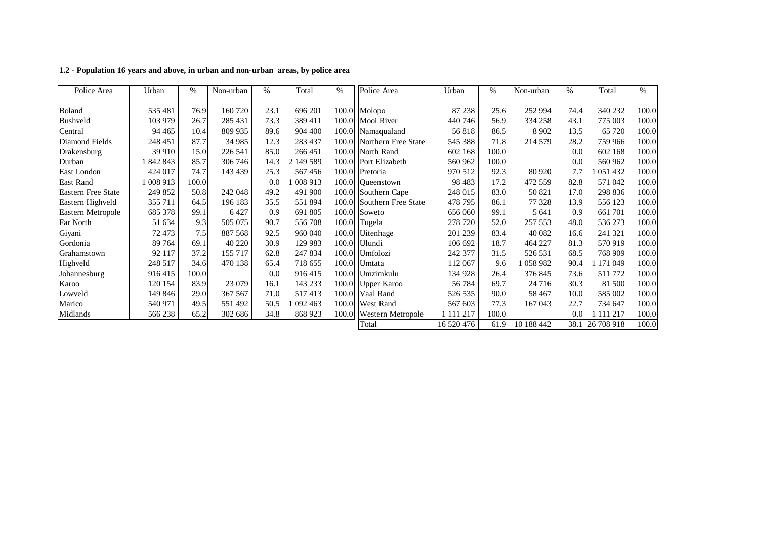**1.2 - Population 16 years and above, in urban and non-urban areas, by police area**

| Police Area | Urban | % | Non-urban | % | Total | % | Police Area | Urban | % | Non-urban | % | Total | % |
|---|---|---|---|---|---|---|---|---|---|---|---|---|---|
| Boland | 535 481 | 76.9 | 160 720 | 23.1 | 696 201 | 100.0 | Molopo | 87 238 | 25.6 | 252 994 | 74.4 | 340 232 | 100.0 |
| Bushveld | 103 979 | 26.7 | 285 431 | 73.3 | 389 411 | 100.0 | Mooi River | 440 746 | 56.9 | 334 258 | 43.1 | 775 003 | 100.0 |
| Central | 94 465 | 10.4 | 809 935 | 89.6 | 904 400 | 100.0 | Namaqualand | 56 818 | 86.5 | 8 902 | 13.5 | 65 720 | 100.0 |
| Diamond Fields | 248 451 | 87.7 | 34 985 | 12.3 | 283 437 | 100.0 | Northern Free State | 545 388 | 71.8 | 214 579 | 28.2 | 759 966 | 100.0 |
| Drakensburg | 39 910 | 15.0 | 226 541 | 85.0 | 266 451 | 100.0 | North Rand | 602 168 | 100.0 | | 0.0 | 602 168 | 100.0 |
| Durban | 1 842 843 | 85.7 | 306 746 | 14.3 | 2 149 589 | 100.0 | Port Elizabeth | 560 962 | 100.0 | | 0.0 | 560 962 | 100.0 |
| East London | 424 017 | 74.7 | 143 439 | 25.3 | 567 456 | 100.0 | Pretoria | 970 512 | 92.3 | 80 920 | 7.7 | 1 051 432 | 100.0 |
| East Rand | 1 008 913 | 100.0 | | 0.0 | 1 008 913 | 100.0 | Queenstown | 98 483 | 17.2 | 472 559 | 82.8 | 571 042 | 100.0 |
| Eastern Free State | 249 852 | 50.8 | 242 048 | 49.2 | 491 900 | 100.0 | Southern Cape | 248 015 | 83.0 | 50 821 | 17.0 | 298 836 | 100.0 |
| Eastern Highveld | 355 711 | 64.5 | 196 183 | 35.5 | 551 894 | 100.0 | Southern Free State | 478 795 | 86.1 | 77 328 | 13.9 | 556 123 | 100.0 |
| Eastern Metropole | 685 378 | 99.1 | 6 427 | 0.9 | 691 805 | 100.0 | Soweto | 656 060 | 99.1 | 5 641 | 0.9 | 661 701 | 100.0 |
| Far North | 51 634 | 9.3 | 505 075 | 90.7 | 556 708 | 100.0 | Tugela | 278 720 | 52.0 | 257 553 | 48.0 | 536 273 | 100.0 |
| Giyani | 72 473 | 7.5 | 887 568 | 92.5 | 960 040 | 100.0 | Uitenhage | 201 239 | 83.4 | 40 082 | 16.6 | 241 321 | 100.0 |
| Gordonia | 89 764 | 69.1 | 40 220 | 30.9 | 129 983 | 100.0 | Ulundi | 106 692 | 18.7 | 464 227 | 81.3 | 570 919 | 100.0 |
| Grahamstown | 92 117 | 37.2 | 155 717 | 62.8 | 247 834 | 100.0 | Umfolozi | 242 377 | 31.5 | 526 531 | 68.5 | 768 909 | 100.0 |
| Highveld | 248 517 | 34.6 | 470 138 | 65.4 | 718 655 | 100.0 | Umtata | 112 067 | 9.6 | 1 058 982 | 90.4 | 1 171 049 | 100.0 |
| Johannesburg | 916 415 | 100.0 | | 0.0 | 916 415 | 100.0 | Umzimkulu | 134 928 | 26.4 | 376 845 | 73.6 | 511 772 | 100.0 |
| Karoo | 120 154 | 83.9 | 23 079 | 16.1 | 143 233 | 100.0 | Upper Karoo | 56 784 | 69.7 | 24 716 | 30.3 | 81 500 | 100.0 |
| Lowveld | 149 846 | 29.0 | 367 567 | 71.0 | 517 413 | 100.0 | Vaal Rand | 526 535 | 90.0 | 58 467 | 10.0 | 585 002 | 100.0 |
| Marico | 540 971 | 49.5 | 551 492 | 50.5 | 1 092 463 | 100.0 | West Rand | 567 603 | 77.3 | 167 043 | 22.7 | 734 647 | 100.0 |
| Midlands | 566 238 | 65.2 | 302 686 | 34.8 | 868 923 | 100.0 | Western Metropole | 1 111 217 | 100.0 | | 0.0 | 1 111 217 | 100.0 |
| | | | | | | | Total | 16 520 476 | 61.9 | 10 188 442 | 38.1 | 26 708 918 | 100.0 |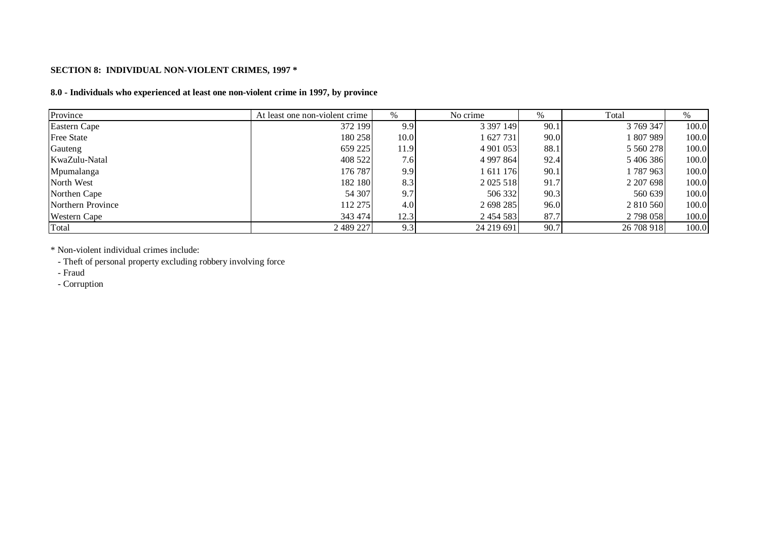**SECTION 8: INDIVIDUAL NON-VIOLENT CRIMES, 1997 ***

**8.0 - Individuals who experienced at least one non-violent crime in 1997, by province**

| Province | At least one non-violent crime | % | No crime | % | Total | % |
|---|---|---|---|---|---|---|
| Eastern Cape | 372 199 | 9.9 | 3 397 149 | 90.1 | 3 769 347 | 100.0 |
| Free State | 180 258 | 10.0 | 1 627 731 | 90.0 | 1 807 989 | 100.0 |
| Gauteng | 659 225 | 11.9 | 4 901 053 | 88.1 | 5 560 278 | 100.0 |
| KwaZulu-Natal | 408 522 | 7.6 | 4 997 864 | 92.4 | 5 406 386 | 100.0 |
| Mpumalanga | 176 787 | 9.9 | 1 611 176 | 90.1 | 1 787 963 | 100.0 |
| North West | 182 180 | 8.3 | 2 025 518 | 91.7 | 2 207 698 | 100.0 |
| Northen Cape | 54 307 | 9.7 | 506 332 | 90.3 | 560 639 | 100.0 |
| Northern Province | 112 275 | 4.0 | 2 698 285 | 96.0 | 2 810 560 | 100.0 |
| Western Cape | 343 474 | 12.3 | 2 454 583 | 87.7 | 2 798 058 | 100.0 |
| Total | 2 489 227 | 9.3 | 24 219 691 | 90.7 | 26 708 918 | 100.0 |

* Non-violent individual crimes include:

- Theft of personal property excluding robbery involving force
- Fraud
- Corruption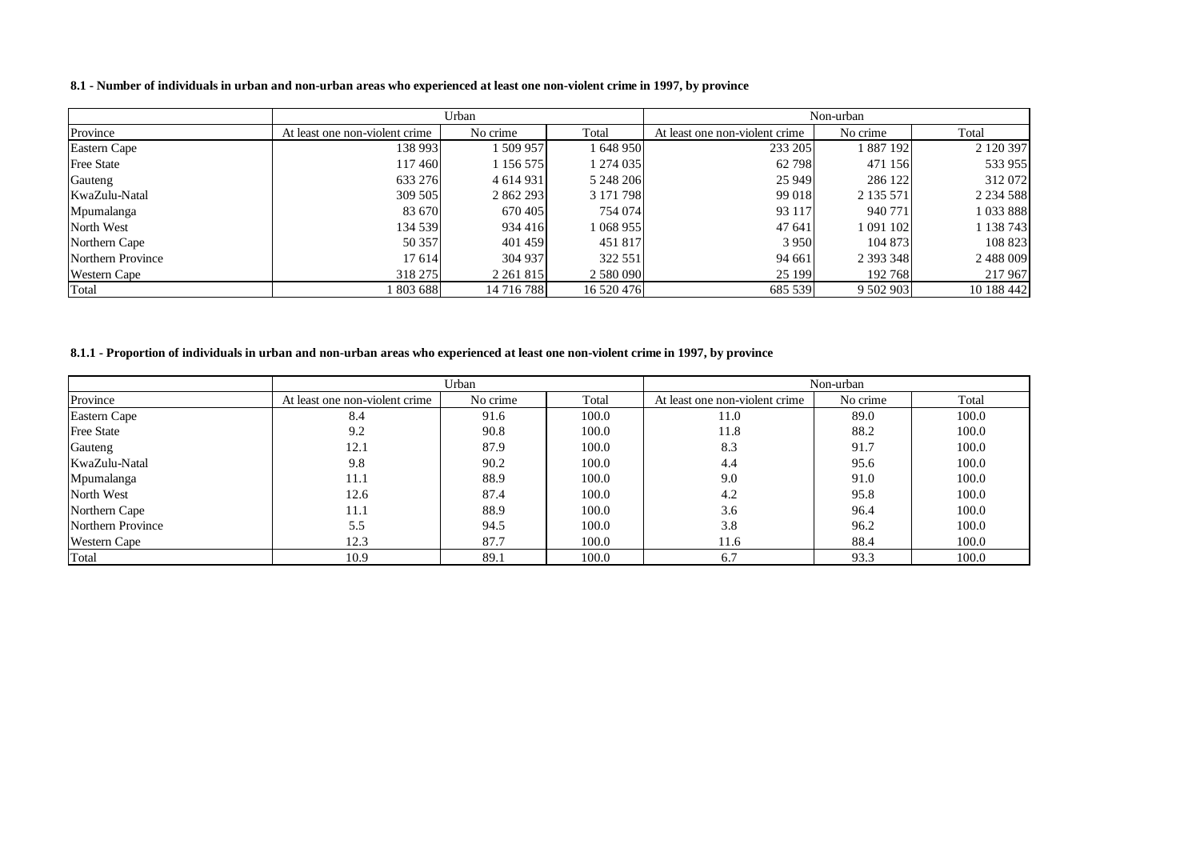**8.1 - Number of individuals in urban and non-urban areas who experienced at least one non-violent crime in 1997, by province**

| | Urban | | | Non-urban | | |
|---|---|---|---|---|---|---|
| Province | At least one non-violent crime | No crime | Total | At least one non-violent crime | No crime | Total |
| Eastern Cape | 138 993 | 1 509 957 | 1 648 950 | 233 205 | 1 887 192 | 2 120 397 |
| Free State | 117 460 | 1 156 575 | 1 274 035 | 62 798 | 471 156 | 533 955 |
| Gauteng | 633 276 | 4 614 931 | 5 248 206 | 25 949 | 286 122 | 312 072 |
| KwaZulu-Natal | 309 505 | 2 862 293 | 3 171 798 | 99 018 | 2 135 571 | 2 234 588 |
| Mpumalanga | 83 670 | 670 405 | 754 074 | 93 117 | 940 771 | 1 033 888 |
| North West | 134 539 | 934 416 | 1 068 955 | 47 641 | 1 091 102 | 1 138 743 |
| Northern Cape | 50 357 | 401 459 | 451 817 | 3 950 | 104 873 | 108 823 |
| Northern Province | 17 614 | 304 937 | 322 551 | 94 661 | 2 393 348 | 2 488 009 |
| Western Cape | 318 275 | 2 261 815 | 2 580 090 | 25 199 | 192 768 | 217 967 |
| Total | 1 803 688 | 14 716 788 | 16 520 476 | 685 539 | 9 502 903 | 10 188 442 |

**8.1.1 - Proportion of individuals in urban and non-urban areas who experienced at least one non-violent crime in 1997, by province**

| | Urban | | | Non-urban | | |
|---|---|---|---|---|---|---|
| Province | At least one non-violent crime | No crime | Total | At least one non-violent crime | No crime | Total |
| Eastern Cape | 8.4 | 91.6 | 100.0 | 11.0 | 89.0 | 100.0 |
| Free State | 9.2 | 90.8 | 100.0 | 11.8 | 88.2 | 100.0 |
| Gauteng | 12.1 | 87.9 | 100.0 | 8.3 | 91.7 | 100.0 |
| KwaZulu-Natal | 9.8 | 90.2 | 100.0 | 4.4 | 95.6 | 100.0 |
| Mpumalanga | 11.1 | 88.9 | 100.0 | 9.0 | 91.0 | 100.0 |
| North West | 12.6 | 87.4 | 100.0 | 4.2 | 95.8 | 100.0 |
| Northern Cape | 11.1 | 88.9 | 100.0 | 3.6 | 96.4 | 100.0 |
| Northern Province | 5.5 | 94.5 | 100.0 | 3.8 | 96.2 | 100.0 |
| Western Cape | 12.3 | 87.7 | 100.0 | 11.6 | 88.4 | 100.0 |
| Total | 10.9 | 89.1 | 100.0 | 6.7 | 93.3 | 100.0 |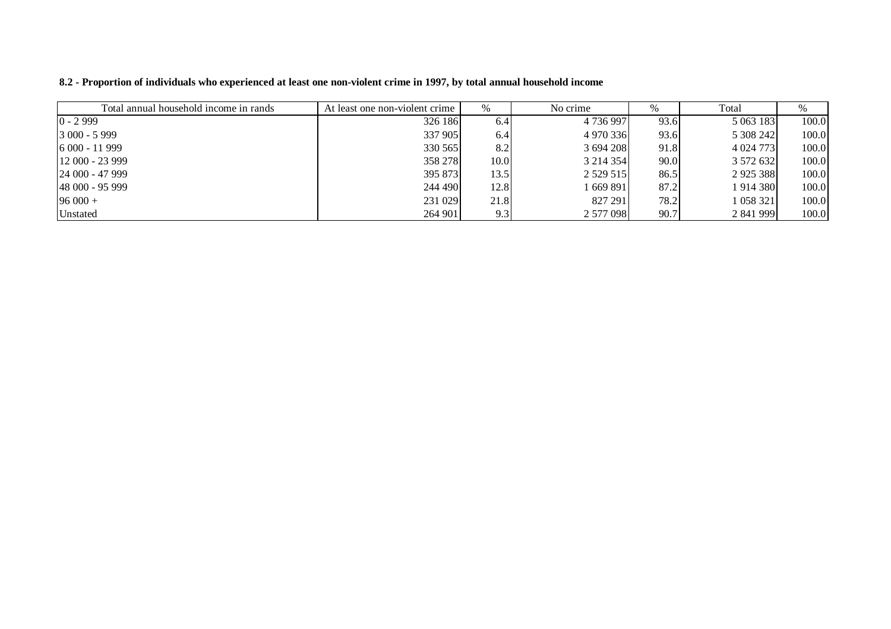**8.2 - Proportion of individuals who experienced at least one non-violent crime in 1997, by total annual household income**

| Total annual household income in rands | At least one non-violent crime | % | No crime | % | Total | % |
|---|---|---|---|---|---|---|
| 0 - 2 999 | 326 186 | 6.4 | 4 736 997 | 93.6 | 5 063 183 | 100.0 |
| 3 000 - 5 999 | 337 905 | 6.4 | 4 970 336 | 93.6 | 5 308 242 | 100.0 |
| 6 000 - 11 999 | 330 565 | 8.2 | 3 694 208 | 91.8 | 4 024 773 | 100.0 |
| 12 000 - 23 999 | 358 278 | 10.0 | 3 214 354 | 90.0 | 3 572 632 | 100.0 |
| 24 000 - 47 999 | 395 873 | 13.5 | 2 529 515 | 86.5 | 2 925 388 | 100.0 |
| 48 000 - 95 999 | 244 490 | 12.8 | 1 669 891 | 87.2 | 1 914 380 | 100.0 |
| 96 000 + | 231 029 | 21.8 | 827 291 | 78.2 | 1 058 321 | 100.0 |
| Unstated | 264 901 | 9.3 | 2 577 098 | 90.7 | 2 841 999 | 100.0 |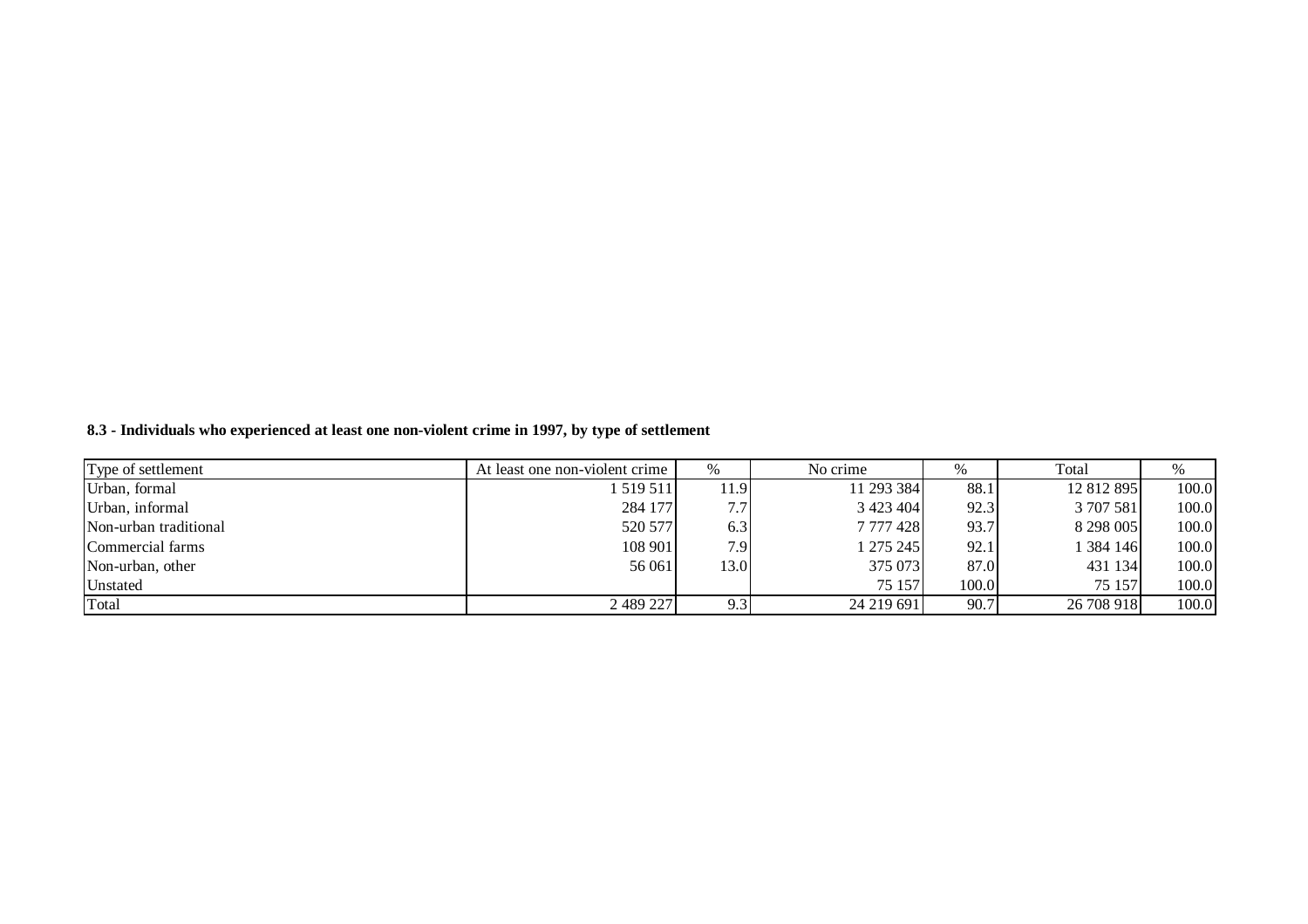**8.3 - Individuals who experienced at least one non-violent crime in 1997, by type of settlement**

| Type of settlement | At least one non-violent crime | % | No crime | % | Total | % |
|---|---|---|---|---|---|---|
| Urban, formal | 1 519 511 | 11.9 | 11 293 384 | 88.1 | 12 812 895 | 100.0 |
| Urban, informal | 284 177 | 7.7 | 3 423 404 | 92.3 | 3 707 581 | 100.0 |
| Non-urban traditional | 520 577 | 6.3 | 7 777 428 | 93.7 | 8 298 005 | 100.0 |
| Commercial farms | 108 901 | 7.9 | 1 275 245 | 92.1 | 1 384 146 | 100.0 |
| Non-urban, other | 56 061 | 13.0 | 375 073 | 87.0 | 431 134 | 100.0 |
| Unstated | | | 75 157 | 100.0 | 75 157 | 100.0 |
| Total | 2 489 227 | 9.3 | 24 219 691 | 90.7 | 26 708 918 | 100.0 |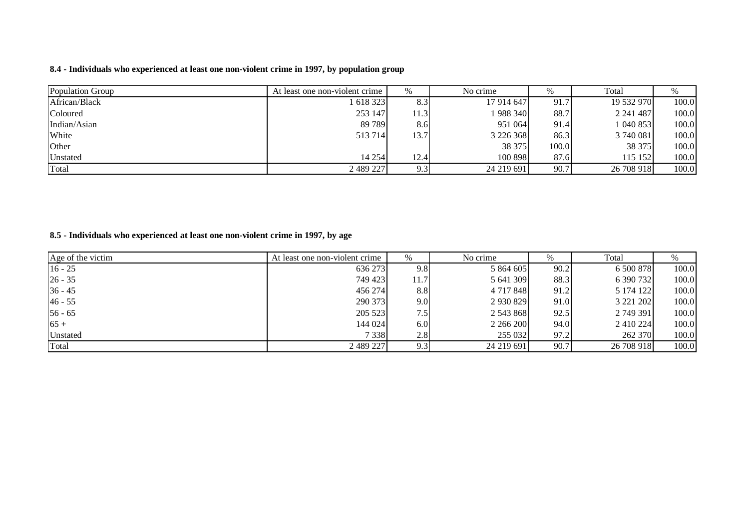**8.4 - Individuals who experienced at least one non-violent crime in 1997, by population group**

| Population Group | At least one non-violent crime | % | No crime | % | Total | % |
|---|---|---|---|---|---|---|
| African/Black | 1 618 323 | 8.3 | 17 914 647 | 91.7 | 19 532 970 | 100.0 |
| Coloured | 253 147 | 11.3 | 1 988 340 | 88.7 | 2 241 487 | 100.0 |
| Indian/Asian | 89 789 | 8.6 | 951 064 | 91.4 | 1 040 853 | 100.0 |
| White | 513 714 | 13.7 | 3 226 368 | 86.3 | 3 740 081 | 100.0 |
| Other | | | 38 375 | 100.0 | 38 375 | 100.0 |
| Unstated | 14 254 | 12.4 | 100 898 | 87.6 | 115 152 | 100.0 |
| Total | 2 489 227 | 9.3 | 24 219 691 | 90.7 | 26 708 918 | 100.0 |

**8.5 - Individuals who experienced at least one non-violent crime in 1997, by age**

| Age of the victim | At least one non-violent crime | % | No crime | % | Total | % |
|---|---|---|---|---|---|---|
| 16 - 25 | 636 273 | 9.8 | 5 864 605 | 90.2 | 6 500 878 | 100.0 |
| 26 - 35 | 749 423 | 11.7 | 5 641 309 | 88.3 | 6 390 732 | 100.0 |
| 36 - 45 | 456 274 | 8.8 | 4 717 848 | 91.2 | 5 174 122 | 100.0 |
| 46 - 55 | 290 373 | 9.0 | 2 930 829 | 91.0 | 3 221 202 | 100.0 |
| 56 - 65 | 205 523 | 7.5 | 2 543 868 | 92.5 | 2 749 391 | 100.0 |
| 65 + | 144 024 | 6.0 | 2 266 200 | 94.0 | 2 410 224 | 100.0 |
| Unstated | 7 338 | 2.8 | 255 032 | 97.2 | 262 370 | 100.0 |
| Total | 2 489 227 | 9.3 | 24 219 691 | 90.7 | 26 708 918 | 100.0 |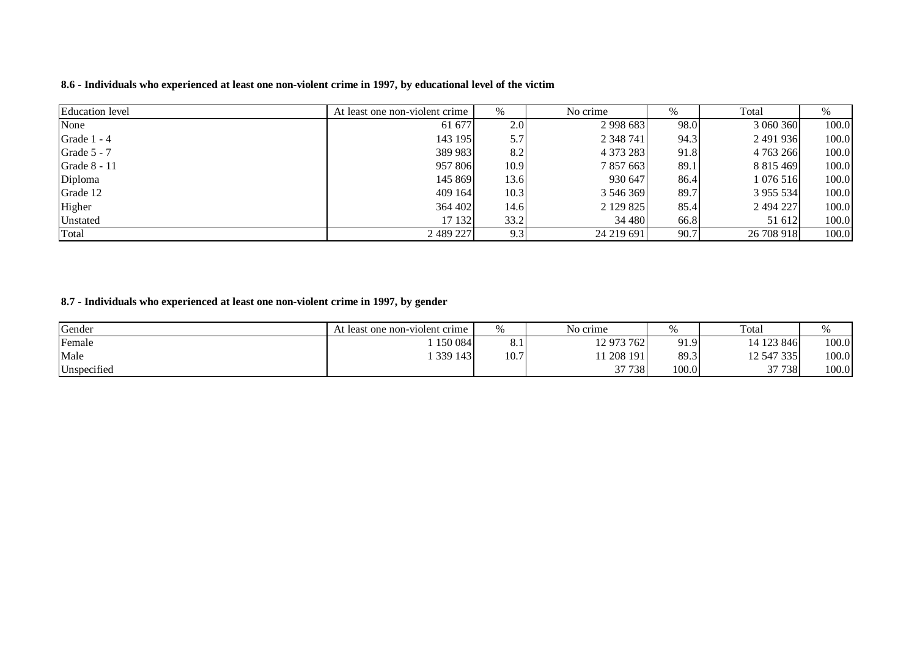**8.6 - Individuals who experienced at least one non-violent crime in 1997, by educational level of the victim**

| Education level | At least one non-violent crime | % | No crime | % | Total | % |
|---|---|---|---|---|---|---|
| None | 61 677 | 2.0 | 2 998 683 | 98.0 | 3 060 360 | 100.0 |
| Grade 1 - 4 | 143 195 | 5.7 | 2 348 741 | 94.3 | 2 491 936 | 100.0 |
| Grade 5 - 7 | 389 983 | 8.2 | 4 373 283 | 91.8 | 4 763 266 | 100.0 |
| Grade 8 - 11 | 957 806 | 10.9 | 7 857 663 | 89.1 | 8 815 469 | 100.0 |
| Diploma | 145 869 | 13.6 | 930 647 | 86.4 | 1 076 516 | 100.0 |
| Grade 12 | 409 164 | 10.3 | 3 546 369 | 89.7 | 3 955 534 | 100.0 |
| Higher | 364 402 | 14.6 | 2 129 825 | 85.4 | 2 494 227 | 100.0 |
| Unstated | 17 132 | 33.2 | 34 480 | 66.8 | 51 612 | 100.0 |
| Total | 2 489 227 | 9.3 | 24 219 691 | 90.7 | 26 708 918 | 100.0 |

**8.7 - Individuals who experienced at least one non-violent crime in 1997, by gender**

| Gender | At least one non-violent crime | % | No crime | % | Total | % |
|---|---|---|---|---|---|---|
| Female | 1 150 084 | 8.1 | 12 973 762 | 91.9 | 14 123 846 | 100.0 |
| Male | 1 339 143 | 10.7 | 11 208 191 | 89.3 | 12 547 335 | 100.0 |
| Unspecified | | | 37 738 | 100.0 | 37 738 | 100.0 |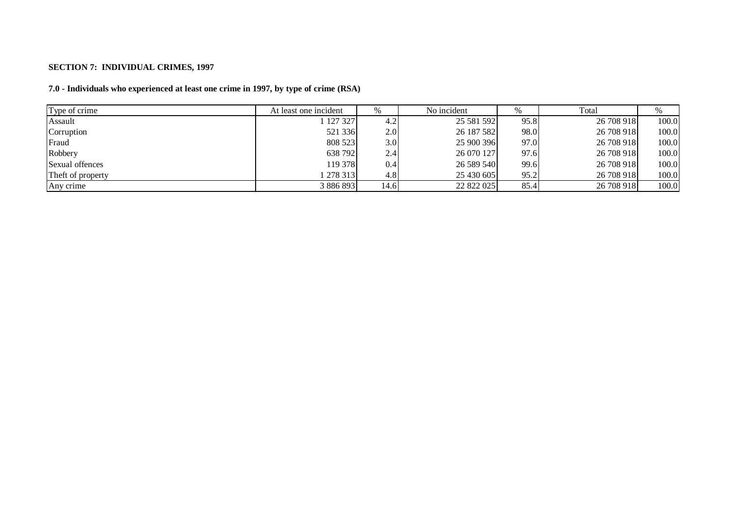**SECTION 7: INDIVIDUAL CRIMES, 1997**

**7.0 - Individuals who experienced at least one crime in 1997, by type of crime (RSA)**

| Type of crime | At least one incident | % | No incident | % | Total | % |
|---|---|---|---|---|---|---|
| Assault | 1 127 327 | 4.2 | 25 581 592 | 95.8 | 26 708 918 | 100.0 |
| Corruption | 521 336 | 2.0 | 26 187 582 | 98.0 | 26 708 918 | 100.0 |
| Fraud | 808 523 | 3.0 | 25 900 396 | 97.0 | 26 708 918 | 100.0 |
| Robbery | 638 792 | 2.4 | 26 070 127 | 97.6 | 26 708 918 | 100.0 |
| Sexual offences | 119 378 | 0.4 | 26 589 540 | 99.6 | 26 708 918 | 100.0 |
| Theft of property | 1 278 313 | 4.8 | 25 430 605 | 95.2 | 26 708 918 | 100.0 |
| Any crime | 3 886 893 | 14.6 | 22 822 025 | 85.4 | 26 708 918 | 100.0 |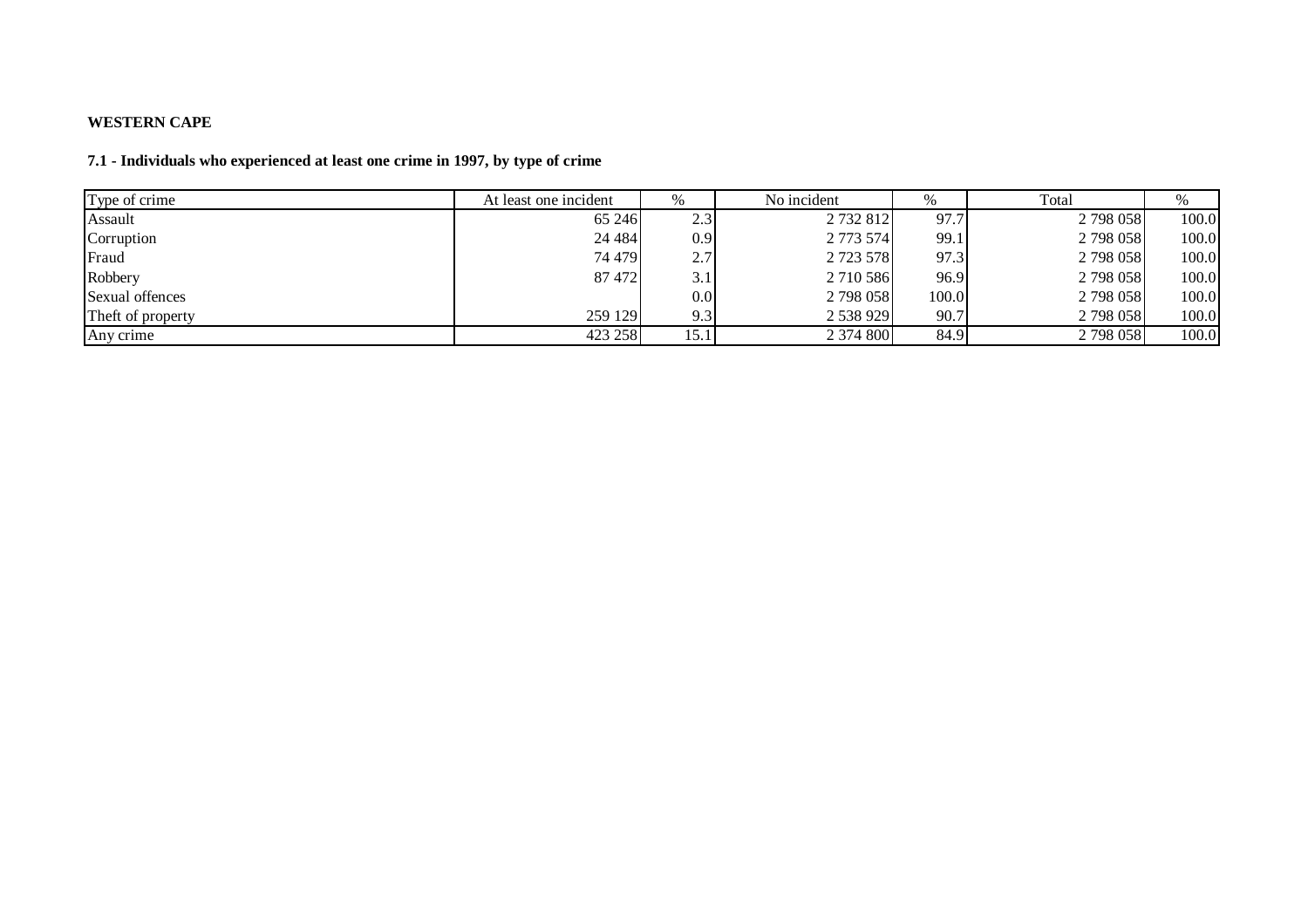**WESTERN CAPE**

**7.1 - Individuals who experienced at least one crime in 1997, by type of crime**

| Type of crime | At least one incident | % | No incident | % | Total | % |
|---|---|---|---|---|---|---|
| Assault | 65 246 | 2.3 | 2 732 812 | 97.7 | 2 798 058 | 100.0 |
| Corruption | 24 484 | 0.9 | 2 773 574 | 99.1 | 2 798 058 | 100.0 |
| Fraud | 74 479 | 2.7 | 2 723 578 | 97.3 | 2 798 058 | 100.0 |
| Robbery | 87 472 | 3.1 | 2 710 586 | 96.9 | 2 798 058 | 100.0 |
| Sexual offences | | 0.0 | 2 798 058 | 100.0 | 2 798 058 | 100.0 |
| Theft of property | 259 129 | 9.3 | 2 538 929 | 90.7 | 2 798 058 | 100.0 |
| Any crime | 423 258 | 15.1 | 2 374 800 | 84.9 | 2 798 058 | 100.0 |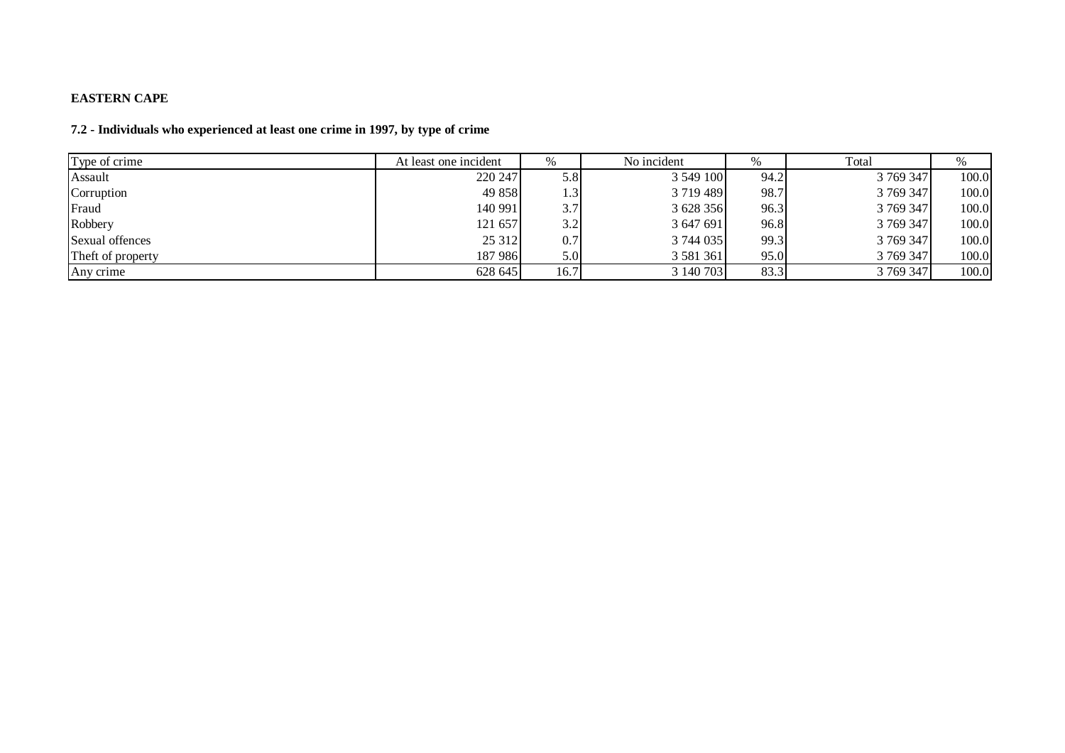**EASTERN CAPE**

**7.2 - Individuals who experienced at least one crime in 1997, by type of crime**

| Type of crime | At least one incident | % | No incident | % | Total | % |
|---|---|---|---|---|---|---|
| Assault | 220 247 | 5.8 | 3 549 100 | 94.2 | 3 769 347 | 100.0 |
| Corruption | 49 858 | 1.3 | 3 719 489 | 98.7 | 3 769 347 | 100.0 |
| Fraud | 140 991 | 3.7 | 3 628 356 | 96.3 | 3 769 347 | 100.0 |
| Robbery | 121 657 | 3.2 | 3 647 691 | 96.8 | 3 769 347 | 100.0 |
| Sexual offences | 25 312 | 0.7 | 3 744 035 | 99.3 | 3 769 347 | 100.0 |
| Theft of property | 187 986 | 5.0 | 3 581 361 | 95.0 | 3 769 347 | 100.0 |
| Any crime | 628 645 | 16.7 | 3 140 703 | 83.3 | 3 769 347 | 100.0 |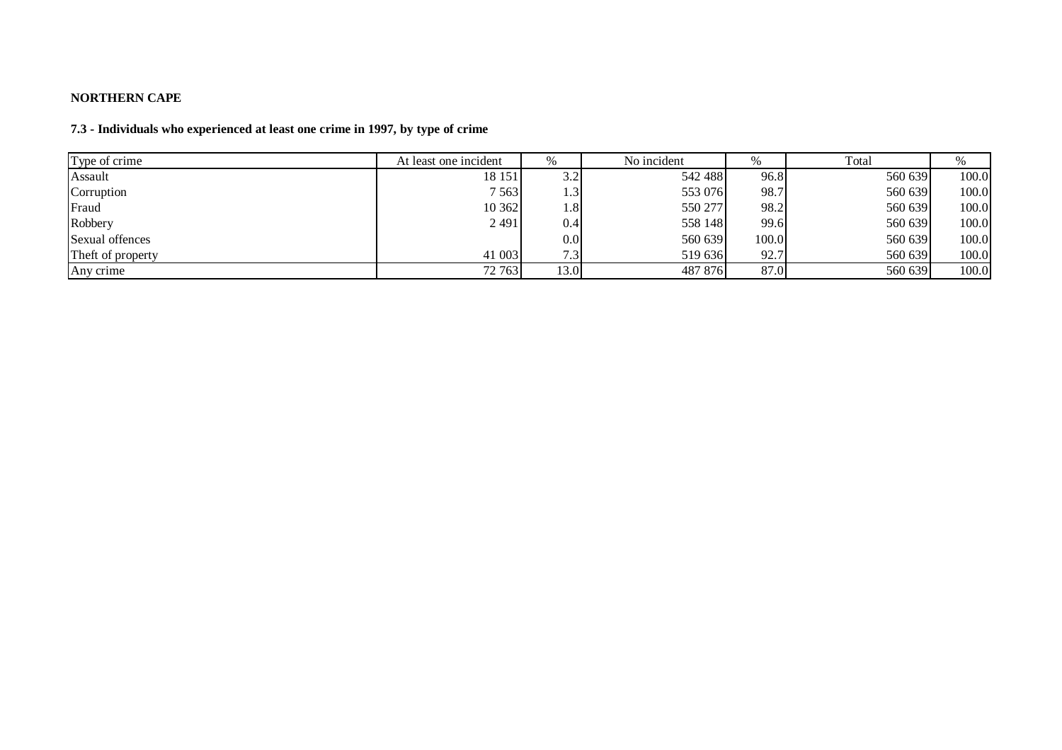**NORTHERN CAPE**

**7.3 - Individuals who experienced at least one crime in 1997, by type of crime**

| Type of crime | At least one incident | % | No incident | % | Total | % |
|---|---|---|---|---|---|---|
| Assault | 18 151 | 3.2 | 542 488 | 96.8 | 560 639 | 100.0 |
| Corruption | 7 563 | 1.3 | 553 076 | 98.7 | 560 639 | 100.0 |
| Fraud | 10 362 | 1.8 | 550 277 | 98.2 | 560 639 | 100.0 |
| Robbery | 2 491 | 0.4 | 558 148 | 99.6 | 560 639 | 100.0 |
| Sexual offences | | 0.0 | 560 639 | 100.0 | 560 639 | 100.0 |
| Theft of property | 41 003 | 7.3 | 519 636 | 92.7 | 560 639 | 100.0 |
| Any crime | 72 763 | 13.0 | 487 876 | 87.0 | 560 639 | 100.0 |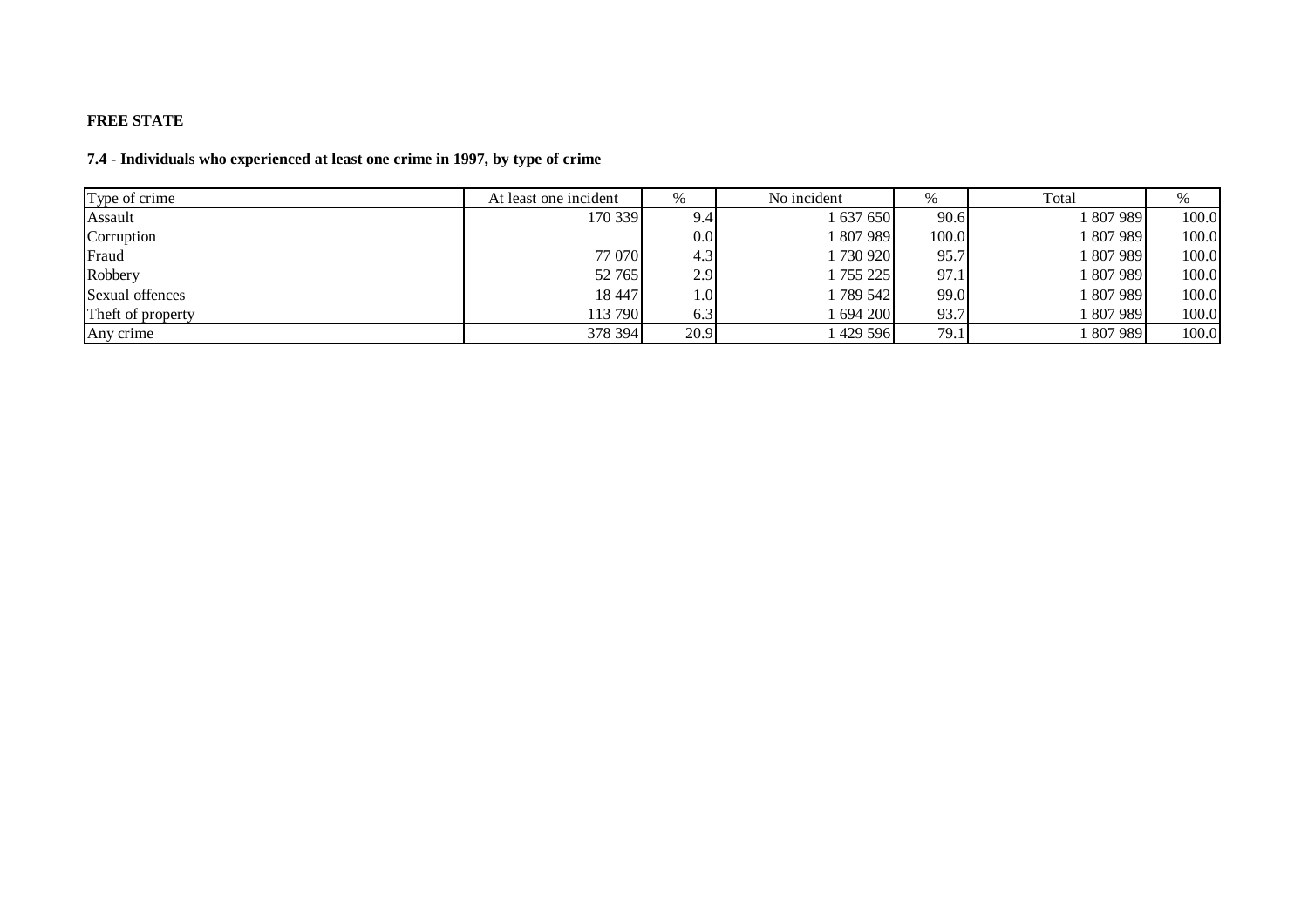**FREE STATE**

**7.4 - Individuals who experienced at least one crime in 1997, by type of crime**

| Type of crime | At least one incident | % | No incident | % | Total | % |
|---|---|---|---|---|---|---|
| Assault | 170 339 | 9.4 | 1 637 650 | 90.6 | 1 807 989 | 100.0 |
| Corruption | | 0.0 | 1 807 989 | 100.0 | 1 807 989 | 100.0 |
| Fraud | 77 070 | 4.3 | 1 730 920 | 95.7 | 1 807 989 | 100.0 |
| Robbery | 52 765 | 2.9 | 1 755 225 | 97.1 | 1 807 989 | 100.0 |
| Sexual offences | 18 447 | 1.0 | 1 789 542 | 99.0 | 1 807 989 | 100.0 |
| Theft of property | 113 790 | 6.3 | 1 694 200 | 93.7 | 1 807 989 | 100.0 |
| Any crime | 378 394 | 20.9 | 1 429 596 | 79.1 | 1 807 989 | 100.0 |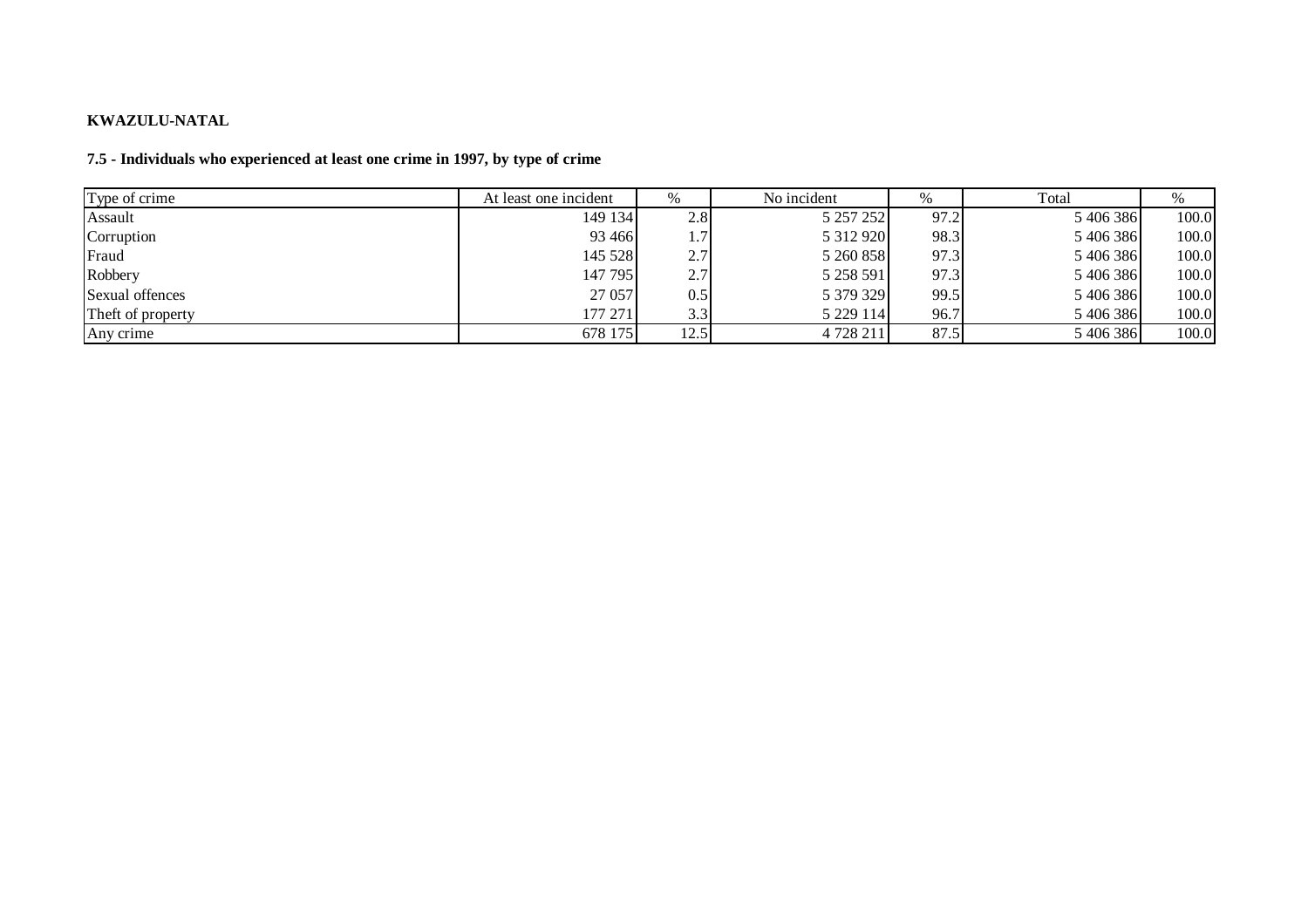**KWAZULU-NATAL**

**7.5 - Individuals who experienced at least one crime in 1997, by type of crime**

| Type of crime | At least one incident | % | No incident | % | Total | % |
|---|---|---|---|---|---|---|
| Assault | 149 134 | 2.8 | 5 257 252 | 97.2 | 5 406 386 | 100.0 |
| Corruption | 93 466 | 1.7 | 5 312 920 | 98.3 | 5 406 386 | 100.0 |
| Fraud | 145 528 | 2.7 | 5 260 858 | 97.3 | 5 406 386 | 100.0 |
| Robbery | 147 795 | 2.7 | 5 258 591 | 97.3 | 5 406 386 | 100.0 |
| Sexual offences | 27 057 | 0.5 | 5 379 329 | 99.5 | 5 406 386 | 100.0 |
| Theft of property | 177 271 | 3.3 | 5 229 114 | 96.7 | 5 406 386 | 100.0 |
| Any crime | 678 175 | 12.5 | 4 728 211 | 87.5 | 5 406 386 | 100.0 |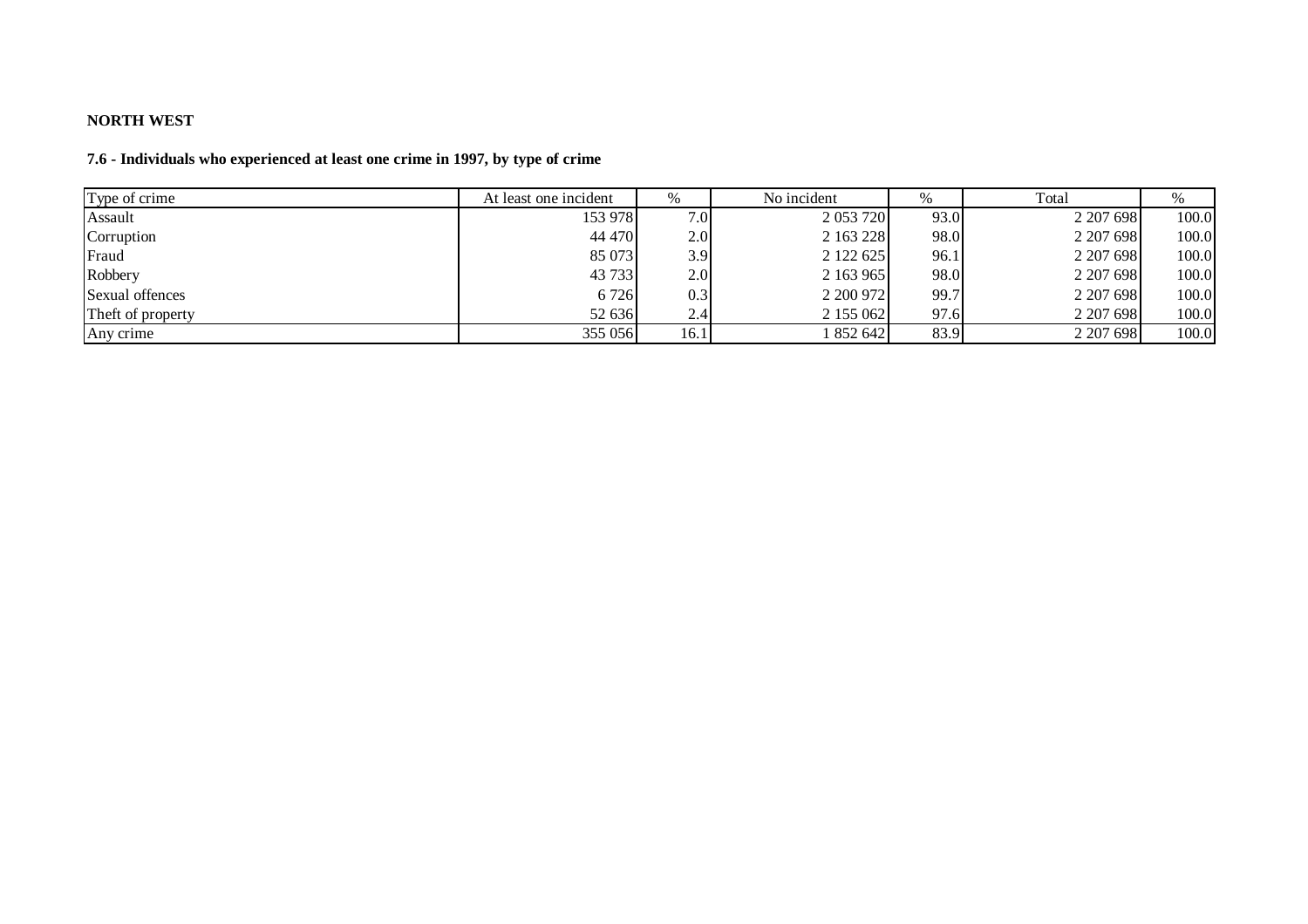**NORTH WEST**

**7.6 - Individuals who experienced at least one crime in 1997, by type of crime**

| Type of crime | At least one incident | % | No incident | % | Total | % |
|---|---|---|---|---|---|---|
| Assault | 153 978 | 7.0 | 2 053 720 | 93.0 | 2 207 698 | 100.0 |
| Corruption | 44 470 | 2.0 | 2 163 228 | 98.0 | 2 207 698 | 100.0 |
| Fraud | 85 073 | 3.9 | 2 122 625 | 96.1 | 2 207 698 | 100.0 |
| Robbery | 43 733 | 2.0 | 2 163 965 | 98.0 | 2 207 698 | 100.0 |
| Sexual offences | 6 726 | 0.3 | 2 200 972 | 99.7 | 2 207 698 | 100.0 |
| Theft of property | 52 636 | 2.4 | 2 155 062 | 97.6 | 2 207 698 | 100.0 |
| Any crime | 355 056 | 16.1 | 1 852 642 | 83.9 | 2 207 698 | 100.0 |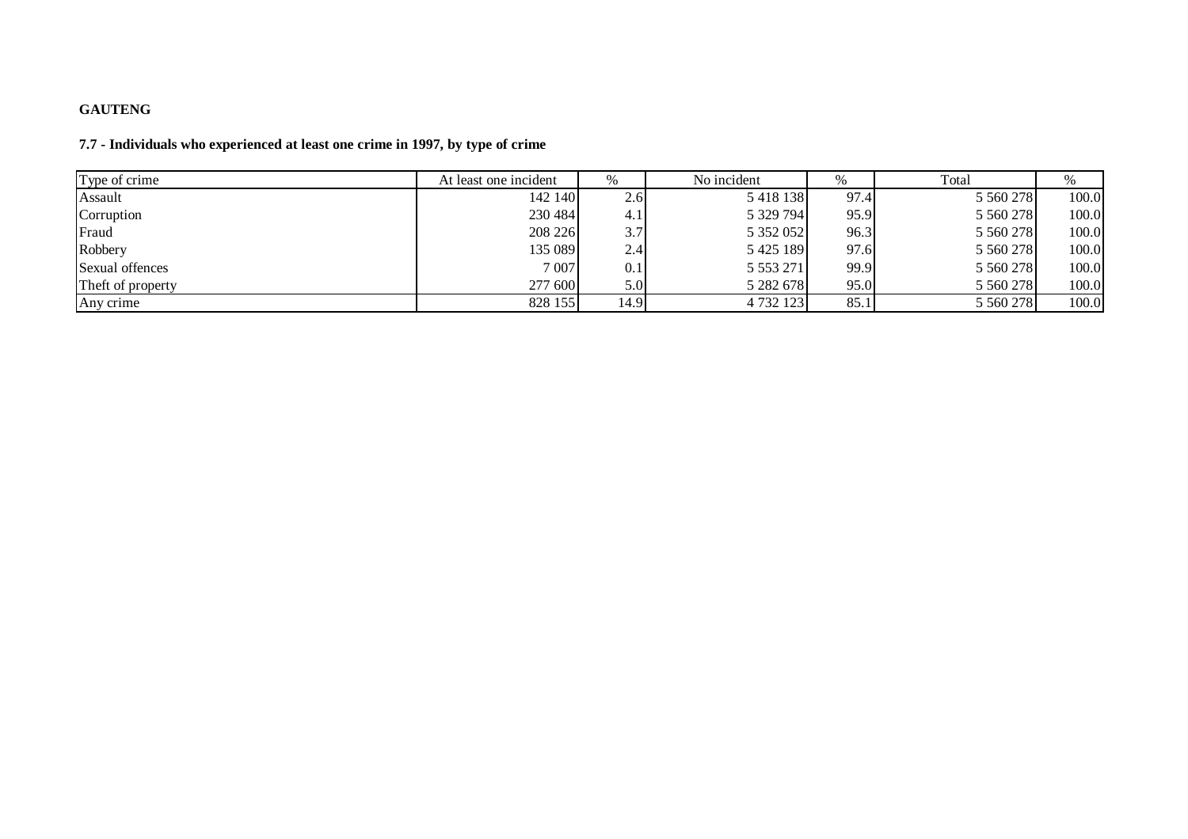**GAUTENG**

**7.7 - Individuals who experienced at least one crime in 1997, by type of crime**

| Type of crime | At least one incident | % | No incident | % | Total | % |
|---|---|---|---|---|---|---|
| Assault | 142 140 | 2.6 | 5 418 138 | 97.4 | 5 560 278 | 100.0 |
| Corruption | 230 484 | 4.1 | 5 329 794 | 95.9 | 5 560 278 | 100.0 |
| Fraud | 208 226 | 3.7 | 5 352 052 | 96.3 | 5 560 278 | 100.0 |
| Robbery | 135 089 | 2.4 | 5 425 189 | 97.6 | 5 560 278 | 100.0 |
| Sexual offences | 7 007 | 0.1 | 5 553 271 | 99.9 | 5 560 278 | 100.0 |
| Theft of property | 277 600 | 5.0 | 5 282 678 | 95.0 | 5 560 278 | 100.0 |
| Any crime | 828 155 | 14.9 | 4 732 123 | 85.1 | 5 560 278 | 100.0 |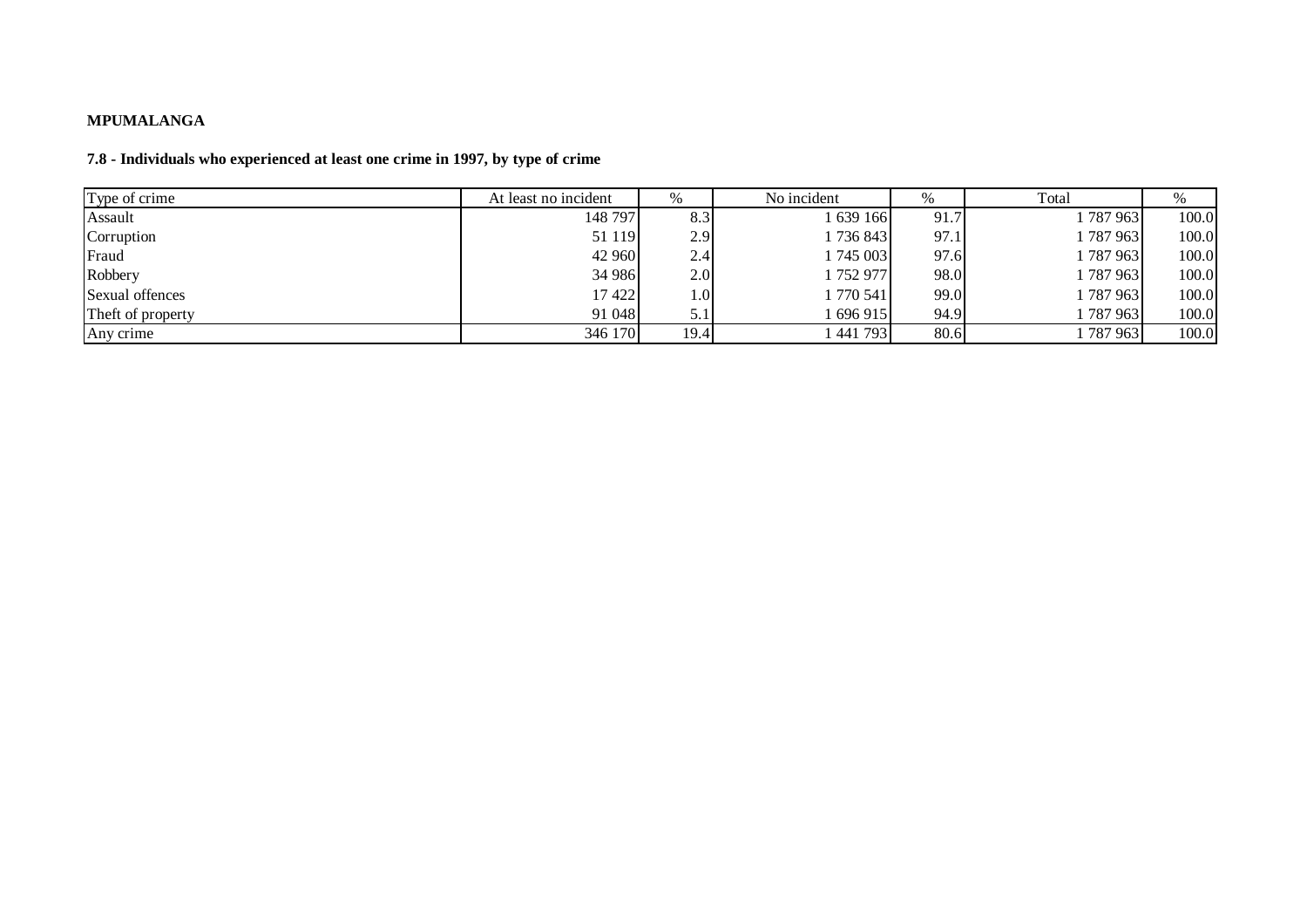**MPUMALANGA**

**7.8 - Individuals who experienced at least one crime in 1997, by type of crime**

| Type of crime | At least no incident | % | No incident | % | Total | % |
|---|---|---|---|---|---|---|
| Assault | 148 797 | 8.3 | 1 639 166 | 91.7 | 1 787 963 | 100.0 |
| Corruption | 51 119 | 2.9 | 1 736 843 | 97.1 | 1 787 963 | 100.0 |
| Fraud | 42 960 | 2.4 | 1 745 003 | 97.6 | 1 787 963 | 100.0 |
| Robbery | 34 986 | 2.0 | 1 752 977 | 98.0 | 1 787 963 | 100.0 |
| Sexual offences | 17 422 | 1.0 | 1 770 541 | 99.0 | 1 787 963 | 100.0 |
| Theft of property | 91 048 | 5.1 | 1 696 915 | 94.9 | 1 787 963 | 100.0 |
| Any crime | 346 170 | 19.4 | 1 441 793 | 80.6 | 1 787 963 | 100.0 |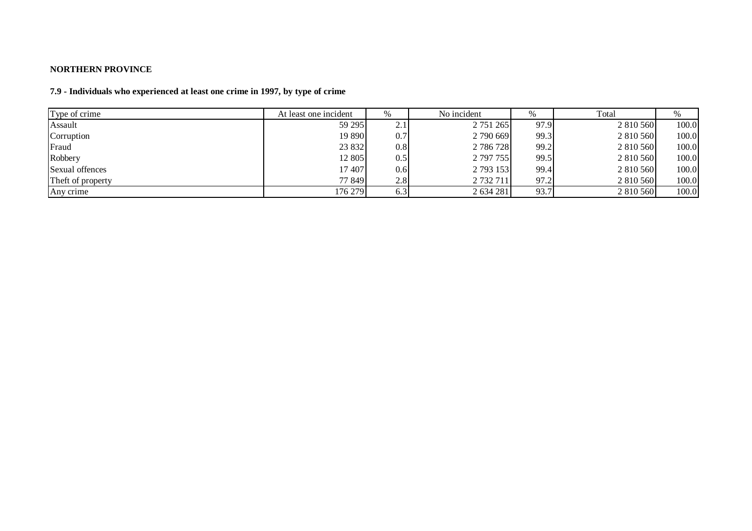**NORTHERN PROVINCE**

**7.9 - Individuals who experienced at least one crime in 1997, by type of crime**

| Type of crime | At least one incident | % | No incident | % | Total | % |
|---|---|---|---|---|---|---|
| Assault | 59 295 | 2.1 | 2 751 265 | 97.9 | 2 810 560 | 100.0 |
| Corruption | 19 890 | 0.7 | 2 790 669 | 99.3 | 2 810 560 | 100.0 |
| Fraud | 23 832 | 0.8 | 2 786 728 | 99.2 | 2 810 560 | 100.0 |
| Robbery | 12 805 | 0.5 | 2 797 755 | 99.5 | 2 810 560 | 100.0 |
| Sexual offences | 17 407 | 0.6 | 2 793 153 | 99.4 | 2 810 560 | 100.0 |
| Theft of property | 77 849 | 2.8 | 2 732 711 | 97.2 | 2 810 560 | 100.0 |
| Any crime | 176 279 | 6.3 | 2 634 281 | 93.7 | 2 810 560 | 100.0 |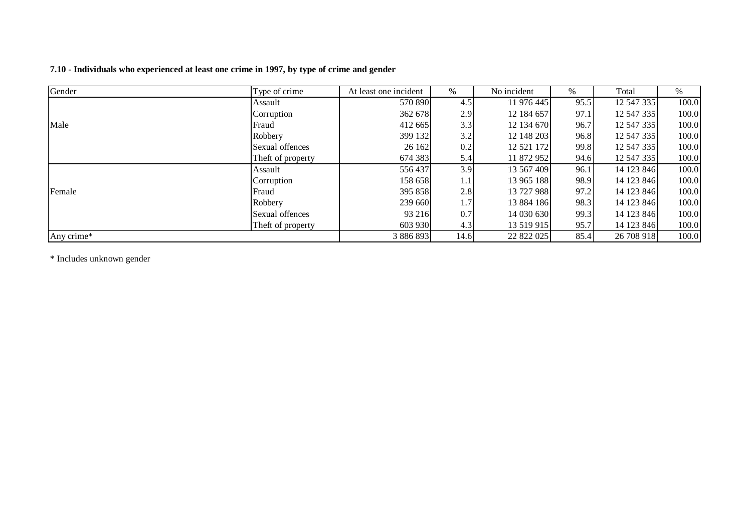**7.10 - Individuals who experienced at least one crime in 1997, by type of crime and gender**

| Gender | Type of crime | At least one incident | % | No incident | % | Total | % |
|---|---|---|---|---|---|---|---|
| Male | Assault | 570 890 | 4.5 | 11 976 445 | 95.5 | 12 547 335 | 100.0 |
| | Corruption | 362 678 | 2.9 | 12 184 657 | 97.1 | 12 547 335 | 100.0 |
| | Fraud | 412 665 | 3.3 | 12 134 670 | 96.7 | 12 547 335 | 100.0 |
| | Robbery | 399 132 | 3.2 | 12 148 203 | 96.8 | 12 547 335 | 100.0 |
| | Sexual offences | 26 162 | 0.2 | 12 521 172 | 99.8 | 12 547 335 | 100.0 |
| | Theft of property | 674 383 | 5.4 | 11 872 952 | 94.6 | 12 547 335 | 100.0 |
| Female | Assault | 556 437 | 3.9 | 13 567 409 | 96.1 | 14 123 846 | 100.0 |
| | Corruption | 158 658 | 1.1 | 13 965 188 | 98.9 | 14 123 846 | 100.0 |
| | Fraud | 395 858 | 2.8 | 13 727 988 | 97.2 | 14 123 846 | 100.0 |
| | Robbery | 239 660 | 1.7 | 13 884 186 | 98.3 | 14 123 846 | 100.0 |
| | Sexual offences | 93 216 | 0.7 | 14 030 630 | 99.3 | 14 123 846 | 100.0 |
| | Theft of property | 603 930 | 4.3 | 13 519 915 | 95.7 | 14 123 846 | 100.0 |
| Any crime* | | 3 886 893 | 14.6 | 22 822 025 | 85.4 | 26 708 918 | 100.0 |

* Includes unknown gender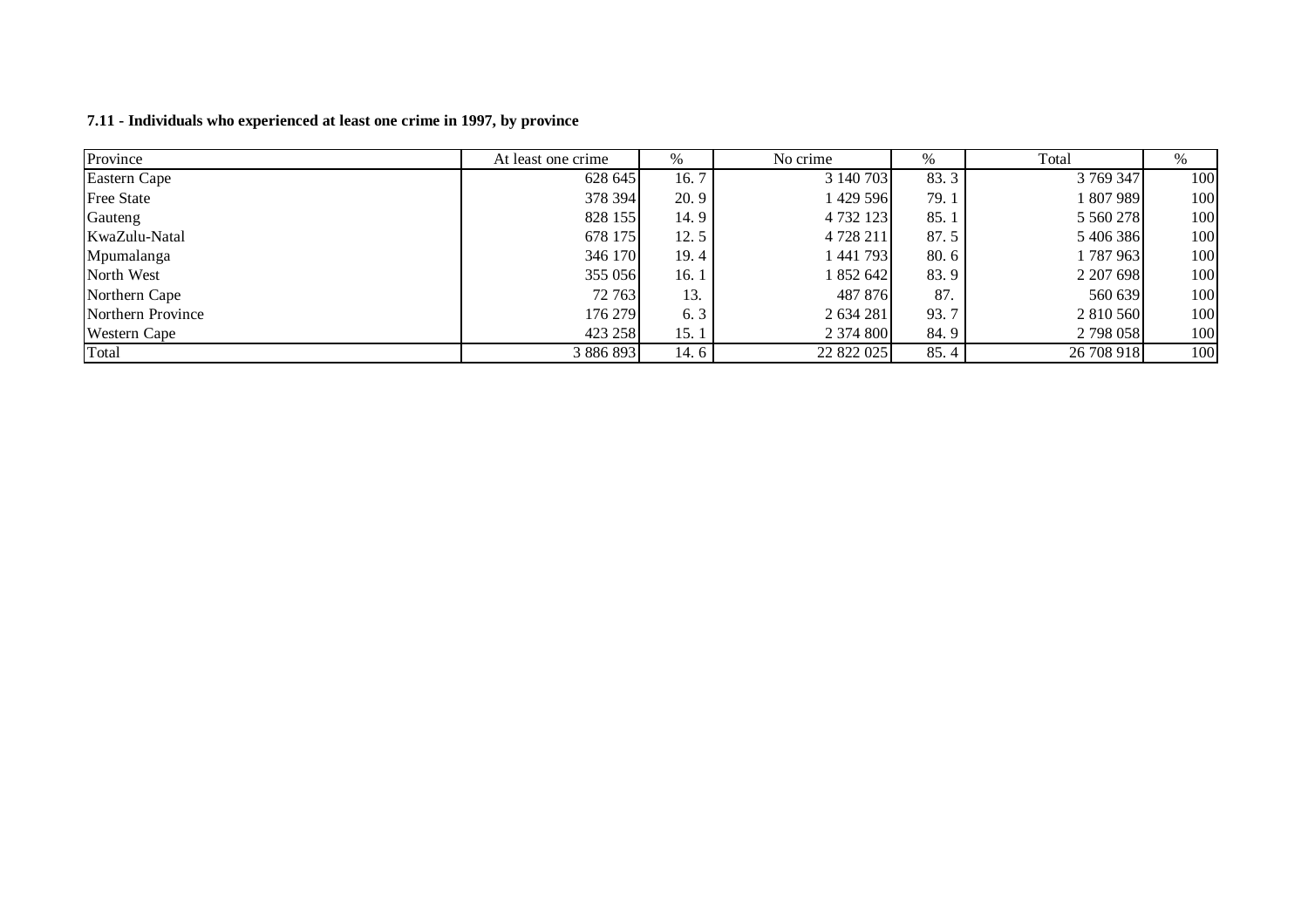**7.11 - Individuals who experienced at least one crime in 1997, by province**

| Province | At least one crime | % | No crime | % | Total | % |
|---|---|---|---|---|---|---|
| Eastern Cape | 628 645 | 16. 7 | 3 140 703 | 83. 3 | 3 769 347 | 100 |
| Free State | 378 394 | 20. 9 | 1 429 596 | 79. 1 | 1 807 989 | 100 |
| Gauteng | 828 155 | 14. 9 | 4 732 123 | 85. 1 | 5 560 278 | 100 |
| KwaZulu-Natal | 678 175 | 12. 5 | 4 728 211 | 87. 5 | 5 406 386 | 100 |
| Mpumalanga | 346 170 | 19. 4 | 1 441 793 | 80. 6 | 1 787 963 | 100 |
| North West | 355 056 | 16. 1 | 1 852 642 | 83. 9 | 2 207 698 | 100 |
| Northern Cape | 72 763 | 13. | 487 876 | 87. | 560 639 | 100 |
| Northern Province | 176 279 | 6. 3 | 2 634 281 | 93. 7 | 2 810 560 | 100 |
| Western Cape | 423 258 | 15. 1 | 2 374 800 | 84. 9 | 2 798 058 | 100 |
| Total | 3 886 893 | 14. 6 | 22 822 025 | 85. 4 | 26 708 918 | 100 |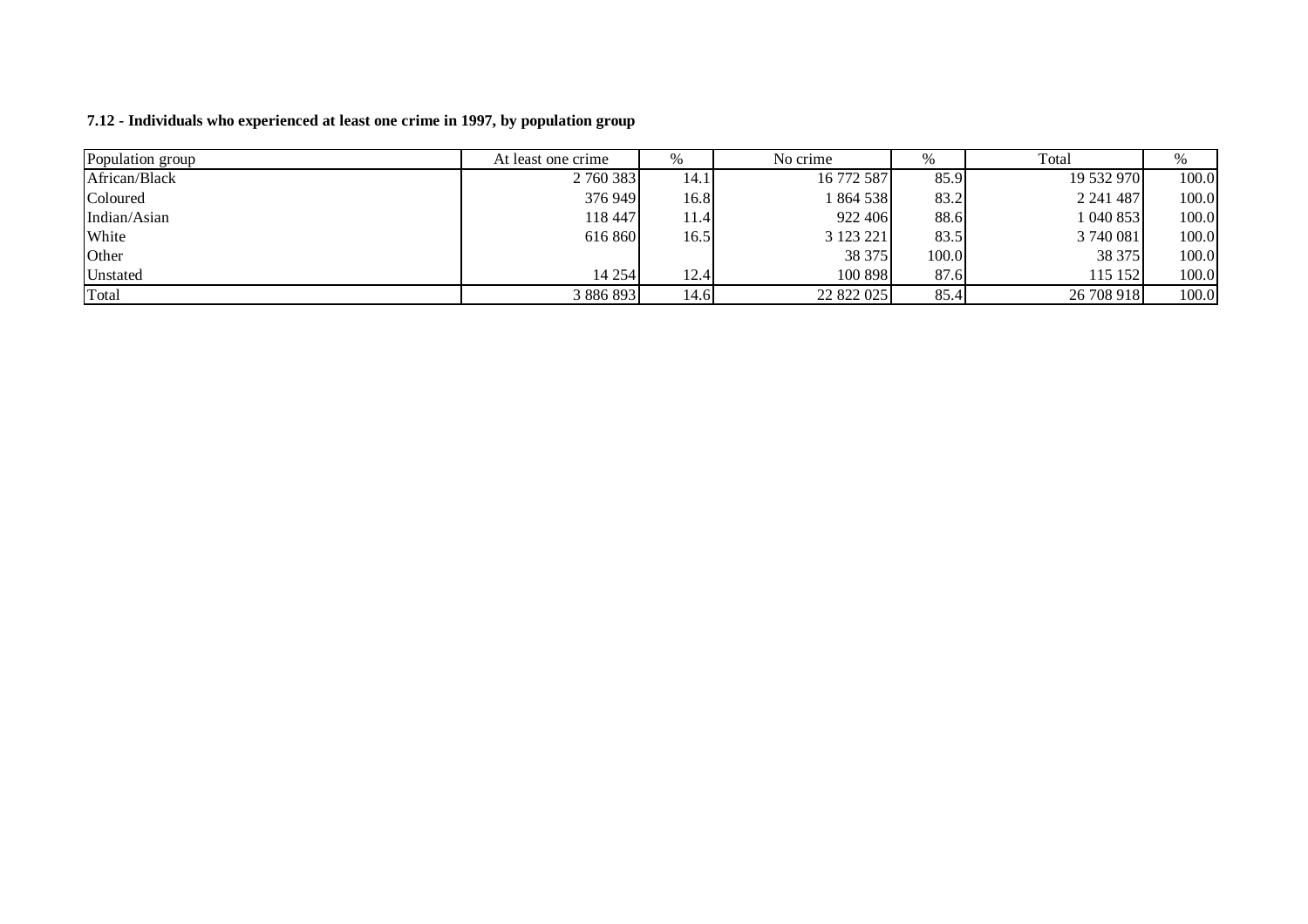**7.12 - Individuals who experienced at least one crime in 1997, by population group**

| Population group | At least one crime | % | No crime | % | Total | % |
|---|---|---|---|---|---|---|
| African/Black | 2 760 383 | 14.1 | 16 772 587 | 85.9 | 19 532 970 | 100.0 |
| Coloured | 376 949 | 16.8 | 1 864 538 | 83.2 | 2 241 487 | 100.0 |
| Indian/Asian | 118 447 | 11.4 | 922 406 | 88.6 | 1 040 853 | 100.0 |
| White | 616 860 | 16.5 | 3 123 221 | 83.5 | 3 740 081 | 100.0 |
| Other | | | 38 375 | 100.0 | 38 375 | 100.0 |
| Unstated | 14 254 | 12.4 | 100 898 | 87.6 | 115 152 | 100.0 |
| Total | 3 886 893 | 14.6 | 22 822 025 | 85.4 | 26 708 918 | 100.0 |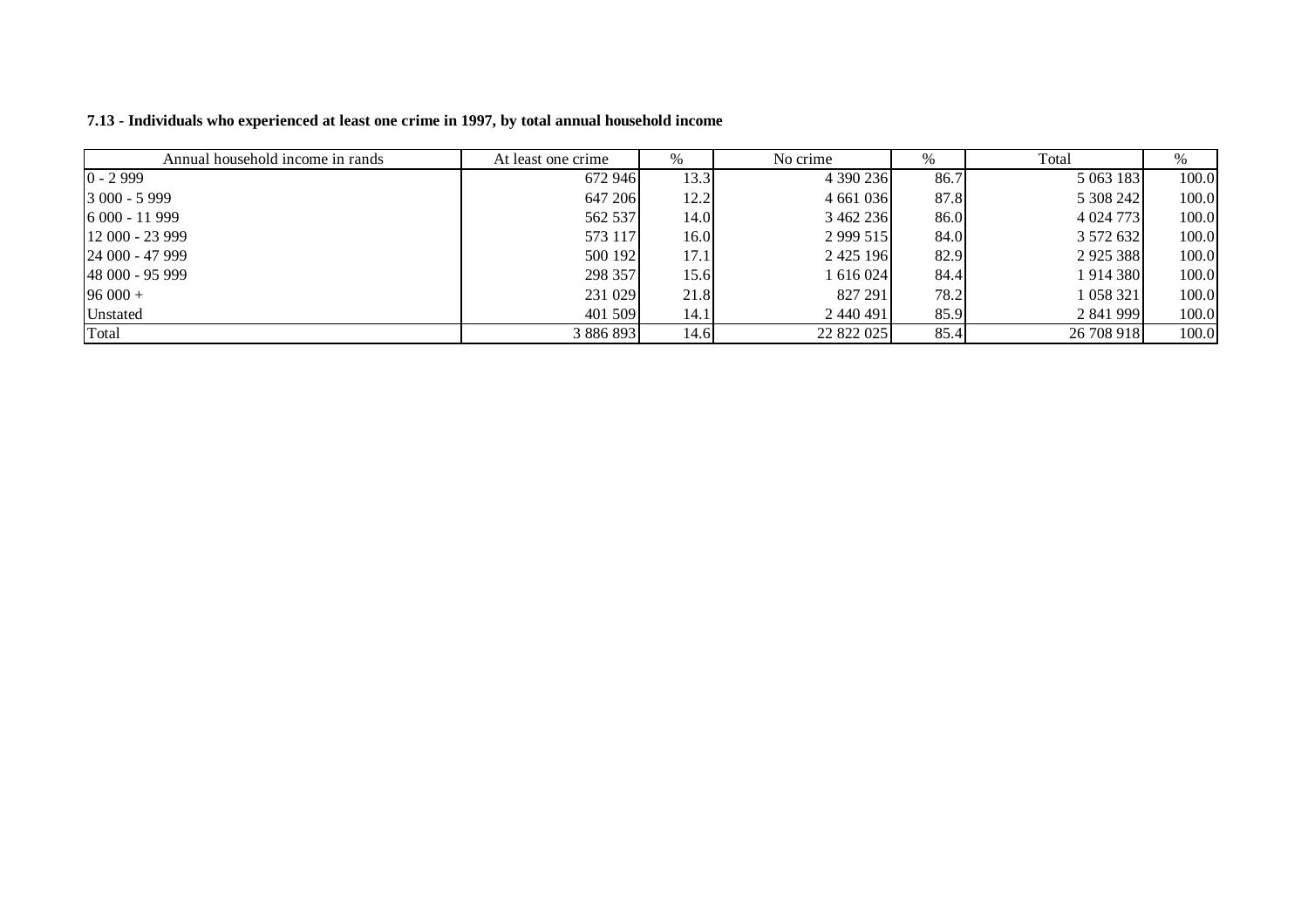**7.13 - Individuals who experienced at least one crime in 1997, by total annual household income**

| Annual household income in rands | At least one crime | % | No crime | % | Total | % |
|---|---|---|---|---|---|---|
| 0 - 2 999 | 672 946 | 13.3 | 4 390 236 | 86.7 | 5 063 183 | 100.0 |
| 3 000 - 5 999 | 647 206 | 12.2 | 4 661 036 | 87.8 | 5 308 242 | 100.0 |
| 6 000 - 11 999 | 562 537 | 14.0 | 3 462 236 | 86.0 | 4 024 773 | 100.0 |
| 12 000 - 23 999 | 573 117 | 16.0 | 2 999 515 | 84.0 | 3 572 632 | 100.0 |
| 24 000 - 47 999 | 500 192 | 17.1 | 2 425 196 | 82.9 | 2 925 388 | 100.0 |
| 48 000 - 95 999 | 298 357 | 15.6 | 1 616 024 | 84.4 | 1 914 380 | 100.0 |
| 96 000 + | 231 029 | 21.8 | 827 291 | 78.2 | 1 058 321 | 100.0 |
| Unstated | 401 509 | 14.1 | 2 440 491 | 85.9 | 2 841 999 | 100.0 |
| Total | 3 886 893 | 14.6 | 22 822 025 | 85.4 | 26 708 918 | 100.0 |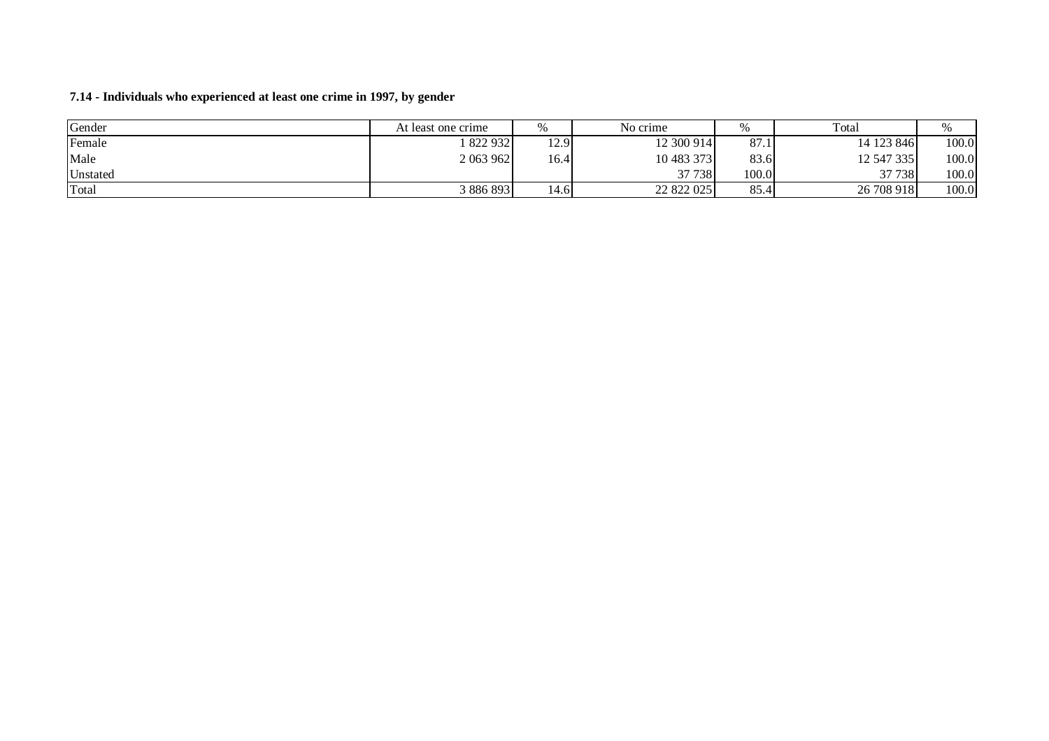**7.14 - Individuals who experienced at least one crime in 1997, by gender**

| Gender | At least one crime | % | No crime | % | Total | % |
|---|---|---|---|---|---|---|
| Female | 1 822 932 | 12.9 | 12 300 914 | 87.1 | 14 123 846 | 100.0 |
| Male | 2 063 962 | 16.4 | 10 483 373 | 83.6 | 12 547 335 | 100.0 |
| Unstated | | | 37 738 | 100.0 | 37 738 | 100.0 |
| Total | 3 886 893 | 14.6 | 22 822 025 | 85.4 | 26 708 918 | 100.0 |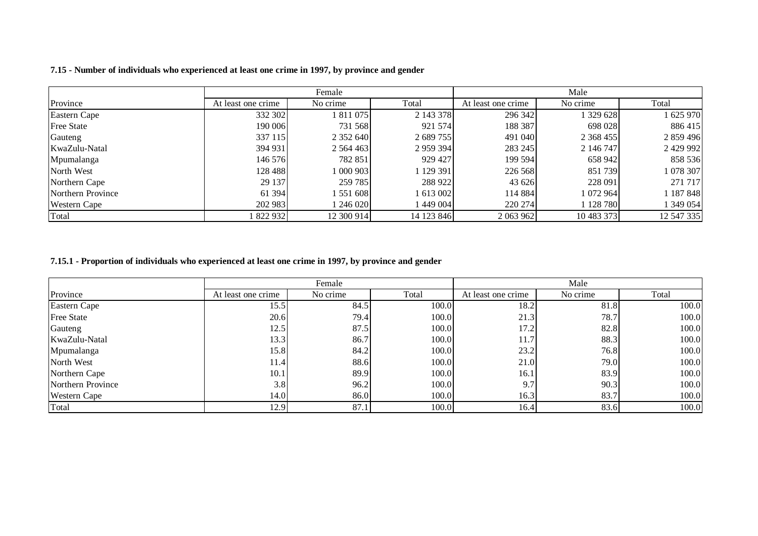**7.15 - Number of individuals who experienced at least one crime in 1997, by province and gender**

| | Female | | | Male | | |
|---|---|---|---|---|---|---|
| Province | At least one crime | No crime | Total | At least one crime | No crime | Total |
| Eastern Cape | 332 302 | 1 811 075 | 2 143 378 | 296 342 | 1 329 628 | 1 625 970 |
| Free State | 190 006 | 731 568 | 921 574 | 188 387 | 698 028 | 886 415 |
| Gauteng | 337 115 | 2 352 640 | 2 689 755 | 491 040 | 2 368 455 | 2 859 496 |
| KwaZulu-Natal | 394 931 | 2 564 463 | 2 959 394 | 283 245 | 2 146 747 | 2 429 992 |
| Mpumalanga | 146 576 | 782 851 | 929 427 | 199 594 | 658 942 | 858 536 |
| North West | 128 488 | 1 000 903 | 1 129 391 | 226 568 | 851 739 | 1 078 307 |
| Northern Cape | 29 137 | 259 785 | 288 922 | 43 626 | 228 091 | 271 717 |
| Northern Province | 61 394 | 1 551 608 | 1 613 002 | 114 884 | 1 072 964 | 1 187 848 |
| Western Cape | 202 983 | 1 246 020 | 1 449 004 | 220 274 | 1 128 780 | 1 349 054 |
| Total | 1 822 932 | 12 300 914 | 14 123 846 | 2 063 962 | 10 483 373 | 12 547 335 |

**7.15.1 - Proportion of individuals who experienced at least one crime in 1997, by province and gender**

| | Female | | | Male | | |
|---|---|---|---|---|---|---|
| Province | At least one crime | No crime | Total | At least one crime | No crime | Total |
| Eastern Cape | 15.5 | 84.5 | 100.0 | 18.2 | 81.8 | 100.0 |
| Free State | 20.6 | 79.4 | 100.0 | 21.3 | 78.7 | 100.0 |
| Gauteng | 12.5 | 87.5 | 100.0 | 17.2 | 82.8 | 100.0 |
| KwaZulu-Natal | 13.3 | 86.7 | 100.0 | 11.7 | 88.3 | 100.0 |
| Mpumalanga | 15.8 | 84.2 | 100.0 | 23.2 | 76.8 | 100.0 |
| North West | 11.4 | 88.6 | 100.0 | 21.0 | 79.0 | 100.0 |
| Northern Cape | 10.1 | 89.9 | 100.0 | 16.1 | 83.9 | 100.0 |
| Northern Province | 3.8 | 96.2 | 100.0 | 9.7 | 90.3 | 100.0 |
| Western Cape | 14.0 | 86.0 | 100.0 | 16.3 | 83.7 | 100.0 |
| Total | 12.9 | 87.1 | 100.0 | 16.4 | 83.6 | 100.0 |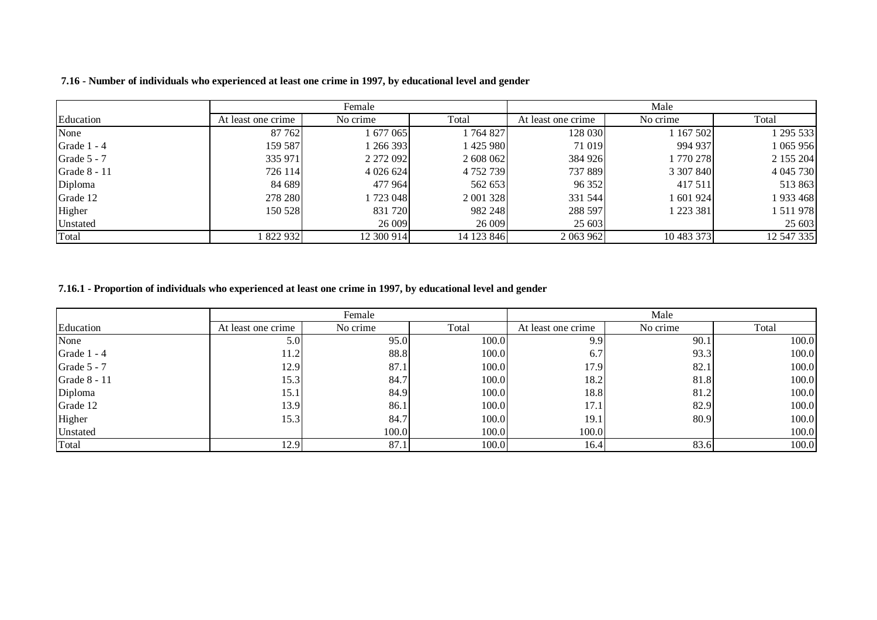**7.16 - Number of individuals who experienced at least one crime in 1997, by educational level and gender**

| | Female | | | Male | | |
|---|---|---|---|---|---|---|
| Education | At least one crime | No crime | Total | At least one crime | No crime | Total |
| None | 87 762 | 1 677 065 | 1 764 827 | 128 030 | 1 167 502 | 1 295 533 |
| Grade 1 - 4 | 159 587 | 1 266 393 | 1 425 980 | 71 019 | 994 937 | 1 065 956 |
| Grade 5 - 7 | 335 971 | 2 272 092 | 2 608 062 | 384 926 | 1 770 278 | 2 155 204 |
| Grade 8 - 11 | 726 114 | 4 026 624 | 4 752 739 | 737 889 | 3 307 840 | 4 045 730 |
| Diploma | 84 689 | 477 964 | 562 653 | 96 352 | 417 511 | 513 863 |
| Grade 12 | 278 280 | 1 723 048 | 2 001 328 | 331 544 | 1 601 924 | 1 933 468 |
| Higher | 150 528 | 831 720 | 982 248 | 288 597 | 1 223 381 | 1 511 978 |
| Unstated | | 26 009 | 26 009 | 25 603 | | 25 603 |
| Total | 1 822 932 | 12 300 914 | 14 123 846 | 2 063 962 | 10 483 373 | 12 547 335 |

**7.16.1 - Proportion of individuals who experienced at least one crime in 1997, by educational level and gender**

| | Female | | | Male | | |
|---|---|---|---|---|---|---|
| Education | At least one crime | No crime | Total | At least one crime | No crime | Total |
| None | 5.0 | 95.0 | 100.0 | 9.9 | 90.1 | 100.0 |
| Grade 1 - 4 | 11.2 | 88.8 | 100.0 | 6.7 | 93.3 | 100.0 |
| Grade 5 - 7 | 12.9 | 87.1 | 100.0 | 17.9 | 82.1 | 100.0 |
| Grade 8 - 11 | 15.3 | 84.7 | 100.0 | 18.2 | 81.8 | 100.0 |
| Diploma | 15.1 | 84.9 | 100.0 | 18.8 | 81.2 | 100.0 |
| Grade 12 | 13.9 | 86.1 | 100.0 | 17.1 | 82.9 | 100.0 |
| Higher | 15.3 | 84.7 | 100.0 | 19.1 | 80.9 | 100.0 |
| Unstated | | 100.0 | 100.0 | 100.0 | | 100.0 |
| Total | 12.9 | 87.1 | 100.0 | 16.4 | 83.6 | 100.0 |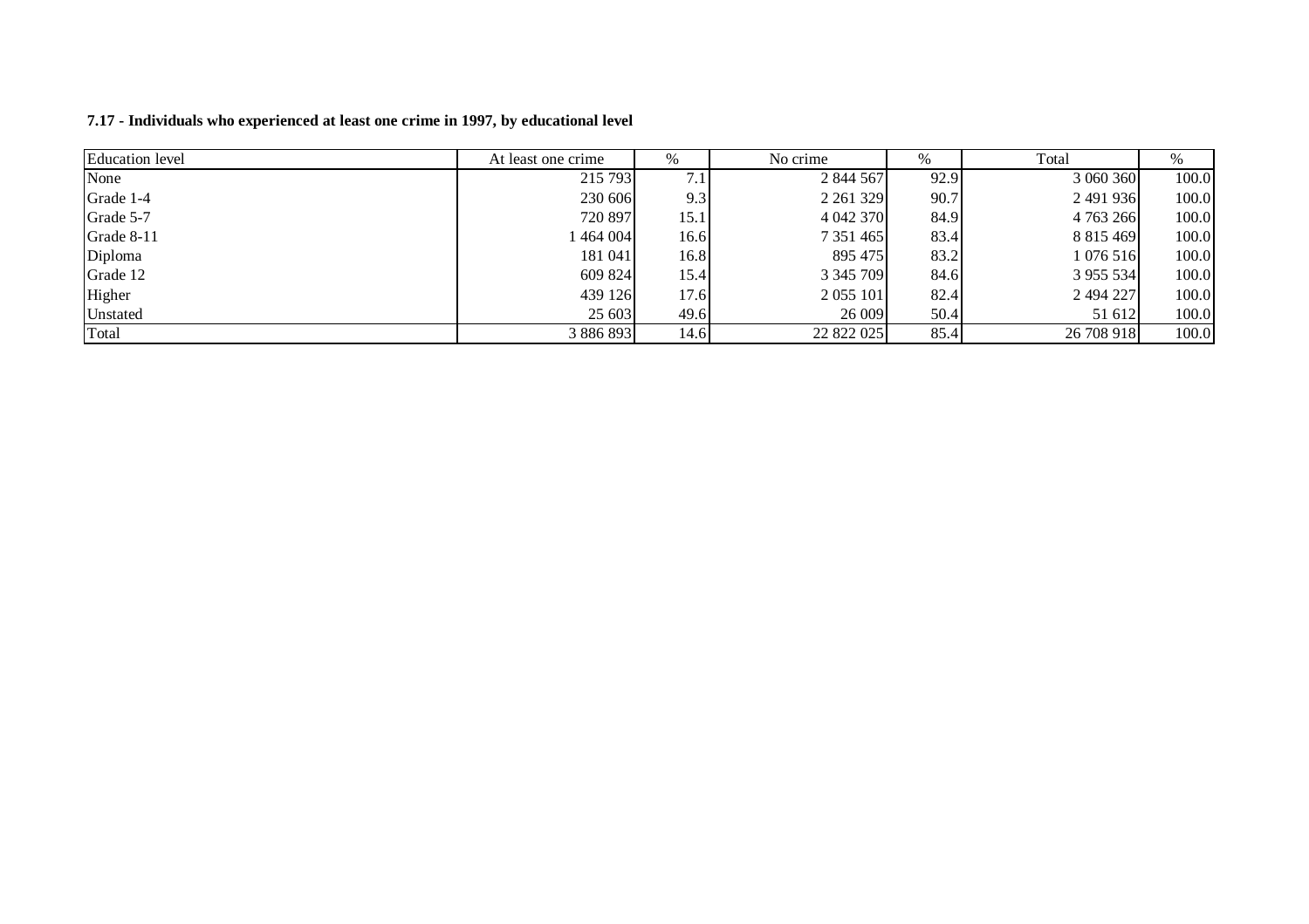**7.17 - Individuals who experienced at least one crime in 1997, by educational level**

| Education level | At least one crime | % | No crime | % | Total | % |
|---|---|---|---|---|---|---|
| None | 215 793 | 7.1 | 2 844 567 | 92.9 | 3 060 360 | 100.0 |
| Grade 1-4 | 230 606 | 9.3 | 2 261 329 | 90.7 | 2 491 936 | 100.0 |
| Grade 5-7 | 720 897 | 15.1 | 4 042 370 | 84.9 | 4 763 266 | 100.0 |
| Grade 8-11 | 1 464 004 | 16.6 | 7 351 465 | 83.4 | 8 815 469 | 100.0 |
| Diploma | 181 041 | 16.8 | 895 475 | 83.2 | 1 076 516 | 100.0 |
| Grade 12 | 609 824 | 15.4 | 3 345 709 | 84.6 | 3 955 534 | 100.0 |
| Higher | 439 126 | 17.6 | 2 055 101 | 82.4 | 2 494 227 | 100.0 |
| Unstated | 25 603 | 49.6 | 26 009 | 50.4 | 51 612 | 100.0 |
| Total | 3 886 893 | 14.6 | 22 822 025 | 85.4 | 26 708 918 | 100.0 |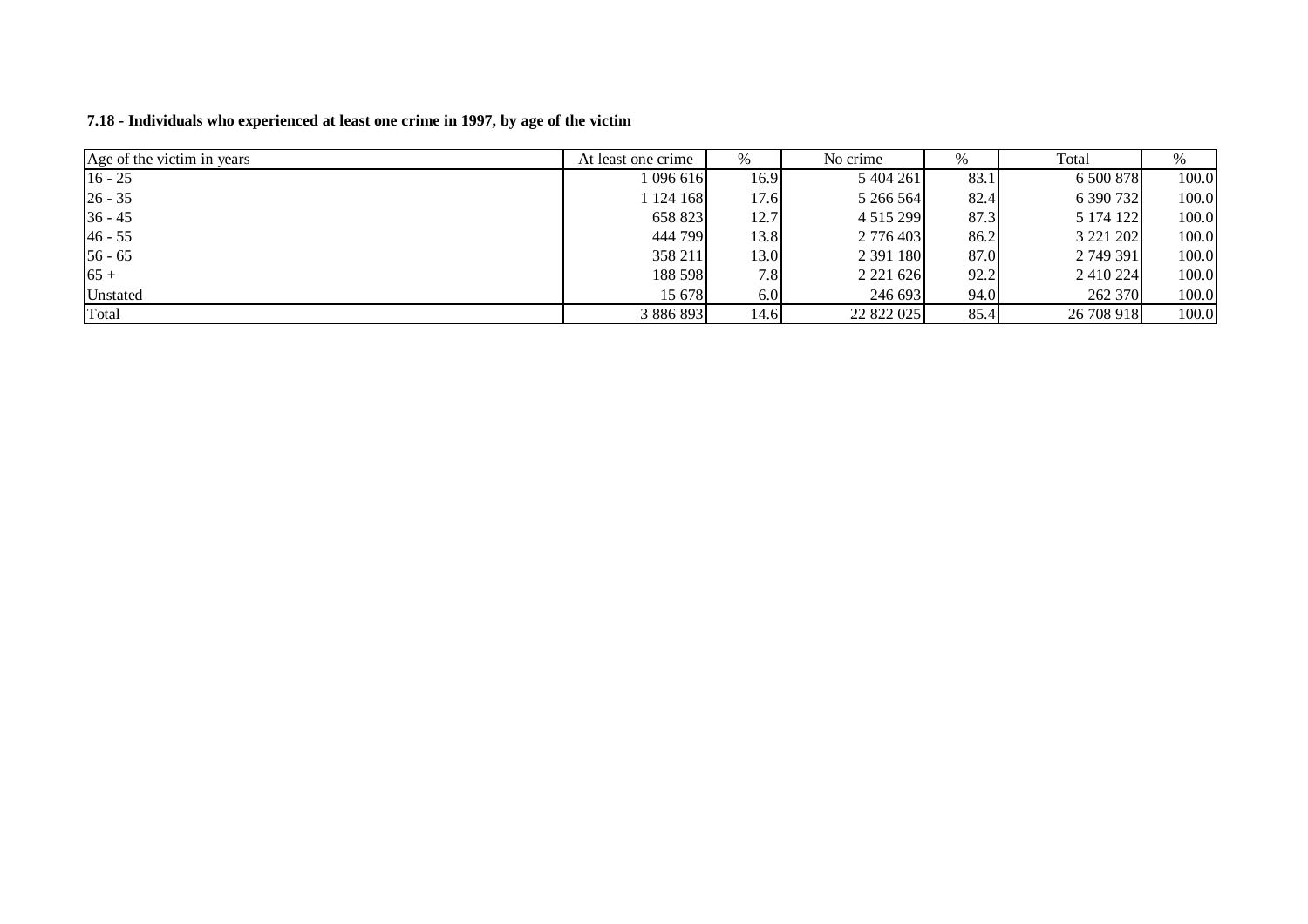**7.18 - Individuals who experienced at least one crime in 1997, by age of the victim**

| Age of the victim in years | At least one crime | % | No crime | % | Total | % |
|---|---|---|---|---|---|---|
| 16 - 25 | 1 096 616 | 16.9 | 5 404 261 | 83.1 | 6 500 878 | 100.0 |
| 26 - 35 | 1 124 168 | 17.6 | 5 266 564 | 82.4 | 6 390 732 | 100.0 |
| 36 - 45 | 658 823 | 12.7 | 4 515 299 | 87.3 | 5 174 122 | 100.0 |
| 46 - 55 | 444 799 | 13.8 | 2 776 403 | 86.2 | 3 221 202 | 100.0 |
| 56 - 65 | 358 211 | 13.0 | 2 391 180 | 87.0 | 2 749 391 | 100.0 |
| 65 + | 188 598 | 7.8 | 2 221 626 | 92.2 | 2 410 224 | 100.0 |
| Unstated | 15 678 | 6.0 | 246 693 | 94.0 | 262 370 | 100.0 |
| Total | 3 886 893 | 14.6 | 22 822 025 | 85.4 | 26 708 918 | 100.0 |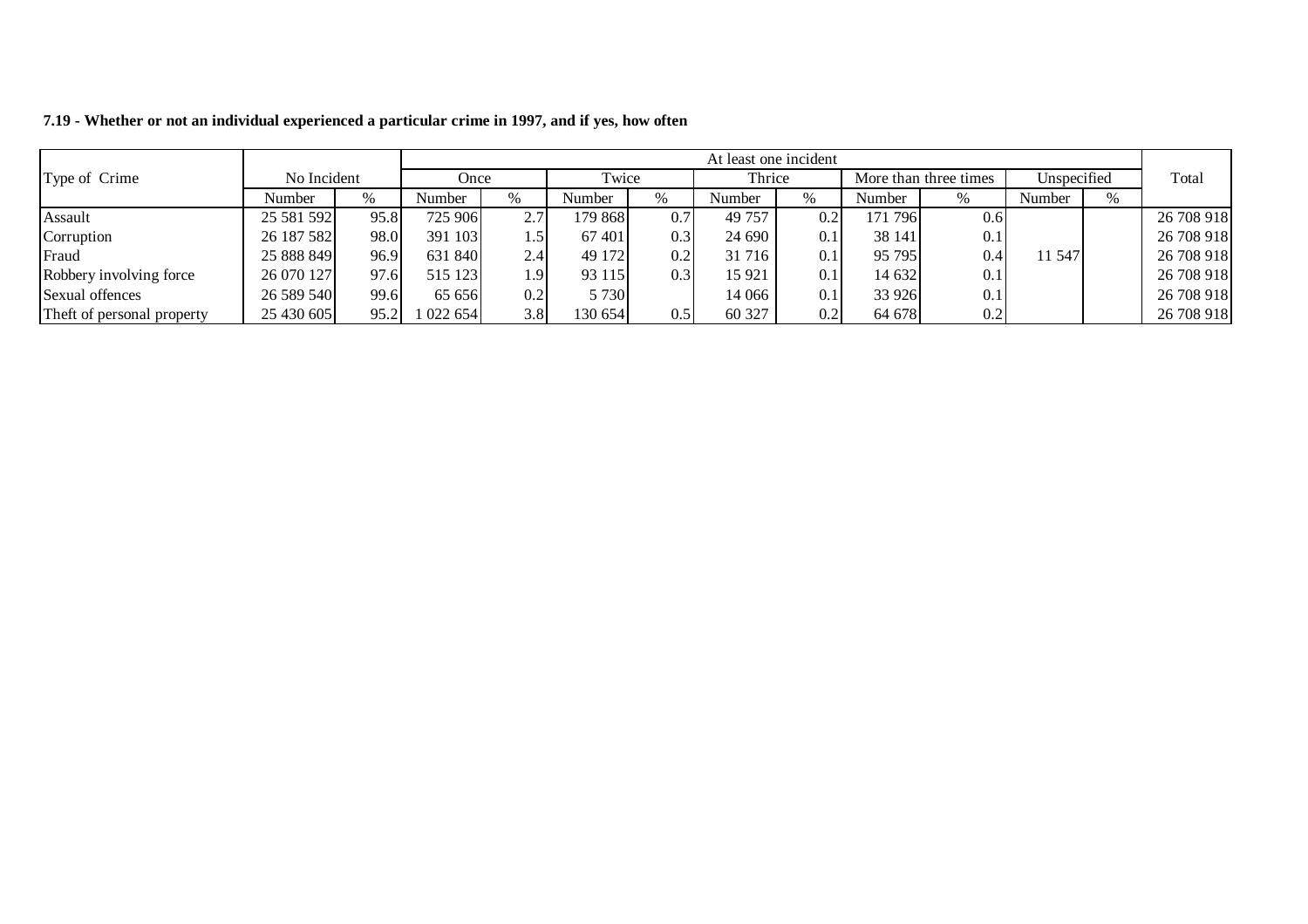**7.19 - Whether or not an individual experienced a particular crime in 1997, and if yes, how often**

| Type of Crime | No Incident | | At least one incident | | | | | | | | | | Total |
|---|---|---|---|---|---|---|---|---|---|---|---|---|---|
| | | | Once | | Twice | | Thrice | | More than three times | | Unspecified | | |
| | Number | % | Number | % | Number | % | Number | % | Number | % | Number | % | |
| Assault | 25 581 592 | 95.8 | 725 906 | 2.7 | 179 868 | 0.7 | 49 757 | 0.2 | 171 796 | 0.6 | | | 26 708 918 |
| Corruption | 26 187 582 | 98.0 | 391 103 | 1.5 | 67 401 | 0.3 | 24 690 | 0.1 | 38 141 | 0.1 | | | 26 708 918 |
| Fraud | 25 888 849 | 96.9 | 631 840 | 2.4 | 49 172 | 0.2 | 31 716 | 0.1 | 95 795 | 0.4 | 11 547 | | 26 708 918 |
| Robbery involving force | 26 070 127 | 97.6 | 515 123 | 1.9 | 93 115 | 0.3 | 15 921 | 0.1 | 14 632 | 0.1 | | | 26 708 918 |
| Sexual offences | 26 589 540 | 99.6 | 65 656 | 0.2 | 5 730 | | 14 066 | 0.1 | 33 926 | 0.1 | | | 26 708 918 |
| Theft of personal property | 25 430 605 | 95.2 | 1 022 654 | 3.8 | 130 654 | 0.5 | 60 327 | 0.2 | 64 678 | 0.2 | | | 26 708 918 |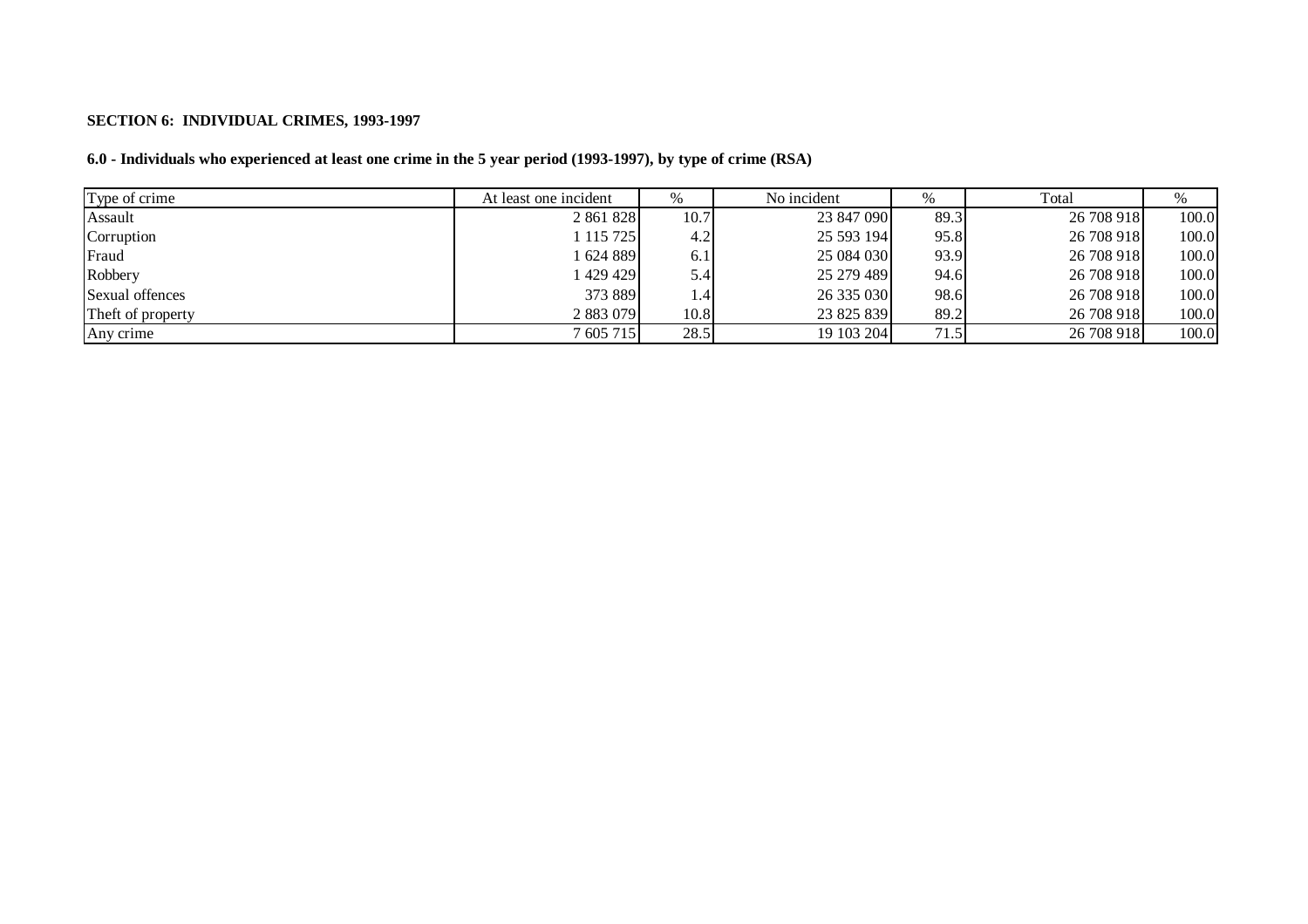**SECTION 6: INDIVIDUAL CRIMES, 1993-1997**

**6.0 - Individuals who experienced at least one crime in the 5 year period (1993-1997), by type of crime (RSA)**

| Type of crime | At least one incident | % | No incident | % | Total | % |
|---|---|---|---|---|---|---|
| Assault | 2 861 828 | 10.7 | 23 847 090 | 89.3 | 26 708 918 | 100.0 |
| Corruption | 1 115 725 | 4.2 | 25 593 194 | 95.8 | 26 708 918 | 100.0 |
| Fraud | 1 624 889 | 6.1 | 25 084 030 | 93.9 | 26 708 918 | 100.0 |
| Robbery | 1 429 429 | 5.4 | 25 279 489 | 94.6 | 26 708 918 | 100.0 |
| Sexual offences | 373 889 | 1.4 | 26 335 030 | 98.6 | 26 708 918 | 100.0 |
| Theft of property | 2 883 079 | 10.8 | 23 825 839 | 89.2 | 26 708 918 | 100.0 |
| Any crime | 7 605 715 | 28.5 | 19 103 204 | 71.5 | 26 708 918 | 100.0 |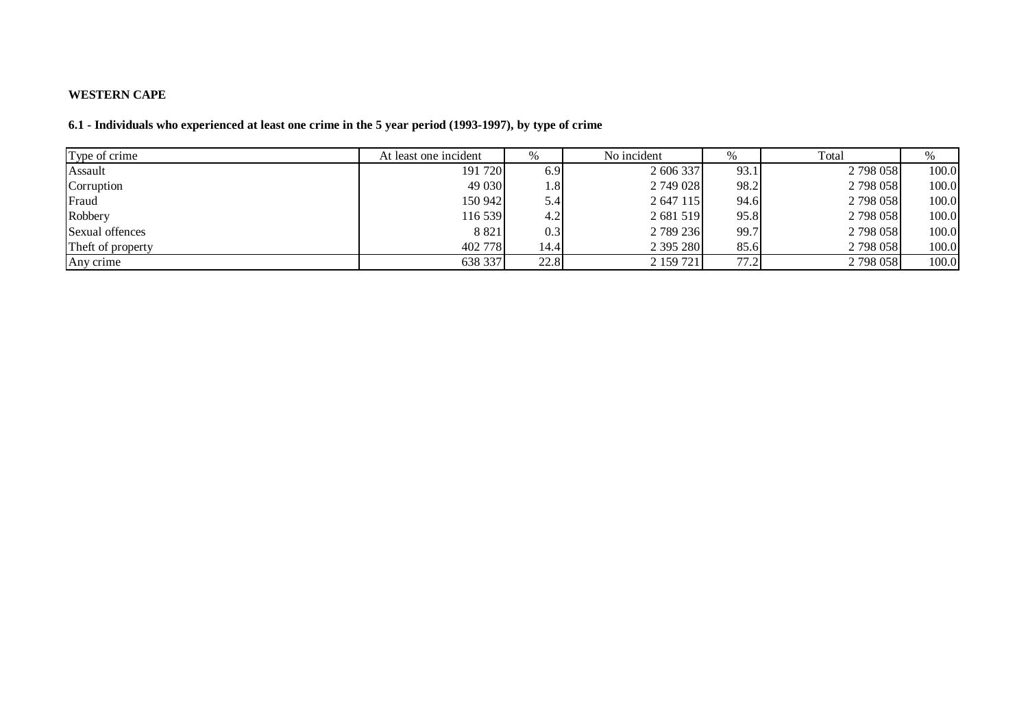**WESTERN CAPE**

**6.1 - Individuals who experienced at least one crime in the 5 year period (1993-1997), by type of crime**

| Type of crime | At least one incident | % | No incident | % | Total | % |
|---|---|---|---|---|---|---|
| Assault | 191 720 | 6.9 | 2 606 337 | 93.1 | 2 798 058 | 100.0 |
| Corruption | 49 030 | 1.8 | 2 749 028 | 98.2 | 2 798 058 | 100.0 |
| Fraud | 150 942 | 5.4 | 2 647 115 | 94.6 | 2 798 058 | 100.0 |
| Robbery | 116 539 | 4.2 | 2 681 519 | 95.8 | 2 798 058 | 100.0 |
| Sexual offences | 8 821 | 0.3 | 2 789 236 | 99.7 | 2 798 058 | 100.0 |
| Theft of property | 402 778 | 14.4 | 2 395 280 | 85.6 | 2 798 058 | 100.0 |
| Any crime | 638 337 | 22.8 | 2 159 721 | 77.2 | 2 798 058 | 100.0 |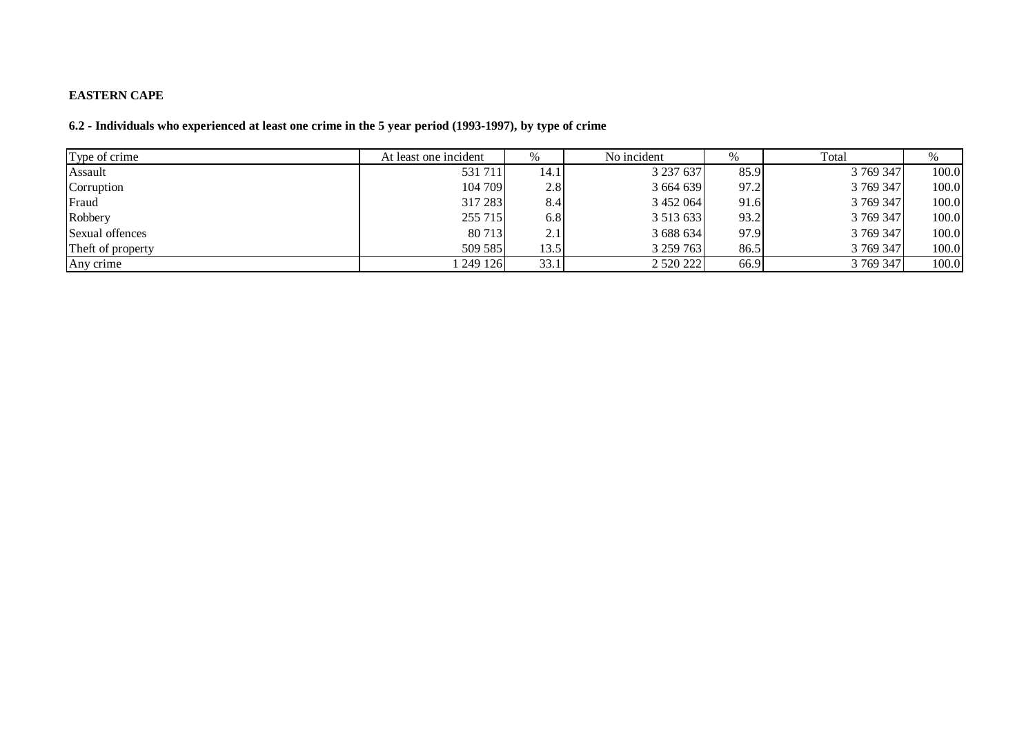**EASTERN CAPE**

**6.2 - Individuals who experienced at least one crime in the 5 year period (1993-1997), by type of crime**

| Type of crime | At least one incident | % | No incident | % | Total | % |
|---|---|---|---|---|---|---|
| Assault | 531 711 | 14.1 | 3 237 637 | 85.9 | 3 769 347 | 100.0 |
| Corruption | 104 709 | 2.8 | 3 664 639 | 97.2 | 3 769 347 | 100.0 |
| Fraud | 317 283 | 8.4 | 3 452 064 | 91.6 | 3 769 347 | 100.0 |
| Robbery | 255 715 | 6.8 | 3 513 633 | 93.2 | 3 769 347 | 100.0 |
| Sexual offences | 80 713 | 2.1 | 3 688 634 | 97.9 | 3 769 347 | 100.0 |
| Theft of property | 509 585 | 13.5 | 3 259 763 | 86.5 | 3 769 347 | 100.0 |
| Any crime | 1 249 126 | 33.1 | 2 520 222 | 66.9 | 3 769 347 | 100.0 |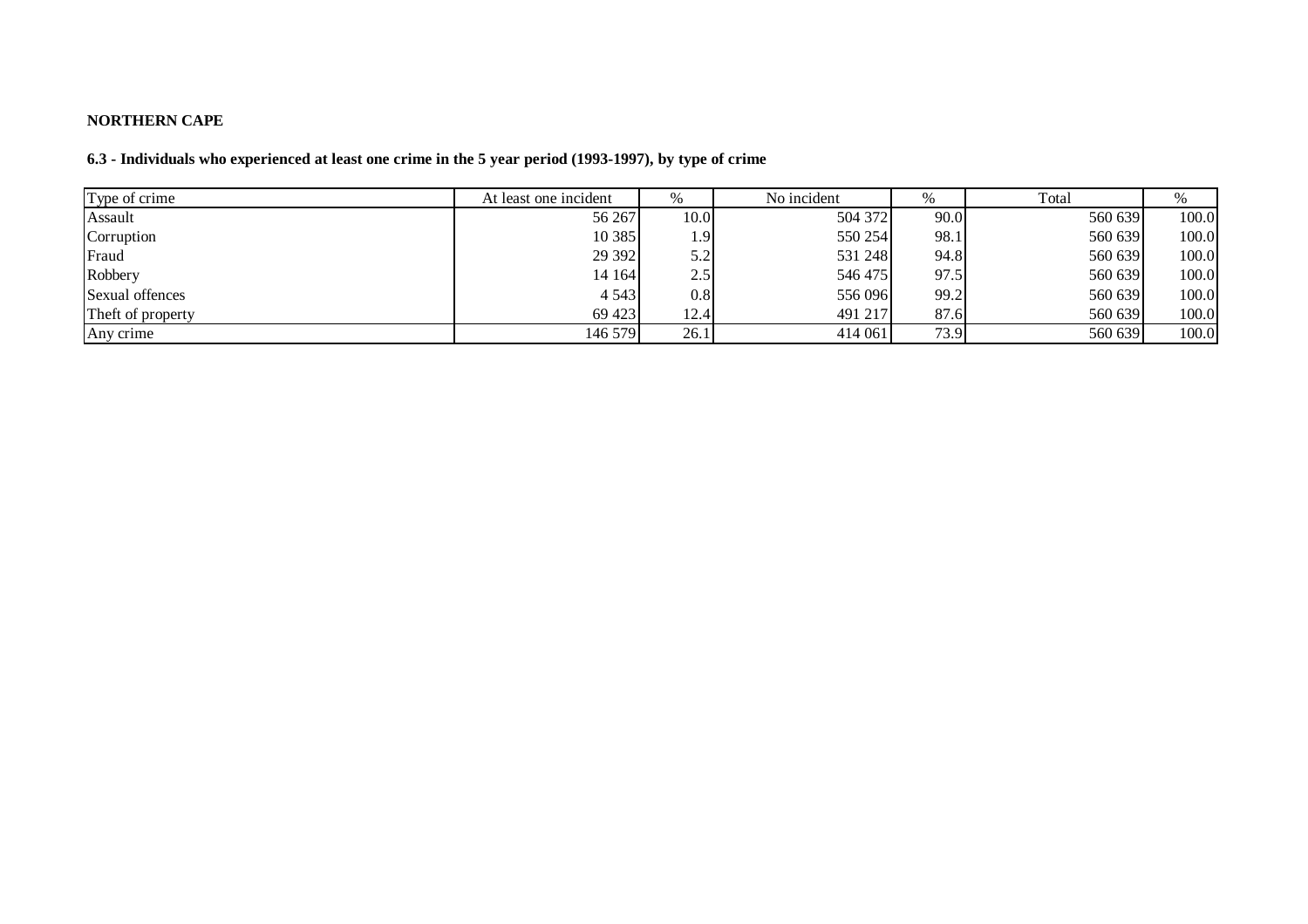**NORTHERN CAPE**

**6.3 - Individuals who experienced at least one crime in the 5 year period (1993-1997), by type of crime**

| Type of crime | At least one incident | % | No incident | % | Total | % |
|---|---|---|---|---|---|---|
| Assault | 56 267 | 10.0 | 504 372 | 90.0 | 560 639 | 100.0 |
| Corruption | 10 385 | 1.9 | 550 254 | 98.1 | 560 639 | 100.0 |
| Fraud | 29 392 | 5.2 | 531 248 | 94.8 | 560 639 | 100.0 |
| Robbery | 14 164 | 2.5 | 546 475 | 97.5 | 560 639 | 100.0 |
| Sexual offences | 4 543 | 0.8 | 556 096 | 99.2 | 560 639 | 100.0 |
| Theft of property | 69 423 | 12.4 | 491 217 | 87.6 | 560 639 | 100.0 |
| Any crime | 146 579 | 26.1 | 414 061 | 73.9 | 560 639 | 100.0 |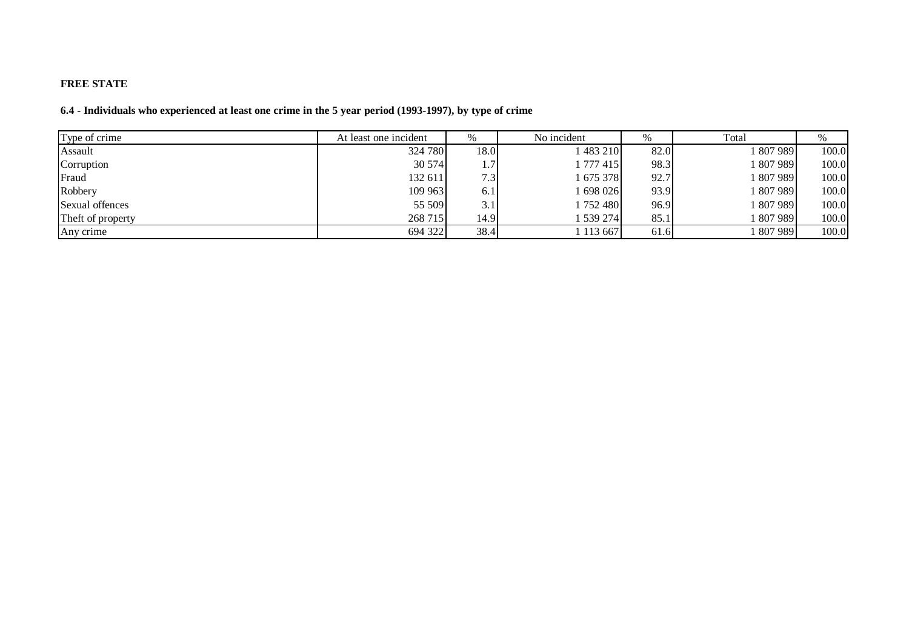**FREE STATE**

**6.4 - Individuals who experienced at least one crime in the 5 year period (1993-1997), by type of crime**

| Type of crime | At least one incident | % | No incident | % | Total | % |
|---|---|---|---|---|---|---|
| Assault | 324 780 | 18.0 | 1 483 210 | 82.0 | 1 807 989 | 100.0 |
| Corruption | 30 574 | 1.7 | 1 777 415 | 98.3 | 1 807 989 | 100.0 |
| Fraud | 132 611 | 7.3 | 1 675 378 | 92.7 | 1 807 989 | 100.0 |
| Robbery | 109 963 | 6.1 | 1 698 026 | 93.9 | 1 807 989 | 100.0 |
| Sexual offences | 55 509 | 3.1 | 1 752 480 | 96.9 | 1 807 989 | 100.0 |
| Theft of property | 268 715 | 14.9 | 1 539 274 | 85.1 | 1 807 989 | 100.0 |
| Any crime | 694 322 | 38.4 | 1 113 667 | 61.6 | 1 807 989 | 100.0 |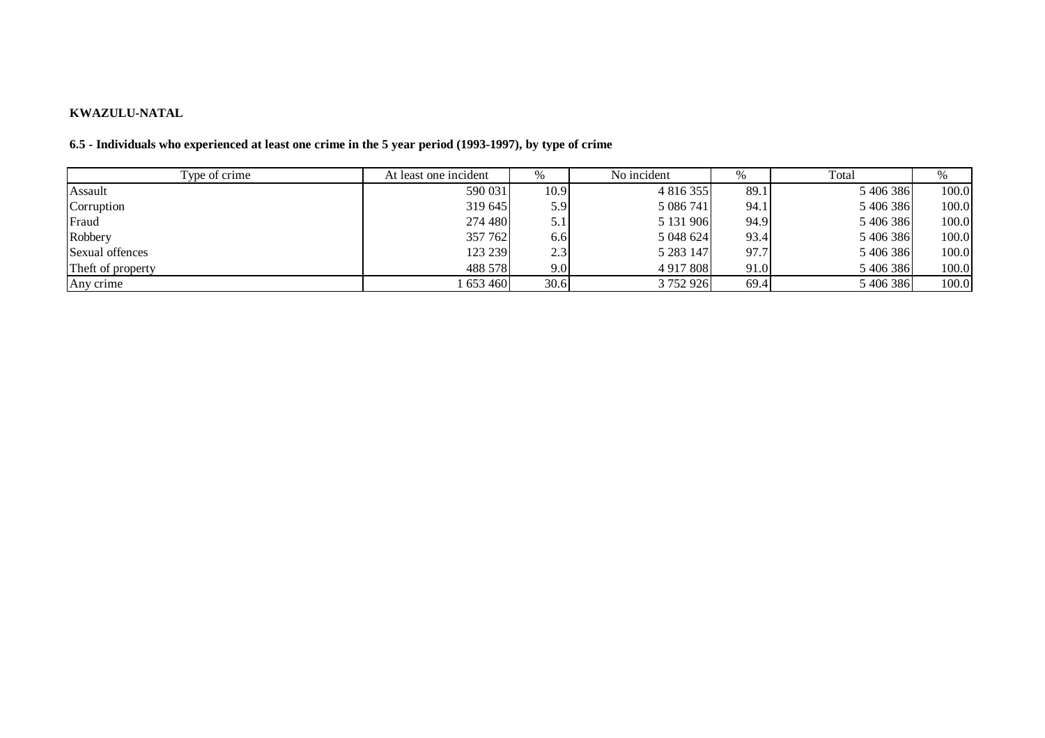**KWAZULU-NATAL**

**6.5 - Individuals who experienced at least one crime in the 5 year period (1993-1997), by type of crime**

| Type of crime | At least one incident | % | No incident | % | Total | % |
|---|---|---|---|---|---|---|
| Assault | 590 031 | 10.9 | 4 816 355 | 89.1 | 5 406 386 | 100.0 |
| Corruption | 319 645 | 5.9 | 5 086 741 | 94.1 | 5 406 386 | 100.0 |
| Fraud | 274 480 | 5.1 | 5 131 906 | 94.9 | 5 406 386 | 100.0 |
| Robbery | 357 762 | 6.6 | 5 048 624 | 93.4 | 5 406 386 | 100.0 |
| Sexual offences | 123 239 | 2.3 | 5 283 147 | 97.7 | 5 406 386 | 100.0 |
| Theft of property | 488 578 | 9.0 | 4 917 808 | 91.0 | 5 406 386 | 100.0 |
| Any crime | 1 653 460 | 30.6 | 3 752 926 | 69.4 | 5 406 386 | 100.0 |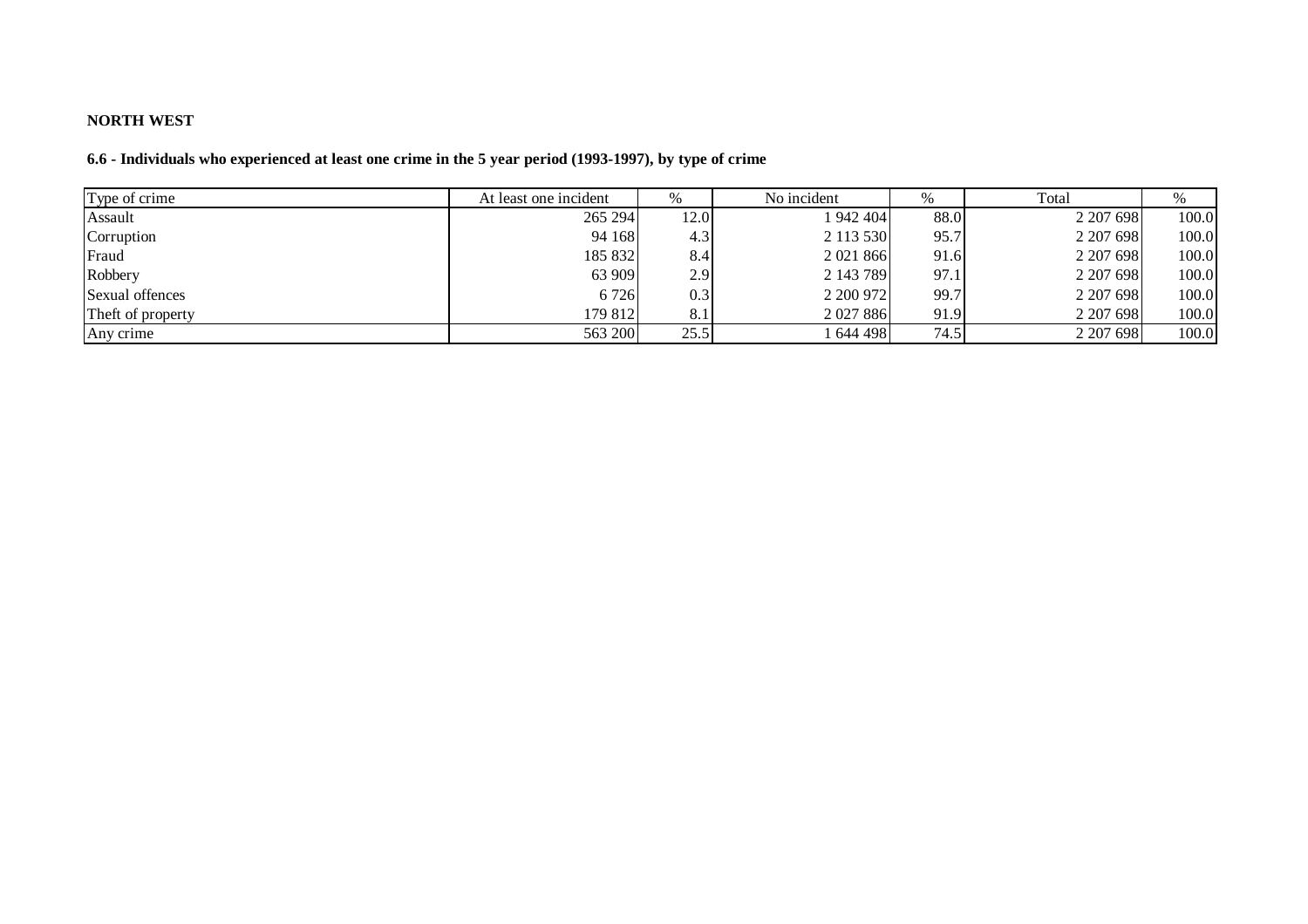**NORTH WEST**

**6.6 - Individuals who experienced at least one crime in the 5 year period (1993-1997), by type of crime**

| Type of crime | At least one incident | % | No incident | % | Total | % |
|---|---|---|---|---|---|---|
| Assault | 265 294 | 12.0 | 1 942 404 | 88.0 | 2 207 698 | 100.0 |
| Corruption | 94 168 | 4.3 | 2 113 530 | 95.7 | 2 207 698 | 100.0 |
| Fraud | 185 832 | 8.4 | 2 021 866 | 91.6 | 2 207 698 | 100.0 |
| Robbery | 63 909 | 2.9 | 2 143 789 | 97.1 | 2 207 698 | 100.0 |
| Sexual offences | 6 726 | 0.3 | 2 200 972 | 99.7 | 2 207 698 | 100.0 |
| Theft of property | 179 812 | 8.1 | 2 027 886 | 91.9 | 2 207 698 | 100.0 |
| Any crime | 563 200 | 25.5 | 1 644 498 | 74.5 | 2 207 698 | 100.0 |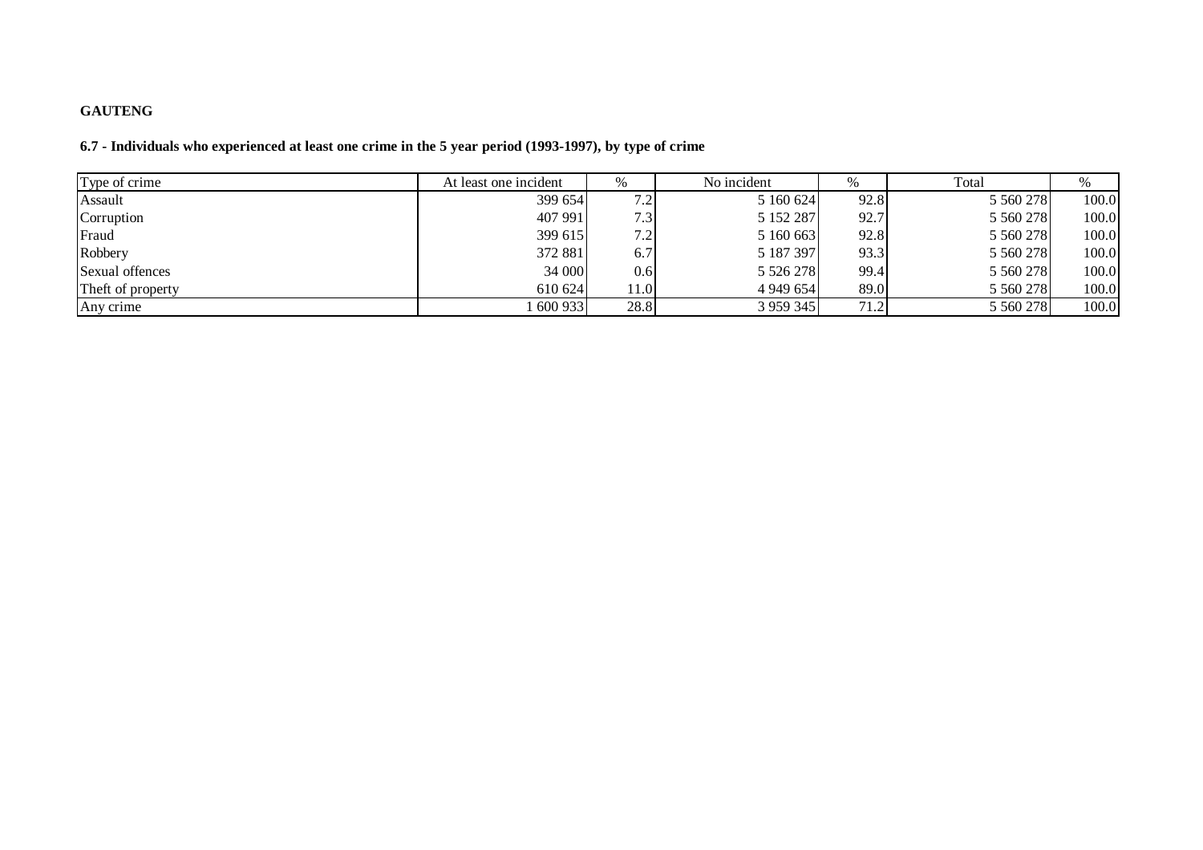**GAUTENG**

**6.7 - Individuals who experienced at least one crime in the 5 year period (1993-1997), by type of crime**

| Type of crime | At least one incident | % | No incident | % | Total | % |
|---|---|---|---|---|---|---|
| Assault | 399 654 | 7.2 | 5 160 624 | 92.8 | 5 560 278 | 100.0 |
| Corruption | 407 991 | 7.3 | 5 152 287 | 92.7 | 5 560 278 | 100.0 |
| Fraud | 399 615 | 7.2 | 5 160 663 | 92.8 | 5 560 278 | 100.0 |
| Robbery | 372 881 | 6.7 | 5 187 397 | 93.3 | 5 560 278 | 100.0 |
| Sexual offences | 34 000 | 0.6 | 5 526 278 | 99.4 | 5 560 278 | 100.0 |
| Theft of property | 610 624 | 11.0 | 4 949 654 | 89.0 | 5 560 278 | 100.0 |
| Any crime | 1 600 933 | 28.8 | 3 959 345 | 71.2 | 5 560 278 | 100.0 |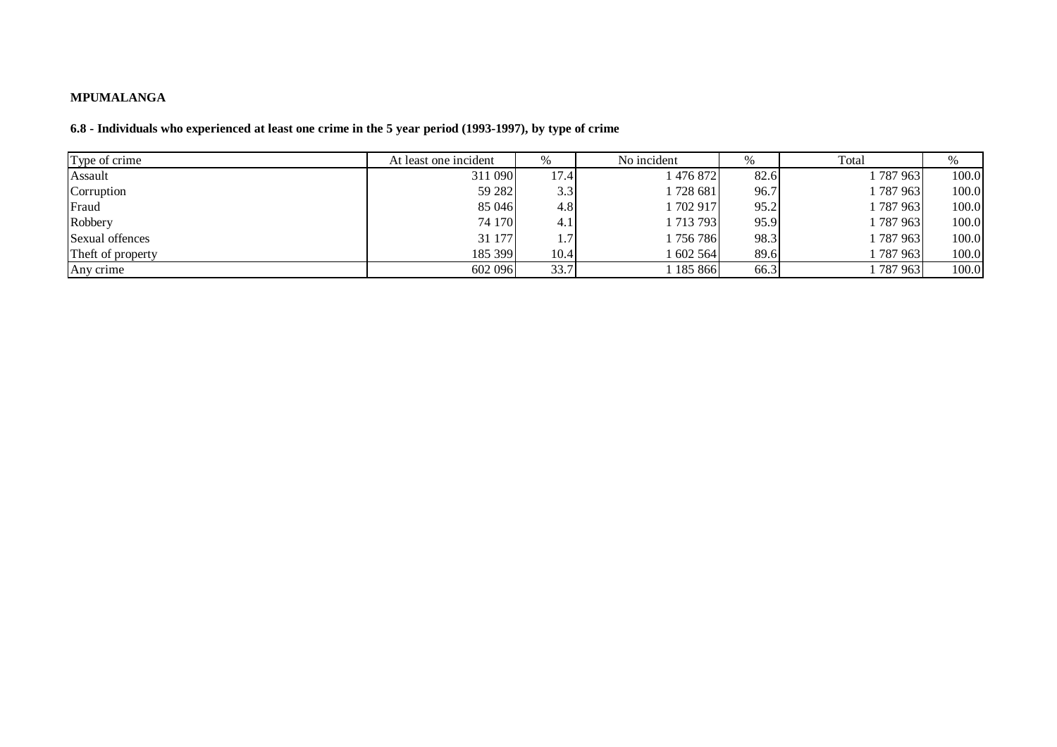**MPUMALANGA**

**6.8 - Individuals who experienced at least one crime in the 5 year period (1993-1997), by type of crime**

| Type of crime | At least one incident | % | No incident | % | Total | % |
|---|---|---|---|---|---|---|
| Assault | 311 090 | 17.4 | 1 476 872 | 82.6 | 1 787 963 | 100.0 |
| Corruption | 59 282 | 3.3 | 1 728 681 | 96.7 | 1 787 963 | 100.0 |
| Fraud | 85 046 | 4.8 | 1 702 917 | 95.2 | 1 787 963 | 100.0 |
| Robbery | 74 170 | 4.1 | 1 713 793 | 95.9 | 1 787 963 | 100.0 |
| Sexual offences | 31 177 | 1.7 | 1 756 786 | 98.3 | 1 787 963 | 100.0 |
| Theft of property | 185 399 | 10.4 | 1 602 564 | 89.6 | 1 787 963 | 100.0 |
| Any crime | 602 096 | 33.7 | 1 185 866 | 66.3 | 1 787 963 | 100.0 |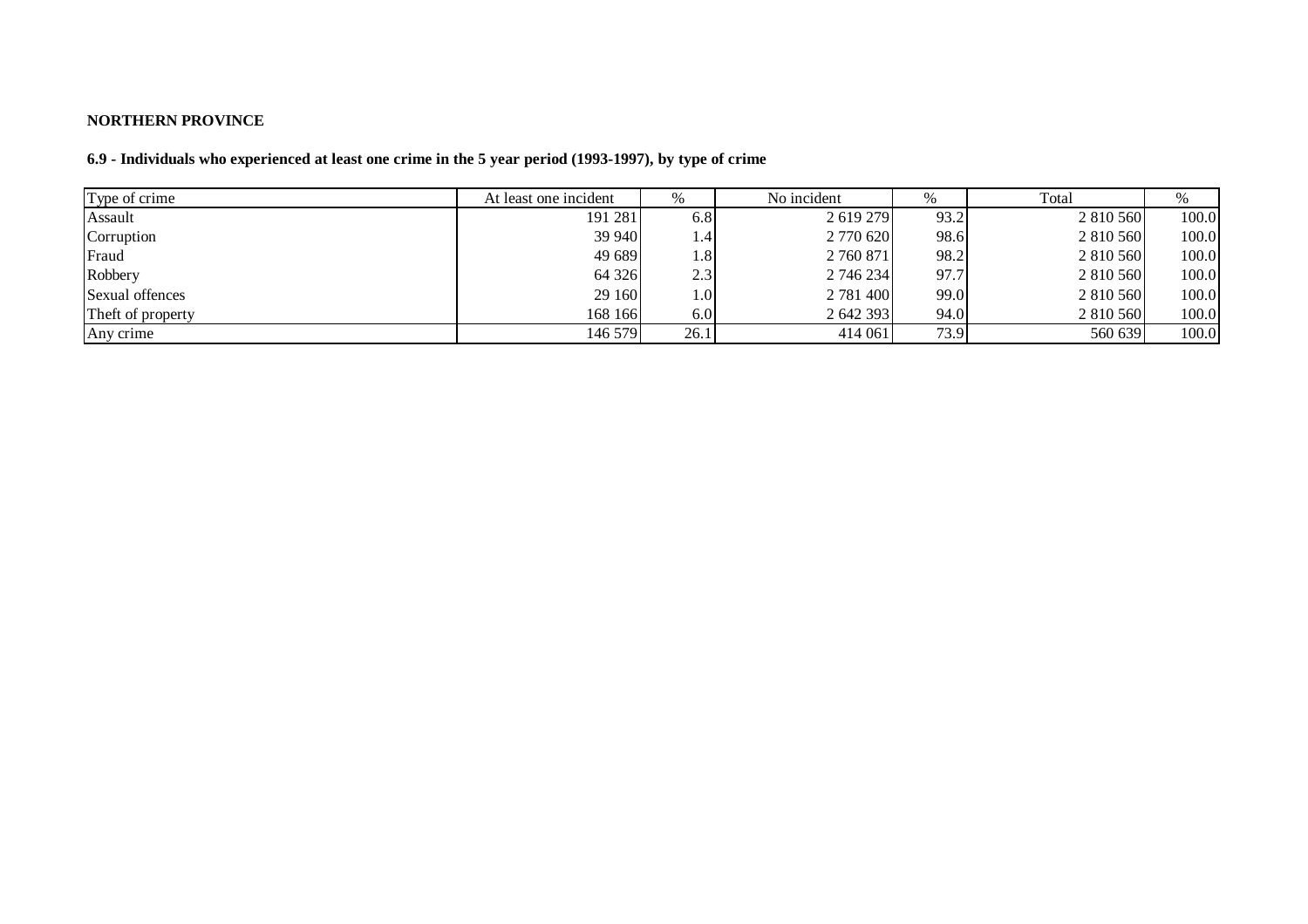**NORTHERN PROVINCE**

**6.9 - Individuals who experienced at least one crime in the 5 year period (1993-1997), by type of crime**

| Type of crime | At least one incident | % | No incident | % | Total | % |
|---|---|---|---|---|---|---|
| Assault | 191 281 | 6.8 | 2 619 279 | 93.2 | 2 810 560 | 100.0 |
| Corruption | 39 940 | 1.4 | 2 770 620 | 98.6 | 2 810 560 | 100.0 |
| Fraud | 49 689 | 1.8 | 2 760 871 | 98.2 | 2 810 560 | 100.0 |
| Robbery | 64 326 | 2.3 | 2 746 234 | 97.7 | 2 810 560 | 100.0 |
| Sexual offences | 29 160 | 1.0 | 2 781 400 | 99.0 | 2 810 560 | 100.0 |
| Theft of property | 168 166 | 6.0 | 2 642 393 | 94.0 | 2 810 560 | 100.0 |
| Any crime | 146 579 | 26.1 | 414 061 | 73.9 | 560 639 | 100.0 |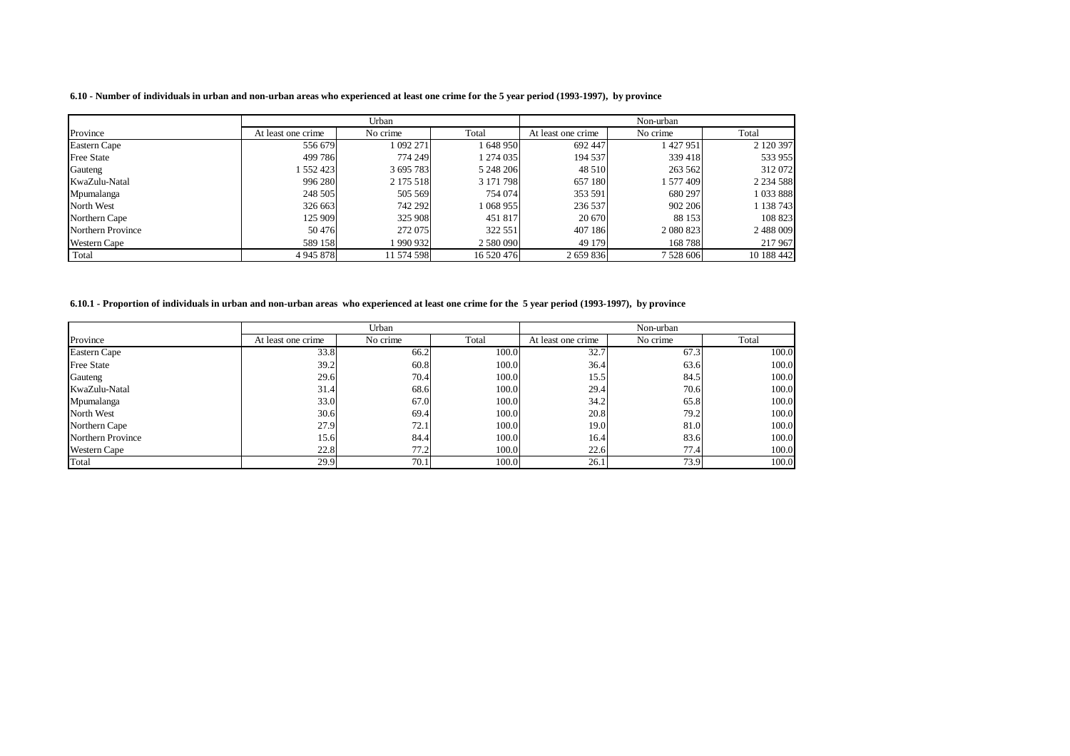**6.10 - Number of individuals in urban and non-urban areas who experienced at least one crime for the 5 year period (1993-1997), by province**

| | Urban | | | Non-urban | | |
|---|---|---|---|---|---|---|
| Province | At least one crime | No crime | Total | At least one crime | No crime | Total |
| Eastern Cape | 556 679 | 1 092 271 | 1 648 950 | 692 447 | 1 427 951 | 2 120 397 |
| Free State | 499 786 | 774 249 | 1 274 035 | 194 537 | 339 418 | 533 955 |
| Gauteng | 1 552 423 | 3 695 783 | 5 248 206 | 48 510 | 263 562 | 312 072 |
| KwaZulu-Natal | 996 280 | 2 175 518 | 3 171 798 | 657 180 | 1 577 409 | 2 234 588 |
| Mpumalanga | 248 505 | 505 569 | 754 074 | 353 591 | 680 297 | 1 033 888 |
| North West | 326 663 | 742 292 | 1 068 955 | 236 537 | 902 206 | 1 138 743 |
| Northern Cape | 125 909 | 325 908 | 451 817 | 20 670 | 88 153 | 108 823 |
| Northern Province | 50 476 | 272 075 | 322 551 | 407 186 | 2 080 823 | 2 488 009 |
| Western Cape | 589 158 | 1 990 932 | 2 580 090 | 49 179 | 168 788 | 217 967 |
| Total | 4 945 878 | 11 574 598 | 16 520 476 | 2 659 836 | 7 528 606 | 10 188 442 |

**6.10.1 - Proportion of individuals in urban and non-urban areas who experienced at least one crime for the 5 year period (1993-1997), by province**

| | Urban | | | Non-urban | | |
|---|---|---|---|---|---|---|
| Province | At least one crime | No crime | Total | At least one crime | No crime | Total |
| Eastern Cape | 33.8 | 66.2 | 100.0 | 32.7 | 67.3 | 100.0 |
| Free State | 39.2 | 60.8 | 100.0 | 36.4 | 63.6 | 100.0 |
| Gauteng | 29.6 | 70.4 | 100.0 | 15.5 | 84.5 | 100.0 |
| KwaZulu-Natal | 31.4 | 68.6 | 100.0 | 29.4 | 70.6 | 100.0 |
| Mpumalanga | 33.0 | 67.0 | 100.0 | 34.2 | 65.8 | 100.0 |
| North West | 30.6 | 69.4 | 100.0 | 20.8 | 79.2 | 100.0 |
| Northern Cape | 27.9 | 72.1 | 100.0 | 19.0 | 81.0 | 100.0 |
| Northern Province | 15.6 | 84.4 | 100.0 | 16.4 | 83.6 | 100.0 |
| Western Cape | 22.8 | 77.2 | 100.0 | 22.6 | 77.4 | 100.0 |
| Total | 29.9 | 70.1 | 100.0 | 26.1 | 73.9 | 100.0 |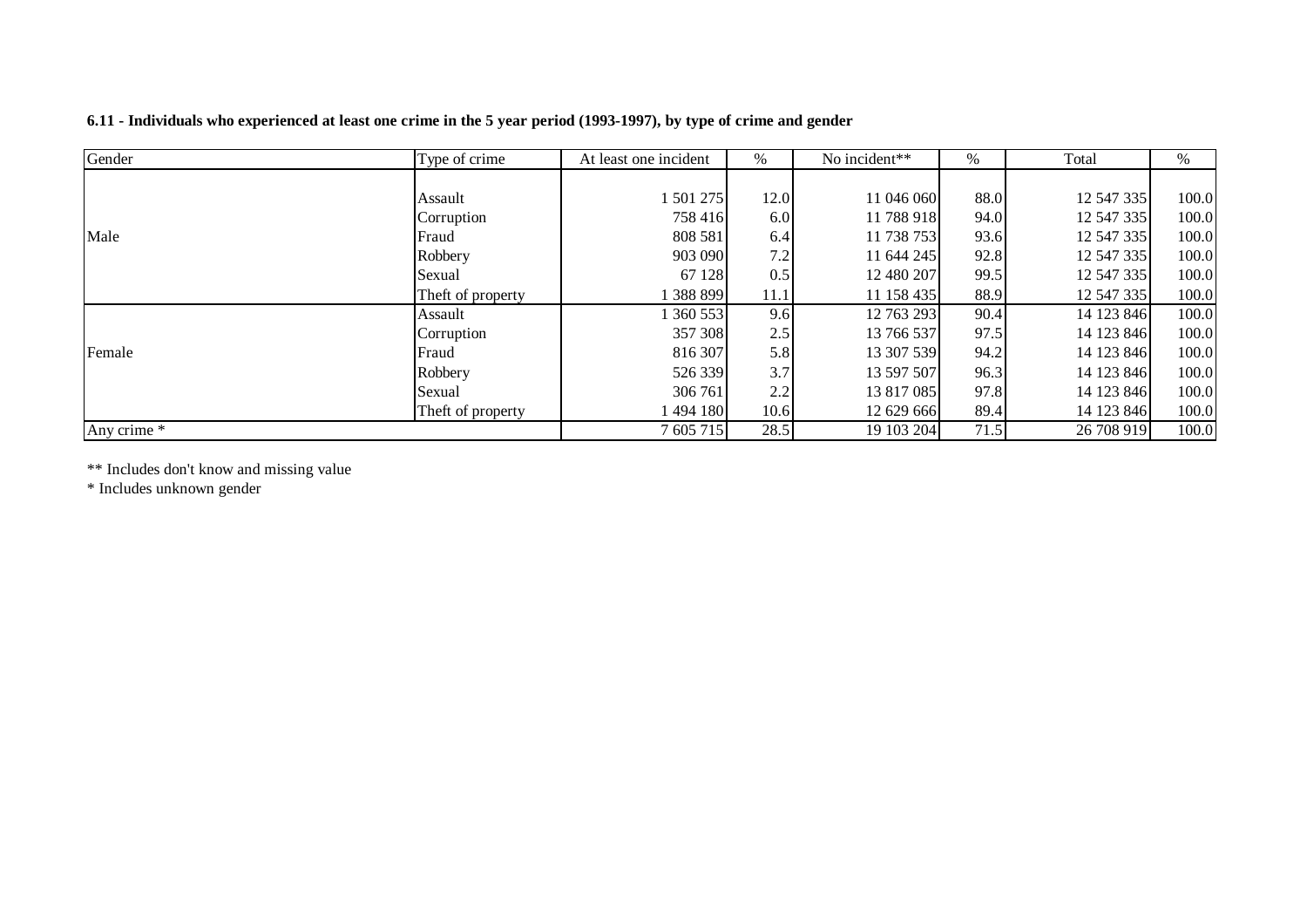**6.11 - Individuals who experienced at least one crime in the 5 year period (1993-1997), by type of crime and gender**

| Gender | Type of crime | At least one incident | % | No incident** | % | Total | % |
|---|---|---|---|---|---|---|---|
| Male | Assault | 1 501 275 | 12.0 | 11 046 060 | 88.0 | 12 547 335 | 100.0 |
| | Corruption | 758 416 | 6.0 | 11 788 918 | 94.0 | 12 547 335 | 100.0 |
| | Fraud | 808 581 | 6.4 | 11 738 753 | 93.6 | 12 547 335 | 100.0 |
| | Robbery | 903 090 | 7.2 | 11 644 245 | 92.8 | 12 547 335 | 100.0 |
| | Sexual | 67 128 | 0.5 | 12 480 207 | 99.5 | 12 547 335 | 100.0 |
| | Theft of property | 1 388 899 | 11.1 | 11 158 435 | 88.9 | 12 547 335 | 100.0 |
| Female | Assault | 1 360 553 | 9.6 | 12 763 293 | 90.4 | 14 123 846 | 100.0 |
| | Corruption | 357 308 | 2.5 | 13 766 537 | 97.5 | 14 123 846 | 100.0 |
| | Fraud | 816 307 | 5.8 | 13 307 539 | 94.2 | 14 123 846 | 100.0 |
| | Robbery | 526 339 | 3.7 | 13 597 507 | 96.3 | 14 123 846 | 100.0 |
| | Sexual | 306 761 | 2.2 | 13 817 085 | 97.8 | 14 123 846 | 100.0 |
| | Theft of property | 1 494 180 | 10.6 | 12 629 666 | 89.4 | 14 123 846 | 100.0 |
| Any crime * | | 7 605 715 | 28.5 | 19 103 204 | 71.5 | 26 708 919 | 100.0 |

** Includes don't know and missing value

* Includes unknown gender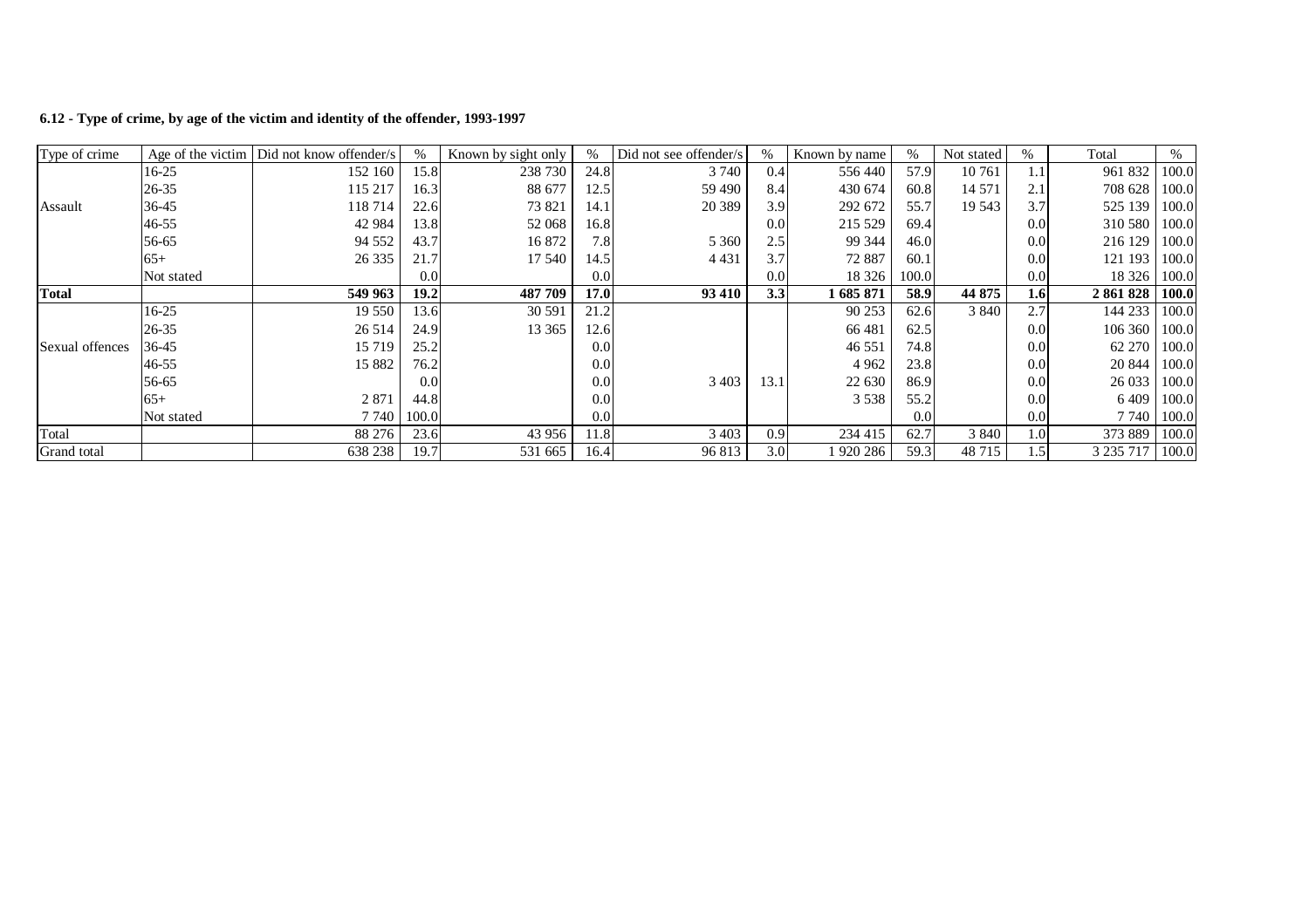**6.12 - Type of crime, by age of the victim and identity of the offender, 1993-1997**

| Type of crime | Age of the victim | Did not know offender/s | % | Known by sight only | % | Did not see offender/s | % | Known by name | % | Not stated | % | Total | % |
|---|---|---|---|---|---|---|---|---|---|---|---|---|---|
| Assault | 16-25 | 152 160 | 15.8 | 238 730 | 24.8 | 3 740 | 0.4 | 556 440 | 57.9 | 10 761 | 1.1 | 961 832 | 100.0 |
| | 26-35 | 115 217 | 16.3 | 88 677 | 12.5 | 59 490 | 8.4 | 430 674 | 60.8 | 14 571 | 2.1 | 708 628 | 100.0 |
| | 36-45 | 118 714 | 22.6 | 73 821 | 14.1 | 20 389 | 3.9 | 292 672 | 55.7 | 19 543 | 3.7 | 525 139 | 100.0 |
| | 46-55 | 42 984 | 13.8 | 52 068 | 16.8 | | 0.0 | 215 529 | 69.4 | | 0.0 | 310 580 | 100.0 |
| | 56-65 | 94 552 | 43.7 | 16 872 | 7.8 | 5 360 | 2.5 | 99 344 | 46.0 | | 0.0 | 216 129 | 100.0 |
| | 65+ | 26 335 | 21.7 | 17 540 | 14.5 | 4 431 | 3.7 | 72 887 | 60.1 | | 0.0 | 121 193 | 100.0 |
| | Not stated | | 0.0 | | 0.0 | | 0.0 | 18 326 | 100.0 | | 0.0 | 18 326 | 100.0 |
| **Total** | | **549 963** | **19.2** | **487 709** | **17.0** | **93 410** | **3.3** | **1 685 871** | **58.9** | **44 875** | **1.6** | **2 861 828** | **100.0** |
| Sexual offences | 16-25 | 19 550 | 13.6 | 30 591 | 21.2 | | | 90 253 | 62.6 | 3 840 | 2.7 | 144 233 | 100.0 |
| | 26-35 | 26 514 | 24.9 | 13 365 | 12.6 | | | 66 481 | 62.5 | | 0.0 | 106 360 | 100.0 |
| | 36-45 | 15 719 | 25.2 | | 0.0 | | | 46 551 | 74.8 | | 0.0 | 62 270 | 100.0 |
| | 46-55 | 15 882 | 76.2 | | 0.0 | | | 4 962 | 23.8 | | 0.0 | 20 844 | 100.0 |
| | 56-65 | | 0.0 | | 0.0 | 3 403 | 13.1 | 22 630 | 86.9 | | 0.0 | 26 033 | 100.0 |
| | 65+ | 2 871 | 44.8 | | 0.0 | | | 3 538 | 55.2 | | 0.0 | 6 409 | 100.0 |
| | Not stated | 7 740 | 100.0 | | 0.0 | | | | 0.0 | | 0.0 | 7 740 | 100.0 |
| Total | | 88 276 | 23.6 | 43 956 | 11.8 | 3 403 | 0.9 | 234 415 | 62.7 | 3 840 | 1.0 | 373 889 | 100.0 |
| Grand total | | 638 238 | 19.7 | 531 665 | 16.4 | 96 813 | 3.0 | 1 920 286 | 59.3 | 48 715 | 1.5 | 3 235 717 | 100.0 |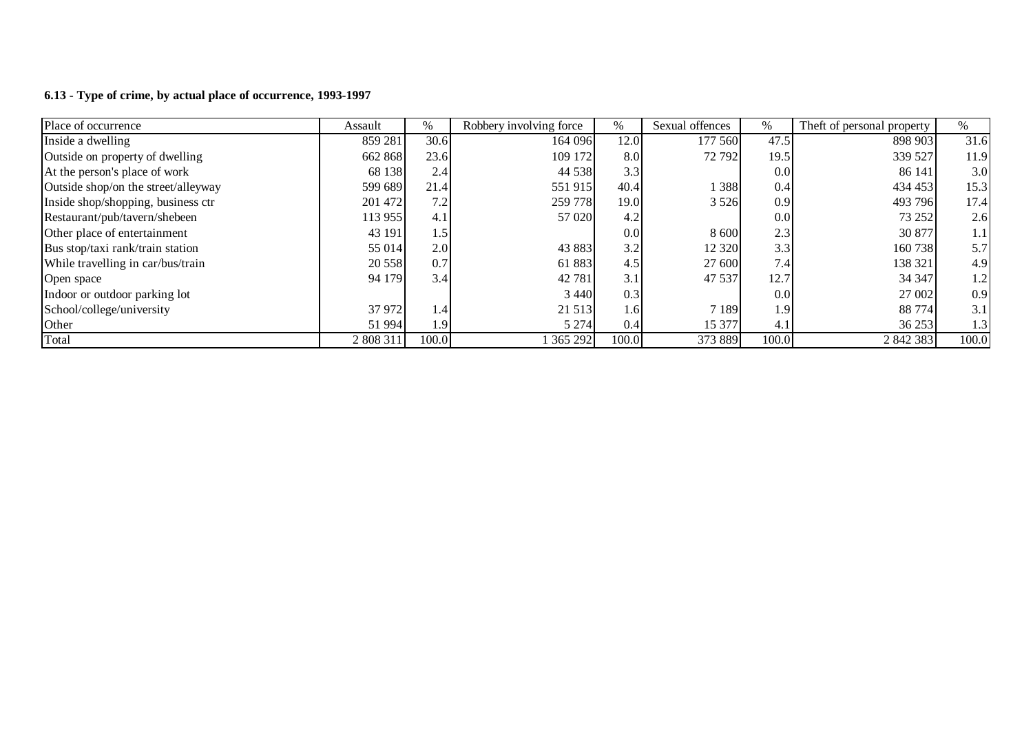**6.13 - Type of crime, by actual place of occurrence, 1993-1997**

| Place of occurrence | Assault | % | Robbery involving force | % | Sexual offences | % | Theft of personal property | % |
|---|---|---|---|---|---|---|---|---|
| Inside a dwelling | 859 281 | 30.6 | 164 096 | 12.0 | 177 560 | 47.5 | 898 903 | 31.6 |
| Outside on property of dwelling | 662 868 | 23.6 | 109 172 | 8.0 | 72 792 | 19.5 | 339 527 | 11.9 |
| At the person's place of work | 68 138 | 2.4 | 44 538 | 3.3 | | 0.0 | 86 141 | 3.0 |
| Outside shop/on the street/alleyway | 599 689 | 21.4 | 551 915 | 40.4 | 1 388 | 0.4 | 434 453 | 15.3 |
| Inside shop/shopping, business ctr | 201 472 | 7.2 | 259 778 | 19.0 | 3 526 | 0.9 | 493 796 | 17.4 |
| Restaurant/pub/tavern/shebeen | 113 955 | 4.1 | 57 020 | 4.2 | | 0.0 | 73 252 | 2.6 |
| Other place of entertainment | 43 191 | 1.5 | | 0.0 | 8 600 | 2.3 | 30 877 | 1.1 |
| Bus stop/taxi rank/train station | 55 014 | 2.0 | 43 883 | 3.2 | 12 320 | 3.3 | 160 738 | 5.7 |
| While travelling in car/bus/train | 20 558 | 0.7 | 61 883 | 4.5 | 27 600 | 7.4 | 138 321 | 4.9 |
| Open space | 94 179 | 3.4 | 42 781 | 3.1 | 47 537 | 12.7 | 34 347 | 1.2 |
| Indoor or outdoor parking lot | | | 3 440 | 0.3 | | 0.0 | 27 002 | 0.9 |
| School/college/university | 37 972 | 1.4 | 21 513 | 1.6 | 7 189 | 1.9 | 88 774 | 3.1 |
| Other | 51 994 | 1.9 | 5 274 | 0.4 | 15 377 | 4.1 | 36 253 | 1.3 |
| Total | 2 808 311 | 100.0 | 1 365 292 | 100.0 | 373 889 | 100.0 | 2 842 383 | 100.0 |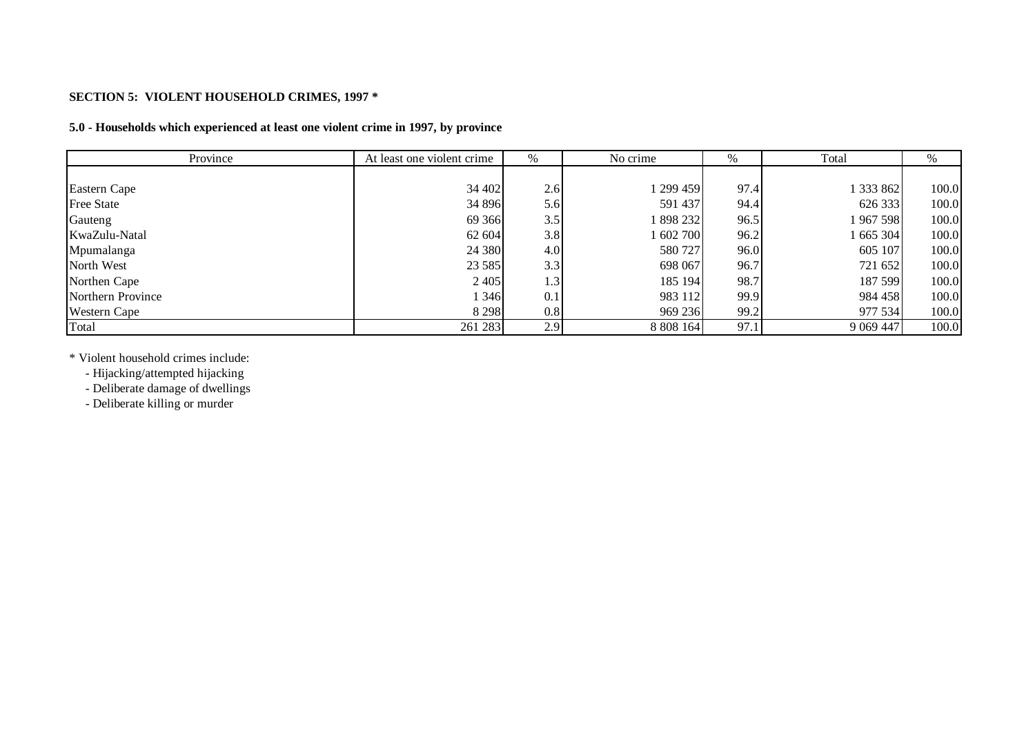**SECTION 5: VIOLENT HOUSEHOLD CRIMES, 1997 ***

**5.0 - Households which experienced at least one violent crime in 1997, by province**

| Province | At least one violent crime | % | No crime | % | Total | % |
|---|---|---|---|---|---|---|
| Eastern Cape | 34 402 | 2.6 | 1 299 459 | 97.4 | 1 333 862 | 100.0 |
| Free State | 34 896 | 5.6 | 591 437 | 94.4 | 626 333 | 100.0 |
| Gauteng | 69 366 | 3.5 | 1 898 232 | 96.5 | 1 967 598 | 100.0 |
| KwaZulu-Natal | 62 604 | 3.8 | 1 602 700 | 96.2 | 1 665 304 | 100.0 |
| Mpumalanga | 24 380 | 4.0 | 580 727 | 96.0 | 605 107 | 100.0 |
| North West | 23 585 | 3.3 | 698 067 | 96.7 | 721 652 | 100.0 |
| Northen Cape | 2 405 | 1.3 | 185 194 | 98.7 | 187 599 | 100.0 |
| Northern Province | 1 346 | 0.1 | 983 112 | 99.9 | 984 458 | 100.0 |
| Western Cape | 8 298 | 0.8 | 969 236 | 99.2 | 977 534 | 100.0 |
| Total | 261 283 | 2.9 | 8 808 164 | 97.1 | 9 069 447 | 100.0 |

* Violent household crimes include:
  - Hijacking/attempted hijacking
  - Deliberate damage of dwellings
  - Deliberate killing or murder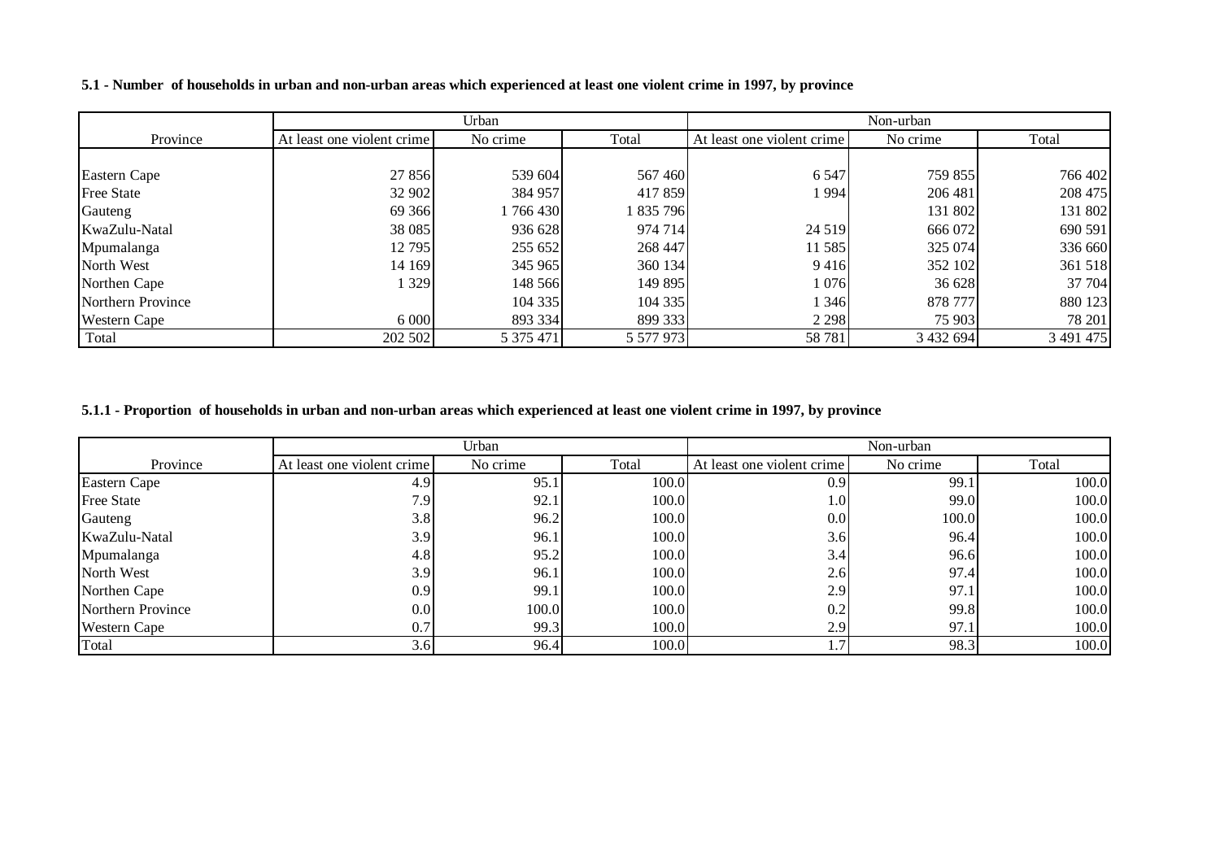**5.1 - Number of households in urban and non-urban areas which experienced at least one violent crime in 1997, by province**

| Province | Urban | | | Non-urban | | |
|---|---|---|---|---|---|---|
| | At least one violent crime | No crime | Total | At least one violent crime | No crime | Total |
| Eastern Cape | 27 856 | 539 604 | 567 460 | 6 547 | 759 855 | 766 402 |
| Free State | 32 902 | 384 957 | 417 859 | 1 994 | 206 481 | 208 475 |
| Gauteng | 69 366 | 1 766 430 | 1 835 796 | | 131 802 | 131 802 |
| KwaZulu-Natal | 38 085 | 936 628 | 974 714 | 24 519 | 666 072 | 690 591 |
| Mpumalanga | 12 795 | 255 652 | 268 447 | 11 585 | 325 074 | 336 660 |
| North West | 14 169 | 345 965 | 360 134 | 9 416 | 352 102 | 361 518 |
| Northen Cape | 1 329 | 148 566 | 149 895 | 1 076 | 36 628 | 37 704 |
| Northern Province | | 104 335 | 104 335 | 1 346 | 878 777 | 880 123 |
| Western Cape | 6 000 | 893 334 | 899 333 | 2 298 | 75 903 | 78 201 |
| Total | 202 502 | 5 375 471 | 5 577 973 | 58 781 | 3 432 694 | 3 491 475 |

**5.1.1 - Proportion of households in urban and non-urban areas which experienced at least one violent crime in 1997, by province**

| Province | Urban | | | Non-urban | | |
|---|---|---|---|---|---|---|
| | At least one violent crime | No crime | Total | At least one violent crime | No crime | Total |
| Eastern Cape | 4.9 | 95.1 | 100.0 | 0.9 | 99.1 | 100.0 |
| Free State | 7.9 | 92.1 | 100.0 | 1.0 | 99.0 | 100.0 |
| Gauteng | 3.8 | 96.2 | 100.0 | 0.0 | 100.0 | 100.0 |
| KwaZulu-Natal | 3.9 | 96.1 | 100.0 | 3.6 | 96.4 | 100.0 |
| Mpumalanga | 4.8 | 95.2 | 100.0 | 3.4 | 96.6 | 100.0 |
| North West | 3.9 | 96.1 | 100.0 | 2.6 | 97.4 | 100.0 |
| Northen Cape | 0.9 | 99.1 | 100.0 | 2.9 | 97.1 | 100.0 |
| Northern Province | 0.0 | 100.0 | 100.0 | 0.2 | 99.8 | 100.0 |
| Western Cape | 0.7 | 99.3 | 100.0 | 2.9 | 97.1 | 100.0 |
| Total | 3.6 | 96.4 | 100.0 | 1.7 | 98.3 | 100.0 |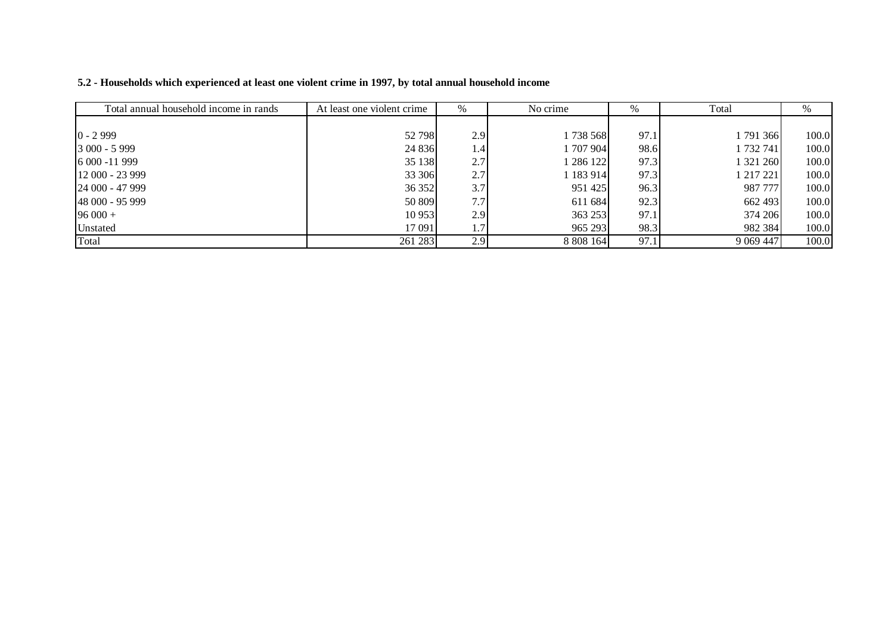**5.2 - Households which experienced at least one violent crime in 1997, by total annual household income**

| Total annual household income in rands | At least one violent crime | % | No crime | % | Total | % |
|---|---|---|---|---|---|---|
| 0 - 2 999 | 52 798 | 2.9 | 1 738 568 | 97.1 | 1 791 366 | 100.0 |
| 3 000 - 5 999 | 24 836 | 1.4 | 1 707 904 | 98.6 | 1 732 741 | 100.0 |
| 6 000 -11 999 | 35 138 | 2.7 | 1 286 122 | 97.3 | 1 321 260 | 100.0 |
| 12 000 - 23 999 | 33 306 | 2.7 | 1 183 914 | 97.3 | 1 217 221 | 100.0 |
| 24 000 - 47 999 | 36 352 | 3.7 | 951 425 | 96.3 | 987 777 | 100.0 |
| 48 000 - 95 999 | 50 809 | 7.7 | 611 684 | 92.3 | 662 493 | 100.0 |
| 96 000 + | 10 953 | 2.9 | 363 253 | 97.1 | 374 206 | 100.0 |
| Unstated | 17 091 | 1.7 | 965 293 | 98.3 | 982 384 | 100.0 |
| Total | 261 283 | 2.9 | 8 808 164 | 97.1 | 9 069 447 | 100.0 |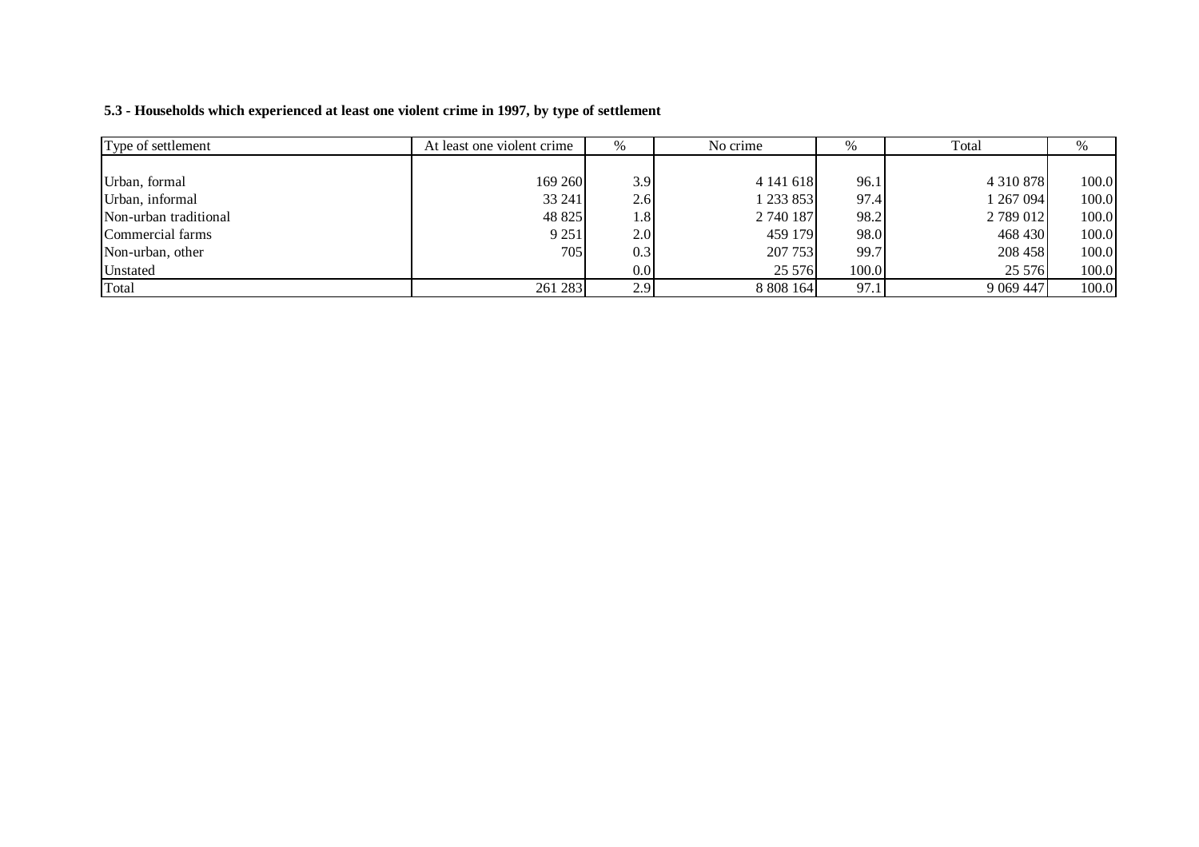**5.3 - Households which experienced at least one violent crime in 1997, by type of settlement**

| Type of settlement | At least one violent crime | % | No crime | % | Total | % |
|---|---|---|---|---|---|---|
| Urban, formal | 169 260 | 3.9 | 4 141 618 | 96.1 | 4 310 878 | 100.0 |
| Urban, informal | 33 241 | 2.6 | 1 233 853 | 97.4 | 1 267 094 | 100.0 |
| Non-urban traditional | 48 825 | 1.8 | 2 740 187 | 98.2 | 2 789 012 | 100.0 |
| Commercial farms | 9 251 | 2.0 | 459 179 | 98.0 | 468 430 | 100.0 |
| Non-urban, other | 705 | 0.3 | 207 753 | 99.7 | 208 458 | 100.0 |
| Unstated | | 0.0 | 25 576 | 100.0 | 25 576 | 100.0 |
| Total | 261 283 | 2.9 | 8 808 164 | 97.1 | 9 069 447 | 100.0 |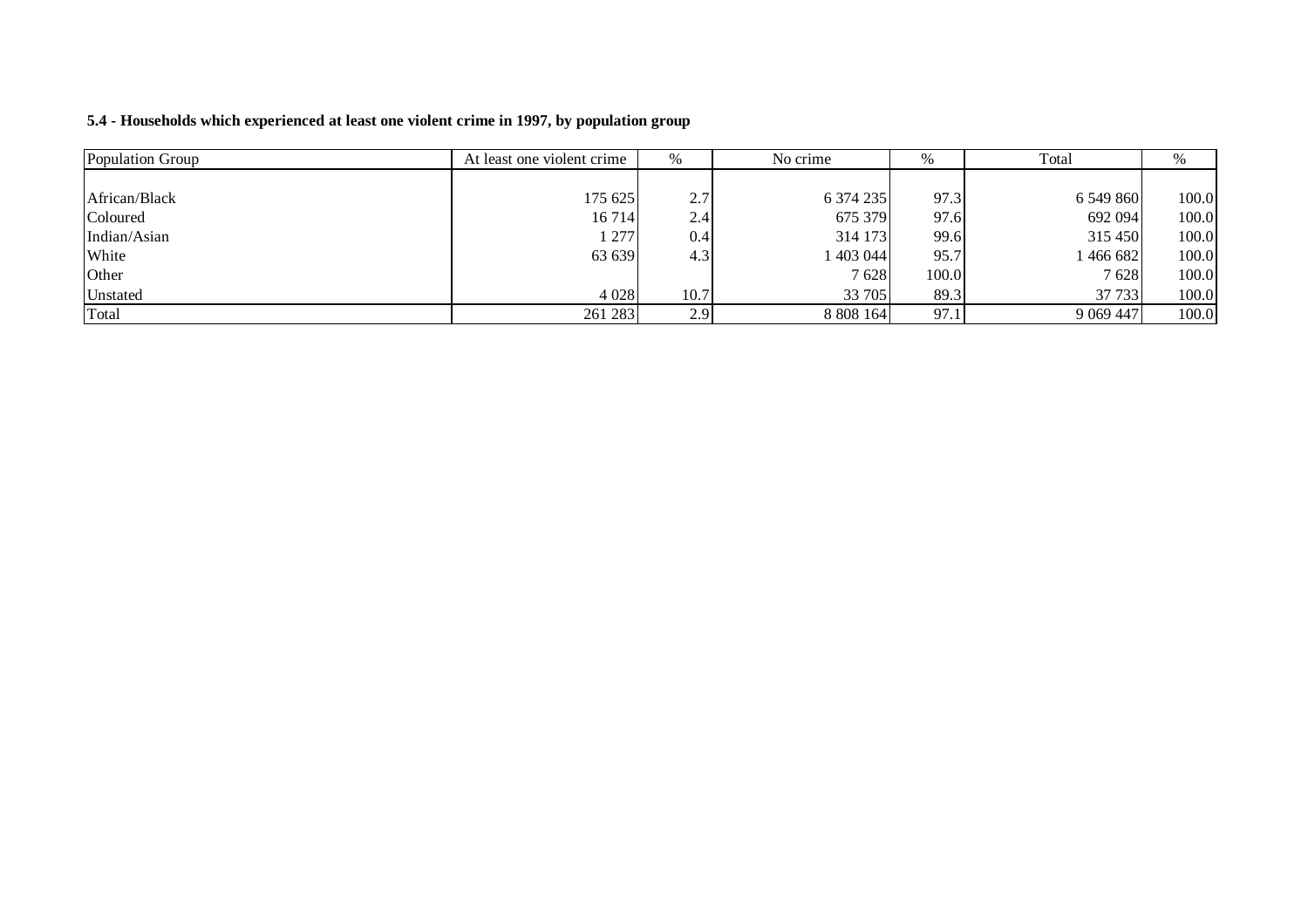**5.4 - Households which experienced at least one violent crime in 1997, by population group**

| Population Group | At least one violent crime | % | No crime | % | Total | % |
|---|---|---|---|---|---|---|
| African/Black | 175 625 | 2.7 | 6 374 235 | 97.3 | 6 549 860 | 100.0 |
| Coloured | 16 714 | 2.4 | 675 379 | 97.6 | 692 094 | 100.0 |
| Indian/Asian | 1 277 | 0.4 | 314 173 | 99.6 | 315 450 | 100.0 |
| White | 63 639 | 4.3 | 1 403 044 | 95.7 | 1 466 682 | 100.0 |
| Other | | | 7 628 | 100.0 | 7 628 | 100.0 |
| Unstated | 4 028 | 10.7 | 33 705 | 89.3 | 37 733 | 100.0 |
| Total | 261 283 | 2.9 | 8 808 164 | 97.1 | 9 069 447 | 100.0 |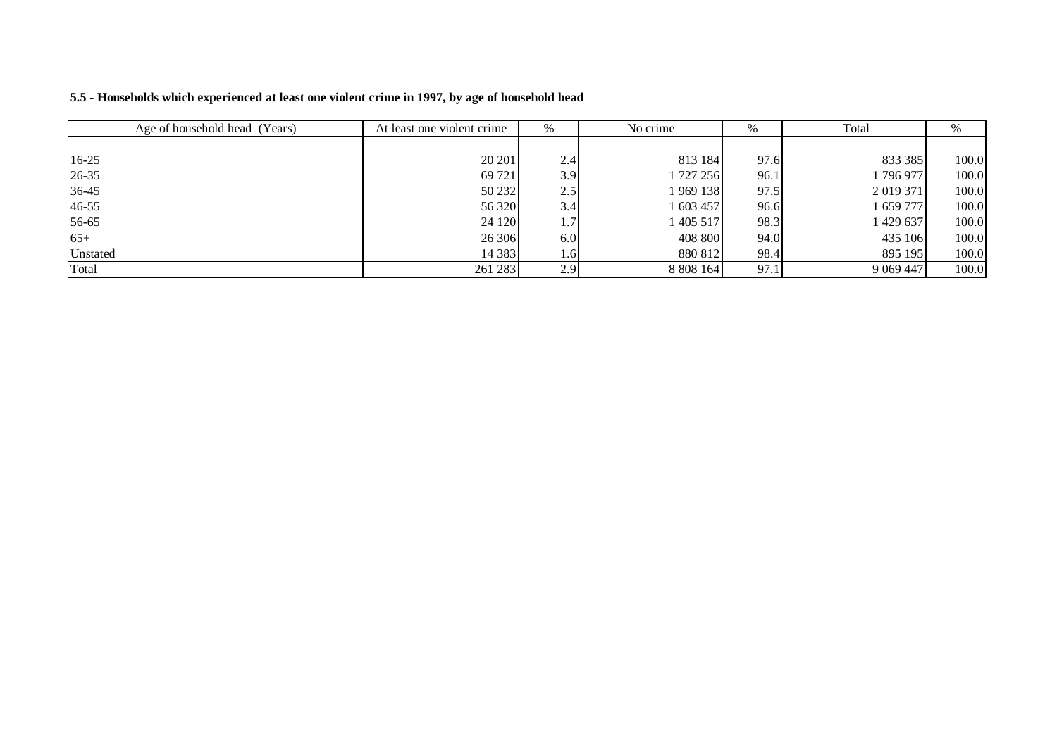**5.5 - Households which experienced at least one violent crime in 1997, by age of household head**

| Age of household head (Years) | At least one violent crime | % | No crime | % | Total | % |
|---|---|---|---|---|---|---|
| 16-25 | 20 201 | 2.4 | 813 184 | 97.6 | 833 385 | 100.0 |
| 26-35 | 69 721 | 3.9 | 1 727 256 | 96.1 | 1 796 977 | 100.0 |
| 36-45 | 50 232 | 2.5 | 1 969 138 | 97.5 | 2 019 371 | 100.0 |
| 46-55 | 56 320 | 3.4 | 1 603 457 | 96.6 | 1 659 777 | 100.0 |
| 56-65 | 24 120 | 1.7 | 1 405 517 | 98.3 | 1 429 637 | 100.0 |
| 65+ | 26 306 | 6.0 | 408 800 | 94.0 | 435 106 | 100.0 |
| Unstated | 14 383 | 1.6 | 880 812 | 98.4 | 895 195 | 100.0 |
| Total | 261 283 | 2.9 | 8 808 164 | 97.1 | 9 069 447 | 100.0 |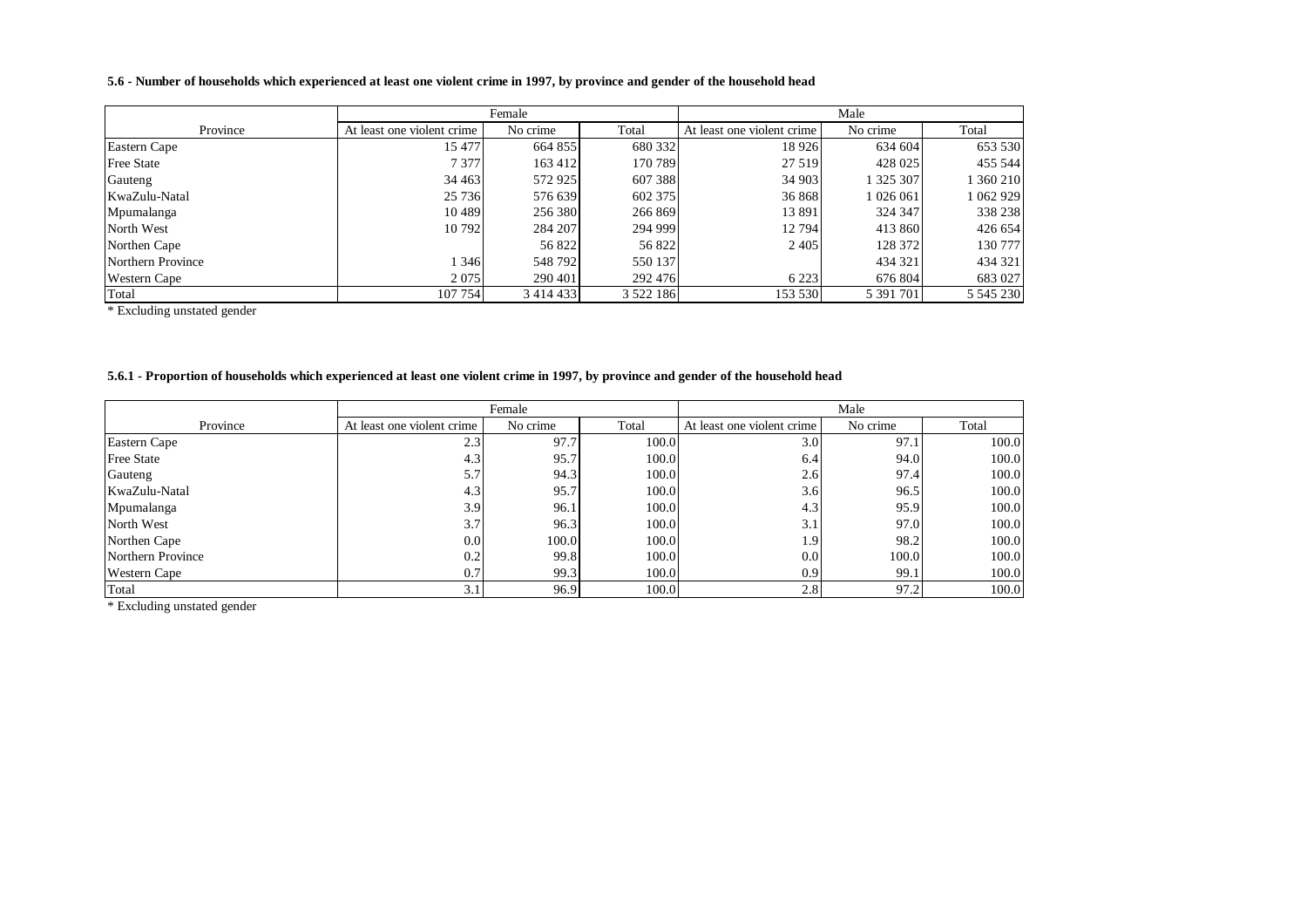**5.6 - Number of households which experienced at least one violent crime in 1997, by province and gender of the household head**

| Province | Female | | | Male | | |
|---|---|---|---|---|---|---|
| | At least one violent crime | No crime | Total | At least one violent crime | No crime | Total |
| Eastern Cape | 15 477 | 664 855 | 680 332 | 18 926 | 634 604 | 653 530 |
| Free State | 7 377 | 163 412 | 170 789 | 27 519 | 428 025 | 455 544 |
| Gauteng | 34 463 | 572 925 | 607 388 | 34 903 | 1 325 307 | 1 360 210 |
| KwaZulu-Natal | 25 736 | 576 639 | 602 375 | 36 868 | 1 026 061 | 1 062 929 |
| Mpumalanga | 10 489 | 256 380 | 266 869 | 13 891 | 324 347 | 338 238 |
| North West | 10 792 | 284 207 | 294 999 | 12 794 | 413 860 | 426 654 |
| Northen Cape | | 56 822 | 56 822 | 2 405 | 128 372 | 130 777 |
| Northern Province | 1 346 | 548 792 | 550 137 | | 434 321 | 434 321 |
| Western Cape | 2 075 | 290 401 | 292 476 | 6 223 | 676 804 | 683 027 |
| Total | 107 754 | 3 414 433 | 3 522 186 | 153 530 | 5 391 701 | 5 545 230 |

* Excluding unstated gender

**5.6.1 - Proportion of households which experienced at least one violent crime in 1997, by province and gender of the household head**

| Province | Female | | | Male | | |
|---|---|---|---|---|---|---|
| | At least one violent crime | No crime | Total | At least one violent crime | No crime | Total |
| Eastern Cape | 2.3 | 97.7 | 100.0 | 3.0 | 97.1 | 100.0 |
| Free State | 4.3 | 95.7 | 100.0 | 6.4 | 94.0 | 100.0 |
| Gauteng | 5.7 | 94.3 | 100.0 | 2.6 | 97.4 | 100.0 |
| KwaZulu-Natal | 4.3 | 95.7 | 100.0 | 3.6 | 96.5 | 100.0 |
| Mpumalanga | 3.9 | 96.1 | 100.0 | 4.3 | 95.9 | 100.0 |
| North West | 3.7 | 96.3 | 100.0 | 3.1 | 97.0 | 100.0 |
| Northen Cape | 0.0 | 100.0 | 100.0 | 1.9 | 98.2 | 100.0 |
| Northern Province | 0.2 | 99.8 | 100.0 | 0.0 | 100.0 | 100.0 |
| Western Cape | 0.7 | 99.3 | 100.0 | 0.9 | 99.1 | 100.0 |
| Total | 3.1 | 96.9 | 100.0 | 2.8 | 97.2 | 100.0 |

* Excluding unstated gender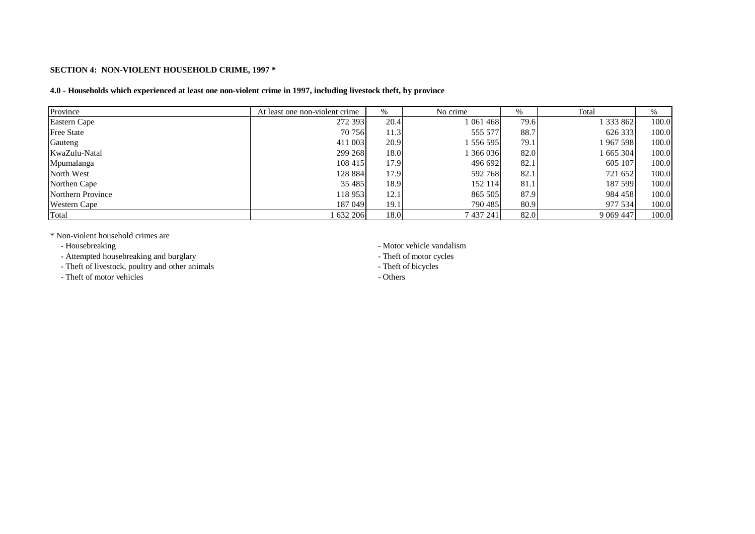**SECTION 4: NON-VIOLENT HOUSEHOLD CRIME, 1997 ***

**4.0 - Households which experienced at least one non-violent crime in 1997, including livestock theft, by province**

| Province | At least one non-violent crime | % | No crime | % | Total | % |
|---|---|---|---|---|---|---|
| Eastern Cape | 272 393 | 20.4 | 1 061 468 | 79.6 | 1 333 862 | 100.0 |
| Free State | 70 756 | 11.3 | 555 577 | 88.7 | 626 333 | 100.0 |
| Gauteng | 411 003 | 20.9 | 1 556 595 | 79.1 | 1 967 598 | 100.0 |
| KwaZulu-Natal | 299 268 | 18.0 | 1 366 036 | 82.0 | 1 665 304 | 100.0 |
| Mpumalanga | 108 415 | 17.9 | 496 692 | 82.1 | 605 107 | 100.0 |
| North West | 128 884 | 17.9 | 592 768 | 82.1 | 721 652 | 100.0 |
| Northen Cape | 35 485 | 18.9 | 152 114 | 81.1 | 187 599 | 100.0 |
| Northern Province | 118 953 | 12.1 | 865 505 | 87.9 | 984 458 | 100.0 |
| Western Cape | 187 049 | 19.1 | 790 485 | 80.9 | 977 534 | 100.0 |
| Total | 1 632 206 | 18.0 | 7 437 241 | 82.0 | 9 069 447 | 100.0 |

* Non-violent household crimes are

- Housebreaking
- Attempted housebreaking and burglary
- Theft of livestock, poultry and other animals
- Theft of motor vehicles
- Motor vehicle vandalism
- Theft of motor cycles
- Theft of bicycles
- Others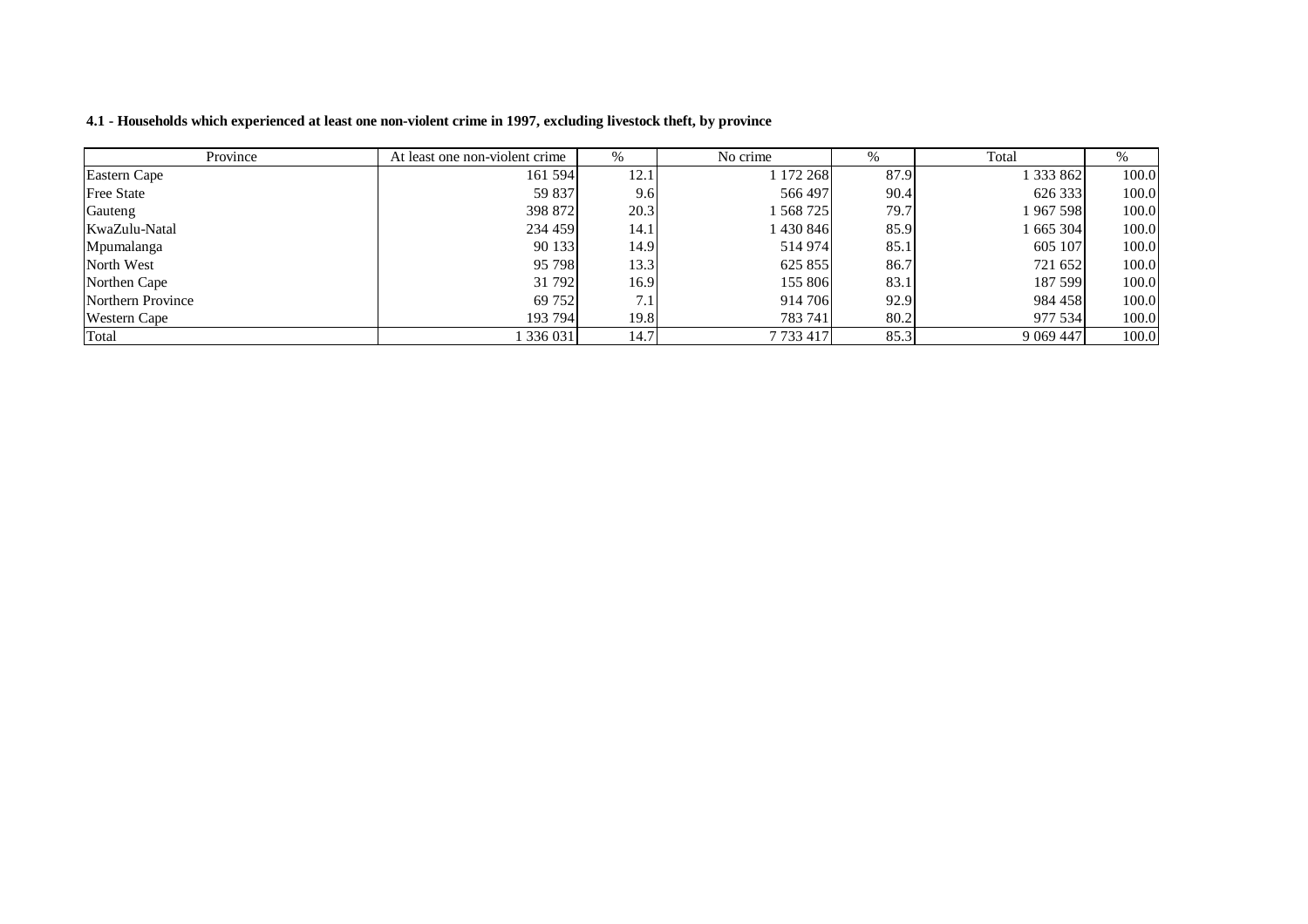**4.1 - Households which experienced at least one non-violent crime in 1997, excluding livestock theft, by province**

| Province | At least one non-violent crime | % | No crime | % | Total | % |
|---|---|---|---|---|---|---|
| Eastern Cape | 161 594 | 12.1 | 1 172 268 | 87.9 | 1 333 862 | 100.0 |
| Free State | 59 837 | 9.6 | 566 497 | 90.4 | 626 333 | 100.0 |
| Gauteng | 398 872 | 20.3 | 1 568 725 | 79.7 | 1 967 598 | 100.0 |
| KwaZulu-Natal | 234 459 | 14.1 | 1 430 846 | 85.9 | 1 665 304 | 100.0 |
| Mpumalanga | 90 133 | 14.9 | 514 974 | 85.1 | 605 107 | 100.0 |
| North West | 95 798 | 13.3 | 625 855 | 86.7 | 721 652 | 100.0 |
| Northen Cape | 31 792 | 16.9 | 155 806 | 83.1 | 187 599 | 100.0 |
| Northern Province | 69 752 | 7.1 | 914 706 | 92.9 | 984 458 | 100.0 |
| Western Cape | 193 794 | 19.8 | 783 741 | 80.2 | 977 534 | 100.0 |
| Total | 1 336 031 | 14.7 | 7 733 417 | 85.3 | 9 069 447 | 100.0 |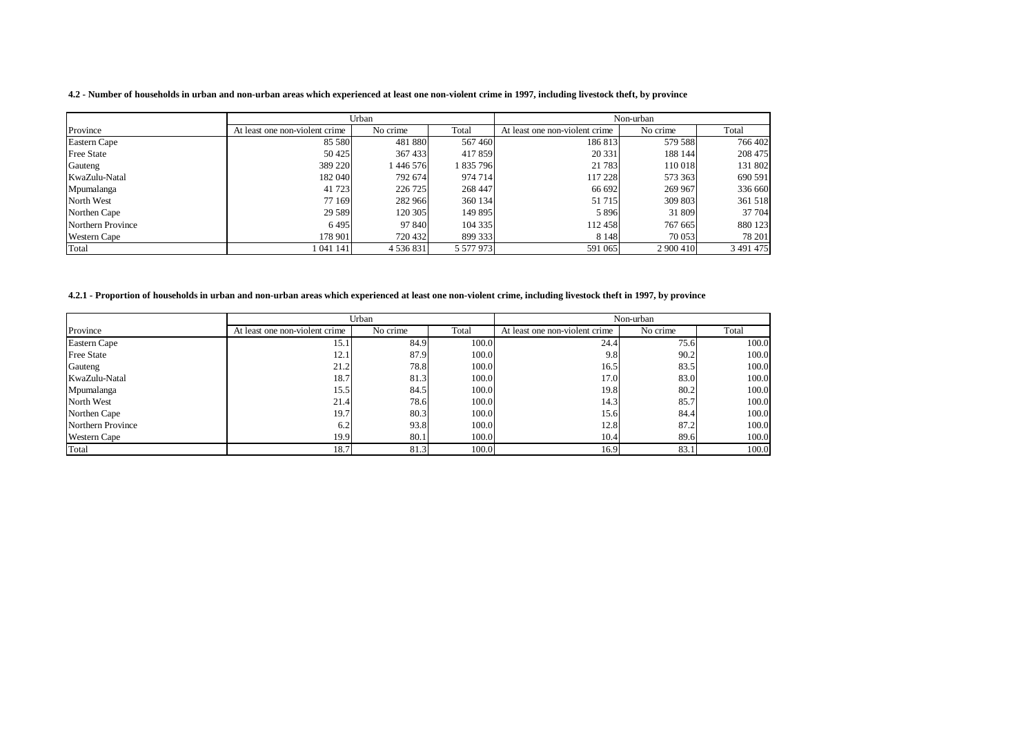**4.2 - Number of households in urban and non-urban areas which experienced at least one non-violent crime in 1997, including livestock theft, by province**

| | Urban | | | Non-urban | | |
|---|---|---|---|---|---|---|
| Province | At least one non-violent crime | No crime | Total | At least one non-violent crime | No crime | Total |
| Eastern Cape | 85 580 | 481 880 | 567 460 | 186 813 | 579 588 | 766 402 |
| Free State | 50 425 | 367 433 | 417 859 | 20 331 | 188 144 | 208 475 |
| Gauteng | 389 220 | 1 446 576 | 1 835 796 | 21 783 | 110 018 | 131 802 |
| KwaZulu-Natal | 182 040 | 792 674 | 974 714 | 117 228 | 573 363 | 690 591 |
| Mpumalanga | 41 723 | 226 725 | 268 447 | 66 692 | 269 967 | 336 660 |
| North West | 77 169 | 282 966 | 360 134 | 51 715 | 309 803 | 361 518 |
| Northen Cape | 29 589 | 120 305 | 149 895 | 5 896 | 31 809 | 37 704 |
| Northern Province | 6 495 | 97 840 | 104 335 | 112 458 | 767 665 | 880 123 |
| Western Cape | 178 901 | 720 432 | 899 333 | 8 148 | 70 053 | 78 201 |
| Total | 1 041 141 | 4 536 831 | 5 577 973 | 591 065 | 2 900 410 | 3 491 475 |

**4.2.1 - Proportion of households in urban and non-urban areas which experienced at least one non-violent crime, including livestock theft in 1997, by province**

| | Urban | | | Non-urban | | |
|---|---|---|---|---|---|---|
| Province | At least one non-violent crime | No crime | Total | At least one non-violent crime | No crime | Total |
| Eastern Cape | 15.1 | 84.9 | 100.0 | 24.4 | 75.6 | 100.0 |
| Free State | 12.1 | 87.9 | 100.0 | 9.8 | 90.2 | 100.0 |
| Gauteng | 21.2 | 78.8 | 100.0 | 16.5 | 83.5 | 100.0 |
| KwaZulu-Natal | 18.7 | 81.3 | 100.0 | 17.0 | 83.0 | 100.0 |
| Mpumalanga | 15.5 | 84.5 | 100.0 | 19.8 | 80.2 | 100.0 |
| North West | 21.4 | 78.6 | 100.0 | 14.3 | 85.7 | 100.0 |
| Northen Cape | 19.7 | 80.3 | 100.0 | 15.6 | 84.4 | 100.0 |
| Northern Province | 6.2 | 93.8 | 100.0 | 12.8 | 87.2 | 100.0 |
| Western Cape | 19.9 | 80.1 | 100.0 | 10.4 | 89.6 | 100.0 |
| Total | 18.7 | 81.3 | 100.0 | 16.9 | 83.1 | 100.0 |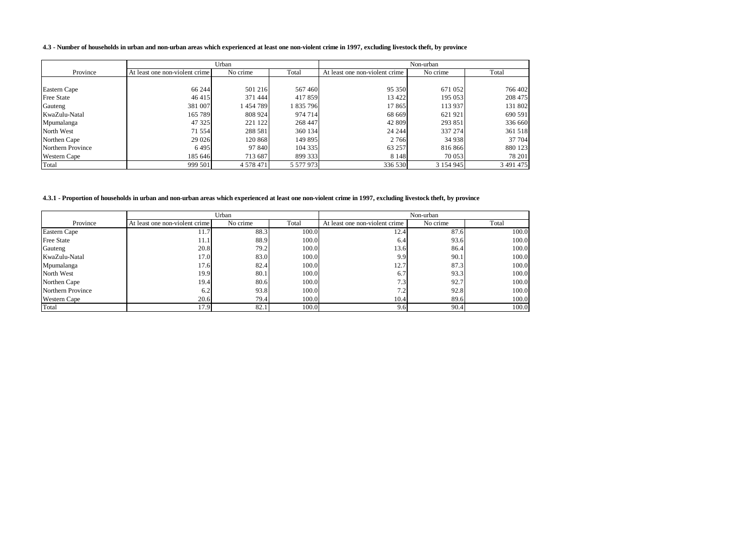**4.3 - Number of households in urban and non-urban areas which experienced at least one non-violent crime in 1997, excluding livestock theft, by province**

| | Urban | | | Non-urban | | |
|---|---|---|---|---|---|---|
| Province | At least one non-violent crime | No crime | Total | At least one non-violent crime | No crime | Total |
| Eastern Cape | 66 244 | 501 216 | 567 460 | 95 350 | 671 052 | 766 402 |
| Free State | 46 415 | 371 444 | 417 859 | 13 422 | 195 053 | 208 475 |
| Gauteng | 381 007 | 1 454 789 | 1 835 796 | 17 865 | 113 937 | 131 802 |
| KwaZulu-Natal | 165 789 | 808 924 | 974 714 | 68 669 | 621 921 | 690 591 |
| Mpumalanga | 47 325 | 221 122 | 268 447 | 42 809 | 293 851 | 336 660 |
| North West | 71 554 | 288 581 | 360 134 | 24 244 | 337 274 | 361 518 |
| Northen Cape | 29 026 | 120 868 | 149 895 | 2 766 | 34 938 | 37 704 |
| Northern Province | 6 495 | 97 840 | 104 335 | 63 257 | 816 866 | 880 123 |
| Western Cape | 185 646 | 713 687 | 899 333 | 8 148 | 70 053 | 78 201 |
| Total | 999 501 | 4 578 471 | 5 577 973 | 336 530 | 3 154 945 | 3 491 475 |

**4.3.1 - Proportion of households in urban and non-urban areas which experienced at least one non-violent crime in 1997, excluding livestock theft, by province**

| | Urban | | | Non-urban | | |
|---|---|---|---|---|---|---|
| Province | At least one non-violent crime | No crime | Total | At least one non-violent crime | No crime | Total |
| Eastern Cape | 11.7 | 88.3 | 100.0 | 12.4 | 87.6 | 100.0 |
| Free State | 11.1 | 88.9 | 100.0 | 6.4 | 93.6 | 100.0 |
| Gauteng | 20.8 | 79.2 | 100.0 | 13.6 | 86.4 | 100.0 |
| KwaZulu-Natal | 17.0 | 83.0 | 100.0 | 9.9 | 90.1 | 100.0 |
| Mpumalanga | 17.6 | 82.4 | 100.0 | 12.7 | 87.3 | 100.0 |
| North West | 19.9 | 80.1 | 100.0 | 6.7 | 93.3 | 100.0 |
| Northen Cape | 19.4 | 80.6 | 100.0 | 7.3 | 92.7 | 100.0 |
| Northern Province | 6.2 | 93.8 | 100.0 | 7.2 | 92.8 | 100.0 |
| Western Cape | 20.6 | 79.4 | 100.0 | 10.4 | 89.6 | 100.0 |
| Total | 17.9 | 82.1 | 100.0 | 9.6 | 90.4 | 100.0 |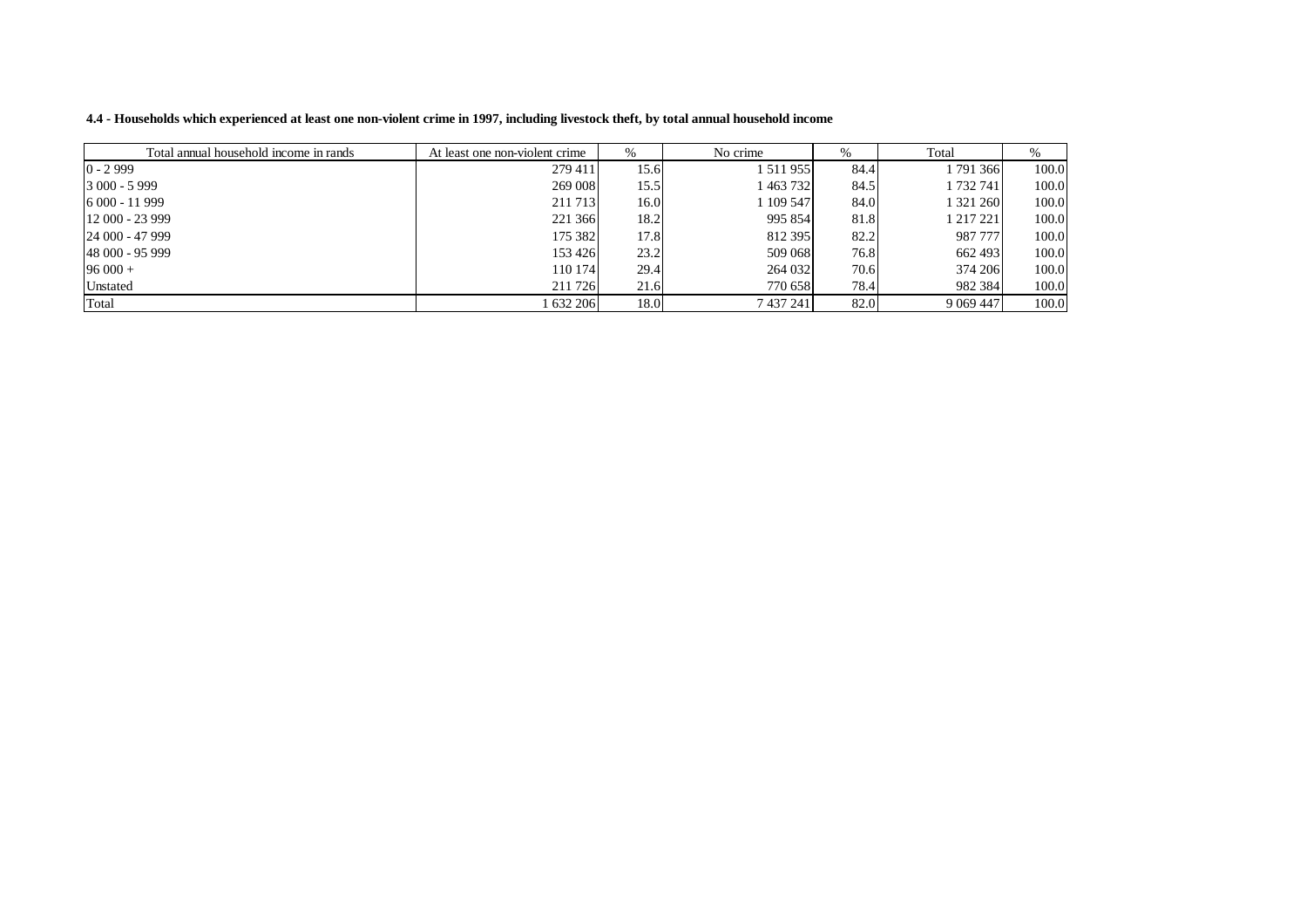**4.4 - Households which experienced at least one non-violent crime in 1997, including livestock theft, by total annual household income**

| Total annual household income in rands | At least one non-violent crime | % | No crime | % | Total | % |
|---|---|---|---|---|---|---|
| 0 - 2 999 | 279 411 | 15.6 | 1 511 955 | 84.4 | 1 791 366 | 100.0 |
| 3 000 - 5 999 | 269 008 | 15.5 | 1 463 732 | 84.5 | 1 732 741 | 100.0 |
| 6 000 - 11 999 | 211 713 | 16.0 | 1 109 547 | 84.0 | 1 321 260 | 100.0 |
| 12 000 - 23 999 | 221 366 | 18.2 | 995 854 | 81.8 | 1 217 221 | 100.0 |
| 24 000 - 47 999 | 175 382 | 17.8 | 812 395 | 82.2 | 987 777 | 100.0 |
| 48 000 - 95 999 | 153 426 | 23.2 | 509 068 | 76.8 | 662 493 | 100.0 |
| 96 000 + | 110 174 | 29.4 | 264 032 | 70.6 | 374 206 | 100.0 |
| Unstated | 211 726 | 21.6 | 770 658 | 78.4 | 982 384 | 100.0 |
| Total | 1 632 206 | 18.0 | 7 437 241 | 82.0 | 9 069 447 | 100.0 |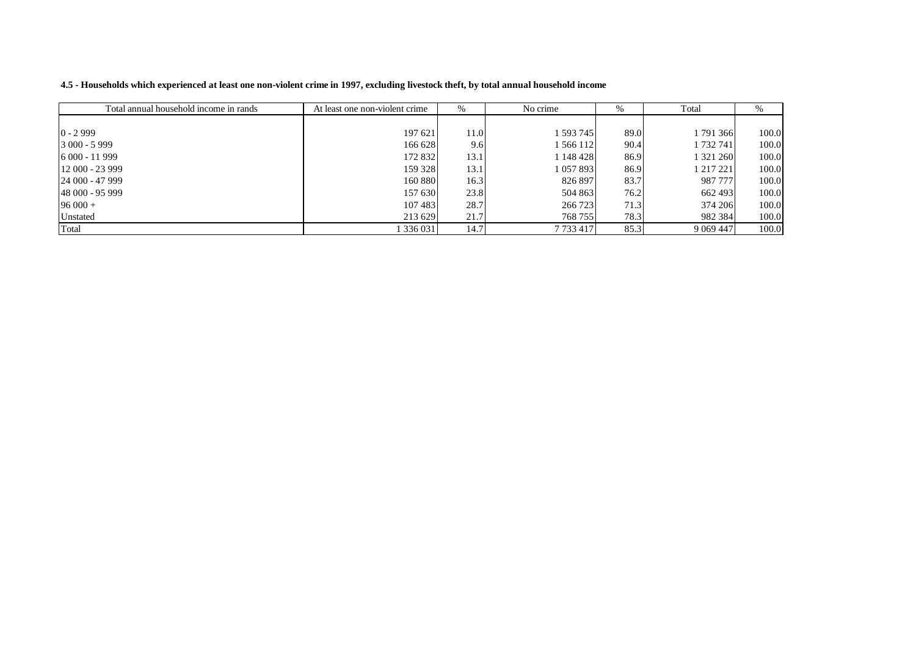**4.5 - Households which experienced at least one non-violent crime in 1997, excluding livestock theft, by total annual household income**

| Total annual household income in rands | At least one non-violent crime | % | No crime | % | Total | % |
|---|---|---|---|---|---|---|
| 0 - 2 999 | 197 621 | 11.0 | 1 593 745 | 89.0 | 1 791 366 | 100.0 |
| 3 000 - 5 999 | 166 628 | 9.6 | 1 566 112 | 90.4 | 1 732 741 | 100.0 |
| 6 000 - 11 999 | 172 832 | 13.1 | 1 148 428 | 86.9 | 1 321 260 | 100.0 |
| 12 000 - 23 999 | 159 328 | 13.1 | 1 057 893 | 86.9 | 1 217 221 | 100.0 |
| 24 000 - 47 999 | 160 880 | 16.3 | 826 897 | 83.7 | 987 777 | 100.0 |
| 48 000 - 95 999 | 157 630 | 23.8 | 504 863 | 76.2 | 662 493 | 100.0 |
| 96 000 + | 107 483 | 28.7 | 266 723 | 71.3 | 374 206 | 100.0 |
| Unstated | 213 629 | 21.7 | 768 755 | 78.3 | 982 384 | 100.0 |
| Total | 1 336 031 | 14.7 | 7 733 417 | 85.3 | 9 069 447 | 100.0 |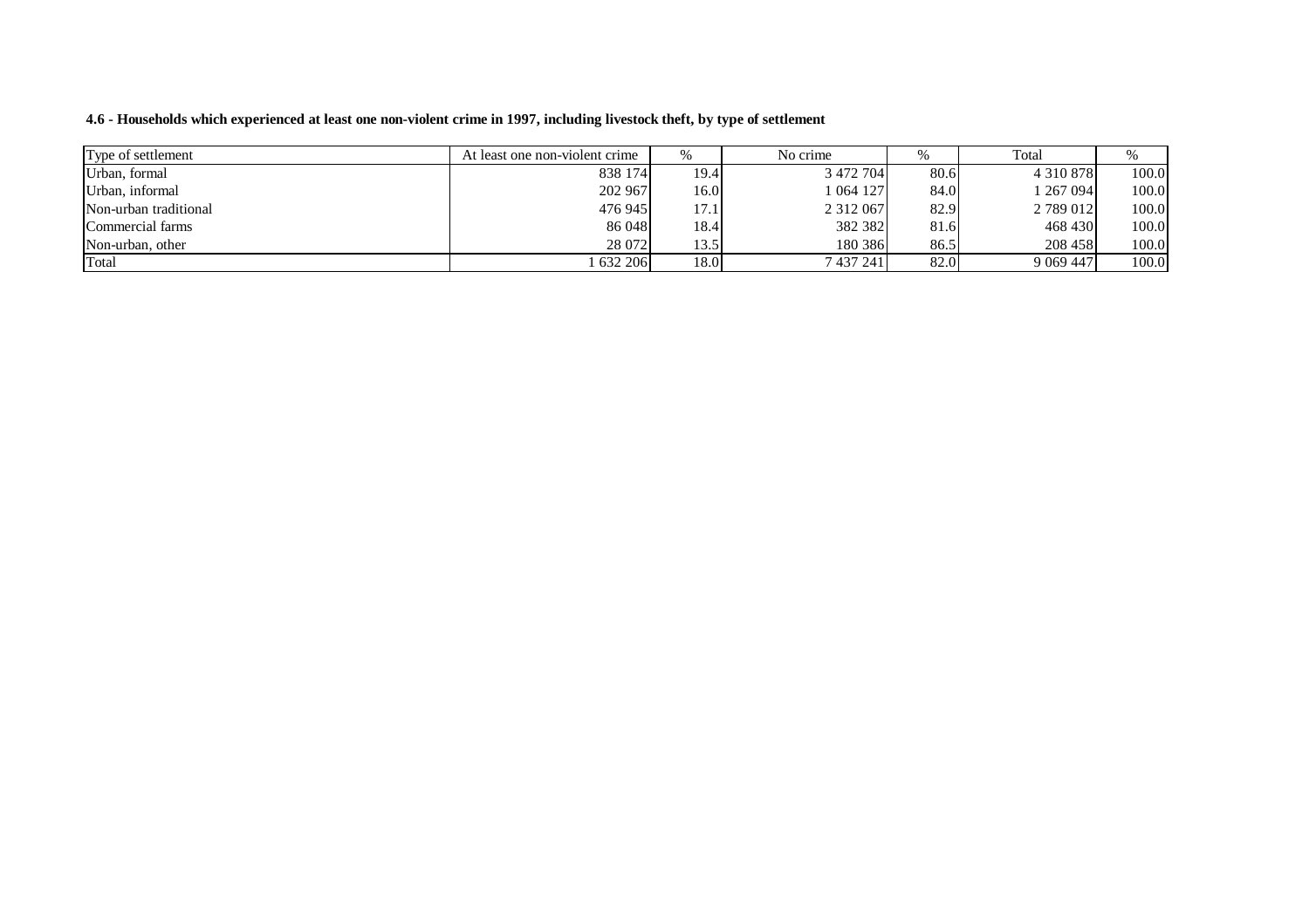**4.6 - Households which experienced at least one non-violent crime in 1997, including livestock theft, by type of settlement**

| Type of settlement | At least one non-violent crime | % | No crime | % | Total | % |
|---|---|---|---|---|---|---|
| Urban, formal | 838 174 | 19.4 | 3 472 704 | 80.6 | 4 310 878 | 100.0 |
| Urban, informal | 202 967 | 16.0 | 1 064 127 | 84.0 | 1 267 094 | 100.0 |
| Non-urban traditional | 476 945 | 17.1 | 2 312 067 | 82.9 | 2 789 012 | 100.0 |
| Commercial farms | 86 048 | 18.4 | 382 382 | 81.6 | 468 430 | 100.0 |
| Non-urban, other | 28 072 | 13.5 | 180 386 | 86.5 | 208 458 | 100.0 |
| Total | 1 632 206 | 18.0 | 7 437 241 | 82.0 | 9 069 447 | 100.0 |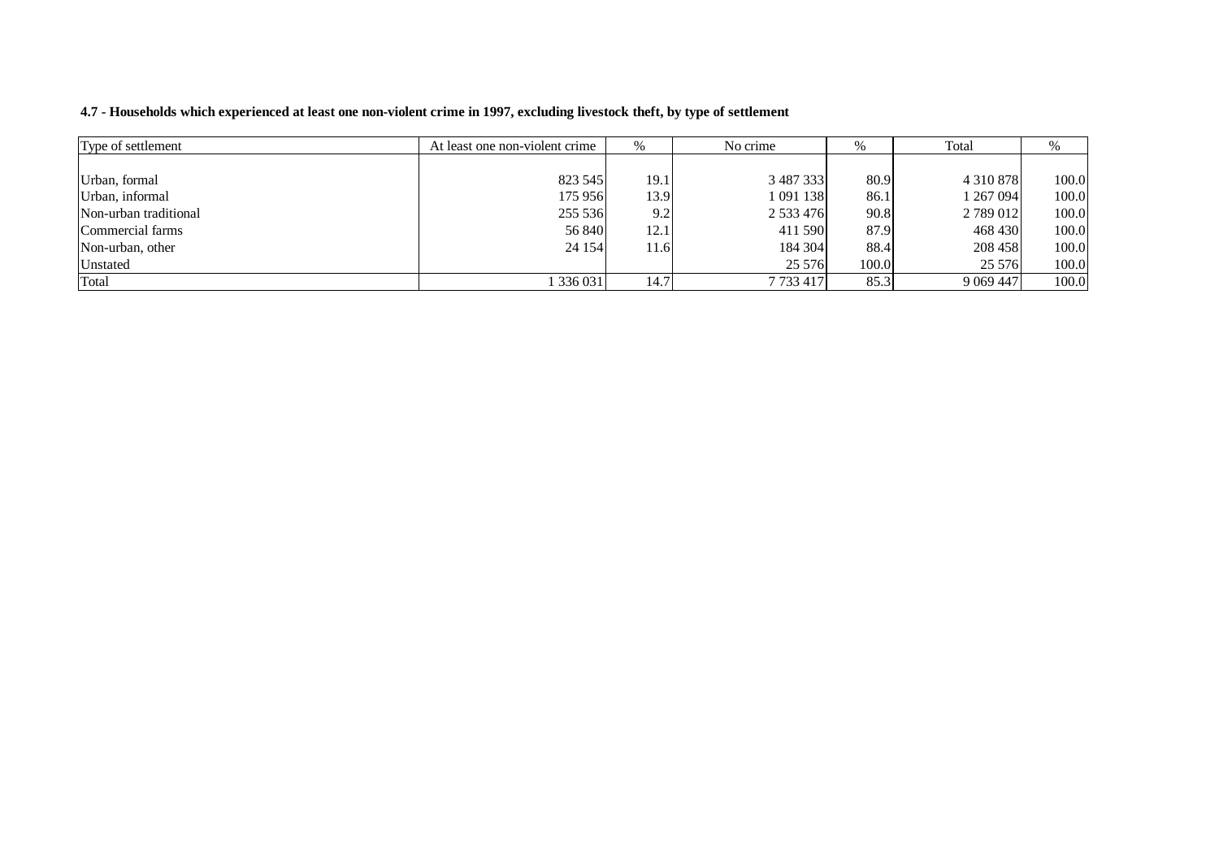**4.7 - Households which experienced at least one non-violent crime in 1997, excluding livestock theft, by type of settlement**

| Type of settlement | At least one non-violent crime | % | No crime | % | Total | % |
|---|---|---|---|---|---|---|
| Urban, formal | 823 545 | 19.1 | 3 487 333 | 80.9 | 4 310 878 | 100.0 |
| Urban, informal | 175 956 | 13.9 | 1 091 138 | 86.1 | 1 267 094 | 100.0 |
| Non-urban traditional | 255 536 | 9.2 | 2 533 476 | 90.8 | 2 789 012 | 100.0 |
| Commercial farms | 56 840 | 12.1 | 411 590 | 87.9 | 468 430 | 100.0 |
| Non-urban, other | 24 154 | 11.6 | 184 304 | 88.4 | 208 458 | 100.0 |
| Unstated | | | 25 576 | 100.0 | 25 576 | 100.0 |
| Total | 1 336 031 | 14.7 | 7 733 417 | 85.3 | 9 069 447 | 100.0 |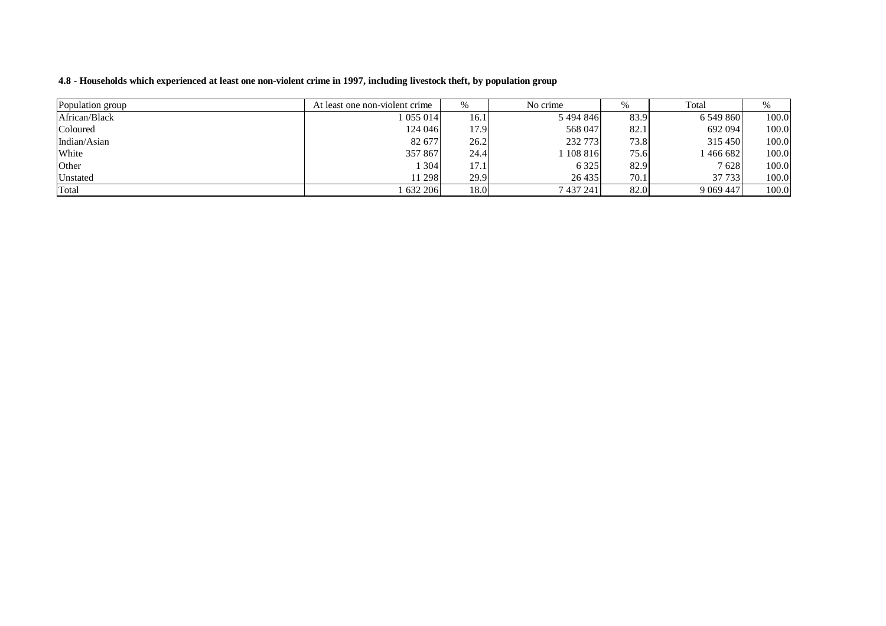**4.8 - Households which experienced at least one non-violent crime in 1997, including livestock theft, by population group**

| Population group | At least one non-violent crime | % | No crime | % | Total | % |
|---|---|---|---|---|---|---|
| African/Black | 1 055 014 | 16.1 | 5 494 846 | 83.9 | 6 549 860 | 100.0 |
| Coloured | 124 046 | 17.9 | 568 047 | 82.1 | 692 094 | 100.0 |
| Indian/Asian | 82 677 | 26.2 | 232 773 | 73.8 | 315 450 | 100.0 |
| White | 357 867 | 24.4 | 1 108 816 | 75.6 | 1 466 682 | 100.0 |
| Other | 1 304 | 17.1 | 6 325 | 82.9 | 7 628 | 100.0 |
| Unstated | 11 298 | 29.9 | 26 435 | 70.1 | 37 733 | 100.0 |
| Total | 1 632 206 | 18.0 | 7 437 241 | 82.0 | 9 069 447 | 100.0 |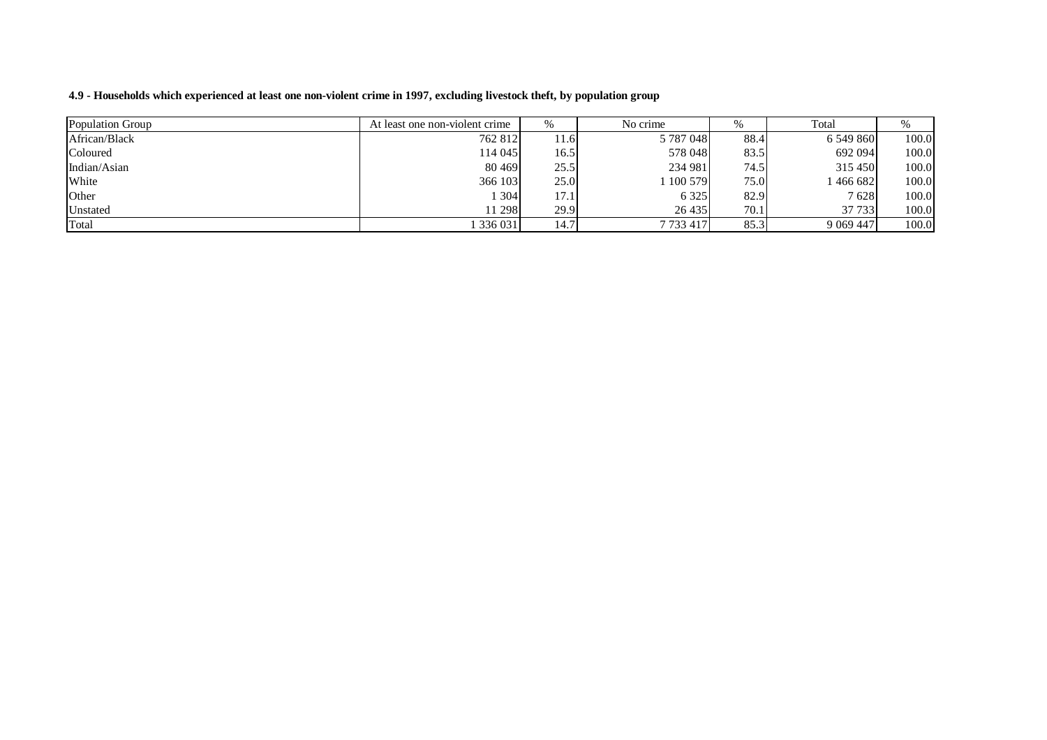**4.9 - Households which experienced at least one non-violent crime in 1997, excluding livestock theft, by population group**

| Population Group | At least one non-violent crime | % | No crime | % | Total | % |
|---|---|---|---|---|---|---|
| African/Black | 762 812 | 11.6 | 5 787 048 | 88.4 | 6 549 860 | 100.0 |
| Coloured | 114 045 | 16.5 | 578 048 | 83.5 | 692 094 | 100.0 |
| Indian/Asian | 80 469 | 25.5 | 234 981 | 74.5 | 315 450 | 100.0 |
| White | 366 103 | 25.0 | 1 100 579 | 75.0 | 1 466 682 | 100.0 |
| Other | 1 304 | 17.1 | 6 325 | 82.9 | 7 628 | 100.0 |
| Unstated | 11 298 | 29.9 | 26 435 | 70.1 | 37 733 | 100.0 |
| Total | 1 336 031 | 14.7 | 7 733 417 | 85.3 | 9 069 447 | 100.0 |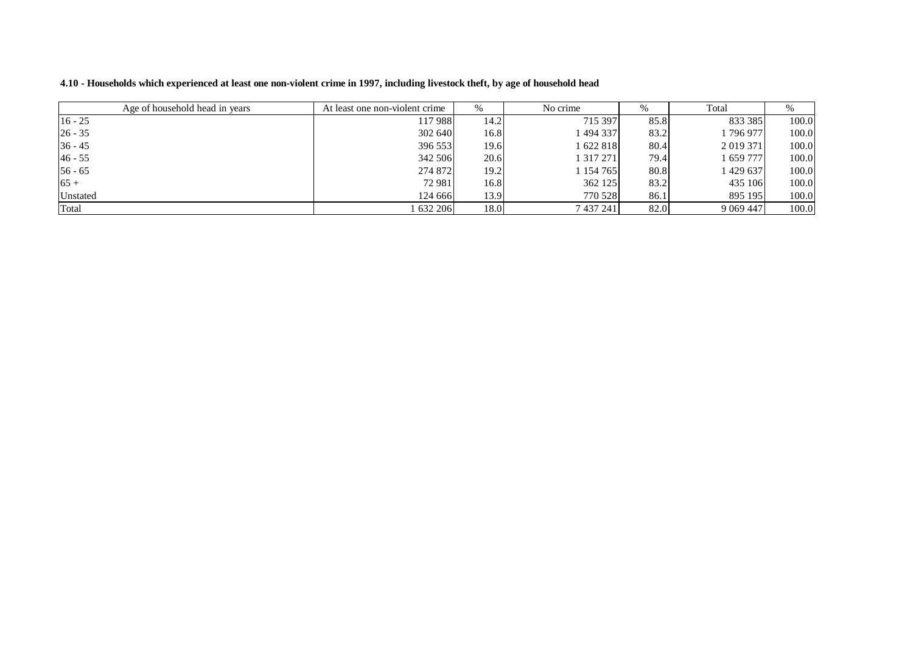**4.10 - Households which experienced at least one non-violent crime in 1997, including livestock theft, by age of household head**

| Age of household head in years | At least one non-violent crime | % | No crime | % | Total | % |
|---|---|---|---|---|---|---|
| 16 - 25 | 117 988 | 14.2 | 715 397 | 85.8 | 833 385 | 100.0 |
| 26 - 35 | 302 640 | 16.8 | 1 494 337 | 83.2 | 1 796 977 | 100.0 |
| 36 - 45 | 396 553 | 19.6 | 1 622 818 | 80.4 | 2 019 371 | 100.0 |
| 46 - 55 | 342 506 | 20.6 | 1 317 271 | 79.4 | 1 659 777 | 100.0 |
| 56 - 65 | 274 872 | 19.2 | 1 154 765 | 80.8 | 1 429 637 | 100.0 |
| 65 + | 72 981 | 16.8 | 362 125 | 83.2 | 435 106 | 100.0 |
| Unstated | 124 666 | 13.9 | 770 528 | 86.1 | 895 195 | 100.0 |
| Total | 1 632 206 | 18.0 | 7 437 241 | 82.0 | 9 069 447 | 100.0 |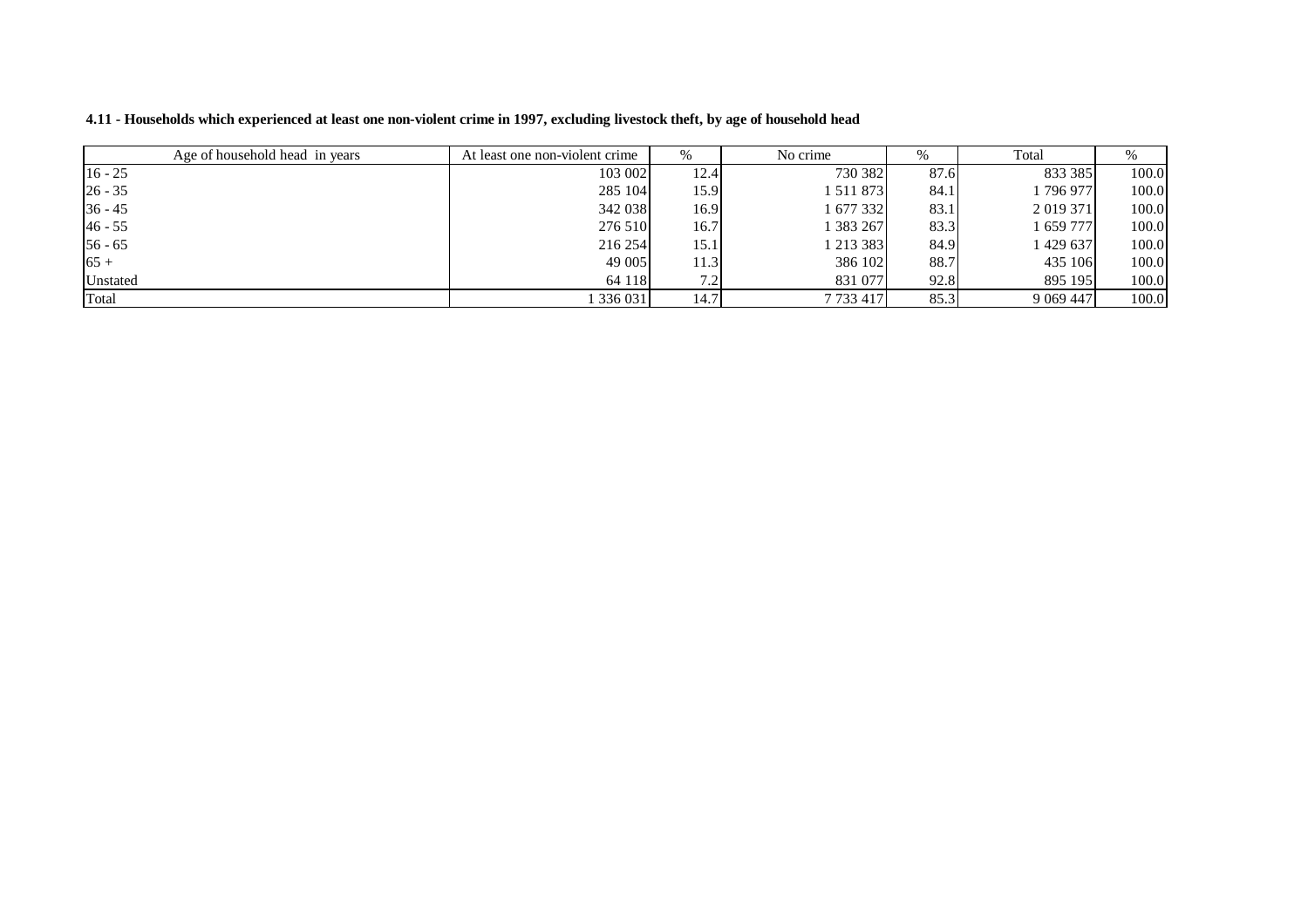**4.11 - Households which experienced at least one non-violent crime in 1997, excluding livestock theft, by age of household head**

| Age of household head in years | At least one non-violent crime | % | No crime | % | Total | % |
|---|---|---|---|---|---|---|
| 16 - 25 | 103 002 | 12.4 | 730 382 | 87.6 | 833 385 | 100.0 |
| 26 - 35 | 285 104 | 15.9 | 1 511 873 | 84.1 | 1 796 977 | 100.0 |
| 36 - 45 | 342 038 | 16.9 | 1 677 332 | 83.1 | 2 019 371 | 100.0 |
| 46 - 55 | 276 510 | 16.7 | 1 383 267 | 83.3 | 1 659 777 | 100.0 |
| 56 - 65 | 216 254 | 15.1 | 1 213 383 | 84.9 | 1 429 637 | 100.0 |
| 65 + | 49 005 | 11.3 | 386 102 | 88.7 | 435 106 | 100.0 |
| Unstated | 64 118 | 7.2 | 831 077 | 92.8 | 895 195 | 100.0 |
| Total | 1 336 031 | 14.7 | 7 733 417 | 85.3 | 9 069 447 | 100.0 |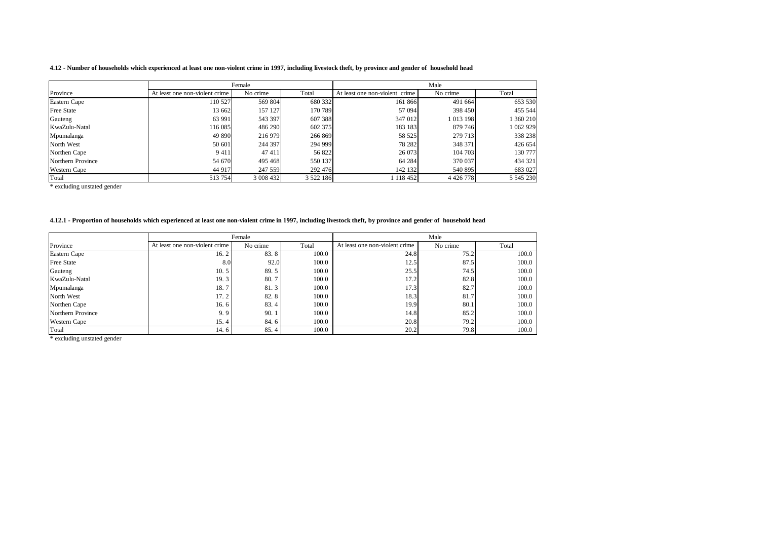**4.12 - Number of households which experienced at least one non-violent crime in 1997, including livestock theft, by province and gender of household head**

| | Female | | | Male | | |
|---|---|---|---|---|---|---|
| Province | At least one non-violent crime | No crime | Total | At least one non-violent crime | No crime | Total |
| Eastern Cape | 110 527 | 569 804 | 680 332 | 161 866 | 491 664 | 653 530 |
| Free State | 13 662 | 157 127 | 170 789 | 57 094 | 398 450 | 455 544 |
| Gauteng | 63 991 | 543 397 | 607 388 | 347 012 | 1 013 198 | 1 360 210 |
| KwaZulu-Natal | 116 085 | 486 290 | 602 375 | 183 183 | 879 746 | 1 062 929 |
| Mpumalanga | 49 890 | 216 979 | 266 869 | 58 525 | 279 713 | 338 238 |
| North West | 50 601 | 244 397 | 294 999 | 78 282 | 348 371 | 426 654 |
| Northen Cape | 9 411 | 47 411 | 56 822 | 26 073 | 104 703 | 130 777 |
| Northern Province | 54 670 | 495 468 | 550 137 | 64 284 | 370 037 | 434 321 |
| Western Cape | 44 917 | 247 559 | 292 476 | 142 132 | 540 895 | 683 027 |
| Total | 513 754 | 3 008 432 | 3 522 186 | 1 118 452 | 4 426 778 | 5 545 230 |

* excluding unstated gender

**4.12.1 - Proportion of households which experienced at least one non-violent crime in 1997, including livestock theft, by province and gender of household head**

| | Female | | | Male | | |
|---|---|---|---|---|---|---|
| Province | At least one non-violent crime | No crime | Total | At least one non-violent crime | No crime | Total |
| Eastern Cape | 16.2 | 83.8 | 100.0 | 24.8 | 75.2 | 100.0 |
| Free State | 8.0 | 92.0 | 100.0 | 12.5 | 87.5 | 100.0 |
| Gauteng | 10.5 | 89.5 | 100.0 | 25.5 | 74.5 | 100.0 |
| KwaZulu-Natal | 19.3 | 80.7 | 100.0 | 17.2 | 82.8 | 100.0 |
| Mpumalanga | 18.7 | 81.3 | 100.0 | 17.3 | 82.7 | 100.0 |
| North West | 17.2 | 82.8 | 100.0 | 18.3 | 81.7 | 100.0 |
| Northen Cape | 16.6 | 83.4 | 100.0 | 19.9 | 80.1 | 100.0 |
| Northern Province | 9.9 | 90.1 | 100.0 | 14.8 | 85.2 | 100.0 |
| Western Cape | 15.4 | 84.6 | 100.0 | 20.8 | 79.2 | 100.0 |
| Total | 14.6 | 85.4 | 100.0 | 20.2 | 79.8 | 100.0 |

* excluding unstated gender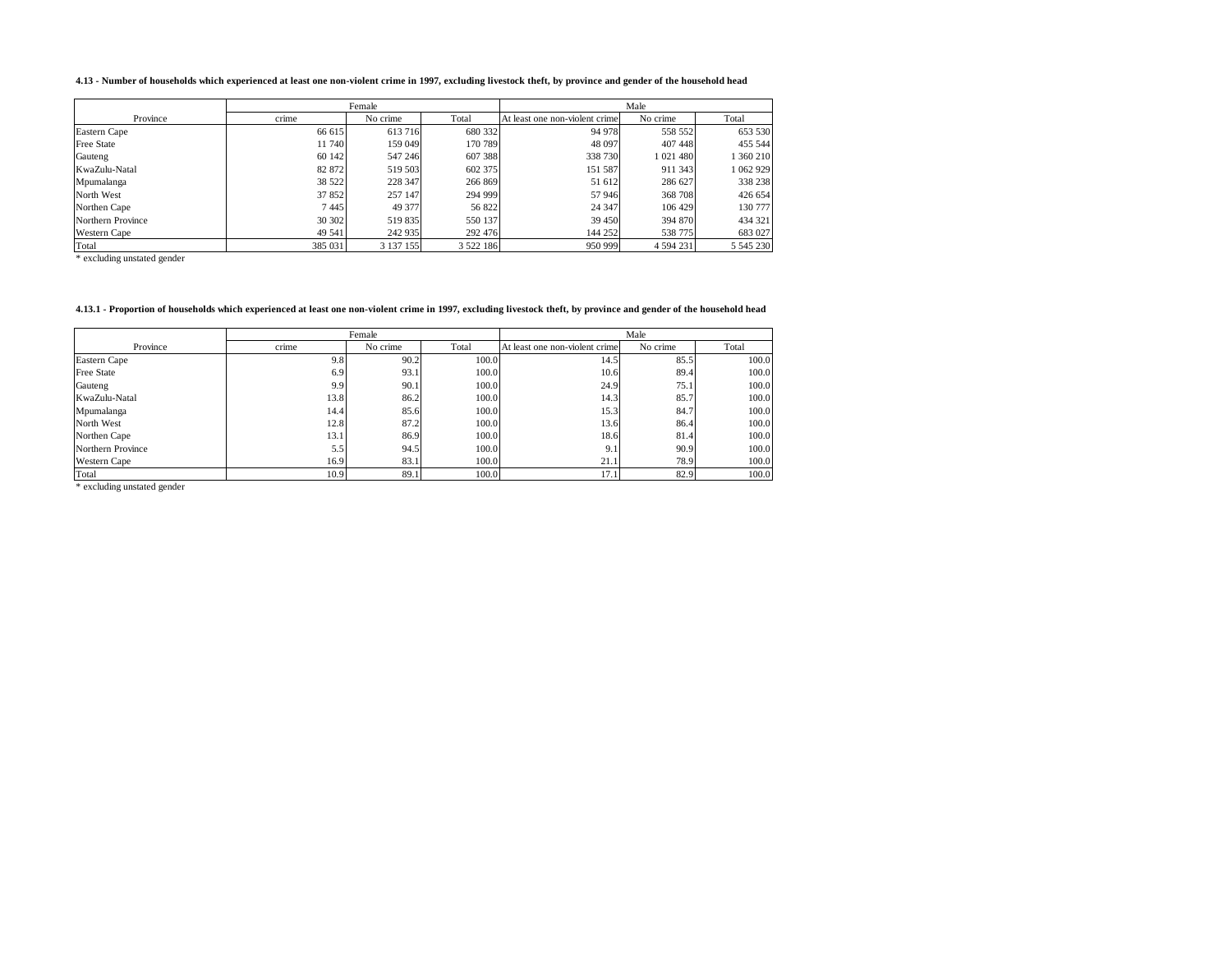**4.13 - Number of households which experienced at least one non-violent crime in 1997, excluding livestock theft, by province and gender of the household head**

| Province | Female | | | Male | | |
|---|---|---|---|---|---|---|
| | crime | No crime | Total | At least one non-violent crime | No crime | Total |
| Eastern Cape | 66 615 | 613 716 | 680 332 | 94 978 | 558 552 | 653 530 |
| Free State | 11 740 | 159 049 | 170 789 | 48 097 | 407 448 | 455 544 |
| Gauteng | 60 142 | 547 246 | 607 388 | 338 730 | 1 021 480 | 1 360 210 |
| KwaZulu-Natal | 82 872 | 519 503 | 602 375 | 151 587 | 911 343 | 1 062 929 |
| Mpumalanga | 38 522 | 228 347 | 266 869 | 51 612 | 286 627 | 338 238 |
| North West | 37 852 | 257 147 | 294 999 | 57 946 | 368 708 | 426 654 |
| Northen Cape | 7 445 | 49 377 | 56 822 | 24 347 | 106 429 | 130 777 |
| Northern Province | 30 302 | 519 835 | 550 137 | 39 450 | 394 870 | 434 321 |
| Western Cape | 49 541 | 242 935 | 292 476 | 144 252 | 538 775 | 683 027 |
| Total | 385 031 | 3 137 155 | 3 522 186 | 950 999 | 4 594 231 | 5 545 230 |

* excluding unstated gender

**4.13.1 - Proportion of households which experienced at least one non-violent crime in 1997, excluding livestock theft, by province and gender of the household head**

| Province | Female | | | Male | | |
|---|---|---|---|---|---|---|
| | crime | No crime | Total | At least one non-violent crime | No crime | Total |
| Eastern Cape | 9.8 | 90.2 | 100.0 | 14.5 | 85.5 | 100.0 |
| Free State | 6.9 | 93.1 | 100.0 | 10.6 | 89.4 | 100.0 |
| Gauteng | 9.9 | 90.1 | 100.0 | 24.9 | 75.1 | 100.0 |
| KwaZulu-Natal | 13.8 | 86.2 | 100.0 | 14.3 | 85.7 | 100.0 |
| Mpumalanga | 14.4 | 85.6 | 100.0 | 15.3 | 84.7 | 100.0 |
| North West | 12.8 | 87.2 | 100.0 | 13.6 | 86.4 | 100.0 |
| Northen Cape | 13.1 | 86.9 | 100.0 | 18.6 | 81.4 | 100.0 |
| Northern Province | 5.5 | 94.5 | 100.0 | 9.1 | 90.9 | 100.0 |
| Western Cape | 16.9 | 83.1 | 100.0 | 21.1 | 78.9 | 100.0 |
| Total | 10.9 | 89.1 | 100.0 | 17.1 | 82.9 | 100.0 |

* excluding unstated gender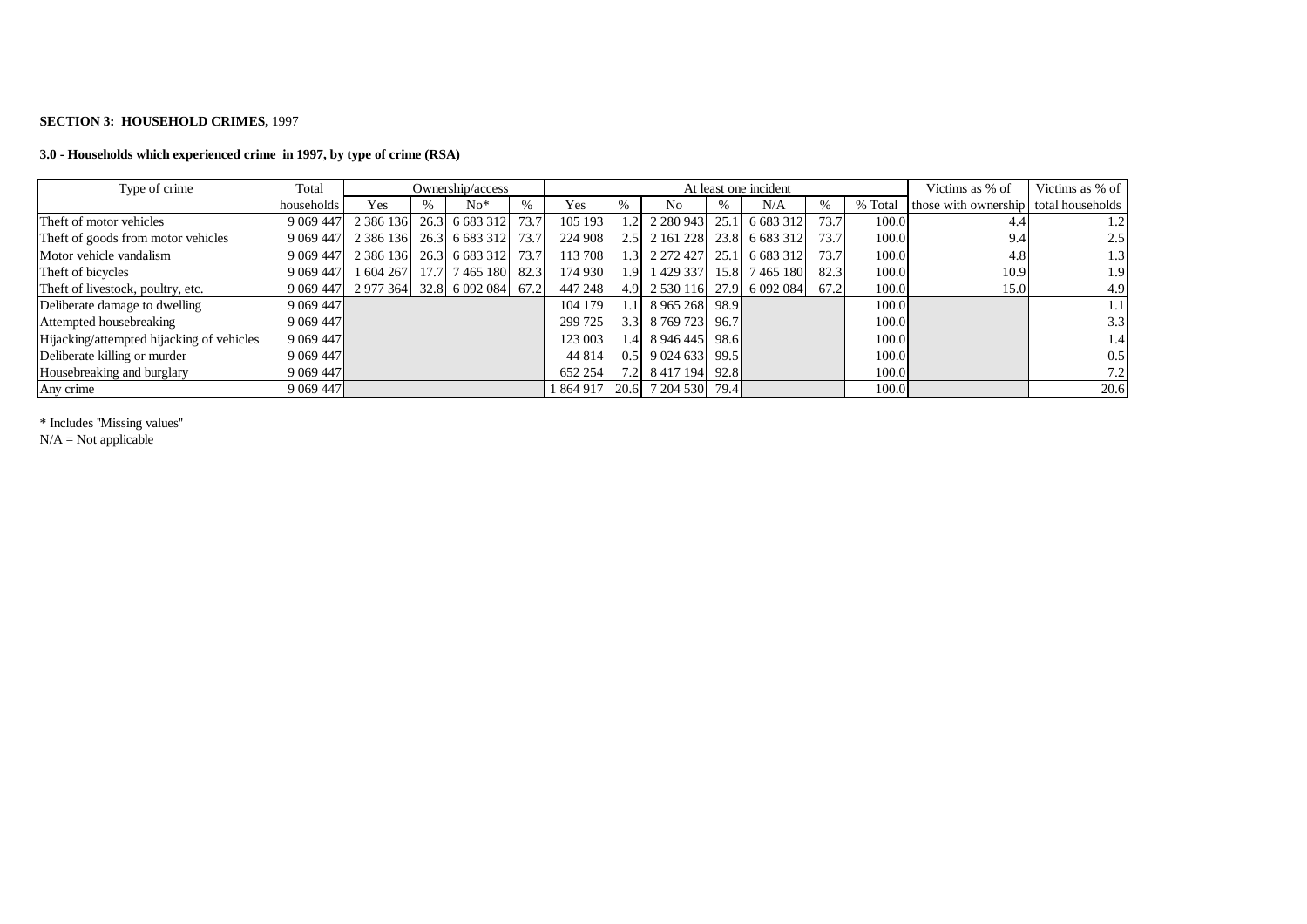**SECTION 3: HOUSEHOLD CRIMES,** 1997

**3.0 - Households which experienced crime in 1997, by type of crime (RSA)**

| Type of crime | Total | Ownership/access | | | | At least one incident | | | | | | | Victims as % of | Victims as % of |
|---|---|---|---|---|---|---|---|---|---|---|---|---|---|---|
| | households | Yes | % | No* | % | Yes | % | No | % | N/A | % | % Total | those with ownership | total households |
| Theft of motor vehicles | 9 069 447 | 2 386 136 | 26.3 | 6 683 312 | 73.7 | 105 193 | 1.2 | 2 280 943 | 25.1 | 6 683 312 | 73.7 | 100.0 | 4.4 | 1.2 |
| Theft of goods from motor vehicles | 9 069 447 | 2 386 136 | 26.3 | 6 683 312 | 73.7 | 224 908 | 2.5 | 2 161 228 | 23.8 | 6 683 312 | 73.7 | 100.0 | 9.4 | 2.5 |
| Motor vehicle vandalism | 9 069 447 | 2 386 136 | 26.3 | 6 683 312 | 73.7 | 113 708 | 1.3 | 2 272 427 | 25.1 | 6 683 312 | 73.7 | 100.0 | 4.8 | 1.3 |
| Theft of bicycles | 9 069 447 | 1 604 267 | 17.7 | 7 465 180 | 82.3 | 174 930 | 1.9 | 1 429 337 | 15.8 | 7 465 180 | 82.3 | 100.0 | 10.9 | 1.9 |
| Theft of livestock, poultry, etc. | 9 069 447 | 2 977 364 | 32.8 | 6 092 084 | 67.2 | 447 248 | 4.9 | 2 530 116 | 27.9 | 6 092 084 | 67.2 | 100.0 | 15.0 | 4.9 |
| Deliberate damage to dwelling | 9 069 447 | | | | | 104 179 | 1.1 | 8 965 268 | 98.9 | | | 100.0 | | 1.1 |
| Attempted housebreaking | 9 069 447 | | | | | 299 725 | 3.3 | 8 769 723 | 96.7 | | | 100.0 | | 3.3 |
| Hijacking/attempted hijacking of vehicles | 9 069 447 | | | | | 123 003 | 1.4 | 8 946 445 | 98.6 | | | 100.0 | | 1.4 |
| Deliberate killing or murder | 9 069 447 | | | | | 44 814 | 0.5 | 9 024 633 | 99.5 | | | 100.0 | | 0.5 |
| Housebreaking and burglary | 9 069 447 | | | | | 652 254 | 7.2 | 8 417 194 | 92.8 | | | 100.0 | | 7.2 |
| Any crime | 9 069 447 | | | | | 1 864 917 | 20.6 | 7 204 530 | 79.4 | | | 100.0 | | 20.6 |

* Includes "Missing values"
N/A = Not applicable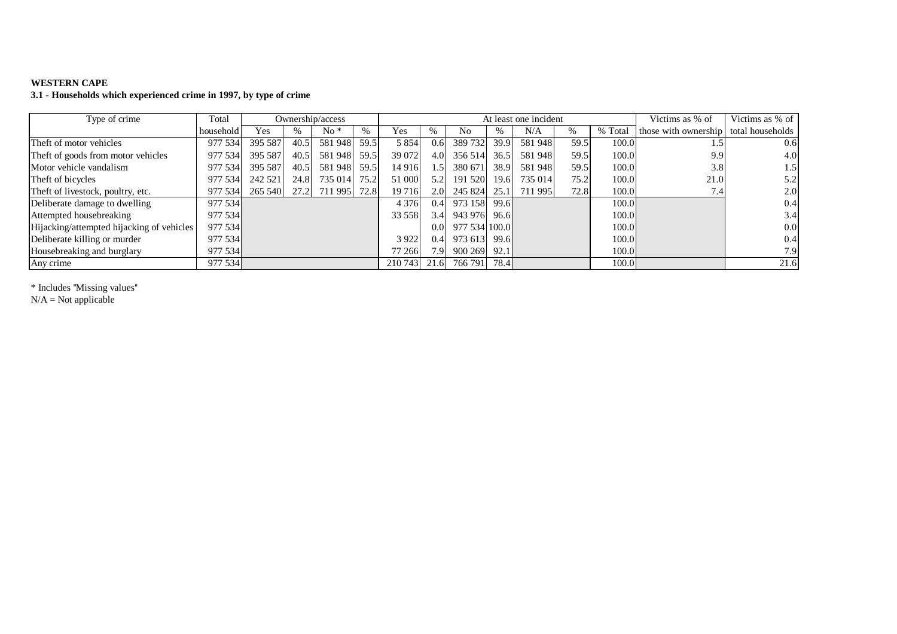**WESTERN CAPE**

**3.1 - Households which experienced crime in 1997, by type of crime**

| Type of crime | Total | Ownership/access | | | | At least one incident | | | | | | | Victims as % of | Victims as % of |
|---|---|---|---|---|---|---|---|---|---|---|---|---|---|---|
| | household | Yes | % | No * | % | Yes | % | No | % | N/A | % | % Total | those with ownership | total households |
| Theft of motor vehicles | 977 534 | 395 587 | 40.5 | 581 948 | 59.5 | 5 854 | 0.6 | 389 732 | 39.9 | 581 948 | 59.5 | 100.0 | 1.5 | 0.6 |
| Theft of goods from motor vehicles | 977 534 | 395 587 | 40.5 | 581 948 | 59.5 | 39 072 | 4.0 | 356 514 | 36.5 | 581 948 | 59.5 | 100.0 | 9.9 | 4.0 |
| Motor vehicle vandalism | 977 534 | 395 587 | 40.5 | 581 948 | 59.5 | 14 916 | 1.5 | 380 671 | 38.9 | 581 948 | 59.5 | 100.0 | 3.8 | 1.5 |
| Theft of bicycles | 977 534 | 242 521 | 24.8 | 735 014 | 75.2 | 51 000 | 5.2 | 191 520 | 19.6 | 735 014 | 75.2 | 100.0 | 21.0 | 5.2 |
| Theft of livestock, poultry, etc. | 977 534 | 265 540 | 27.2 | 711 995 | 72.8 | 19 716 | 2.0 | 245 824 | 25.1 | 711 995 | 72.8 | 100.0 | 7.4 | 2.0 |
| Deliberate damage to dwelling | 977 534 | | | | | 4 376 | 0.4 | 973 158 | 99.6 | | | 100.0 | | 0.4 |
| Attempted housebreaking | 977 534 | | | | | 33 558 | 3.4 | 943 976 | 96.6 | | | 100.0 | | 3.4 |
| Hijacking/attempted hijacking of vehicles | 977 534 | | | | | | 0.0 | 977 534 | 100.0 | | | 100.0 | | 0.0 |
| Deliberate killing or murder | 977 534 | | | | | 3 922 | 0.4 | 973 613 | 99.6 | | | 100.0 | | 0.4 |
| Housebreaking and burglary | 977 534 | | | | | 77 266 | 7.9 | 900 269 | 92.1 | | | 100.0 | | 7.9 |
| Any crime | 977 534 | | | | | 210 743 | 21.6 | 766 791 | 78.4 | | | 100.0 | | 21.6 |

* Includes "Missing values"
N/A = Not applicable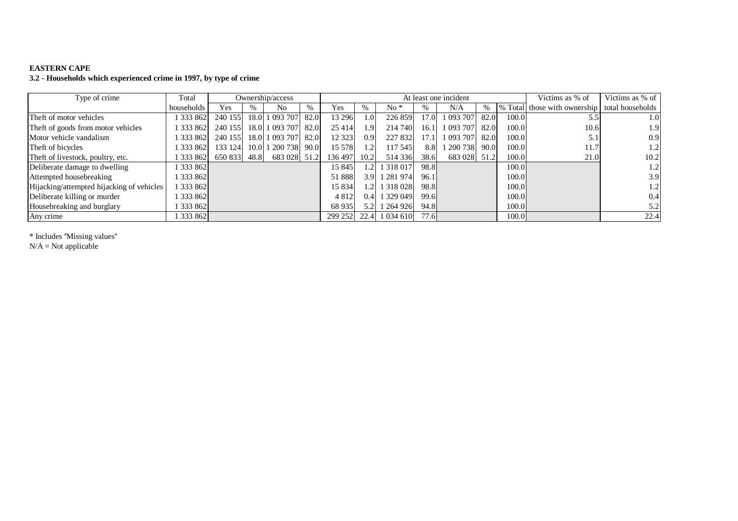**EASTERN CAPE**

**3.2 - Households which experienced crime in 1997, by type of crime**

| Type of crime | Total | Ownership/access | | | | At least one incident | | | | | | | Victims as % of | Victims as % of |
|---|---|---|---|---|---|---|---|---|---|---|---|---|---|---|
| | households | Yes | % | No | % | Yes | % | No * | % | N/A | % | % Total | those with ownership | total households |
| Theft of motor vehicles | 1 333 862 | 240 155 | 18.0 | 1 093 707 | 82.0 | 13 296 | 1.0 | 226 859 | 17.0 | 1 093 707 | 82.0 | 100.0 | 5.5 | 1.0 |
| Theft of goods from motor vehicles | 1 333 862 | 240 155 | 18.0 | 1 093 707 | 82.0 | 25 414 | 1.9 | 214 740 | 16.1 | 1 093 707 | 82.0 | 100.0 | 10.6 | 1.9 |
| Motor vehicle vandalism | 1 333 862 | 240 155 | 18.0 | 1 093 707 | 82.0 | 12 323 | 0.9 | 227 832 | 17.1 | 1 093 707 | 82.0 | 100.0 | 5.1 | 0.9 |
| Theft of bicycles | 1 333 862 | 133 124 | 10.0 | 1 200 738 | 90.0 | 15 578 | 1.2 | 117 545 | 8.8 | 1 200 738 | 90.0 | 100.0 | 11.7 | 1.2 |
| Theft of livestock, poultry, etc. | 1 333 862 | 650 833 | 48.8 | 683 028 | 51.2 | 136 497 | 10.2 | 514 336 | 38.6 | 683 028 | 51.2 | 100.0 | 21.0 | 10.2 |
| Deliberate damage to dwelling | 1 333 862 | | | | | 15 845 | 1.2 | 1 318 017 | 98.8 | | | 100.0 | | 1.2 |
| Attempted housebreaking | 1 333 862 | | | | | 51 888 | 3.9 | 1 281 974 | 96.1 | | | 100.0 | | 3.9 |
| Hijacking/attempted hijacking of vehicles | 1 333 862 | | | | | 15 834 | 1.2 | 1 318 028 | 98.8 | | | 100.0 | | 1.2 |
| Deliberate killing or murder | 1 333 862 | | | | | 4 812 | 0.4 | 1 329 049 | 99.6 | | | 100.0 | | 0.4 |
| Housebreaking and burglary | 1 333 862 | | | | | 68 935 | 5.2 | 1 264 926 | 94.8 | | | 100.0 | | 5.2 |
| Any crime | 1 333 862 | | | | | 299 252 | 22.4 | 1 034 610 | 77.6 | | | 100.0 | | 22.4 |

\* Includes "Missing values"

N/A = Not applicable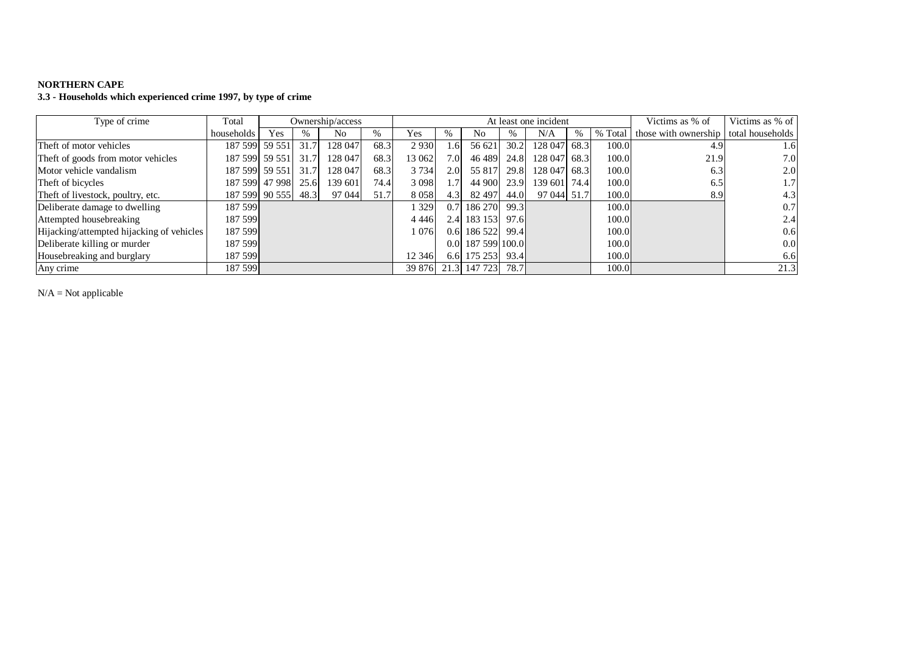**NORTHERN CAPE**

**3.3 - Households which experienced crime 1997, by type of crime**

| Type of crime | Total | Ownership/access | | | | At least one incident | | | | | | | Victims as % of | Victims as % of |
|---|---|---|---|---|---|---|---|---|---|---|---|---|---|---|
| | households | Yes | % | No | % | Yes | % | No | % | N/A | % | % Total | those with ownership | total households |
| Theft of motor vehicles | 187 599 | 59 551 | 31.7 | 128 047 | 68.3 | 2 930 | 1.6 | 56 621 | 30.2 | 128 047 | 68.3 | 100.0 | 4.9 | 1.6 |
| Theft of goods from motor vehicles | 187 599 | 59 551 | 31.7 | 128 047 | 68.3 | 13 062 | 7.0 | 46 489 | 24.8 | 128 047 | 68.3 | 100.0 | 21.9 | 7.0 |
| Motor vehicle vandalism | 187 599 | 59 551 | 31.7 | 128 047 | 68.3 | 3 734 | 2.0 | 55 817 | 29.8 | 128 047 | 68.3 | 100.0 | 6.3 | 2.0 |
| Theft of bicycles | 187 599 | 47 998 | 25.6 | 139 601 | 74.4 | 3 098 | 1.7 | 44 900 | 23.9 | 139 601 | 74.4 | 100.0 | 6.5 | 1.7 |
| Theft of livestock, poultry, etc. | 187 599 | 90 555 | 48.3 | 97 044 | 51.7 | 8 058 | 4.3 | 82 497 | 44.0 | 97 044 | 51.7 | 100.0 | 8.9 | 4.3 |
| Deliberate damage to dwelling | 187 599 | | | | | 1 329 | 0.7 | 186 270 | 99.3 | | | 100.0 | | 0.7 |
| Attempted housebreaking | 187 599 | | | | | 4 446 | 2.4 | 183 153 | 97.6 | | | 100.0 | | 2.4 |
| Hijacking/attempted hijacking of vehicles | 187 599 | | | | | 1 076 | 0.6 | 186 522 | 99.4 | | | 100.0 | | 0.6 |
| Deliberate killing or murder | 187 599 | | | | | | 0.0 | 187 599 | 100.0 | | | 100.0 | | 0.0 |
| Housebreaking and burglary | 187 599 | | | | | 12 346 | 6.6 | 175 253 | 93.4 | | | 100.0 | | 6.6 |
| Any crime | 187 599 | | | | | 39 876 | 21.3 | 147 723 | 78.7 | | | 100.0 | | 21.3 |

N/A = Not applicable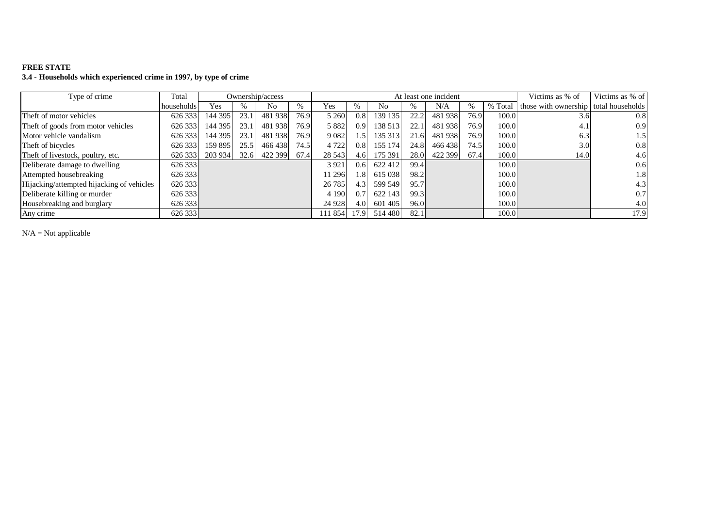**FREE STATE**

**3.4 - Households which experienced crime in 1997, by type of crime**

| Type of crime | Total households | Ownership/access | | | | At least one incident | | | | | | | Victims as % of those with ownership | Victims as % of total households |
|---|---|---|---|---|---|---|---|---|---|---|---|---|---|---|
| | | Yes | % | No | % | Yes | % | No | % | N/A | % | % Total | | |
| Theft of motor vehicles | 626 333 | 144 395 | 23.1 | 481 938 | 76.9 | 5 260 | 0.8 | 139 135 | 22.2 | 481 938 | 76.9 | 100.0 | 3.6 | 0.8 |
| Theft of goods from motor vehicles | 626 333 | 144 395 | 23.1 | 481 938 | 76.9 | 5 882 | 0.9 | 138 513 | 22.1 | 481 938 | 76.9 | 100.0 | 4.1 | 0.9 |
| Motor vehicle vandalism | 626 333 | 144 395 | 23.1 | 481 938 | 76.9 | 9 082 | 1.5 | 135 313 | 21.6 | 481 938 | 76.9 | 100.0 | 6.3 | 1.5 |
| Theft of bicycles | 626 333 | 159 895 | 25.5 | 466 438 | 74.5 | 4 722 | 0.8 | 155 174 | 24.8 | 466 438 | 74.5 | 100.0 | 3.0 | 0.8 |
| Theft of livestock, poultry, etc. | 626 333 | 203 934 | 32.6 | 422 399 | 67.4 | 28 543 | 4.6 | 175 391 | 28.0 | 422 399 | 67.4 | 100.0 | 14.0 | 4.6 |
| Deliberate damage to dwelling | 626 333 | | | | | 3 921 | 0.6 | 622 412 | 99.4 | | | 100.0 | | 0.6 |
| Attempted housebreaking | 626 333 | | | | | 11 296 | 1.8 | 615 038 | 98.2 | | | 100.0 | | 1.8 |
| Hijacking/attempted hijacking of vehicles | 626 333 | | | | | 26 785 | 4.3 | 599 549 | 95.7 | | | 100.0 | | 4.3 |
| Deliberate killing or murder | 626 333 | | | | | 4 190 | 0.7 | 622 143 | 99.3 | | | 100.0 | | 0.7 |
| Housebreaking and burglary | 626 333 | | | | | 24 928 | 4.0 | 601 405 | 96.0 | | | 100.0 | | 4.0 |
| Any crime | 626 333 | | | | | 111 854 | 17.9 | 514 480 | 82.1 | | | 100.0 | | 17.9 |

N/A = Not applicable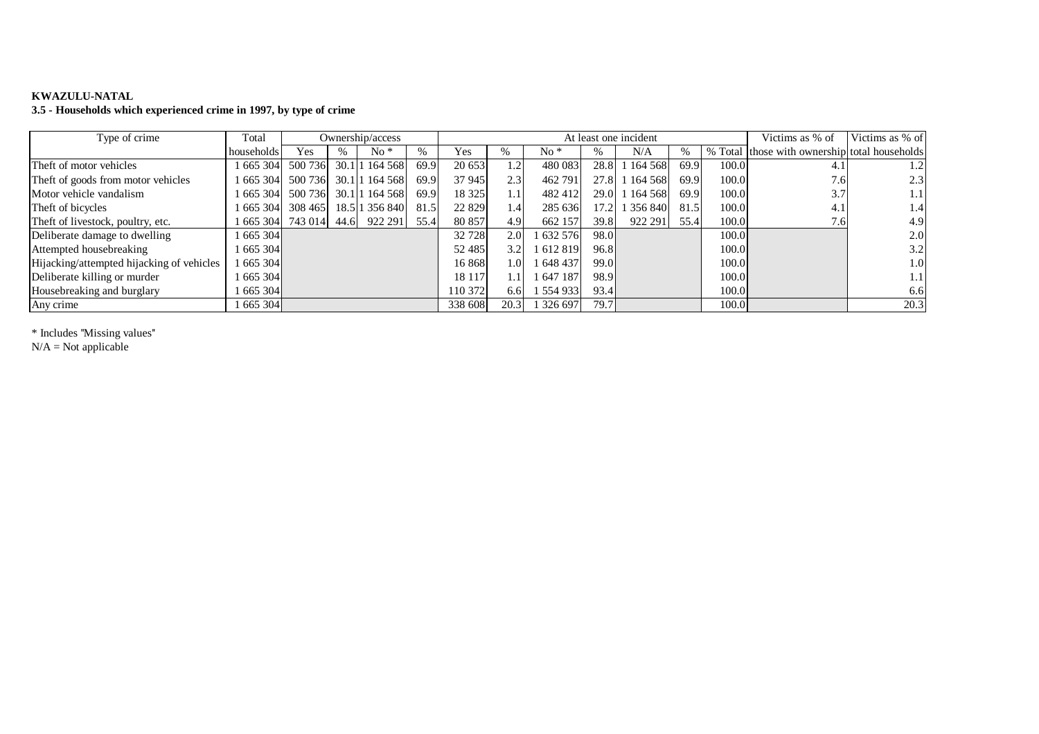**KWAZULU-NATAL**

**3.5 - Households which experienced crime in 1997, by type of crime**

| Type of crime | Total | Ownership/access | | | | At least one incident | | | | | | | Victims as % of | Victims as % of |
|---|---|---|---|---|---|---|---|---|---|---|---|---|---|---|
| | households | Yes | % | No * | % | Yes | % | No * | % | N/A | % | % Total | those with ownership | total households |
| Theft of motor vehicles | 1 665 304 | 500 736 | 30.1 | 1 164 568 | 69.9 | 20 653 | 1.2 | 480 083 | 28.8 | 1 164 568 | 69.9 | 100.0 | 4.1 | 1.2 |
| Theft of goods from motor vehicles | 1 665 304 | 500 736 | 30.1 | 1 164 568 | 69.9 | 37 945 | 2.3 | 462 791 | 27.8 | 1 164 568 | 69.9 | 100.0 | 7.6 | 2.3 |
| Motor vehicle vandalism | 1 665 304 | 500 736 | 30.1 | 1 164 568 | 69.9 | 18 325 | 1.1 | 482 412 | 29.0 | 1 164 568 | 69.9 | 100.0 | 3.7 | 1.1 |
| Theft of bicycles | 1 665 304 | 308 465 | 18.5 | 1 356 840 | 81.5 | 22 829 | 1.4 | 285 636 | 17.2 | 1 356 840 | 81.5 | 100.0 | 4.1 | 1.4 |
| Theft of livestock, poultry, etc. | 1 665 304 | 743 014 | 44.6 | 922 291 | 55.4 | 80 857 | 4.9 | 662 157 | 39.8 | 922 291 | 55.4 | 100.0 | 7.6 | 4.9 |
| Deliberate damage to dwelling | 1 665 304 | | | | | 32 728 | 2.0 | 1 632 576 | 98.0 | | | 100.0 | | 2.0 |
| Attempted housebreaking | 1 665 304 | | | | | 52 485 | 3.2 | 1 612 819 | 96.8 | | | 100.0 | | 3.2 |
| Hijacking/attempted hijacking of vehicles | 1 665 304 | | | | | 16 868 | 1.0 | 1 648 437 | 99.0 | | | 100.0 | | 1.0 |
| Deliberate killing or murder | 1 665 304 | | | | | 18 117 | 1.1 | 1 647 187 | 98.9 | | | 100.0 | | 1.1 |
| Housebreaking and burglary | 1 665 304 | | | | | 110 372 | 6.6 | 1 554 933 | 93.4 | | | 100.0 | | 6.6 |
| Any crime | 1 665 304 | | | | | 338 608 | 20.3 | 1 326 697 | 79.7 | | | 100.0 | | 20.3 |

\* Includes "Missing values"
N/A = Not applicable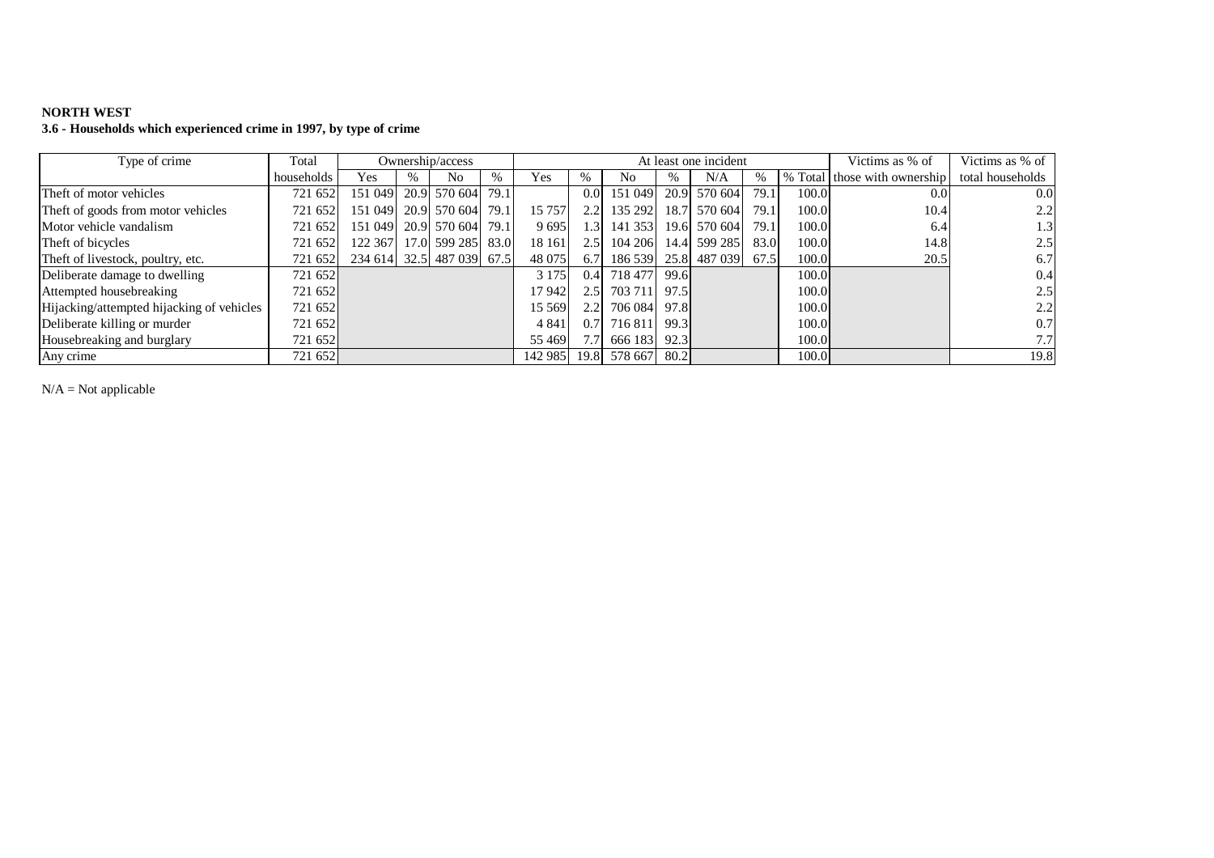**NORTH WEST**

**3.6 - Households which experienced crime in 1997, by type of crime**

| Type of crime | Total | Ownership/access | | | | At least one incident | | | | | | | Victims as % of | Victims as % of |
|---|---|---|---|---|---|---|---|---|---|---|---|---|---|---|
| | households | Yes | % | No | % | Yes | % | No | % | N/A | % | % Total | those with ownership | total households |
| Theft of motor vehicles | 721 652 | 151 049 | 20.9 | 570 604 | 79.1 | | 0.0 | 151 049 | 20.9 | 570 604 | 79.1 | 100.0 | 0.0 | 0.0 |
| Theft of goods from motor vehicles | 721 652 | 151 049 | 20.9 | 570 604 | 79.1 | 15 757 | 2.2 | 135 292 | 18.7 | 570 604 | 79.1 | 100.0 | 10.4 | 2.2 |
| Motor vehicle vandalism | 721 652 | 151 049 | 20.9 | 570 604 | 79.1 | 9 695 | 1.3 | 141 353 | 19.6 | 570 604 | 79.1 | 100.0 | 6.4 | 1.3 |
| Theft of bicycles | 721 652 | 122 367 | 17.0 | 599 285 | 83.0 | 18 161 | 2.5 | 104 206 | 14.4 | 599 285 | 83.0 | 100.0 | 14.8 | 2.5 |
| Theft of livestock, poultry, etc. | 721 652 | 234 614 | 32.5 | 487 039 | 67.5 | 48 075 | 6.7 | 186 539 | 25.8 | 487 039 | 67.5 | 100.0 | 20.5 | 6.7 |
| Deliberate damage to dwelling | 721 652 | | | | | 3 175 | 0.4 | 718 477 | 99.6 | | | 100.0 | | 0.4 |
| Attempted housebreaking | 721 652 | | | | | 17 942 | 2.5 | 703 711 | 97.5 | | | 100.0 | | 2.5 |
| Hijacking/attempted hijacking of vehicles | 721 652 | | | | | 15 569 | 2.2 | 706 084 | 97.8 | | | 100.0 | | 2.2 |
| Deliberate killing or murder | 721 652 | | | | | 4 841 | 0.7 | 716 811 | 99.3 | | | 100.0 | | 0.7 |
| Housebreaking and burglary | 721 652 | | | | | 55 469 | 7.7 | 666 183 | 92.3 | | | 100.0 | | 7.7 |
| Any crime | 721 652 | | | | | 142 985 | 19.8 | 578 667 | 80.2 | | | 100.0 | | 19.8 |

N/A = Not applicable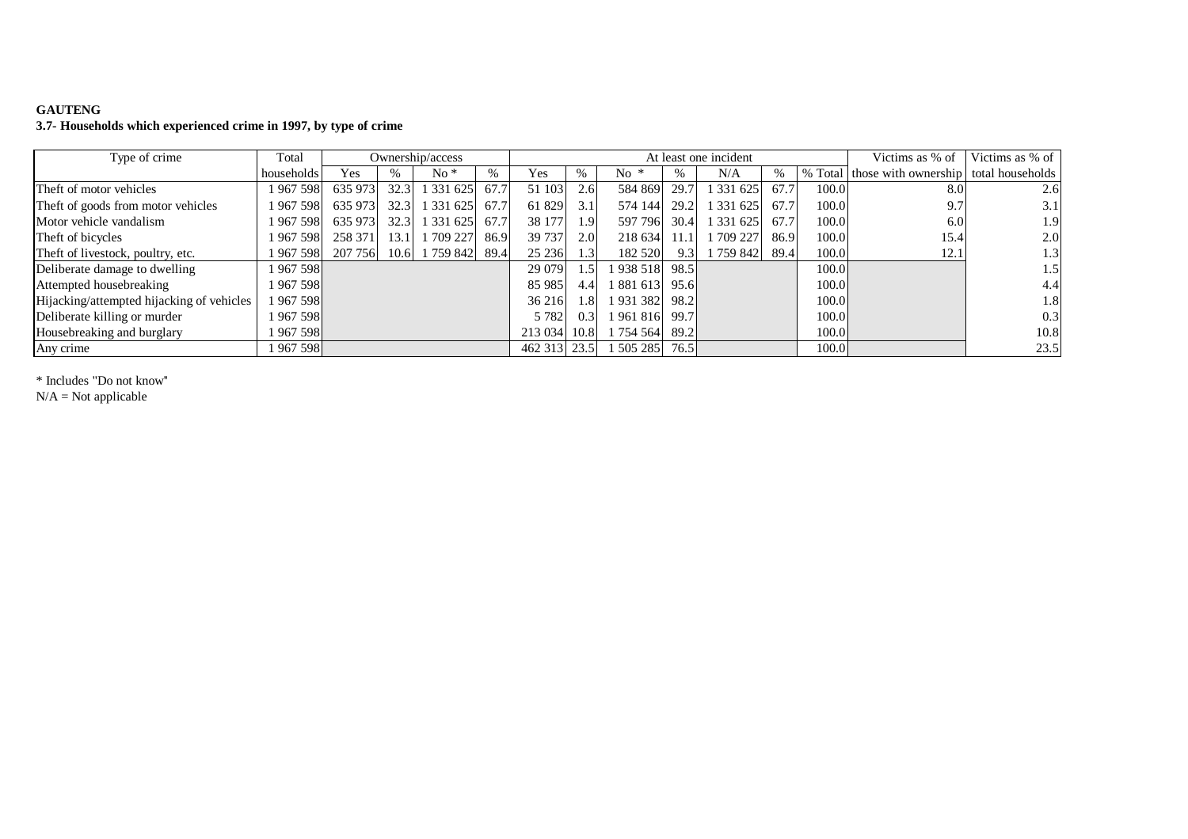**GAUTENG**

**3.7- Households which experienced crime in 1997, by type of crime**

| Type of crime | Total | Ownership/access | | | | At least one incident | | | | | | | Victims as % of | Victims as % of |
|---|---|---|---|---|---|---|---|---|---|---|---|---|---|---|
| | households | Yes | % | No * | % | Yes | % | No * | % | N/A | % | % Total | those with ownership | total households |
| Theft of motor vehicles | 1 967 598 | 635 973 | 32.3 | 1 331 625 | 67.7 | 51 103 | 2.6 | 584 869 | 29.7 | 1 331 625 | 67.7 | 100.0 | 8.0 | 2.6 |
| Theft of goods from motor vehicles | 1 967 598 | 635 973 | 32.3 | 1 331 625 | 67.7 | 61 829 | 3.1 | 574 144 | 29.2 | 1 331 625 | 67.7 | 100.0 | 9.7 | 3.1 |
| Motor vehicle vandalism | 1 967 598 | 635 973 | 32.3 | 1 331 625 | 67.7 | 38 177 | 1.9 | 597 796 | 30.4 | 1 331 625 | 67.7 | 100.0 | 6.0 | 1.9 |
| Theft of bicycles | 1 967 598 | 258 371 | 13.1 | 1 709 227 | 86.9 | 39 737 | 2.0 | 218 634 | 11.1 | 1 709 227 | 86.9 | 100.0 | 15.4 | 2.0 |
| Theft of livestock, poultry, etc. | 1 967 598 | 207 756 | 10.6 | 1 759 842 | 89.4 | 25 236 | 1.3 | 182 520 | 9.3 | 1 759 842 | 89.4 | 100.0 | 12.1 | 1.3 |
| Deliberate damage to dwelling | 1 967 598 | | | | | 29 079 | 1.5 | 1 938 518 | 98.5 | | | 100.0 | | 1.5 |
| Attempted housebreaking | 1 967 598 | | | | | 85 985 | 4.4 | 1 881 613 | 95.6 | | | 100.0 | | 4.4 |
| Hijacking/attempted hijacking of vehicles | 1 967 598 | | | | | 36 216 | 1.8 | 1 931 382 | 98.2 | | | 100.0 | | 1.8 |
| Deliberate killing or murder | 1 967 598 | | | | | 5 782 | 0.3 | 1 961 816 | 99.7 | | | 100.0 | | 0.3 |
| Housebreaking and burglary | 1 967 598 | | | | | 213 034 | 10.8 | 1 754 564 | 89.2 | | | 100.0 | | 10.8 |
| Any crime | 1 967 598 | | | | | 462 313 | 23.5 | 1 505 285 | 76.5 | | | 100.0 | | 23.5 |

* Includes "Do not know"
N/A = Not applicable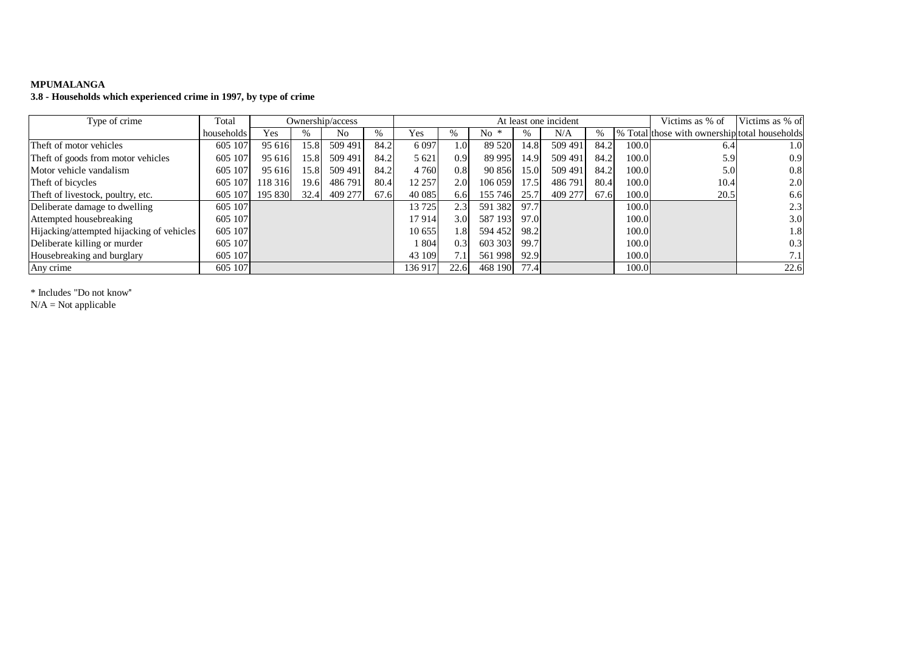**MPUMALANGA**

**3.8 - Households which experienced crime in 1997, by type of crime**

| Type of crime | Total | Ownership/access | | | | At least one incident | | | | | | | Victims as % of | Victims as % of |
|---|---|---|---|---|---|---|---|---|---|---|---|---|---|---|
| | households | Yes | % | No | % | Yes | % | No * | % | N/A | % | % Total | those with ownership | total households |
| Theft of motor vehicles | 605 107 | 95 616 | 15.8 | 509 491 | 84.2 | 6 097 | 1.0 | 89 520 | 14.8 | 509 491 | 84.2 | 100.0 | 6.4 | 1.0 |
| Theft of goods from motor vehicles | 605 107 | 95 616 | 15.8 | 509 491 | 84.2 | 5 621 | 0.9 | 89 995 | 14.9 | 509 491 | 84.2 | 100.0 | 5.9 | 0.9 |
| Motor vehicle vandalism | 605 107 | 95 616 | 15.8 | 509 491 | 84.2 | 4 760 | 0.8 | 90 856 | 15.0 | 509 491 | 84.2 | 100.0 | 5.0 | 0.8 |
| Theft of bicycles | 605 107 | 118 316 | 19.6 | 486 791 | 80.4 | 12 257 | 2.0 | 106 059 | 17.5 | 486 791 | 80.4 | 100.0 | 10.4 | 2.0 |
| Theft of livestock, poultry, etc. | 605 107 | 195 830 | 32.4 | 409 277 | 67.6 | 40 085 | 6.6 | 155 746 | 25.7 | 409 277 | 67.6 | 100.0 | 20.5 | 6.6 |
| Deliberate damage to dwelling | 605 107 | | | | | 13 725 | 2.3 | 591 382 | 97.7 | | | 100.0 | | 2.3 |
| Attempted housebreaking | 605 107 | | | | | 17 914 | 3.0 | 587 193 | 97.0 | | | 100.0 | | 3.0 |
| Hijacking/attempted hijacking of vehicles | 605 107 | | | | | 10 655 | 1.8 | 594 452 | 98.2 | | | 100.0 | | 1.8 |
| Deliberate killing or murder | 605 107 | | | | | 1 804 | 0.3 | 603 303 | 99.7 | | | 100.0 | | 0.3 |
| Housebreaking and burglary | 605 107 | | | | | 43 109 | 7.1 | 561 998 | 92.9 | | | 100.0 | | 7.1 |
| Any crime | 605 107 | | | | | 136 917 | 22.6 | 468 190 | 77.4 | | | 100.0 | | 22.6 |

* Includes "Do not know"
N/A = Not applicable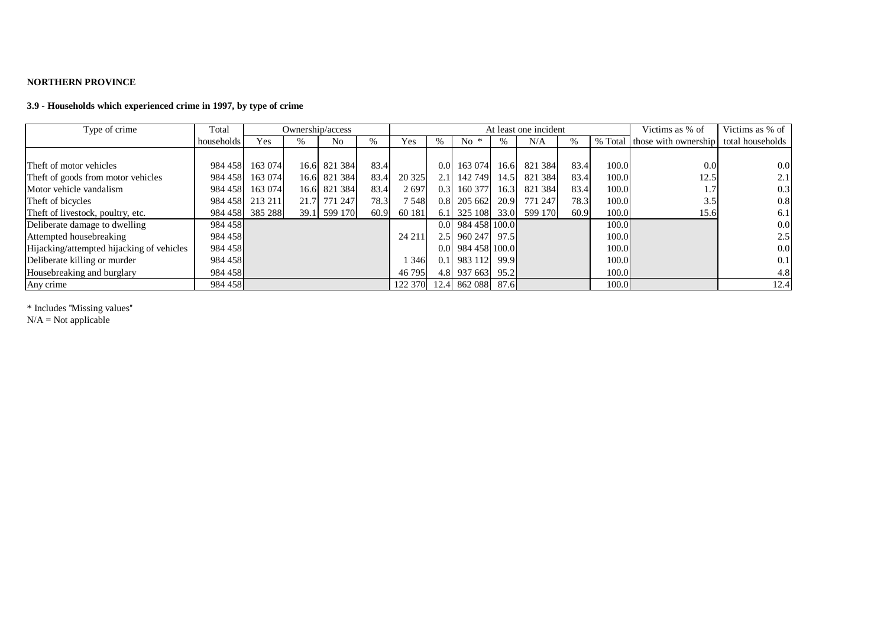**NORTHERN PROVINCE**

**3.9 - Households which experienced crime in 1997, by type of crime**

| Type of crime | Total | Ownership/access | | | | At least one incident | | | | | | | Victims as % of | Victims as % of |
|---|---|---|---|---|---|---|---|---|---|---|---|---|---|---|
| | households | Yes | % | No | % | Yes | % | No * | % | N/A | % | % Total | those with ownership | total households |
| Theft of motor vehicles | 984 458 | 163 074 | 16.6 | 821 384 | 83.4 | | 0.0 | 163 074 | 16.6 | 821 384 | 83.4 | 100.0 | 0.0 | 0.0 |
| Theft of goods from motor vehicles | 984 458 | 163 074 | 16.6 | 821 384 | 83.4 | 20 325 | 2.1 | 142 749 | 14.5 | 821 384 | 83.4 | 100.0 | 12.5 | 2.1 |
| Motor vehicle vandalism | 984 458 | 163 074 | 16.6 | 821 384 | 83.4 | 2 697 | 0.3 | 160 377 | 16.3 | 821 384 | 83.4 | 100.0 | 1.7 | 0.3 |
| Theft of bicycles | 984 458 | 213 211 | 21.7 | 771 247 | 78.3 | 7 548 | 0.8 | 205 662 | 20.9 | 771 247 | 78.3 | 100.0 | 3.5 | 0.8 |
| Theft of livestock, poultry, etc. | 984 458 | 385 288 | 39.1 | 599 170 | 60.9 | 60 181 | 6.1 | 325 108 | 33.0 | 599 170 | 60.9 | 100.0 | 15.6 | 6.1 |
| Deliberate damage to dwelling | 984 458 | | | | | | 0.0 | 984 458 | 100.0 | | | 100.0 | | 0.0 |
| Attempted housebreaking | 984 458 | | | | | 24 211 | 2.5 | 960 247 | 97.5 | | | 100.0 | | 2.5 |
| Hijacking/attempted hijacking of vehicles | 984 458 | | | | | | 0.0 | 984 458 | 100.0 | | | 100.0 | | 0.0 |
| Deliberate killing or murder | 984 458 | | | | | 1 346 | 0.1 | 983 112 | 99.9 | | | 100.0 | | 0.1 |
| Housebreaking and burglary | 984 458 | | | | | 46 795 | 4.8 | 937 663 | 95.2 | | | 100.0 | | 4.8 |
| Any crime | 984 458 | | | | | 122 370 | 12.4 | 862 088 | 87.6 | | | 100.0 | | 12.4 |

\* Includes "Missing values"
N/A = Not applicable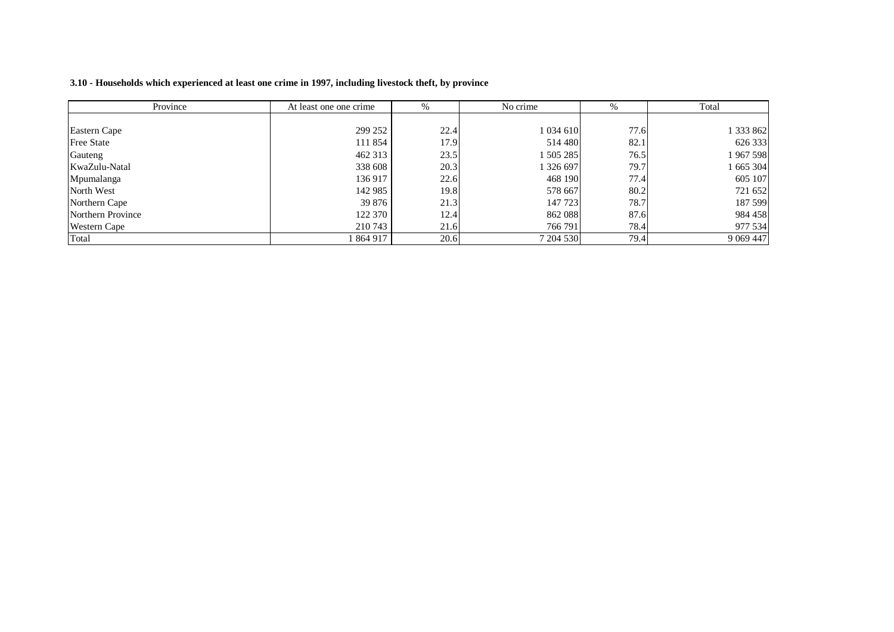**3.10 - Households which experienced at least one crime in 1997, including livestock theft, by province**

| Province | At least one one crime | % | No crime | % | Total |
|---|---|---|---|---|---|
| Eastern Cape | 299 252 | 22.4 | 1 034 610 | 77.6 | 1 333 862 |
| Free State | 111 854 | 17.9 | 514 480 | 82.1 | 626 333 |
| Gauteng | 462 313 | 23.5 | 1 505 285 | 76.5 | 1 967 598 |
| KwaZulu-Natal | 338 608 | 20.3 | 1 326 697 | 79.7 | 1 665 304 |
| Mpumalanga | 136 917 | 22.6 | 468 190 | 77.4 | 605 107 |
| North West | 142 985 | 19.8 | 578 667 | 80.2 | 721 652 |
| Northern Cape | 39 876 | 21.3 | 147 723 | 78.7 | 187 599 |
| Northern Province | 122 370 | 12.4 | 862 088 | 87.6 | 984 458 |
| Western Cape | 210 743 | 21.6 | 766 791 | 78.4 | 977 534 |
| Total | 1 864 917 | 20.6 | 7 204 530 | 79.4 | 9 069 447 |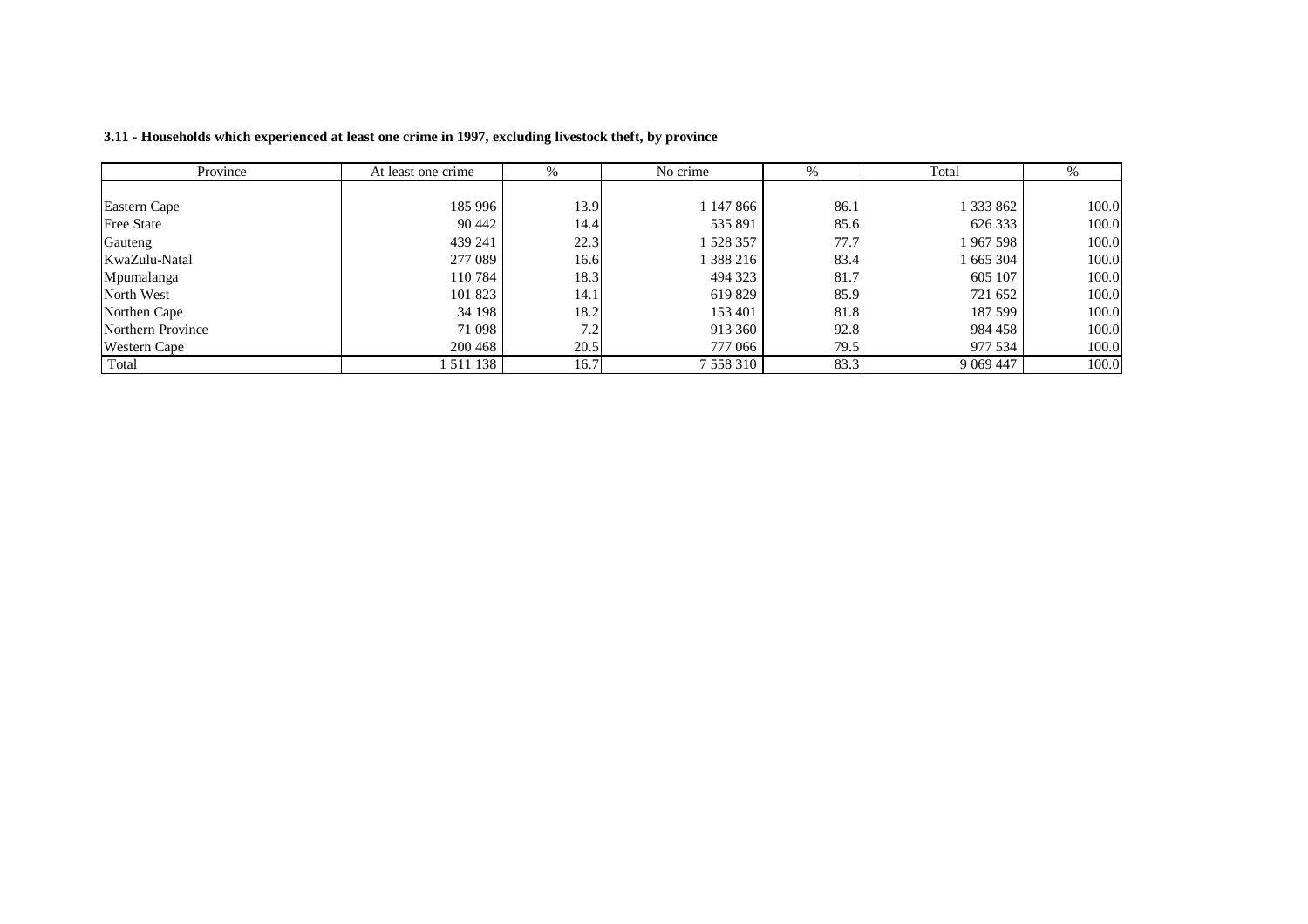**3.11 - Households which experienced at least one crime in 1997, excluding livestock theft, by province**

| Province | At least one crime | % | No crime | % | Total | % |
|---|---|---|---|---|---|---|
| Eastern Cape | 185 996 | 13.9 | 1 147 866 | 86.1 | 1 333 862 | 100.0 |
| Free State | 90 442 | 14.4 | 535 891 | 85.6 | 626 333 | 100.0 |
| Gauteng | 439 241 | 22.3 | 1 528 357 | 77.7 | 1 967 598 | 100.0 |
| KwaZulu-Natal | 277 089 | 16.6 | 1 388 216 | 83.4 | 1 665 304 | 100.0 |
| Mpumalanga | 110 784 | 18.3 | 494 323 | 81.7 | 605 107 | 100.0 |
| North West | 101 823 | 14.1 | 619 829 | 85.9 | 721 652 | 100.0 |
| Northen Cape | 34 198 | 18.2 | 153 401 | 81.8 | 187 599 | 100.0 |
| Northern Province | 71 098 | 7.2 | 913 360 | 92.8 | 984 458 | 100.0 |
| Western Cape | 200 468 | 20.5 | 777 066 | 79.5 | 977 534 | 100.0 |
| Total | 1 511 138 | 16.7 | 7 558 310 | 83.3 | 9 069 447 | 100.0 |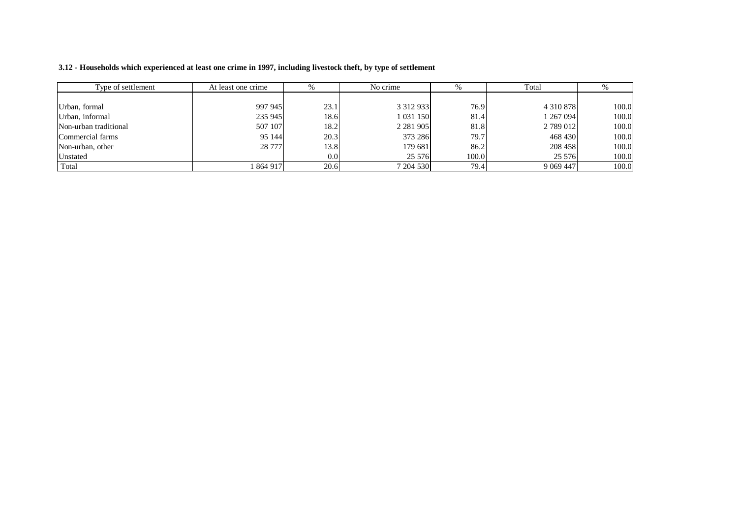**3.12 - Households which experienced at least one crime in 1997, including livestock theft, by type of settlement**

| Type of settlement | At least one crime | % | No crime | % | Total | % |
|---|---|---|---|---|---|---|
| Urban, formal | 997 945 | 23.1 | 3 312 933 | 76.9 | 4 310 878 | 100.0 |
| Urban, informal | 235 945 | 18.6 | 1 031 150 | 81.4 | 1 267 094 | 100.0 |
| Non-urban traditional | 507 107 | 18.2 | 2 281 905 | 81.8 | 2 789 012 | 100.0 |
| Commercial farms | 95 144 | 20.3 | 373 286 | 79.7 | 468 430 | 100.0 |
| Non-urban, other | 28 777 | 13.8 | 179 681 | 86.2 | 208 458 | 100.0 |
| Unstated | | 0.0 | 25 576 | 100.0 | 25 576 | 100.0 |
| Total | 1 864 917 | 20.6 | 7 204 530 | 79.4 | 9 069 447 | 100.0 |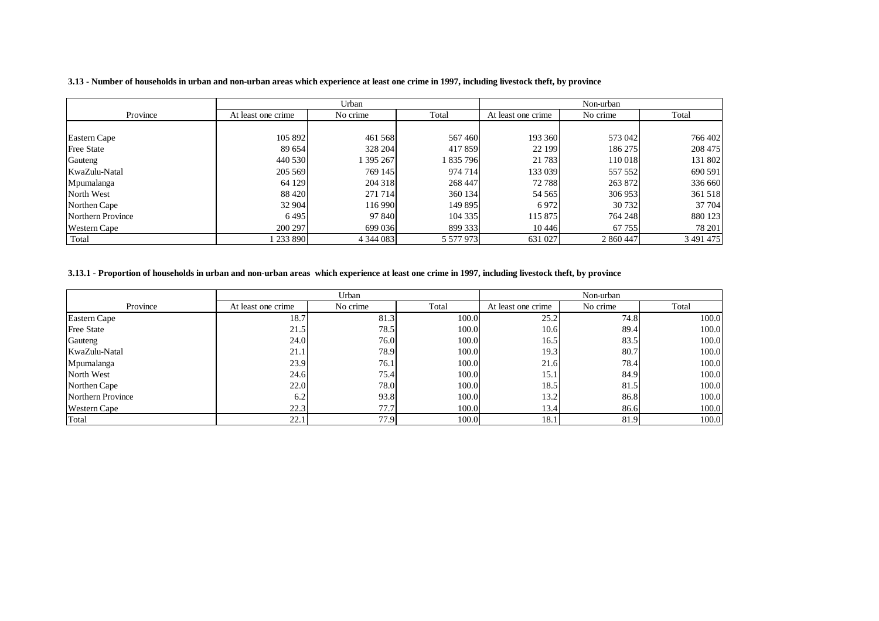**3.13 - Number of households in urban and non-urban areas which experience at least one crime in 1997, including livestock theft, by province**

| | Urban | | | Non-urban | | |
|---|---|---|---|---|---|---|
| Province | At least one crime | No crime | Total | At least one crime | No crime | Total |
| Eastern Cape | 105 892 | 461 568 | 567 460 | 193 360 | 573 042 | 766 402 |
| Free State | 89 654 | 328 204 | 417 859 | 22 199 | 186 275 | 208 475 |
| Gauteng | 440 530 | 1 395 267 | 1 835 796 | 21 783 | 110 018 | 131 802 |
| KwaZulu-Natal | 205 569 | 769 145 | 974 714 | 133 039 | 557 552 | 690 591 |
| Mpumalanga | 64 129 | 204 318 | 268 447 | 72 788 | 263 872 | 336 660 |
| North West | 88 420 | 271 714 | 360 134 | 54 565 | 306 953 | 361 518 |
| Northen Cape | 32 904 | 116 990 | 149 895 | 6 972 | 30 732 | 37 704 |
| Northern Province | 6 495 | 97 840 | 104 335 | 115 875 | 764 248 | 880 123 |
| Western Cape | 200 297 | 699 036 | 899 333 | 10 446 | 67 755 | 78 201 |
| Total | 1 233 890 | 4 344 083 | 5 577 973 | 631 027 | 2 860 447 | 3 491 475 |

**3.13.1 - Proportion of households in urban and non-urban areas which experience at least one crime in 1997, including livestock theft, by province**

| | Urban | | | Non-urban | | |
|---|---|---|---|---|---|---|
| Province | At least one crime | No crime | Total | At least one crime | No crime | Total |
| Eastern Cape | 18.7 | 81.3 | 100.0 | 25.2 | 74.8 | 100.0 |
| Free State | 21.5 | 78.5 | 100.0 | 10.6 | 89.4 | 100.0 |
| Gauteng | 24.0 | 76.0 | 100.0 | 16.5 | 83.5 | 100.0 |
| KwaZulu-Natal | 21.1 | 78.9 | 100.0 | 19.3 | 80.7 | 100.0 |
| Mpumalanga | 23.9 | 76.1 | 100.0 | 21.6 | 78.4 | 100.0 |
| North West | 24.6 | 75.4 | 100.0 | 15.1 | 84.9 | 100.0 |
| Northen Cape | 22.0 | 78.0 | 100.0 | 18.5 | 81.5 | 100.0 |
| Northern Province | 6.2 | 93.8 | 100.0 | 13.2 | 86.8 | 100.0 |
| Western Cape | 22.3 | 77.7 | 100.0 | 13.4 | 86.6 | 100.0 |
| Total | 22.1 | 77.9 | 100.0 | 18.1 | 81.9 | 100.0 |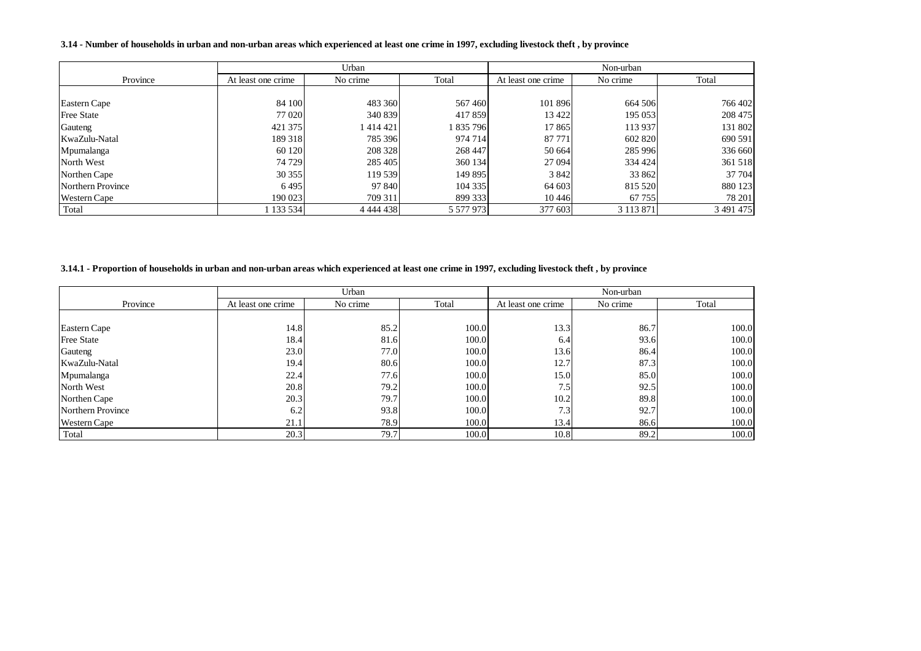**3.14 - Number of households in urban and non-urban areas which experienced at least one crime in 1997, excluding livestock theft , by province**

| Province | Urban | | | Non-urban | | |
|---|---|---|---|---|---|---|
| | At least one crime | No crime | Total | At least one crime | No crime | Total |
| Eastern Cape | 84 100 | 483 360 | 567 460 | 101 896 | 664 506 | 766 402 |
| Free State | 77 020 | 340 839 | 417 859 | 13 422 | 195 053 | 208 475 |
| Gauteng | 421 375 | 1 414 421 | 1 835 796 | 17 865 | 113 937 | 131 802 |
| KwaZulu-Natal | 189 318 | 785 396 | 974 714 | 87 771 | 602 820 | 690 591 |
| Mpumalanga | 60 120 | 208 328 | 268 447 | 50 664 | 285 996 | 336 660 |
| North West | 74 729 | 285 405 | 360 134 | 27 094 | 334 424 | 361 518 |
| Northen Cape | 30 355 | 119 539 | 149 895 | 3 842 | 33 862 | 37 704 |
| Northern Province | 6 495 | 97 840 | 104 335 | 64 603 | 815 520 | 880 123 |
| Western Cape | 190 023 | 709 311 | 899 333 | 10 446 | 67 755 | 78 201 |
| Total | 1 133 534 | 4 444 438 | 5 577 973 | 377 603 | 3 113 871 | 3 491 475 |

**3.14.1 - Proportion of households in urban and non-urban areas which experienced at least one crime in 1997, excluding livestock theft , by province**

| Province | Urban | | | Non-urban | | |
|---|---|---|---|---|---|---|
| | At least one crime | No crime | Total | At least one crime | No crime | Total |
| Eastern Cape | 14.8 | 85.2 | 100.0 | 13.3 | 86.7 | 100.0 |
| Free State | 18.4 | 81.6 | 100.0 | 6.4 | 93.6 | 100.0 |
| Gauteng | 23.0 | 77.0 | 100.0 | 13.6 | 86.4 | 100.0 |
| KwaZulu-Natal | 19.4 | 80.6 | 100.0 | 12.7 | 87.3 | 100.0 |
| Mpumalanga | 22.4 | 77.6 | 100.0 | 15.0 | 85.0 | 100.0 |
| North West | 20.8 | 79.2 | 100.0 | 7.5 | 92.5 | 100.0 |
| Northen Cape | 20.3 | 79.7 | 100.0 | 10.2 | 89.8 | 100.0 |
| Northern Province | 6.2 | 93.8 | 100.0 | 7.3 | 92.7 | 100.0 |
| Western Cape | 21.1 | 78.9 | 100.0 | 13.4 | 86.6 | 100.0 |
| Total | 20.3 | 79.7 | 100.0 | 10.8 | 89.2 | 100.0 |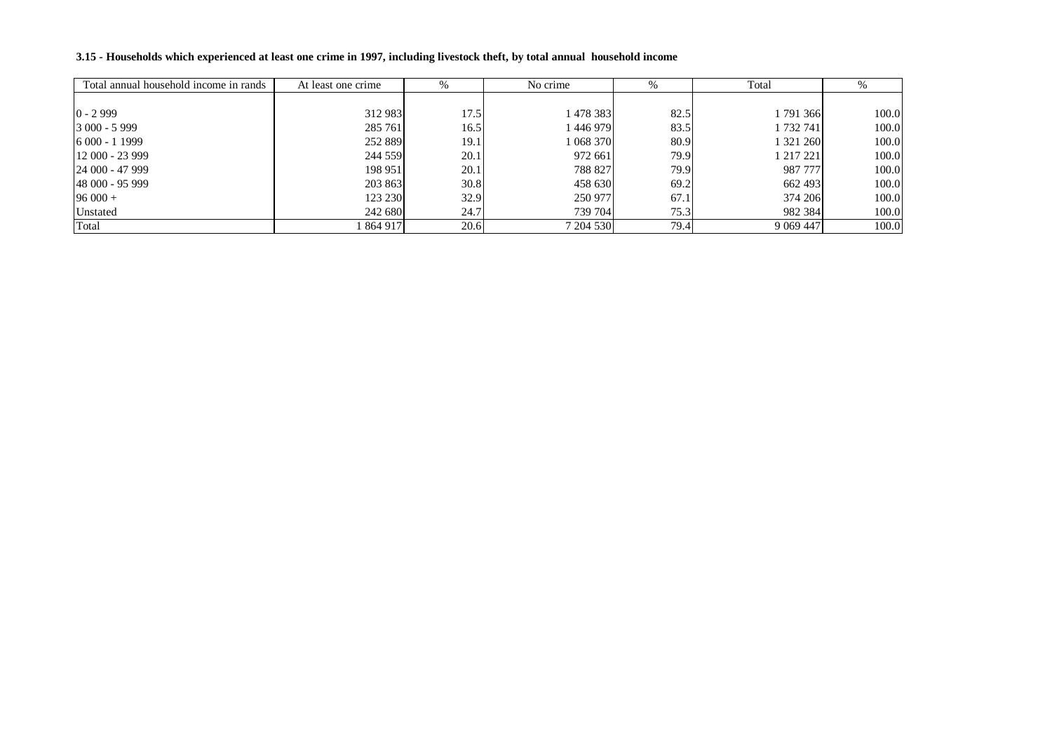**3.15 - Households which experienced at least one crime in 1997, including livestock theft, by total annual household income**

| Total annual household income in rands | At least one crime | % | No crime | % | Total | % |
|---|---|---|---|---|---|---|
| 0 - 2 999 | 312 983 | 17.5 | 1 478 383 | 82.5 | 1 791 366 | 100.0 |
| 3 000 - 5 999 | 285 761 | 16.5 | 1 446 979 | 83.5 | 1 732 741 | 100.0 |
| 6 000 - 1 1999 | 252 889 | 19.1 | 1 068 370 | 80.9 | 1 321 260 | 100.0 |
| 12 000 - 23 999 | 244 559 | 20.1 | 972 661 | 79.9 | 1 217 221 | 100.0 |
| 24 000 - 47 999 | 198 951 | 20.1 | 788 827 | 79.9 | 987 777 | 100.0 |
| 48 000 - 95 999 | 203 863 | 30.8 | 458 630 | 69.2 | 662 493 | 100.0 |
| 96 000 + | 123 230 | 32.9 | 250 977 | 67.1 | 374 206 | 100.0 |
| Unstated | 242 680 | 24.7 | 739 704 | 75.3 | 982 384 | 100.0 |
| Total | 1 864 917 | 20.6 | 7 204 530 | 79.4 | 9 069 447 | 100.0 |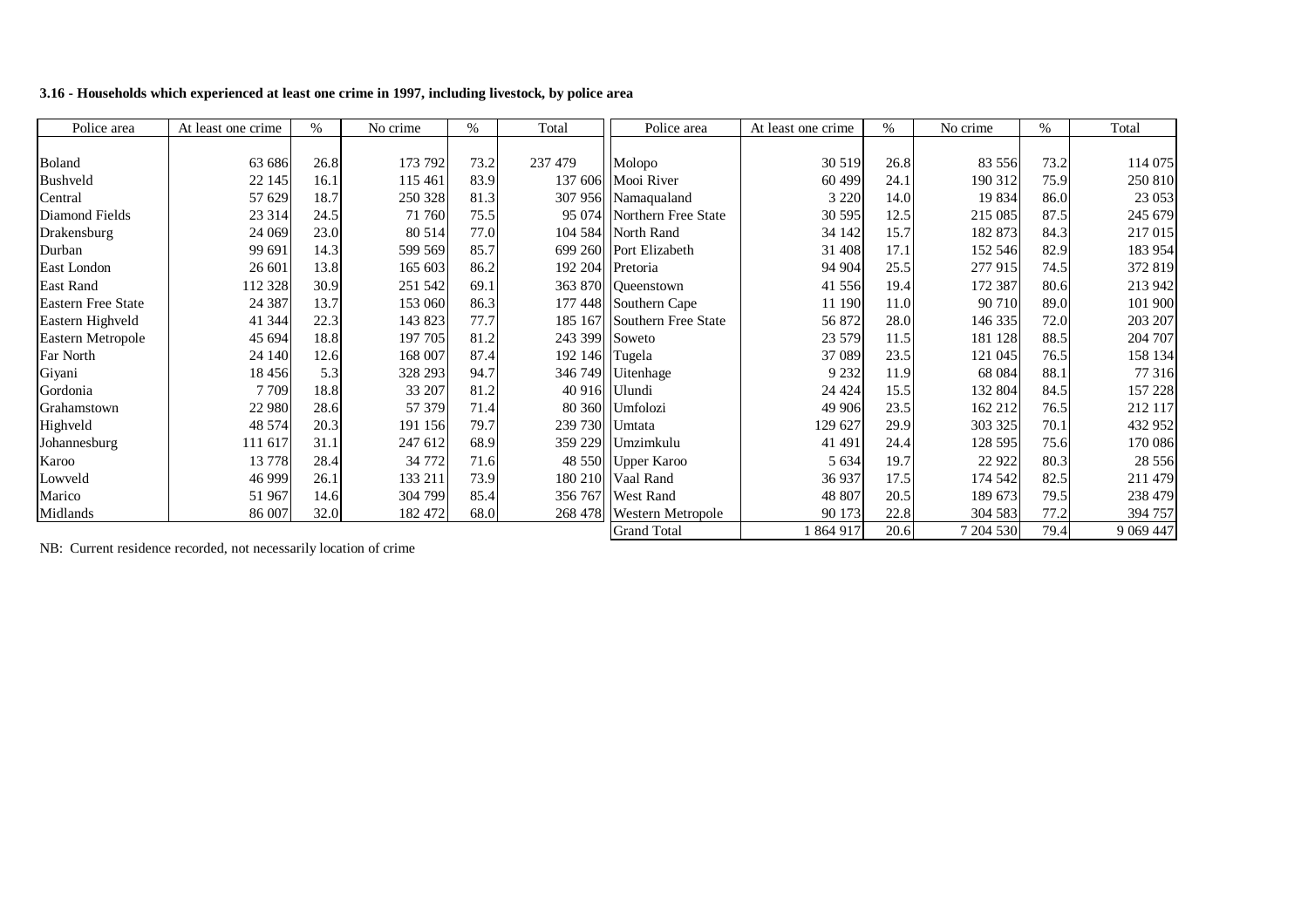**3.16 - Households which experienced at least one crime in 1997, including livestock, by police area**

| Police area | At least one crime | % | No crime | % | Total | Police area | At least one crime | % | No crime | % | Total |
|---|---|---|---|---|---|---|---|---|---|---|---|
| Boland | 63 686 | 26.8 | 173 792 | 73.2 | 237 479 | Molopo | 30 519 | 26.8 | 83 556 | 73.2 | 114 075 |
| Bushveld | 22 145 | 16.1 | 115 461 | 83.9 | 137 606 | Mooi River | 60 499 | 24.1 | 190 312 | 75.9 | 250 810 |
| Central | 57 629 | 18.7 | 250 328 | 81.3 | 307 956 | Namaqualand | 3 220 | 14.0 | 19 834 | 86.0 | 23 053 |
| Diamond Fields | 23 314 | 24.5 | 71 760 | 75.5 | 95 074 | Northern Free State | 30 595 | 12.5 | 215 085 | 87.5 | 245 679 |
| Drakensburg | 24 069 | 23.0 | 80 514 | 77.0 | 104 584 | North Rand | 34 142 | 15.7 | 182 873 | 84.3 | 217 015 |
| Durban | 99 691 | 14.3 | 599 569 | 85.7 | 699 260 | Port Elizabeth | 31 408 | 17.1 | 152 546 | 82.9 | 183 954 |
| East London | 26 601 | 13.8 | 165 603 | 86.2 | 192 204 | Pretoria | 94 904 | 25.5 | 277 915 | 74.5 | 372 819 |
| East Rand | 112 328 | 30.9 | 251 542 | 69.1 | 363 870 | Queenstown | 41 556 | 19.4 | 172 387 | 80.6 | 213 942 |
| Eastern Free State | 24 387 | 13.7 | 153 060 | 86.3 | 177 448 | Southern Cape | 11 190 | 11.0 | 90 710 | 89.0 | 101 900 |
| Eastern Highveld | 41 344 | 22.3 | 143 823 | 77.7 | 185 167 | Southern Free State | 56 872 | 28.0 | 146 335 | 72.0 | 203 207 |
| Eastern Metropole | 45 694 | 18.8 | 197 705 | 81.2 | 243 399 | Soweto | 23 579 | 11.5 | 181 128 | 88.5 | 204 707 |
| Far North | 24 140 | 12.6 | 168 007 | 87.4 | 192 146 | Tugela | 37 089 | 23.5 | 121 045 | 76.5 | 158 134 |
| Giyani | 18 456 | 5.3 | 328 293 | 94.7 | 346 749 | Uitenhage | 9 232 | 11.9 | 68 084 | 88.1 | 77 316 |
| Gordonia | 7 709 | 18.8 | 33 207 | 81.2 | 40 916 | Ulundi | 24 424 | 15.5 | 132 804 | 84.5 | 157 228 |
| Grahamstown | 22 980 | 28.6 | 57 379 | 71.4 | 80 360 | Umfolozi | 49 906 | 23.5 | 162 212 | 76.5 | 212 117 |
| Highveld | 48 574 | 20.3 | 191 156 | 79.7 | 239 730 | Umtata | 129 627 | 29.9 | 303 325 | 70.1 | 432 952 |
| Johannesburg | 111 617 | 31.1 | 247 612 | 68.9 | 359 229 | Umzimkulu | 41 491 | 24.4 | 128 595 | 75.6 | 170 086 |
| Karoo | 13 778 | 28.4 | 34 772 | 71.6 | 48 550 | Upper Karoo | 5 634 | 19.7 | 22 922 | 80.3 | 28 556 |
| Lowveld | 46 999 | 26.1 | 133 211 | 73.9 | 180 210 | Vaal Rand | 36 937 | 17.5 | 174 542 | 82.5 | 211 479 |
| Marico | 51 967 | 14.6 | 304 799 | 85.4 | 356 767 | West Rand | 48 807 | 20.5 | 189 673 | 79.5 | 238 479 |
| Midlands | 86 007 | 32.0 | 182 472 | 68.0 | 268 478 | Western Metropole | 90 173 | 22.8 | 304 583 | 77.2 | 394 757 |
| | | | | | | Grand Total | 1 864 917 | 20.6 | 7 204 530 | 79.4 | 9 069 447 |

NB: Current residence recorded, not necessarily location of crime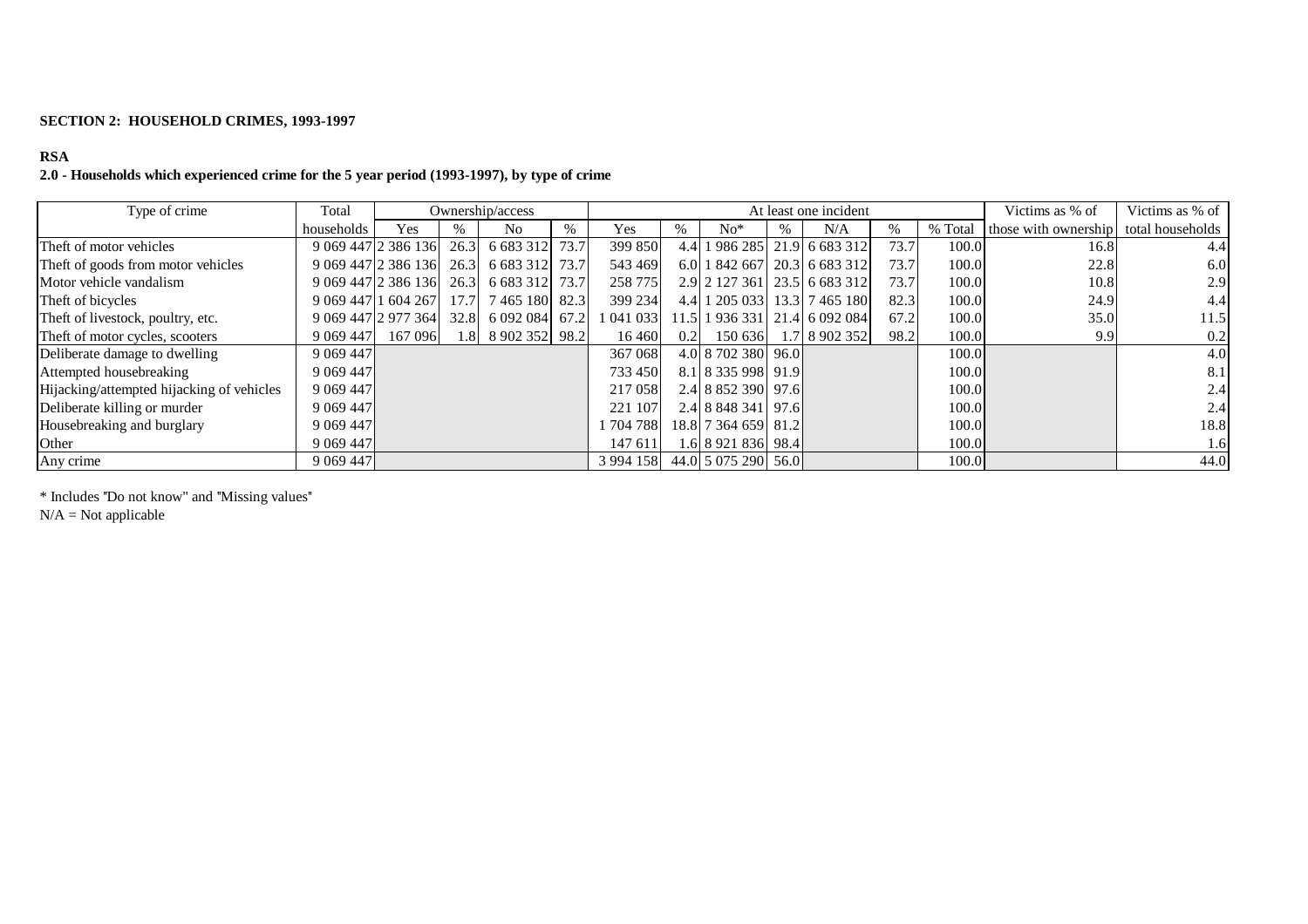**SECTION 2: HOUSEHOLD CRIMES, 1993-1997**

**RSA**

**2.0 - Households which experienced crime for the 5 year period (1993-1997), by type of crime**

| Type of crime | Total | Ownership/access | | | | At least one incident | | | | | | | Victims as % of | Victims as % of |
|---|---|---|---|---|---|---|---|---|---|---|---|---|---|---|
| | households | Yes | % | No | % | Yes | % | No* | % | N/A | % | % Total | those with ownership | total households |
| Theft of motor vehicles | 9 069 447 | 2 386 136 | 26.3 | 6 683 312 | 73.7 | 399 850 | 4.4 | 1 986 285 | 21.9 | 6 683 312 | 73.7 | 100.0 | 16.8 | 4.4 |
| Theft of goods from motor vehicles | 9 069 447 | 2 386 136 | 26.3 | 6 683 312 | 73.7 | 543 469 | 6.0 | 1 842 667 | 20.3 | 6 683 312 | 73.7 | 100.0 | 22.8 | 6.0 |
| Motor vehicle vandalism | 9 069 447 | 2 386 136 | 26.3 | 6 683 312 | 73.7 | 258 775 | 2.9 | 2 127 361 | 23.5 | 6 683 312 | 73.7 | 100.0 | 10.8 | 2.9 |
| Theft of bicycles | 9 069 447 | 1 604 267 | 17.7 | 7 465 180 | 82.3 | 399 234 | 4.4 | 1 205 033 | 13.3 | 7 465 180 | 82.3 | 100.0 | 24.9 | 4.4 |
| Theft of livestock, poultry, etc. | 9 069 447 | 2 977 364 | 32.8 | 6 092 084 | 67.2 | 1 041 033 | 11.5 | 1 936 331 | 21.4 | 6 092 084 | 67.2 | 100.0 | 35.0 | 11.5 |
| Theft of motor cycles, scooters | 9 069 447 | 167 096 | 1.8 | 8 902 352 | 98.2 | 16 460 | 0.2 | 150 636 | 1.7 | 8 902 352 | 98.2 | 100.0 | 9.9 | 0.2 |
| Deliberate damage to dwelling | 9 069 447 | | | | | 367 068 | 4.0 | 8 702 380 | 96.0 | | | 100.0 | | 4.0 |
| Attempted housebreaking | 9 069 447 | | | | | 733 450 | 8.1 | 8 335 998 | 91.9 | | | 100.0 | | 8.1 |
| Hijacking/attempted hijacking of vehicles | 9 069 447 | | | | | 217 058 | 2.4 | 8 852 390 | 97.6 | | | 100.0 | | 2.4 |
| Deliberate killing or murder | 9 069 447 | | | | | 221 107 | 2.4 | 8 848 341 | 97.6 | | | 100.0 | | 2.4 |
| Housebreaking and burglary | 9 069 447 | | | | | 1 704 788 | 18.8 | 7 364 659 | 81.2 | | | 100.0 | | 18.8 |
| Other | 9 069 447 | | | | | 147 611 | 1.6 | 8 921 836 | 98.4 | | | 100.0 | | 1.6 |
| Any crime | 9 069 447 | | | | | 3 994 158 | 44.0 | 5 075 290 | 56.0 | | | 100.0 | | 44.0 |

\* Includes "Do not know" and "Missing values"
N/A = Not applicable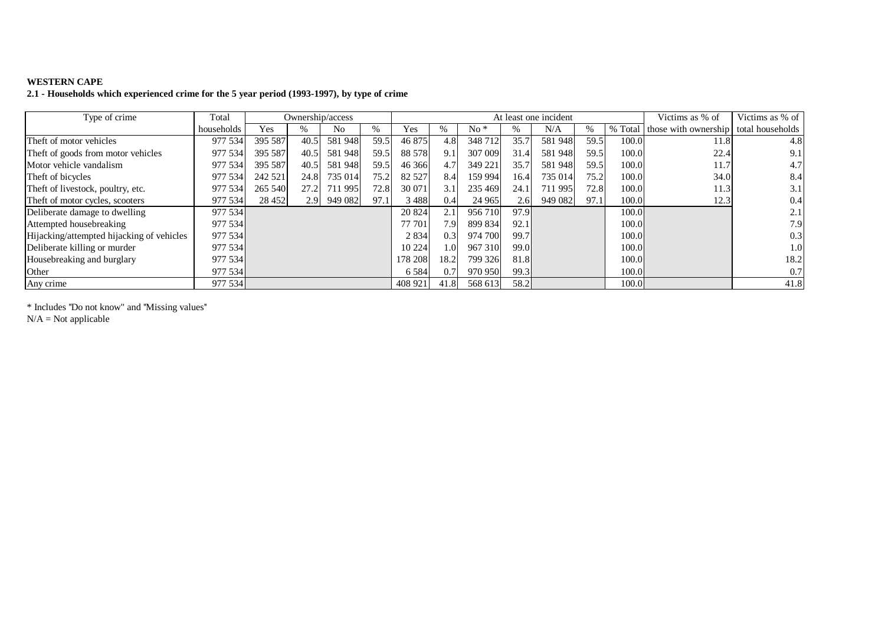**WESTERN CAPE**

**2.1 - Households which experienced crime for the 5 year period (1993-1997), by type of crime**

| Type of crime | Total | Ownership/access | | | | At least one incident | | | | | | | Victims as % of | Victims as % of |
|---|---|---|---|---|---|---|---|---|---|---|---|---|---|---|
| | households | Yes | % | No | % | Yes | % | No * | % | N/A | % | % Total | those with ownership | total households |
| Theft of motor vehicles | 977 534 | 395 587 | 40.5 | 581 948 | 59.5 | 46 875 | 4.8 | 348 712 | 35.7 | 581 948 | 59.5 | 100.0 | 11.8 | 4.8 |
| Theft of goods from motor vehicles | 977 534 | 395 587 | 40.5 | 581 948 | 59.5 | 88 578 | 9.1 | 307 009 | 31.4 | 581 948 | 59.5 | 100.0 | 22.4 | 9.1 |
| Motor vehicle vandalism | 977 534 | 395 587 | 40.5 | 581 948 | 59.5 | 46 366 | 4.7 | 349 221 | 35.7 | 581 948 | 59.5 | 100.0 | 11.7 | 4.7 |
| Theft of bicycles | 977 534 | 242 521 | 24.8 | 735 014 | 75.2 | 82 527 | 8.4 | 159 994 | 16.4 | 735 014 | 75.2 | 100.0 | 34.0 | 8.4 |
| Theft of livestock, poultry, etc. | 977 534 | 265 540 | 27.2 | 711 995 | 72.8 | 30 071 | 3.1 | 235 469 | 24.1 | 711 995 | 72.8 | 100.0 | 11.3 | 3.1 |
| Theft of motor cycles, scooters | 977 534 | 28 452 | 2.9 | 949 082 | 97.1 | 3 488 | 0.4 | 24 965 | 2.6 | 949 082 | 97.1 | 100.0 | 12.3 | 0.4 |
| Deliberate damage to dwelling | 977 534 | | | | | 20 824 | 2.1 | 956 710 | 97.9 | | | 100.0 | | 2.1 |
| Attempted housebreaking | 977 534 | | | | | 77 701 | 7.9 | 899 834 | 92.1 | | | 100.0 | | 7.9 |
| Hijacking/attempted hijacking of vehicles | 977 534 | | | | | 2 834 | 0.3 | 974 700 | 99.7 | | | 100.0 | | 0.3 |
| Deliberate killing or murder | 977 534 | | | | | 10 224 | 1.0 | 967 310 | 99.0 | | | 100.0 | | 1.0 |
| Housebreaking and burglary | 977 534 | | | | | 178 208 | 18.2 | 799 326 | 81.8 | | | 100.0 | | 18.2 |
| Other | 977 534 | | | | | 6 584 | 0.7 | 970 950 | 99.3 | | | 100.0 | | 0.7 |
| Any crime | 977 534 | | | | | 408 921 | 41.8 | 568 613 | 58.2 | | | 100.0 | | 41.8 |

* Includes "Do not know" and "Missing values"
N/A = Not applicable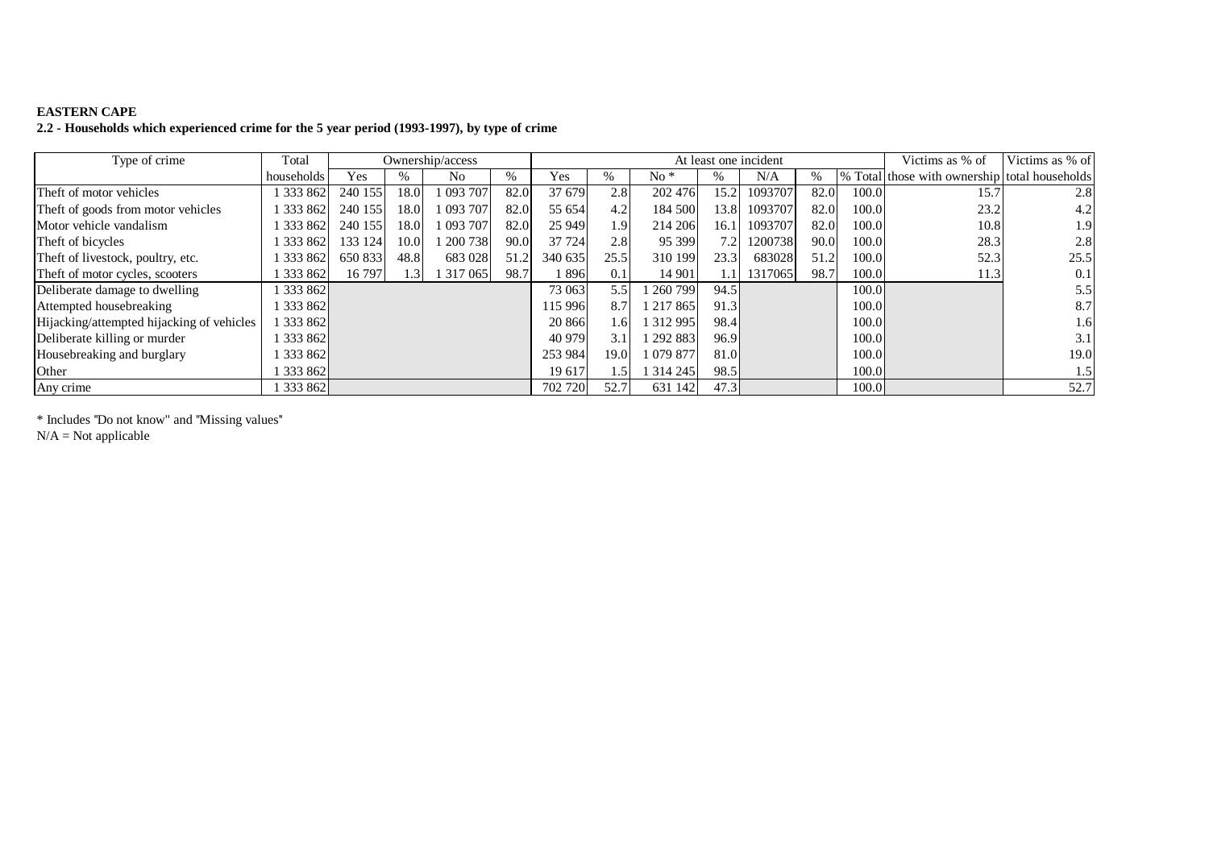**EASTERN CAPE**

**2.2 - Households which experienced crime for the 5 year period (1993-1997), by type of crime**

| Type of crime | Total | Ownership/access | | | | At least one incident | | | | | | | Victims as % of | Victims as % of |
|---|---|---|---|---|---|---|---|---|---|---|---|---|---|---|
| | households | Yes | % | No | % | Yes | % | No * | % | N/A | % | % Total | those with ownership | total households |
| Theft of motor vehicles | 1 333 862 | 240 155 | 18.0 | 1 093 707 | 82.0 | 37 679 | 2.8 | 202 476 | 15.2 | 1093707 | 82.0 | 100.0 | 15.7 | 2.8 |
| Theft of goods from motor vehicles | 1 333 862 | 240 155 | 18.0 | 1 093 707 | 82.0 | 55 654 | 4.2 | 184 500 | 13.8 | 1093707 | 82.0 | 100.0 | 23.2 | 4.2 |
| Motor vehicle vandalism | 1 333 862 | 240 155 | 18.0 | 1 093 707 | 82.0 | 25 949 | 1.9 | 214 206 | 16.1 | 1093707 | 82.0 | 100.0 | 10.8 | 1.9 |
| Theft of bicycles | 1 333 862 | 133 124 | 10.0 | 1 200 738 | 90.0 | 37 724 | 2.8 | 95 399 | 7.2 | 1200738 | 90.0 | 100.0 | 28.3 | 2.8 |
| Theft of livestock, poultry, etc. | 1 333 862 | 650 833 | 48.8 | 683 028 | 51.2 | 340 635 | 25.5 | 310 199 | 23.3 | 683028 | 51.2 | 100.0 | 52.3 | 25.5 |
| Theft of motor cycles, scooters | 1 333 862 | 16 797 | 1.3 | 1 317 065 | 98.7 | 1 896 | 0.1 | 14 901 | 1.1 | 1317065 | 98.7 | 100.0 | 11.3 | 0.1 |
| Deliberate damage to dwelling | 1 333 862 | | | | | 73 063 | 5.5 | 1 260 799 | 94.5 | | | 100.0 | | 5.5 |
| Attempted housebreaking | 1 333 862 | | | | | 115 996 | 8.7 | 1 217 865 | 91.3 | | | 100.0 | | 8.7 |
| Hijacking/attempted hijacking of vehicles | 1 333 862 | | | | | 20 866 | 1.6 | 1 312 995 | 98.4 | | | 100.0 | | 1.6 |
| Deliberate killing or murder | 1 333 862 | | | | | 40 979 | 3.1 | 1 292 883 | 96.9 | | | 100.0 | | 3.1 |
| Housebreaking and burglary | 1 333 862 | | | | | 253 984 | 19.0 | 1 079 877 | 81.0 | | | 100.0 | | 19.0 |
| Other | 1 333 862 | | | | | 19 617 | 1.5 | 1 314 245 | 98.5 | | | 100.0 | | 1.5 |
| Any crime | 1 333 862 | | | | | 702 720 | 52.7 | 631 142 | 47.3 | | | 100.0 | | 52.7 |

* Includes "Do not know" and "Missing values"
N/A = Not applicable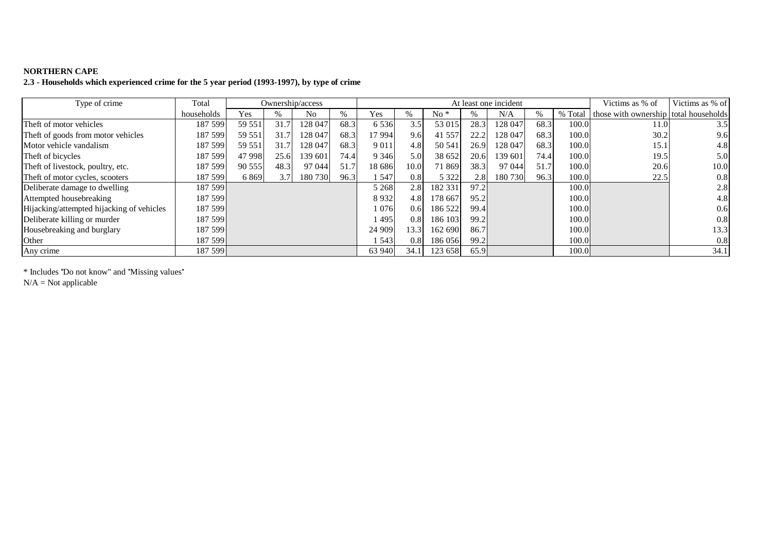**NORTHERN CAPE**

**2.3 - Households which experienced crime for the 5 year period (1993-1997), by type of crime**

| Type of crime | Total households | Ownership/access | | | | At least one incident | | | | | | | Victims as % of those with ownership | Victims as % of total households |
|---|---|---|---|---|---|---|---|---|---|---|---|---|---|---|
| | | Yes | % | No | % | Yes | % | No * | % | N/A | % | % Total | | |
| Theft of motor vehicles | 187 599 | 59 551 | 31.7 | 128 047 | 68.3 | 6 536 | 3.5 | 53 015 | 28.3 | 128 047 | 68.3 | 100.0 | 11.0 | 3.5 |
| Theft of goods from motor vehicles | 187 599 | 59 551 | 31.7 | 128 047 | 68.3 | 17 994 | 9.6 | 41 557 | 22.2 | 128 047 | 68.3 | 100.0 | 30.2 | 9.6 |
| Motor vehicle vandalism | 187 599 | 59 551 | 31.7 | 128 047 | 68.3 | 9 011 | 4.8 | 50 541 | 26.9 | 128 047 | 68.3 | 100.0 | 15.1 | 4.8 |
| Theft of bicycles | 187 599 | 47 998 | 25.6 | 139 601 | 74.4 | 9 346 | 5.0 | 38 652 | 20.6 | 139 601 | 74.4 | 100.0 | 19.5 | 5.0 |
| Theft of livestock, poultry, etc. | 187 599 | 90 555 | 48.3 | 97 044 | 51.7 | 18 686 | 10.0 | 71 869 | 38.3 | 97 044 | 51.7 | 100.0 | 20.6 | 10.0 |
| Theft of motor cycles, scooters | 187 599 | 6 869 | 3.7 | 180 730 | 96.3 | 1 547 | 0.8 | 5 322 | 2.8 | 180 730 | 96.3 | 100.0 | 22.5 | 0.8 |
| Deliberate damage to dwelling | 187 599 | | | | | 5 268 | 2.8 | 182 331 | 97.2 | | | 100.0 | | 2.8 |
| Attempted housebreaking | 187 599 | | | | | 8 932 | 4.8 | 178 667 | 95.2 | | | 100.0 | | 4.8 |
| Hijacking/attempted hijacking of vehicles | 187 599 | | | | | 1 076 | 0.6 | 186 522 | 99.4 | | | 100.0 | | 0.6 |
| Deliberate killing or murder | 187 599 | | | | | 1 495 | 0.8 | 186 103 | 99.2 | | | 100.0 | | 0.8 |
| Housebreaking and burglary | 187 599 | | | | | 24 909 | 13.3 | 162 690 | 86.7 | | | 100.0 | | 13.3 |
| Other | 187 599 | | | | | 1 543 | 0.8 | 186 056 | 99.2 | | | 100.0 | | 0.8 |
| Any crime | 187 599 | | | | | 63 940 | 34.1 | 123 658 | 65.9 | | | 100.0 | | 34.1 |

* Includes "Do not know" and "Missing values"
N/A = Not applicable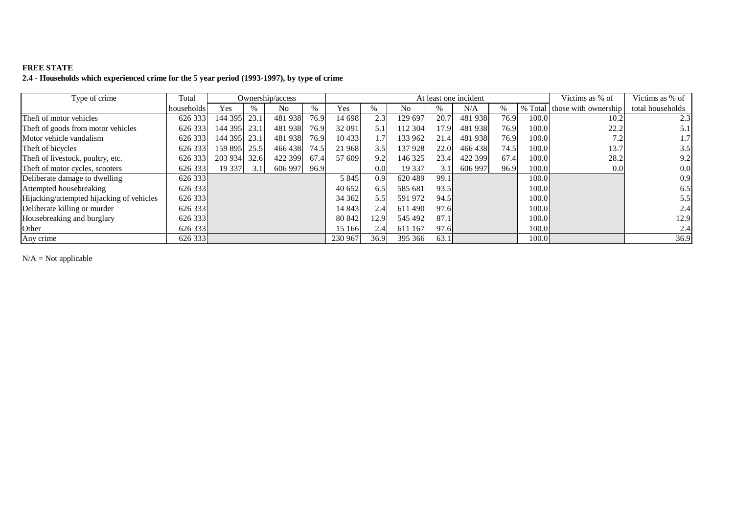**FREE STATE**

**2.4 - Households which experienced crime for the 5 year period (1993-1997), by type of crime**

| Type of crime | Total | Ownership/access | | | | At least one incident | | | | | | | Victims as % of | Victims as % of |
|---|---|---|---|---|---|---|---|---|---|---|---|---|---|---|
| | households | Yes | % | No | % | Yes | % | No | % | N/A | % | % Total | those with ownership | total households |
| Theft of motor vehicles | 626 333 | 144 395 | 23.1 | 481 938 | 76.9 | 14 698 | 2.3 | 129 697 | 20.7 | 481 938 | 76.9 | 100.0 | 10.2 | 2.3 |
| Theft of goods from motor vehicles | 626 333 | 144 395 | 23.1 | 481 938 | 76.9 | 32 091 | 5.1 | 112 304 | 17.9 | 481 938 | 76.9 | 100.0 | 22.2 | 5.1 |
| Motor vehicle vandalism | 626 333 | 144 395 | 23.1 | 481 938 | 76.9 | 10 433 | 1.7 | 133 962 | 21.4 | 481 938 | 76.9 | 100.0 | 7.2 | 1.7 |
| Theft of bicycles | 626 333 | 159 895 | 25.5 | 466 438 | 74.5 | 21 968 | 3.5 | 137 928 | 22.0 | 466 438 | 74.5 | 100.0 | 13.7 | 3.5 |
| Theft of livestock, poultry, etc. | 626 333 | 203 934 | 32.6 | 422 399 | 67.4 | 57 609 | 9.2 | 146 325 | 23.4 | 422 399 | 67.4 | 100.0 | 28.2 | 9.2 |
| Theft of motor cycles, scooters | 626 333 | 19 337 | 3.1 | 606 997 | 96.9 | | 0.0 | 19 337 | 3.1 | 606 997 | 96.9 | 100.0 | 0.0 | 0.0 |
| Deliberate damage to dwelling | 626 333 | | | | | 5 845 | 0.9 | 620 489 | 99.1 | | | 100.0 | | 0.9 |
| Attempted housebreaking | 626 333 | | | | | 40 652 | 6.5 | 585 681 | 93.5 | | | 100.0 | | 6.5 |
| Hijacking/attempted hijacking of vehicles | 626 333 | | | | | 34 362 | 5.5 | 591 972 | 94.5 | | | 100.0 | | 5.5 |
| Deliberate killing or murder | 626 333 | | | | | 14 843 | 2.4 | 611 490 | 97.6 | | | 100.0 | | 2.4 |
| Housebreaking and burglary | 626 333 | | | | | 80 842 | 12.9 | 545 492 | 87.1 | | | 100.0 | | 12.9 |
| Other | 626 333 | | | | | 15 166 | 2.4 | 611 167 | 97.6 | | | 100.0 | | 2.4 |
| Any crime | 626 333 | | | | | 230 967 | 36.9 | 395 366 | 63.1 | | | 100.0 | | 36.9 |

N/A = Not applicable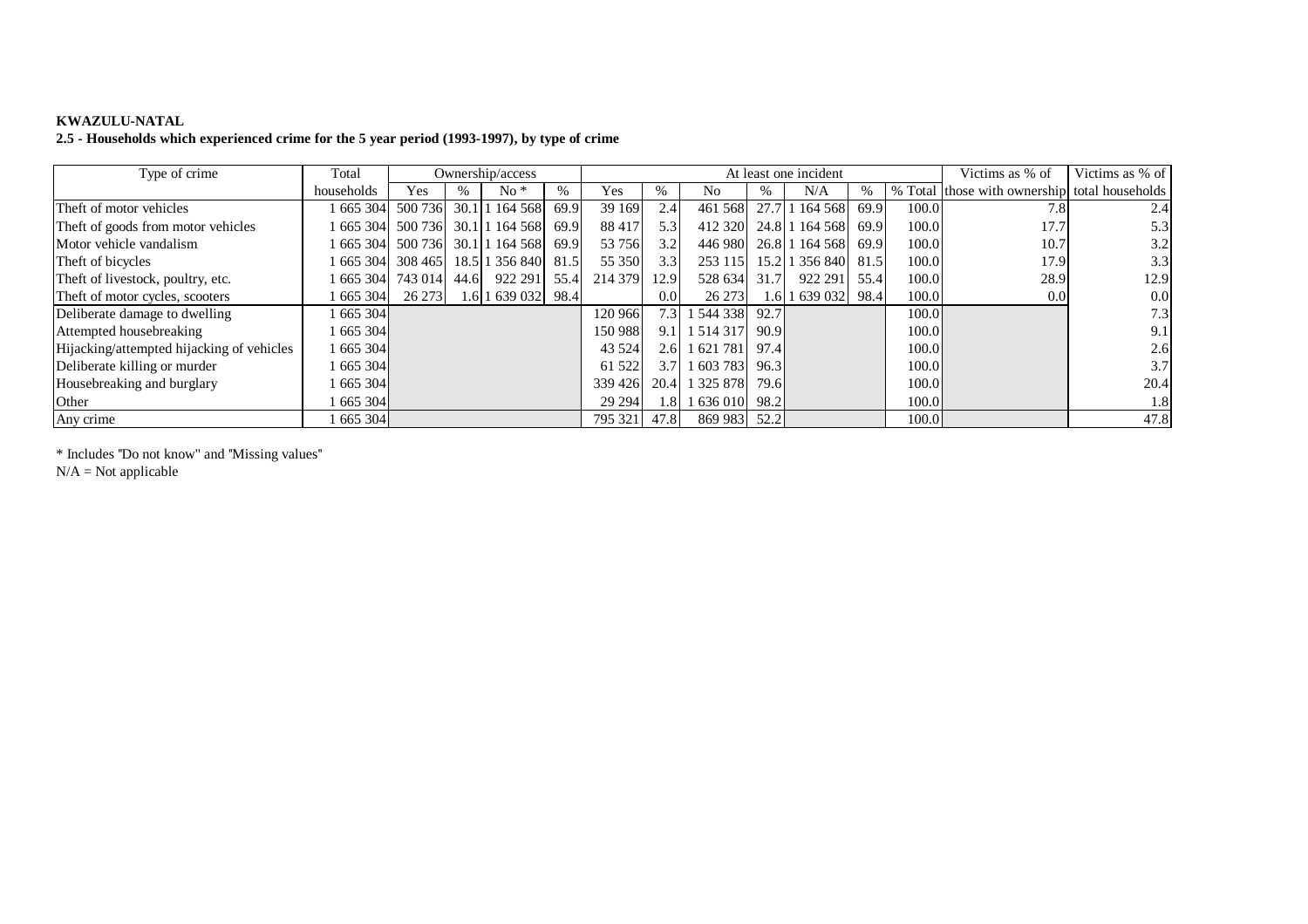**KWAZULU-NATAL**

**2.5 - Households which experienced crime for the 5 year period (1993-1997), by type of crime**

| Type of crime | Total | Ownership/access | | | | At least one incident | | | | | | | Victims as % of | Victims as % of |
|---|---|---|---|---|---|---|---|---|---|---|---|---|---|---|
| | households | Yes | % | No * | % | Yes | % | No | % | N/A | % | % Total | those with ownership | total households |
| Theft of motor vehicles | 1 665 304 | 500 736 | 30.1 | 1 164 568 | 69.9 | 39 169 | 2.4 | 461 568 | 27.7 | 1 164 568 | 69.9 | 100.0 | 7.8 | 2.4 |
| Theft of goods from motor vehicles | 1 665 304 | 500 736 | 30.1 | 1 164 568 | 69.9 | 88 417 | 5.3 | 412 320 | 24.8 | 1 164 568 | 69.9 | 100.0 | 17.7 | 5.3 |
| Motor vehicle vandalism | 1 665 304 | 500 736 | 30.1 | 1 164 568 | 69.9 | 53 756 | 3.2 | 446 980 | 26.8 | 1 164 568 | 69.9 | 100.0 | 10.7 | 3.2 |
| Theft of bicycles | 1 665 304 | 308 465 | 18.5 | 1 356 840 | 81.5 | 55 350 | 3.3 | 253 115 | 15.2 | 1 356 840 | 81.5 | 100.0 | 17.9 | 3.3 |
| Theft of livestock, poultry, etc. | 1 665 304 | 743 014 | 44.6 | 922 291 | 55.4 | 214 379 | 12.9 | 528 634 | 31.7 | 922 291 | 55.4 | 100.0 | 28.9 | 12.9 |
| Theft of motor cycles, scooters | 1 665 304 | 26 273 | 1.6 | 1 639 032 | 98.4 | | 0.0 | 26 273 | 1.6 | 1 639 032 | 98.4 | 100.0 | 0.0 | 0.0 |
| Deliberate damage to dwelling | 1 665 304 | | | | | 120 966 | 7.3 | 1 544 338 | 92.7 | | | 100.0 | | 7.3 |
| Attempted housebreaking | 1 665 304 | | | | | 150 988 | 9.1 | 1 514 317 | 90.9 | | | 100.0 | | 9.1 |
| Hijacking/attempted hijacking of vehicles | 1 665 304 | | | | | 43 524 | 2.6 | 1 621 781 | 97.4 | | | 100.0 | | 2.6 |
| Deliberate killing or murder | 1 665 304 | | | | | 61 522 | 3.7 | 1 603 783 | 96.3 | | | 100.0 | | 3.7 |
| Housebreaking and burglary | 1 665 304 | | | | | 339 426 | 20.4 | 1 325 878 | 79.6 | | | 100.0 | | 20.4 |
| Other | 1 665 304 | | | | | 29 294 | 1.8 | 1 636 010 | 98.2 | | | 100.0 | | 1.8 |
| Any crime | 1 665 304 | | | | | 795 321 | 47.8 | 869 983 | 52.2 | | | 100.0 | | 47.8 |

* Includes "Do not know" and "Missing values"

N/A = Not applicable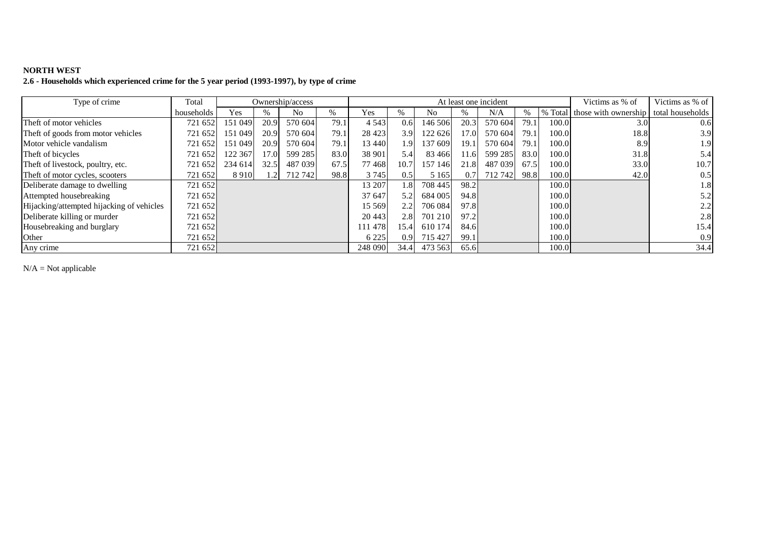**NORTH WEST**

**2.6 - Households which experienced crime for the 5 year period (1993-1997), by type of crime**

| Type of crime | Total | Ownership/access | | | | At least one incident | | | | | | | Victims as % of | Victims as % of |
|---|---|---|---|---|---|---|---|---|---|---|---|---|---|---|
| | households | Yes | % | No | % | Yes | % | No | % | N/A | % | % Total | those with ownership | total households |
| Theft of motor vehicles | 721 652 | 151 049 | 20.9 | 570 604 | 79.1 | 4 543 | 0.6 | 146 506 | 20.3 | 570 604 | 79.1 | 100.0 | 3.0 | 0.6 |
| Theft of goods from motor vehicles | 721 652 | 151 049 | 20.9 | 570 604 | 79.1 | 28 423 | 3.9 | 122 626 | 17.0 | 570 604 | 79.1 | 100.0 | 18.8 | 3.9 |
| Motor vehicle vandalism | 721 652 | 151 049 | 20.9 | 570 604 | 79.1 | 13 440 | 1.9 | 137 609 | 19.1 | 570 604 | 79.1 | 100.0 | 8.9 | 1.9 |
| Theft of bicycles | 721 652 | 122 367 | 17.0 | 599 285 | 83.0 | 38 901 | 5.4 | 83 466 | 11.6 | 599 285 | 83.0 | 100.0 | 31.8 | 5.4 |
| Theft of livestock, poultry, etc. | 721 652 | 234 614 | 32.5 | 487 039 | 67.5 | 77 468 | 10.7 | 157 146 | 21.8 | 487 039 | 67.5 | 100.0 | 33.0 | 10.7 |
| Theft of motor cycles, scooters | 721 652 | 8 910 | 1.2 | 712 742 | 98.8 | 3 745 | 0.5 | 5 165 | 0.7 | 712 742 | 98.8 | 100.0 | 42.0 | 0.5 |
| Deliberate damage to dwelling | 721 652 | | | | | 13 207 | 1.8 | 708 445 | 98.2 | | | 100.0 | | 1.8 |
| Attempted housebreaking | 721 652 | | | | | 37 647 | 5.2 | 684 005 | 94.8 | | | 100.0 | | 5.2 |
| Hijacking/attempted hijacking of vehicles | 721 652 | | | | | 15 569 | 2.2 | 706 084 | 97.8 | | | 100.0 | | 2.2 |
| Deliberate killing or murder | 721 652 | | | | | 20 443 | 2.8 | 701 210 | 97.2 | | | 100.0 | | 2.8 |
| Housebreaking and burglary | 721 652 | | | | | 111 478 | 15.4 | 610 174 | 84.6 | | | 100.0 | | 15.4 |
| Other | 721 652 | | | | | 6 225 | 0.9 | 715 427 | 99.1 | | | 100.0 | | 0.9 |
| Any crime | 721 652 | | | | | 248 090 | 34.4 | 473 563 | 65.6 | | | 100.0 | | 34.4 |

N/A = Not applicable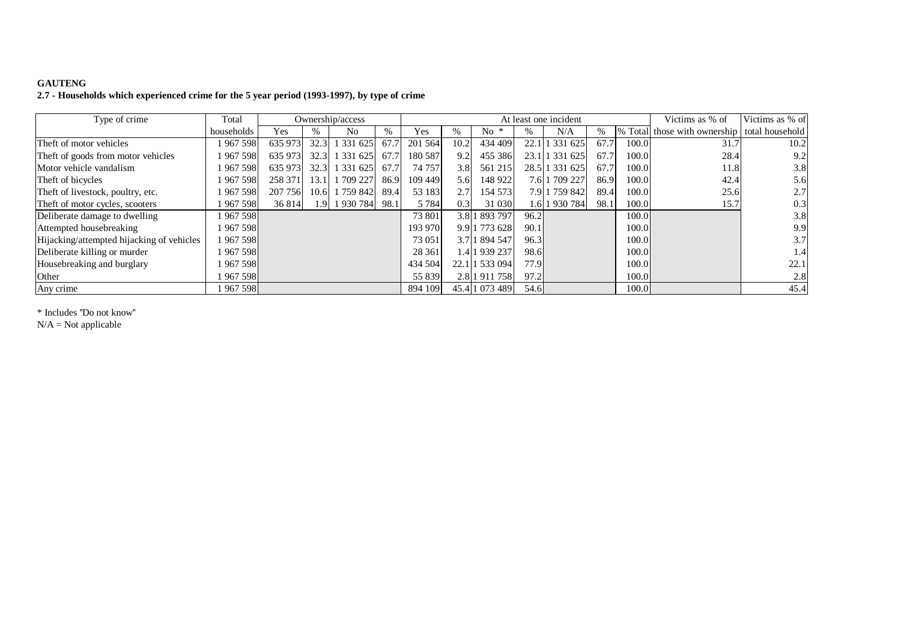**GAUTENG**

**2.7 - Households which experienced crime for the 5 year period (1993-1997), by type of crime**

| Type of crime | Total | Ownership/access | | | | At least one incident | | | | | | | Victims as % of | Victims as % of |
|---|---|---|---|---|---|---|---|---|---|---|---|---|---|---|
| | households | Yes | % | No | % | Yes | % | No * | % | N/A | % | % Total | those with ownership | total household |
| Theft of motor vehicles | 1 967 598 | 635 973 | 32.3 | 1 331 625 | 67.7 | 201 564 | 10.2 | 434 409 | 22.1 | 1 331 625 | 67.7 | 100.0 | 31.7 | 10.2 |
| Theft of goods from motor vehicles | 1 967 598 | 635 973 | 32.3 | 1 331 625 | 67.7 | 180 587 | 9.2 | 455 386 | 23.1 | 1 331 625 | 67.7 | 100.0 | 28.4 | 9.2 |
| Motor vehicle vandalism | 1 967 598 | 635 973 | 32.3 | 1 331 625 | 67.7 | 74 757 | 3.8 | 561 215 | 28.5 | 1 331 625 | 67.7 | 100.0 | 11.8 | 3.8 |
| Theft of bicycles | 1 967 598 | 258 371 | 13.1 | 1 709 227 | 86.9 | 109 449 | 5.6 | 148 922 | 7.6 | 1 709 227 | 86.9 | 100.0 | 42.4 | 5.6 |
| Theft of livestock, poultry, etc. | 1 967 598 | 207 756 | 10.6 | 1 759 842 | 89.4 | 53 183 | 2.7 | 154 573 | 7.9 | 1 759 842 | 89.4 | 100.0 | 25.6 | 2.7 |
| Theft of motor cycles, scooters | 1 967 598 | 36 814 | 1.9 | 1 930 784 | 98.1 | 5 784 | 0.3 | 31 030 | 1.6 | 1 930 784 | 98.1 | 100.0 | 15.7 | 0.3 |
| Deliberate damage to dwelling | 1 967 598 | | | | | 73 801 | 3.8 | 1 893 797 | 96.2 | | | 100.0 | | 3.8 |
| Attempted housebreaking | 1 967 598 | | | | | 193 970 | 9.9 | 1 773 628 | 90.1 | | | 100.0 | | 9.9 |
| Hijacking/attempted hijacking of vehicles | 1 967 598 | | | | | 73 051 | 3.7 | 1 894 547 | 96.3 | | | 100.0 | | 3.7 |
| Deliberate killing or murder | 1 967 598 | | | | | 28 361 | 1.4 | 1 939 237 | 98.6 | | | 100.0 | | 1.4 |
| Housebreaking and burglary | 1 967 598 | | | | | 434 504 | 22.1 | 1 533 094 | 77.9 | | | 100.0 | | 22.1 |
| Other | 1 967 598 | | | | | 55 839 | 2.8 | 1 911 758 | 97.2 | | | 100.0 | | 2.8 |
| Any crime | 1 967 598 | | | | | 894 109 | 45.4 | 1 073 489 | 54.6 | | | 100.0 | | 45.4 |

\* Includes "Do not know"

N/A = Not applicable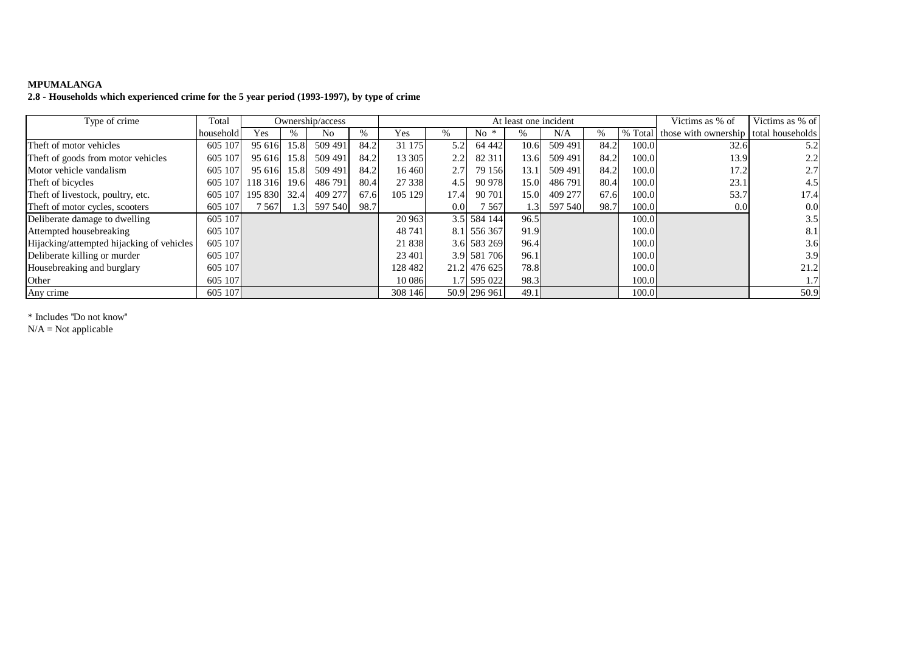**MPUMALANGA**

**2.8 - Households which experienced crime for the 5 year period (1993-1997), by type of crime**

| Type of crime | Total | Ownership/access | | | | At least one incident | | | | | | | Victims as % of | Victims as % of |
|---|---|---|---|---|---|---|---|---|---|---|---|---|---|---|
| | household | Yes | % | No | % | Yes | % | No * | % | N/A | % | % Total | those with ownership | total households |
| Theft of motor vehicles | 605 107 | 95 616 | 15.8 | 509 491 | 84.2 | 31 175 | 5.2 | 64 442 | 10.6 | 509 491 | 84.2 | 100.0 | 32.6 | 5.2 |
| Theft of goods from motor vehicles | 605 107 | 95 616 | 15.8 | 509 491 | 84.2 | 13 305 | 2.2 | 82 311 | 13.6 | 509 491 | 84.2 | 100.0 | 13.9 | 2.2 |
| Motor vehicle vandalism | 605 107 | 95 616 | 15.8 | 509 491 | 84.2 | 16 460 | 2.7 | 79 156 | 13.1 | 509 491 | 84.2 | 100.0 | 17.2 | 2.7 |
| Theft of bicycles | 605 107 | 118 316 | 19.6 | 486 791 | 80.4 | 27 338 | 4.5 | 90 978 | 15.0 | 486 791 | 80.4 | 100.0 | 23.1 | 4.5 |
| Theft of livestock, poultry, etc. | 605 107 | 195 830 | 32.4 | 409 277 | 67.6 | 105 129 | 17.4 | 90 701 | 15.0 | 409 277 | 67.6 | 100.0 | 53.7 | 17.4 |
| Theft of motor cycles, scooters | 605 107 | 7 567 | 1.3 | 597 540 | 98.7 | | 0.0 | 7 567 | 1.3 | 597 540 | 98.7 | 100.0 | 0.0 | 0.0 |
| Deliberate damage to dwelling | 605 107 | | | | | 20 963 | 3.5 | 584 144 | 96.5 | | | 100.0 | | 3.5 |
| Attempted housebreaking | 605 107 | | | | | 48 741 | 8.1 | 556 367 | 91.9 | | | 100.0 | | 8.1 |
| Hijacking/attempted hijacking of vehicles | 605 107 | | | | | 21 838 | 3.6 | 583 269 | 96.4 | | | 100.0 | | 3.6 |
| Deliberate killing or murder | 605 107 | | | | | 23 401 | 3.9 | 581 706 | 96.1 | | | 100.0 | | 3.9 |
| Housebreaking and burglary | 605 107 | | | | | 128 482 | 21.2 | 476 625 | 78.8 | | | 100.0 | | 21.2 |
| Other | 605 107 | | | | | 10 086 | 1.7 | 595 022 | 98.3 | | | 100.0 | | 1.7 |
| Any crime | 605 107 | | | | | 308 146 | 50.9 | 296 961 | 49.1 | | | 100.0 | | 50.9 |

\* Includes "Do not know"
N/A = Not applicable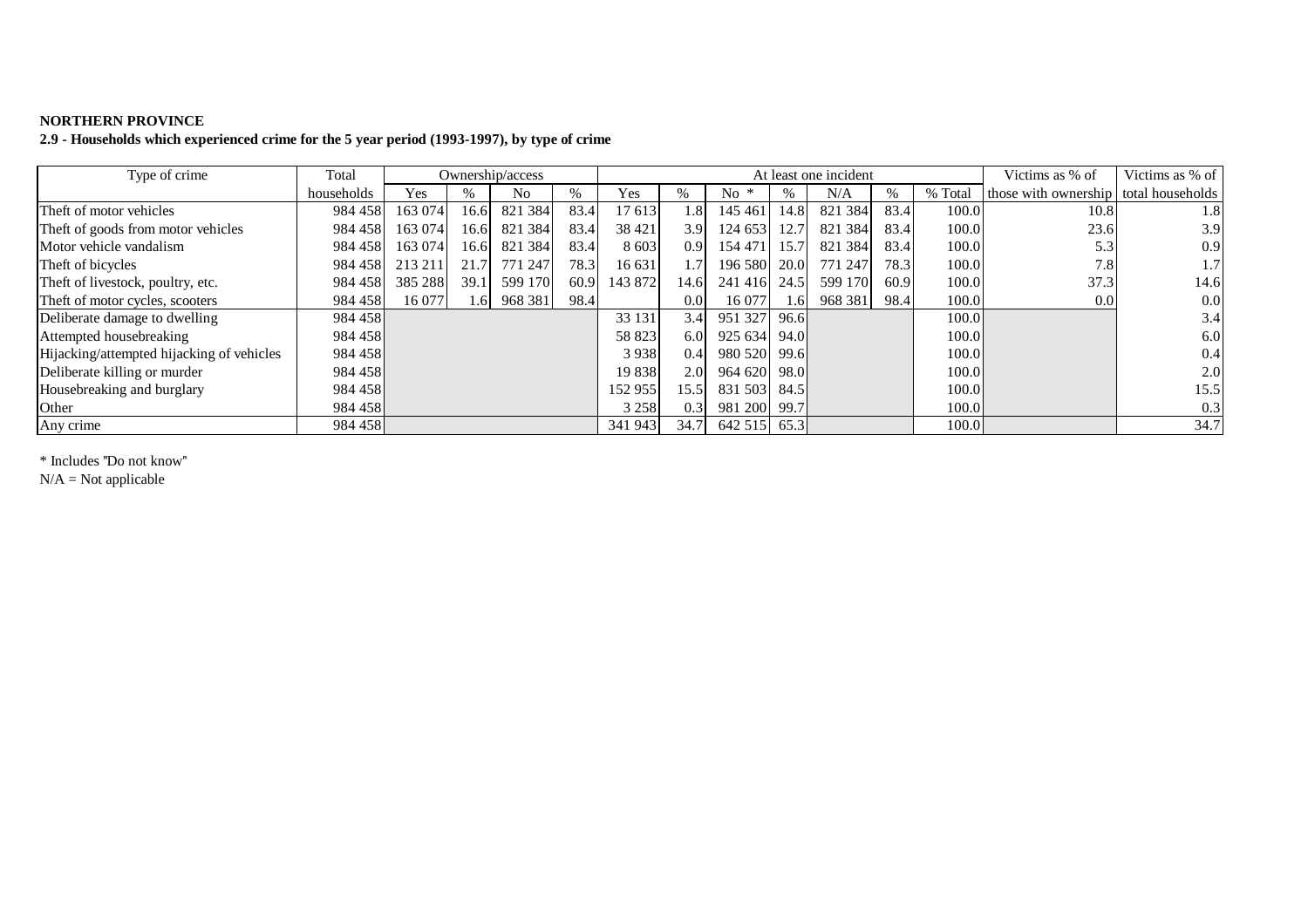**NORTHERN PROVINCE**

**2.9 - Households which experienced crime for the 5 year period (1993-1997), by type of crime**

| Type of crime | Total | Ownership/access | | | | At least one incident | | | | | | | Victims as % of | Victims as % of |
|---|---|---|---|---|---|---|---|---|---|---|---|---|---|---|
| | households | Yes | % | No | % | Yes | % | No * | % | N/A | % | % Total | those with ownership | total households |
| Theft of motor vehicles | 984 458 | 163 074 | 16.6 | 821 384 | 83.4 | 17 613 | 1.8 | 145 461 | 14.8 | 821 384 | 83.4 | 100.0 | 10.8 | 1.8 |
| Theft of goods from motor vehicles | 984 458 | 163 074 | 16.6 | 821 384 | 83.4 | 38 421 | 3.9 | 124 653 | 12.7 | 821 384 | 83.4 | 100.0 | 23.6 | 3.9 |
| Motor vehicle vandalism | 984 458 | 163 074 | 16.6 | 821 384 | 83.4 | 8 603 | 0.9 | 154 471 | 15.7 | 821 384 | 83.4 | 100.0 | 5.3 | 0.9 |
| Theft of bicycles | 984 458 | 213 211 | 21.7 | 771 247 | 78.3 | 16 631 | 1.7 | 196 580 | 20.0 | 771 247 | 78.3 | 100.0 | 7.8 | 1.7 |
| Theft of livestock, poultry, etc. | 984 458 | 385 288 | 39.1 | 599 170 | 60.9 | 143 872 | 14.6 | 241 416 | 24.5 | 599 170 | 60.9 | 100.0 | 37.3 | 14.6 |
| Theft of motor cycles, scooters | 984 458 | 16 077 | 1.6 | 968 381 | 98.4 | | 0.0 | 16 077 | 1.6 | 968 381 | 98.4 | 100.0 | 0.0 | 0.0 |
| Deliberate damage to dwelling | 984 458 | | | | | 33 131 | 3.4 | 951 327 | 96.6 | | | 100.0 | | 3.4 |
| Attempted housebreaking | 984 458 | | | | | 58 823 | 6.0 | 925 634 | 94.0 | | | 100.0 | | 6.0 |
| Hijacking/attempted hijacking of vehicles | 984 458 | | | | | 3 938 | 0.4 | 980 520 | 99.6 | | | 100.0 | | 0.4 |
| Deliberate killing or murder | 984 458 | | | | | 19 838 | 2.0 | 964 620 | 98.0 | | | 100.0 | | 2.0 |
| Housebreaking and burglary | 984 458 | | | | | 152 955 | 15.5 | 831 503 | 84.5 | | | 100.0 | | 15.5 |
| Other | 984 458 | | | | | 3 258 | 0.3 | 981 200 | 99.7 | | | 100.0 | | 0.3 |
| Any crime | 984 458 | | | | | 341 943 | 34.7 | 642 515 | 65.3 | | | 100.0 | | 34.7 |

* Includes "Do not know"

N/A = Not applicable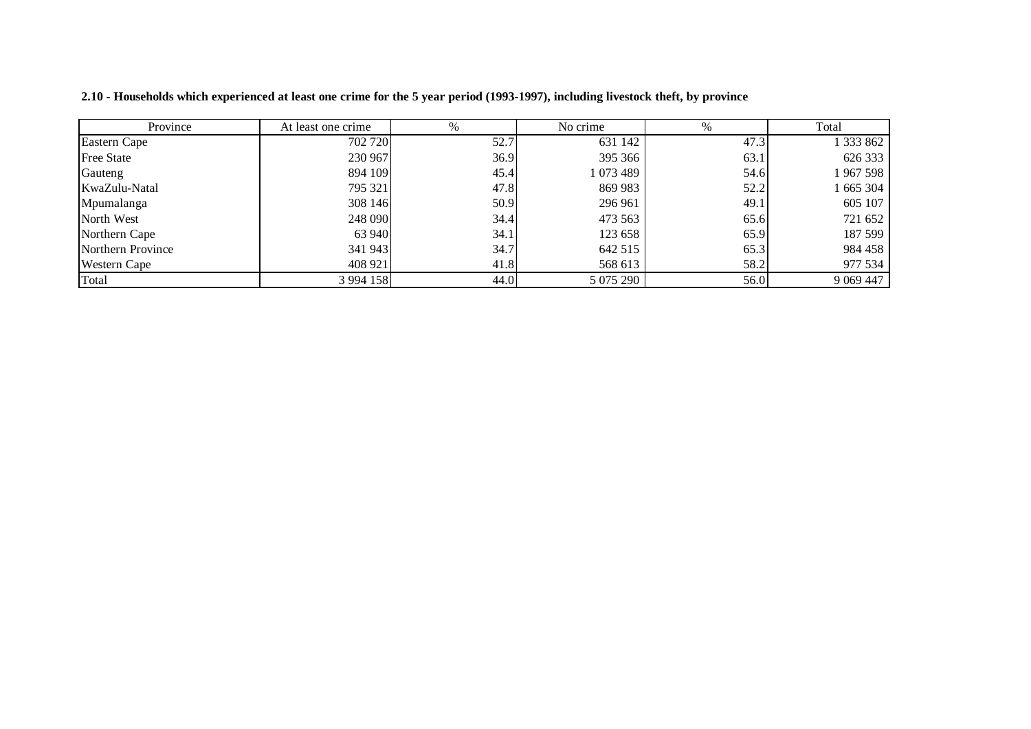**2.10 - Households which experienced at least one crime for the 5 year period (1993-1997), including livestock theft, by province**

| Province | At least one crime | % | No crime | % | Total |
|---|---|---|---|---|---|
| Eastern Cape | 702 720 | 52.7 | 631 142 | 47.3 | 1 333 862 |
| Free State | 230 967 | 36.9 | 395 366 | 63.1 | 626 333 |
| Gauteng | 894 109 | 45.4 | 1 073 489 | 54.6 | 1 967 598 |
| KwaZulu-Natal | 795 321 | 47.8 | 869 983 | 52.2 | 1 665 304 |
| Mpumalanga | 308 146 | 50.9 | 296 961 | 49.1 | 605 107 |
| North West | 248 090 | 34.4 | 473 563 | 65.6 | 721 652 |
| Northern Cape | 63 940 | 34.1 | 123 658 | 65.9 | 187 599 |
| Northern Province | 341 943 | 34.7 | 642 515 | 65.3 | 984 458 |
| Western Cape | 408 921 | 41.8 | 568 613 | 58.2 | 977 534 |
| Total | 3 994 158 | 44.0 | 5 075 290 | 56.0 | 9 069 447 |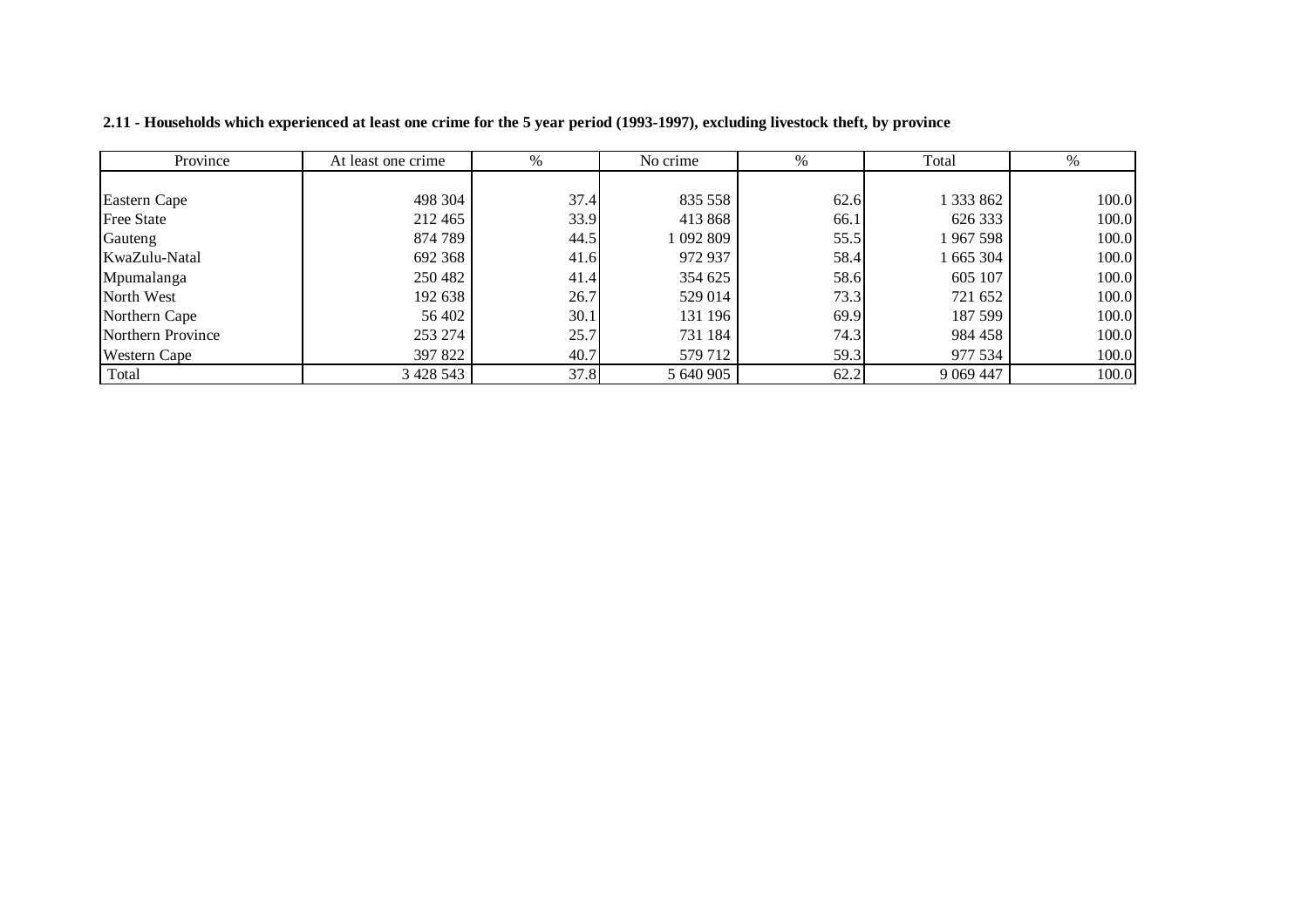**2.11 - Households which experienced at least one crime for the 5 year period (1993-1997), excluding livestock theft, by province**

| Province | At least one crime | % | No crime | % | Total | % |
|---|---|---|---|---|---|---|
| Eastern Cape | 498 304 | 37.4 | 835 558 | 62.6 | 1 333 862 | 100.0 |
| Free State | 212 465 | 33.9 | 413 868 | 66.1 | 626 333 | 100.0 |
| Gauteng | 874 789 | 44.5 | 1 092 809 | 55.5 | 1 967 598 | 100.0 |
| KwaZulu-Natal | 692 368 | 41.6 | 972 937 | 58.4 | 1 665 304 | 100.0 |
| Mpumalanga | 250 482 | 41.4 | 354 625 | 58.6 | 605 107 | 100.0 |
| North West | 192 638 | 26.7 | 529 014 | 73.3 | 721 652 | 100.0 |
| Northern Cape | 56 402 | 30.1 | 131 196 | 69.9 | 187 599 | 100.0 |
| Northern Province | 253 274 | 25.7 | 731 184 | 74.3 | 984 458 | 100.0 |
| Western Cape | 397 822 | 40.7 | 579 712 | 59.3 | 977 534 | 100.0 |
| Total | 3 428 543 | 37.8 | 5 640 905 | 62.2 | 9 069 447 | 100.0 |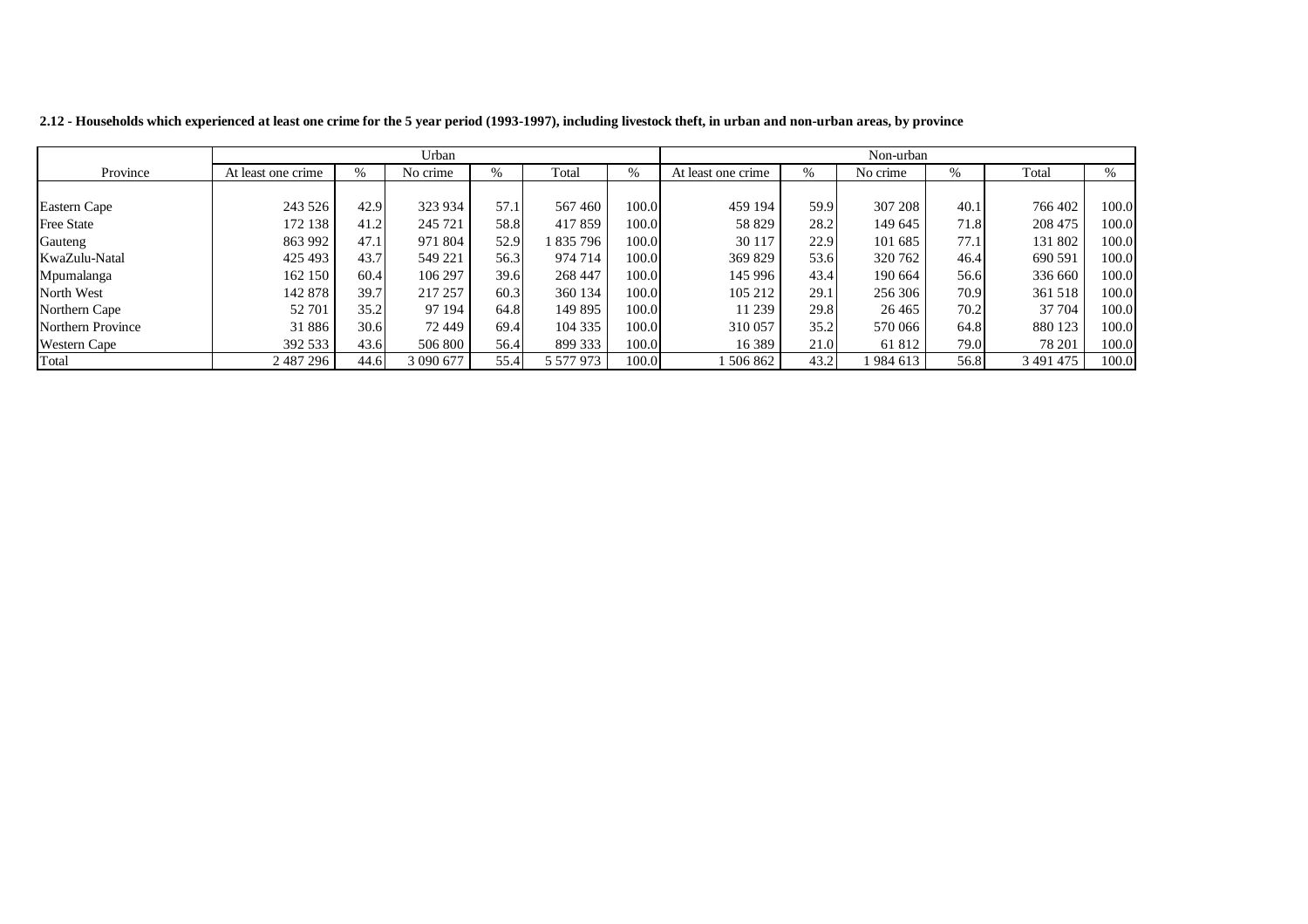**2.12 - Households which experienced at least one crime for the 5 year period (1993-1997), including livestock theft, in urban and non-urban areas, by province**

| | Urban | | | | | | Non-urban | | | | | |
|---|---|---|---|---|---|---|---|---|---|---|---|---|
| Province | At least one crime | % | No crime | % | Total | % | At least one crime | % | No crime | % | Total | % |
| Eastern Cape | 243 526 | 42.9 | 323 934 | 57.1 | 567 460 | 100.0 | 459 194 | 59.9 | 307 208 | 40.1 | 766 402 | 100.0 |
| Free State | 172 138 | 41.2 | 245 721 | 58.8 | 417 859 | 100.0 | 58 829 | 28.2 | 149 645 | 71.8 | 208 475 | 100.0 |
| Gauteng | 863 992 | 47.1 | 971 804 | 52.9 | 1 835 796 | 100.0 | 30 117 | 22.9 | 101 685 | 77.1 | 131 802 | 100.0 |
| KwaZulu-Natal | 425 493 | 43.7 | 549 221 | 56.3 | 974 714 | 100.0 | 369 829 | 53.6 | 320 762 | 46.4 | 690 591 | 100.0 |
| Mpumalanga | 162 150 | 60.4 | 106 297 | 39.6 | 268 447 | 100.0 | 145 996 | 43.4 | 190 664 | 56.6 | 336 660 | 100.0 |
| North West | 142 878 | 39.7 | 217 257 | 60.3 | 360 134 | 100.0 | 105 212 | 29.1 | 256 306 | 70.9 | 361 518 | 100.0 |
| Northern Cape | 52 701 | 35.2 | 97 194 | 64.8 | 149 895 | 100.0 | 11 239 | 29.8 | 26 465 | 70.2 | 37 704 | 100.0 |
| Northern Province | 31 886 | 30.6 | 72 449 | 69.4 | 104 335 | 100.0 | 310 057 | 35.2 | 570 066 | 64.8 | 880 123 | 100.0 |
| Western Cape | 392 533 | 43.6 | 506 800 | 56.4 | 899 333 | 100.0 | 16 389 | 21.0 | 61 812 | 79.0 | 78 201 | 100.0 |
| Total | 2 487 296 | 44.6 | 3 090 677 | 55.4 | 5 577 973 | 100.0 | 1 506 862 | 43.2 | 1 984 613 | 56.8 | 3 491 475 | 100.0 |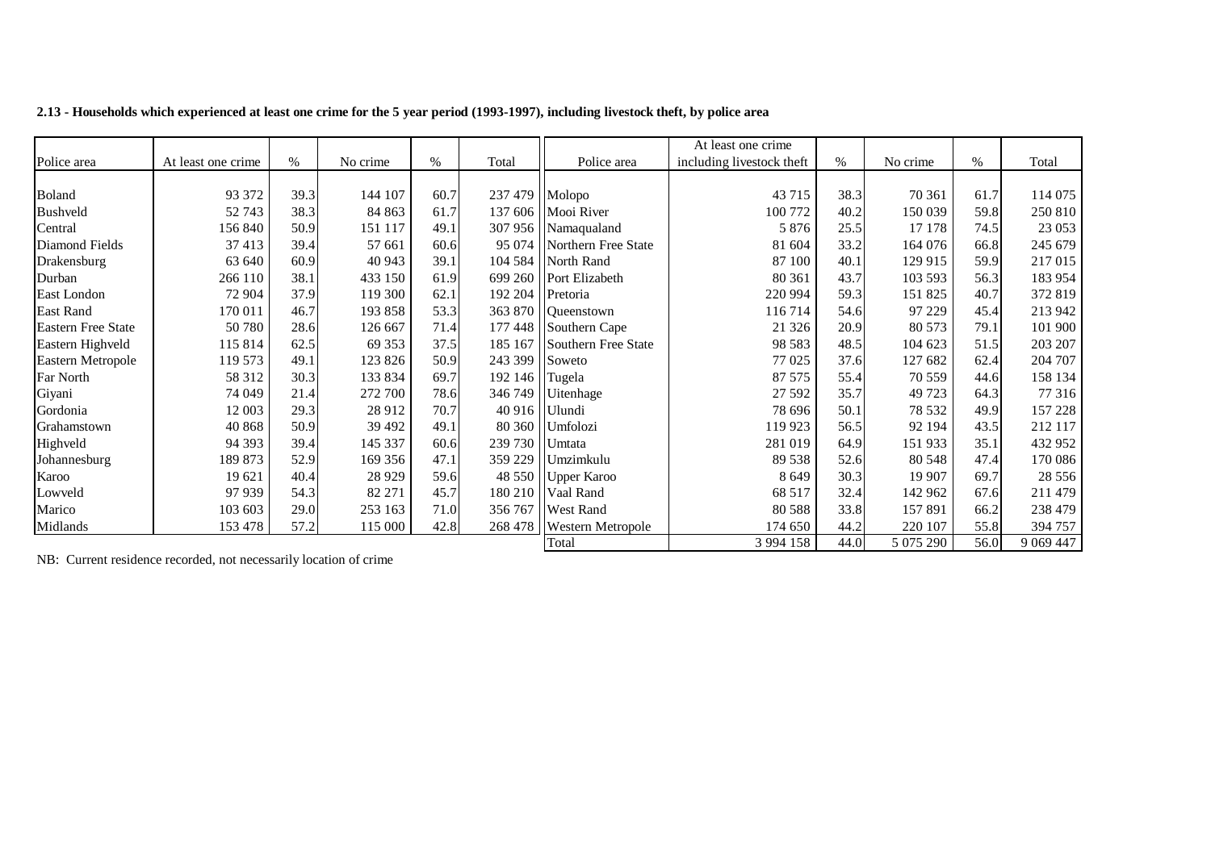**2.13 - Households which experienced at least one crime for the 5 year period (1993-1997), including livestock theft, by police area**

| Police area | At least one crime | % | No crime | % | Total | Police area | At least one crime including livestock theft | % | No crime | % | Total |
|---|---|---|---|---|---|---|---|---|---|---|---|
| Boland | 93 372 | 39.3 | 144 107 | 60.7 | 237 479 | Molopo | 43 715 | 38.3 | 70 361 | 61.7 | 114 075 |
| Bushveld | 52 743 | 38.3 | 84 863 | 61.7 | 137 606 | Mooi River | 100 772 | 40.2 | 150 039 | 59.8 | 250 810 |
| Central | 156 840 | 50.9 | 151 117 | 49.1 | 307 956 | Namaqualand | 5 876 | 25.5 | 17 178 | 74.5 | 23 053 |
| Diamond Fields | 37 413 | 39.4 | 57 661 | 60.6 | 95 074 | Northern Free State | 81 604 | 33.2 | 164 076 | 66.8 | 245 679 |
| Drakensburg | 63 640 | 60.9 | 40 943 | 39.1 | 104 584 | North Rand | 87 100 | 40.1 | 129 915 | 59.9 | 217 015 |
| Durban | 266 110 | 38.1 | 433 150 | 61.9 | 699 260 | Port Elizabeth | 80 361 | 43.7 | 103 593 | 56.3 | 183 954 |
| East London | 72 904 | 37.9 | 119 300 | 62.1 | 192 204 | Pretoria | 220 994 | 59.3 | 151 825 | 40.7 | 372 819 |
| East Rand | 170 011 | 46.7 | 193 858 | 53.3 | 363 870 | Queenstown | 116 714 | 54.6 | 97 229 | 45.4 | 213 942 |
| Eastern Free State | 50 780 | 28.6 | 126 667 | 71.4 | 177 448 | Southern Cape | 21 326 | 20.9 | 80 573 | 79.1 | 101 900 |
| Eastern Highveld | 115 814 | 62.5 | 69 353 | 37.5 | 185 167 | Southern Free State | 98 583 | 48.5 | 104 623 | 51.5 | 203 207 |
| Eastern Metropole | 119 573 | 49.1 | 123 826 | 50.9 | 243 399 | Soweto | 77 025 | 37.6 | 127 682 | 62.4 | 204 707 |
| Far North | 58 312 | 30.3 | 133 834 | 69.7 | 192 146 | Tugela | 87 575 | 55.4 | 70 559 | 44.6 | 158 134 |
| Giyani | 74 049 | 21.4 | 272 700 | 78.6 | 346 749 | Uitenhage | 27 592 | 35.7 | 49 723 | 64.3 | 77 316 |
| Gordonia | 12 003 | 29.3 | 28 912 | 70.7 | 40 916 | Ulundi | 78 696 | 50.1 | 78 532 | 49.9 | 157 228 |
| Grahamstown | 40 868 | 50.9 | 39 492 | 49.1 | 80 360 | Umfolozi | 119 923 | 56.5 | 92 194 | 43.5 | 212 117 |
| Highveld | 94 393 | 39.4 | 145 337 | 60.6 | 239 730 | Umtata | 281 019 | 64.9 | 151 933 | 35.1 | 432 952 |
| Johannesburg | 189 873 | 52.9 | 169 356 | 47.1 | 359 229 | Umzimkulu | 89 538 | 52.6 | 80 548 | 47.4 | 170 086 |
| Karoo | 19 621 | 40.4 | 28 929 | 59.6 | 48 550 | Upper Karoo | 8 649 | 30.3 | 19 907 | 69.7 | 28 556 |
| Lowveld | 97 939 | 54.3 | 82 271 | 45.7 | 180 210 | Vaal Rand | 68 517 | 32.4 | 142 962 | 67.6 | 211 479 |
| Marico | 103 603 | 29.0 | 253 163 | 71.0 | 356 767 | West Rand | 80 588 | 33.8 | 157 891 | 66.2 | 238 479 |
| Midlands | 153 478 | 57.2 | 115 000 | 42.8 | 268 478 | Western Metropole | 174 650 | 44.2 | 220 107 | 55.8 | 394 757 |
| | | | | | | Total | 3 994 158 | 44.0 | 5 075 290 | 56.0 | 9 069 447 |

NB: Current residence recorded, not necessarily location of crime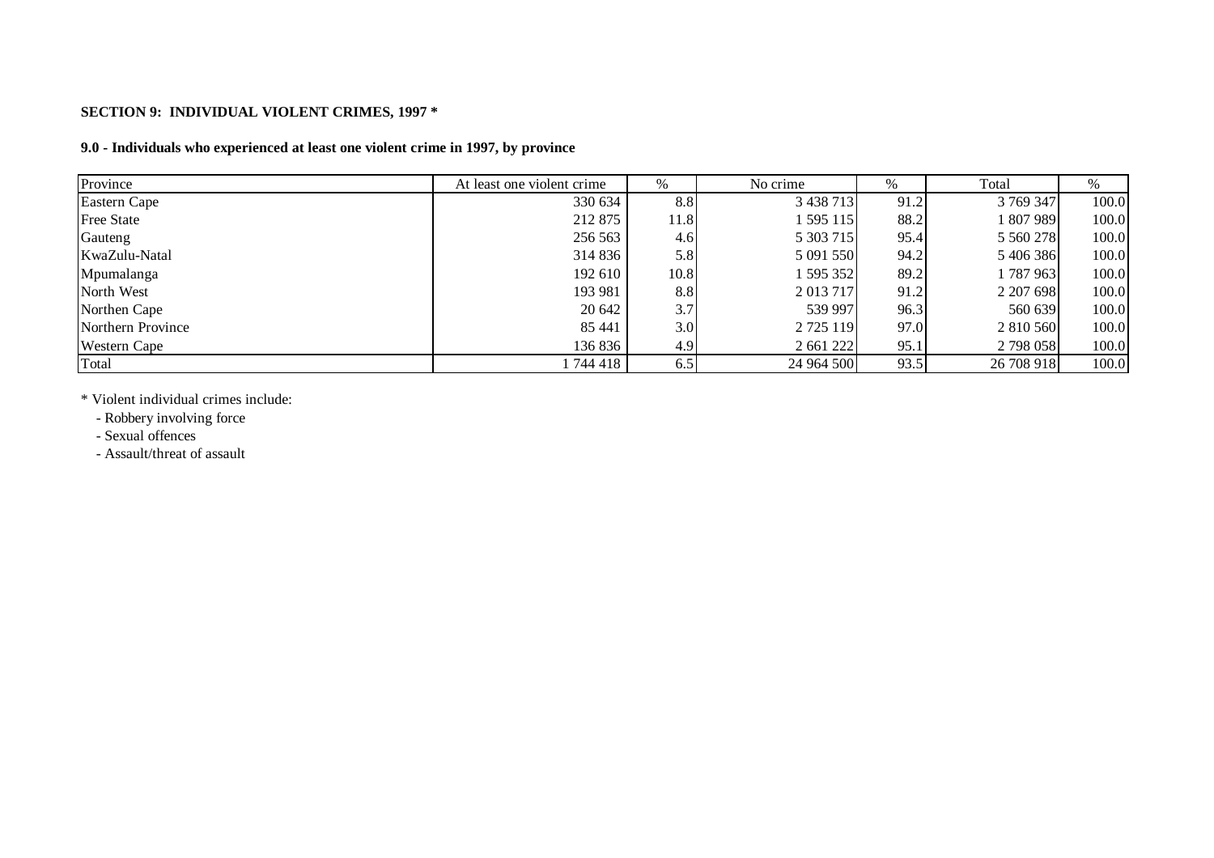**SECTION 9: INDIVIDUAL VIOLENT CRIMES, 1997 ***

**9.0 - Individuals who experienced at least one violent crime in 1997, by province**

| Province | At least one violent crime | % | No crime | % | Total | % |
|---|---|---|---|---|---|---|
| Eastern Cape | 330 634 | 8.8 | 3 438 713 | 91.2 | 3 769 347 | 100.0 |
| Free State | 212 875 | 11.8 | 1 595 115 | 88.2 | 1 807 989 | 100.0 |
| Gauteng | 256 563 | 4.6 | 5 303 715 | 95.4 | 5 560 278 | 100.0 |
| KwaZulu-Natal | 314 836 | 5.8 | 5 091 550 | 94.2 | 5 406 386 | 100.0 |
| Mpumalanga | 192 610 | 10.8 | 1 595 352 | 89.2 | 1 787 963 | 100.0 |
| North West | 193 981 | 8.8 | 2 013 717 | 91.2 | 2 207 698 | 100.0 |
| Northen Cape | 20 642 | 3.7 | 539 997 | 96.3 | 560 639 | 100.0 |
| Northern Province | 85 441 | 3.0 | 2 725 119 | 97.0 | 2 810 560 | 100.0 |
| Western Cape | 136 836 | 4.9 | 2 661 222 | 95.1 | 2 798 058 | 100.0 |
| Total | 1 744 418 | 6.5 | 24 964 500 | 93.5 | 26 708 918 | 100.0 |

* Violent individual crimes include:
- Robbery involving force
- Sexual offences
- Assault/threat of assault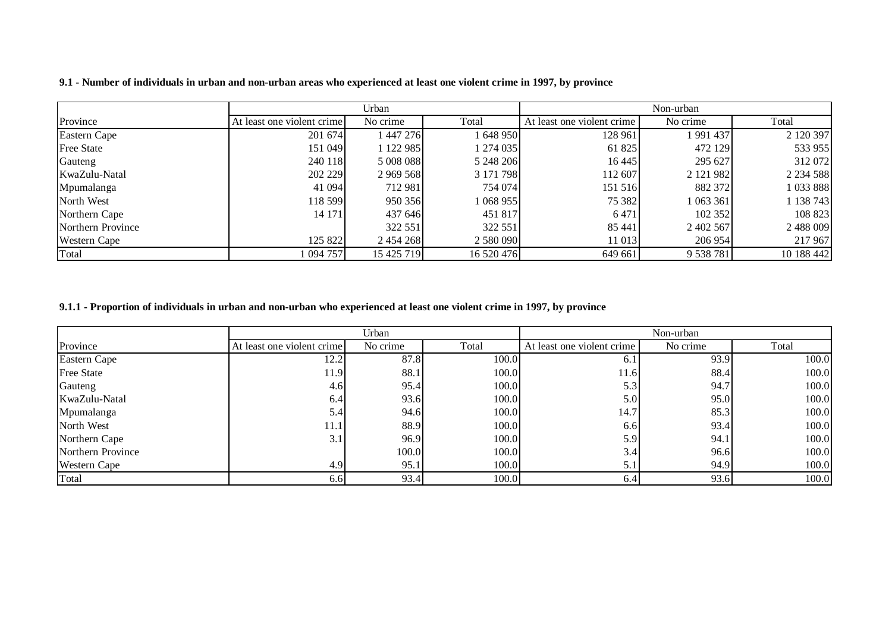**9.1 - Number of individuals in urban and non-urban areas who experienced at least one violent crime in 1997, by province**

| | Urban | | | Non-urban | | |
|---|---|---|---|---|---|---|
| Province | At least one violent crime | No crime | Total | At least one violent crime | No crime | Total |
| Eastern Cape | 201 674 | 1 447 276 | 1 648 950 | 128 961 | 1 991 437 | 2 120 397 |
| Free State | 151 049 | 1 122 985 | 1 274 035 | 61 825 | 472 129 | 533 955 |
| Gauteng | 240 118 | 5 008 088 | 5 248 206 | 16 445 | 295 627 | 312 072 |
| KwaZulu-Natal | 202 229 | 2 969 568 | 3 171 798 | 112 607 | 2 121 982 | 2 234 588 |
| Mpumalanga | 41 094 | 712 981 | 754 074 | 151 516 | 882 372 | 1 033 888 |
| North West | 118 599 | 950 356 | 1 068 955 | 75 382 | 1 063 361 | 1 138 743 |
| Northern Cape | 14 171 | 437 646 | 451 817 | 6 471 | 102 352 | 108 823 |
| Northern Province | | 322 551 | 322 551 | 85 441 | 2 402 567 | 2 488 009 |
| Western Cape | 125 822 | 2 454 268 | 2 580 090 | 11 013 | 206 954 | 217 967 |
| Total | 1 094 757 | 15 425 719 | 16 520 476 | 649 661 | 9 538 781 | 10 188 442 |

**9.1.1 - Proportion of individuals in urban and non-urban who experienced at least one violent crime in 1997, by province**

| | Urban | | | Non-urban | | |
|---|---|---|---|---|---|---|
| Province | At least one violent crime | No crime | Total | At least one violent crime | No crime | Total |
| Eastern Cape | 12.2 | 87.8 | 100.0 | 6.1 | 93.9 | 100.0 |
| Free State | 11.9 | 88.1 | 100.0 | 11.6 | 88.4 | 100.0 |
| Gauteng | 4.6 | 95.4 | 100.0 | 5.3 | 94.7 | 100.0 |
| KwaZulu-Natal | 6.4 | 93.6 | 100.0 | 5.0 | 95.0 | 100.0 |
| Mpumalanga | 5.4 | 94.6 | 100.0 | 14.7 | 85.3 | 100.0 |
| North West | 11.1 | 88.9 | 100.0 | 6.6 | 93.4 | 100.0 |
| Northern Cape | 3.1 | 96.9 | 100.0 | 5.9 | 94.1 | 100.0 |
| Northern Province | | 100.0 | 100.0 | 3.4 | 96.6 | 100.0 |
| Western Cape | 4.9 | 95.1 | 100.0 | 5.1 | 94.9 | 100.0 |
| Total | 6.6 | 93.4 | 100.0 | 6.4 | 93.6 | 100.0 |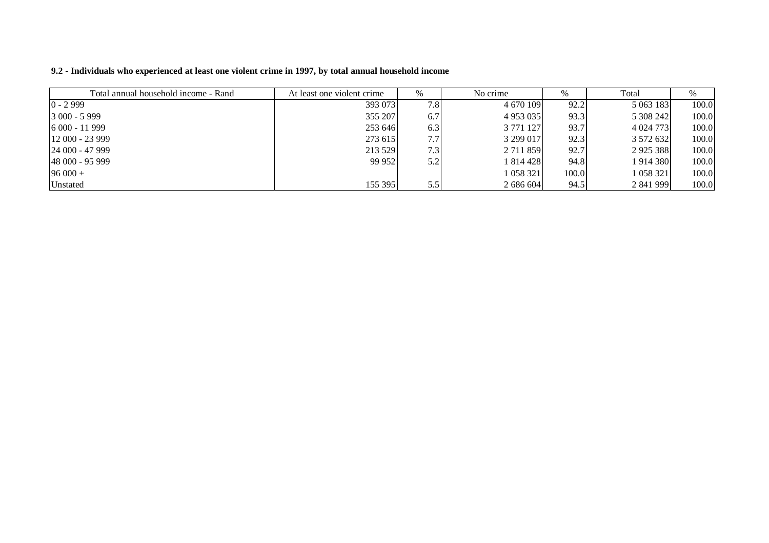**9.2 - Individuals who experienced at least one violent crime in 1997, by total annual household income**

| Total annual household income - Rand | At least one violent crime | % | No crime | % | Total | % |
|---|---|---|---|---|---|---|
| 0 - 2 999 | 393 073 | 7.8 | 4 670 109 | 92.2 | 5 063 183 | 100.0 |
| 3 000 - 5 999 | 355 207 | 6.7 | 4 953 035 | 93.3 | 5 308 242 | 100.0 |
| 6 000 - 11 999 | 253 646 | 6.3 | 3 771 127 | 93.7 | 4 024 773 | 100.0 |
| 12 000 - 23 999 | 273 615 | 7.7 | 3 299 017 | 92.3 | 3 572 632 | 100.0 |
| 24 000 - 47 999 | 213 529 | 7.3 | 2 711 859 | 92.7 | 2 925 388 | 100.0 |
| 48 000 - 95 999 | 99 952 | 5.2 | 1 814 428 | 94.8 | 1 914 380 | 100.0 |
| 96 000 + | | | 1 058 321 | 100.0 | 1 058 321 | 100.0 |
| Unstated | 155 395 | 5.5 | 2 686 604 | 94.5 | 2 841 999 | 100.0 |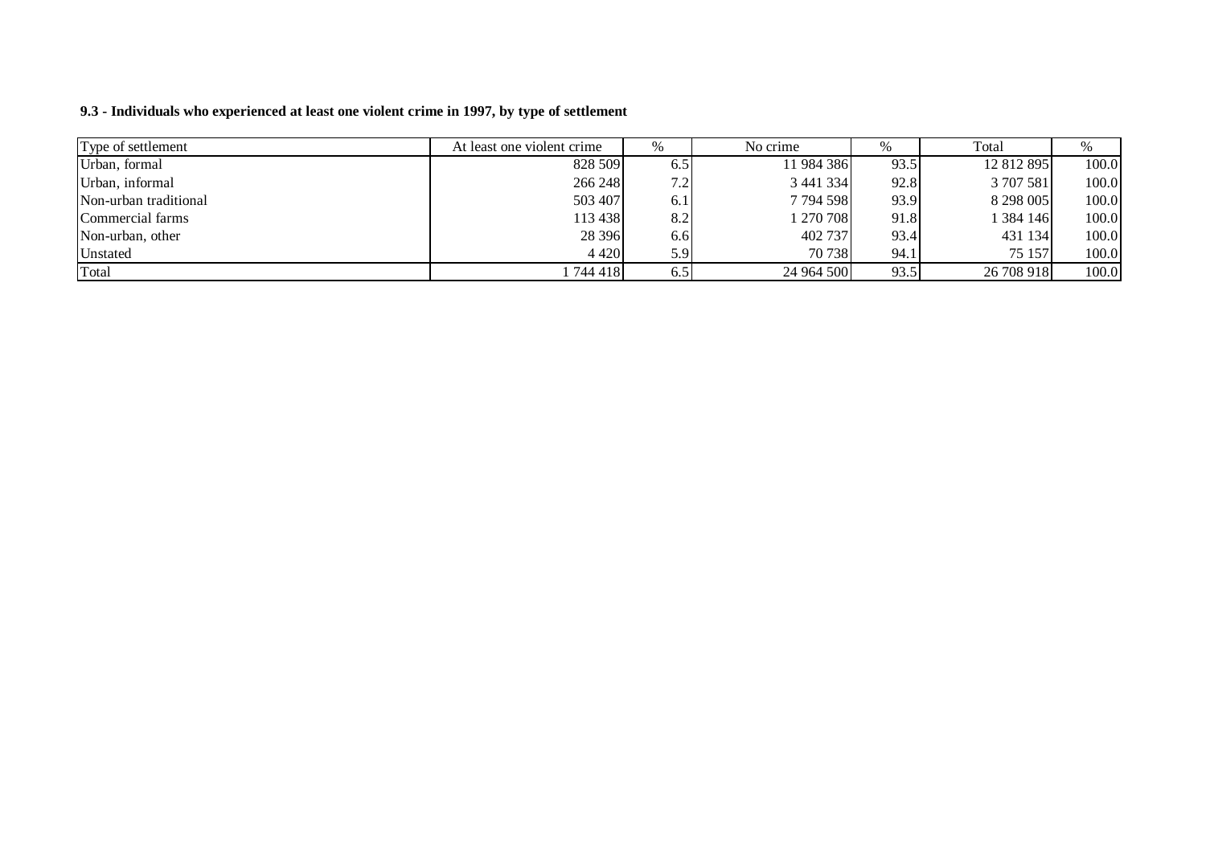**9.3 - Individuals who experienced at least one violent crime in 1997, by type of settlement**

| Type of settlement | At least one violent crime | % | No crime | % | Total | % |
|---|---|---|---|---|---|---|
| Urban, formal | 828 509 | 6.5 | 11 984 386 | 93.5 | 12 812 895 | 100.0 |
| Urban, informal | 266 248 | 7.2 | 3 441 334 | 92.8 | 3 707 581 | 100.0 |
| Non-urban traditional | 503 407 | 6.1 | 7 794 598 | 93.9 | 8 298 005 | 100.0 |
| Commercial farms | 113 438 | 8.2 | 1 270 708 | 91.8 | 1 384 146 | 100.0 |
| Non-urban, other | 28 396 | 6.6 | 402 737 | 93.4 | 431 134 | 100.0 |
| Unstated | 4 420 | 5.9 | 70 738 | 94.1 | 75 157 | 100.0 |
| Total | 1 744 418 | 6.5 | 24 964 500 | 93.5 | 26 708 918 | 100.0 |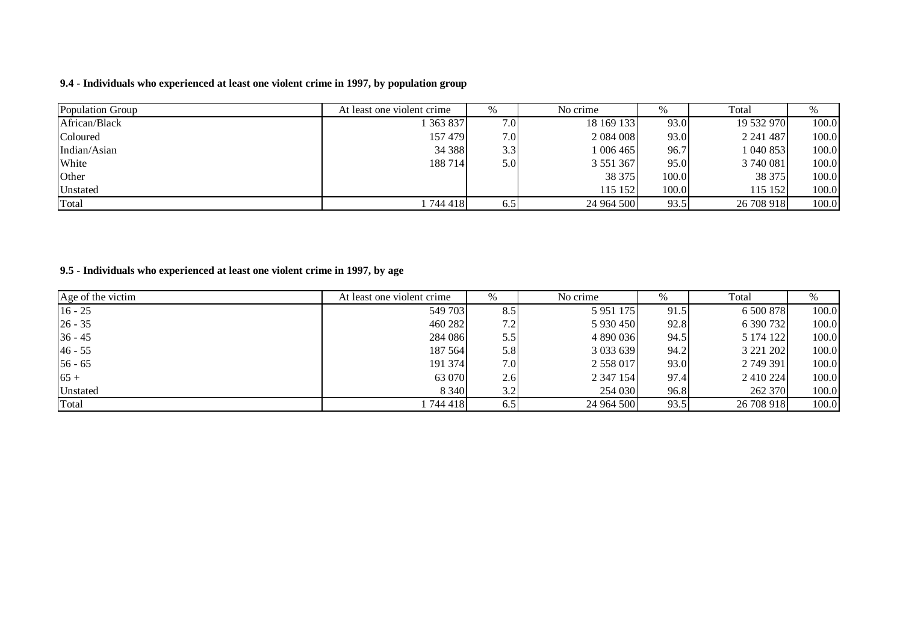**9.4 - Individuals who experienced at least one violent crime in 1997, by population group**

| Population Group | At least one violent crime | % | No crime | % | Total | % |
|---|---|---|---|---|---|---|
| African/Black | 1 363 837 | 7.0 | 18 169 133 | 93.0 | 19 532 970 | 100.0 |
| Coloured | 157 479 | 7.0 | 2 084 008 | 93.0 | 2 241 487 | 100.0 |
| Indian/Asian | 34 388 | 3.3 | 1 006 465 | 96.7 | 1 040 853 | 100.0 |
| White | 188 714 | 5.0 | 3 551 367 | 95.0 | 3 740 081 | 100.0 |
| Other | | | 38 375 | 100.0 | 38 375 | 100.0 |
| Unstated | | | 115 152 | 100.0 | 115 152 | 100.0 |
| Total | 1 744 418 | 6.5 | 24 964 500 | 93.5 | 26 708 918 | 100.0 |

**9.5 - Individuals who experienced at least one violent crime in 1997, by age**

| Age of the victim | At least one violent crime | % | No crime | % | Total | % |
|---|---|---|---|---|---|---|
| 16 - 25 | 549 703 | 8.5 | 5 951 175 | 91.5 | 6 500 878 | 100.0 |
| 26 - 35 | 460 282 | 7.2 | 5 930 450 | 92.8 | 6 390 732 | 100.0 |
| 36 - 45 | 284 086 | 5.5 | 4 890 036 | 94.5 | 5 174 122 | 100.0 |
| 46 - 55 | 187 564 | 5.8 | 3 033 639 | 94.2 | 3 221 202 | 100.0 |
| 56 - 65 | 191 374 | 7.0 | 2 558 017 | 93.0 | 2 749 391 | 100.0 |
| 65 + | 63 070 | 2.6 | 2 347 154 | 97.4 | 2 410 224 | 100.0 |
| Unstated | 8 340 | 3.2 | 254 030 | 96.8 | 262 370 | 100.0 |
| Total | 1 744 418 | 6.5 | 24 964 500 | 93.5 | 26 708 918 | 100.0 |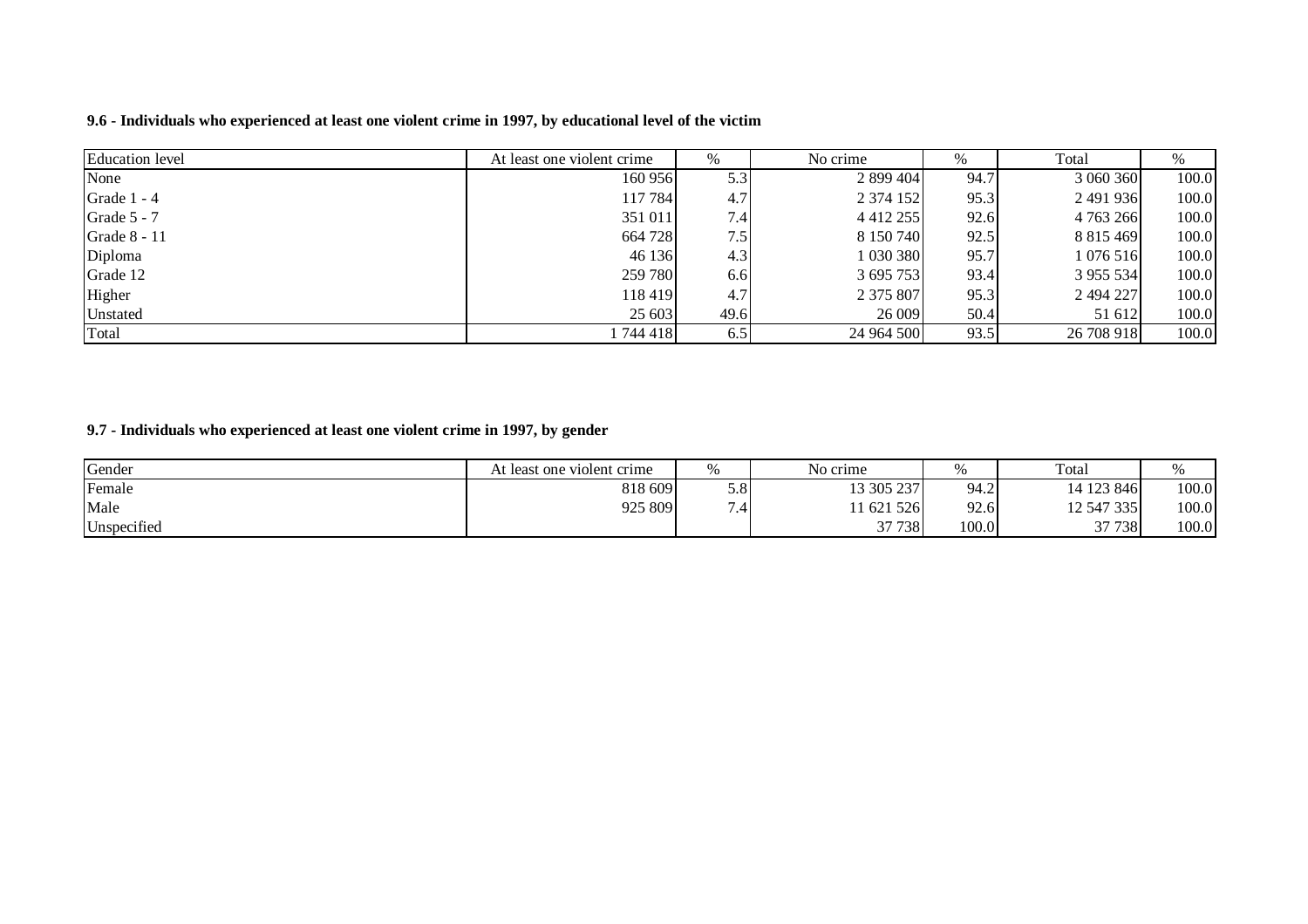**9.6 - Individuals who experienced at least one violent crime in 1997, by educational level of the victim**

| Education level | At least one violent crime | % | No crime | % | Total | % |
|---|---|---|---|---|---|---|
| None | 160 956 | 5.3 | 2 899 404 | 94.7 | 3 060 360 | 100.0 |
| Grade 1 - 4 | 117 784 | 4.7 | 2 374 152 | 95.3 | 2 491 936 | 100.0 |
| Grade 5 - 7 | 351 011 | 7.4 | 4 412 255 | 92.6 | 4 763 266 | 100.0 |
| Grade 8 - 11 | 664 728 | 7.5 | 8 150 740 | 92.5 | 8 815 469 | 100.0 |
| Diploma | 46 136 | 4.3 | 1 030 380 | 95.7 | 1 076 516 | 100.0 |
| Grade 12 | 259 780 | 6.6 | 3 695 753 | 93.4 | 3 955 534 | 100.0 |
| Higher | 118 419 | 4.7 | 2 375 807 | 95.3 | 2 494 227 | 100.0 |
| Unstated | 25 603 | 49.6 | 26 009 | 50.4 | 51 612 | 100.0 |
| Total | 1 744 418 | 6.5 | 24 964 500 | 93.5 | 26 708 918 | 100.0 |

**9.7 - Individuals who experienced at least one violent crime in 1997, by gender**

| Gender | At least one violent crime | % | No crime | % | Total | % |
|---|---|---|---|---|---|---|
| Female | 818 609 | 5.8 | 13 305 237 | 94.2 | 14 123 846 | 100.0 |
| Male | 925 809 | 7.4 | 11 621 526 | 92.6 | 12 547 335 | 100.0 |
| Unspecified | | | 37 738 | 100.0 | 37 738 | 100.0 |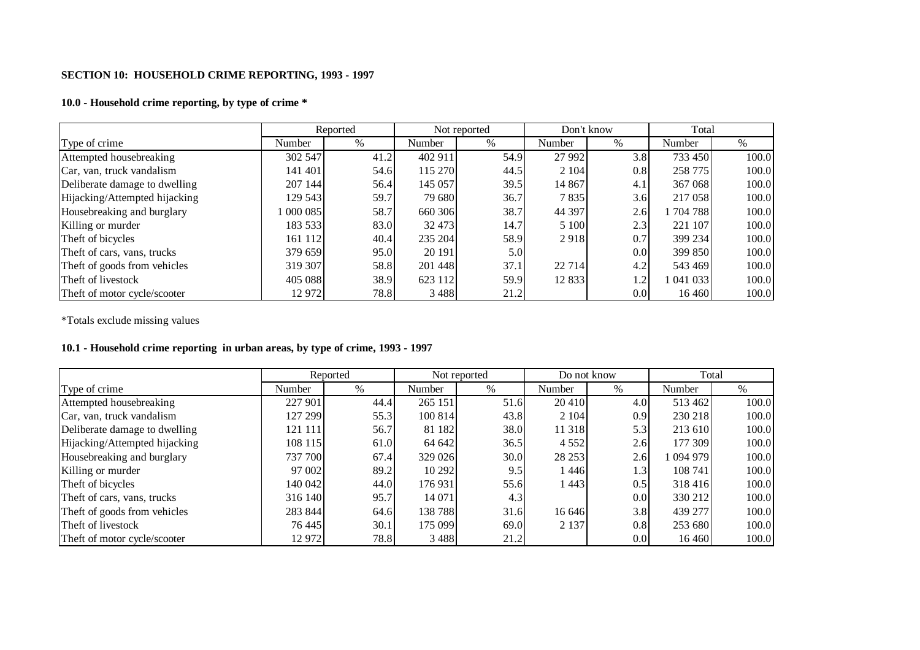**SECTION 10: HOUSEHOLD CRIME REPORTING, 1993 - 1997**

**10.0 - Household crime reporting, by type of crime \***

| | Reported | | Not reported | | Don't know | | Total | |
|---|---|---|---|---|---|---|---|---|
| Type of crime | Number | % | Number | % | Number | % | Number | % |
| Attempted housebreaking | 302 547 | 41.2 | 402 911 | 54.9 | 27 992 | 3.8 | 733 450 | 100.0 |
| Car, van, truck vandalism | 141 401 | 54.6 | 115 270 | 44.5 | 2 104 | 0.8 | 258 775 | 100.0 |
| Deliberate damage to dwelling | 207 144 | 56.4 | 145 057 | 39.5 | 14 867 | 4.1 | 367 068 | 100.0 |
| Hijacking/Attempted hijacking | 129 543 | 59.7 | 79 680 | 36.7 | 7 835 | 3.6 | 217 058 | 100.0 |
| Housebreaking and burglary | 1 000 085 | 58.7 | 660 306 | 38.7 | 44 397 | 2.6 | 1 704 788 | 100.0 |
| Killing or murder | 183 533 | 83.0 | 32 473 | 14.7 | 5 100 | 2.3 | 221 107 | 100.0 |
| Theft of bicycles | 161 112 | 40.4 | 235 204 | 58.9 | 2 918 | 0.7 | 399 234 | 100.0 |
| Theft of cars, vans, trucks | 379 659 | 95.0 | 20 191 | 5.0 | | 0.0 | 399 850 | 100.0 |
| Theft of goods from vehicles | 319 307 | 58.8 | 201 448 | 37.1 | 22 714 | 4.2 | 543 469 | 100.0 |
| Theft of livestock | 405 088 | 38.9 | 623 112 | 59.9 | 12 833 | 1.2 | 1 041 033 | 100.0 |
| Theft of motor cycle/scooter | 12 972 | 78.8 | 3 488 | 21.2 | | 0.0 | 16 460 | 100.0 |

*Totals exclude missing values

**10.1 - Household crime reporting in urban areas, by type of crime, 1993 - 1997**

| | Reported | | Not reported | | Do not know | | Total | |
|---|---|---|---|---|---|---|---|---|
| Type of crime | Number | % | Number | % | Number | % | Number | % |
| Attempted housebreaking | 227 901 | 44.4 | 265 151 | 51.6 | 20 410 | 4.0 | 513 462 | 100.0 |
| Car, van, truck vandalism | 127 299 | 55.3 | 100 814 | 43.8 | 2 104 | 0.9 | 230 218 | 100.0 |
| Deliberate damage to dwelling | 121 111 | 56.7 | 81 182 | 38.0 | 11 318 | 5.3 | 213 610 | 100.0 |
| Hijacking/Attempted hijacking | 108 115 | 61.0 | 64 642 | 36.5 | 4 552 | 2.6 | 177 309 | 100.0 |
| Housebreaking and burglary | 737 700 | 67.4 | 329 026 | 30.0 | 28 253 | 2.6 | 1 094 979 | 100.0 |
| Killing or murder | 97 002 | 89.2 | 10 292 | 9.5 | 1 446 | 1.3 | 108 741 | 100.0 |
| Theft of bicycles | 140 042 | 44.0 | 176 931 | 55.6 | 1 443 | 0.5 | 318 416 | 100.0 |
| Theft of cars, vans, trucks | 316 140 | 95.7 | 14 071 | 4.3 | | 0.0 | 330 212 | 100.0 |
| Theft of goods from vehicles | 283 844 | 64.6 | 138 788 | 31.6 | 16 646 | 3.8 | 439 277 | 100.0 |
| Theft of livestock | 76 445 | 30.1 | 175 099 | 69.0 | 2 137 | 0.8 | 253 680 | 100.0 |
| Theft of motor cycle/scooter | 12 972 | 78.8 | 3 488 | 21.2 | | 0.0 | 16 460 | 100.0 |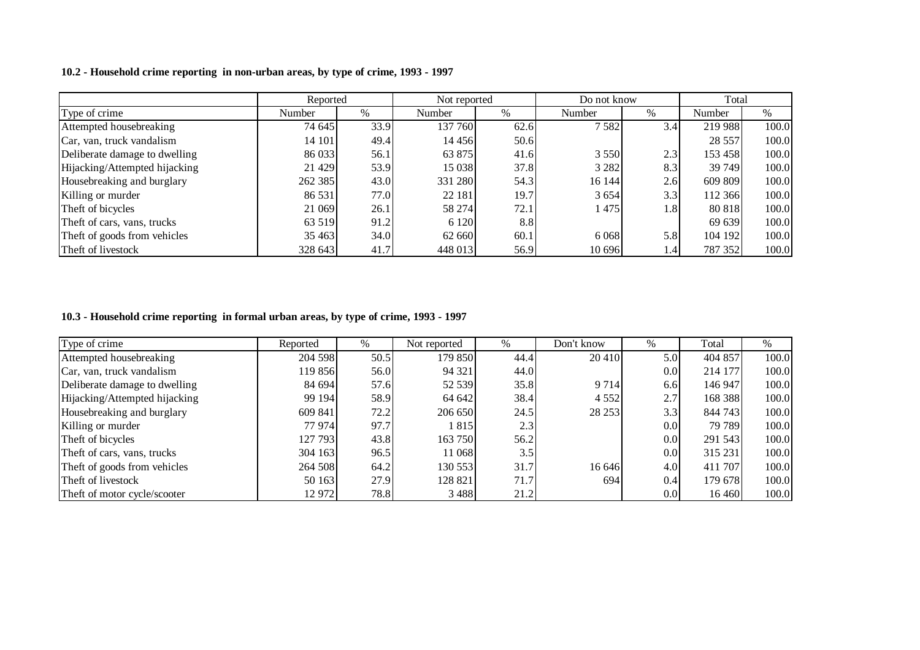**10.2 - Household crime reporting in non-urban areas, by type of crime, 1993 - 1997**

| | Reported | | Not reported | | Do not know | | Total | |
|---|---|---|---|---|---|---|---|---|
| Type of crime | Number | % | Number | % | Number | % | Number | % |
| Attempted housebreaking | 74 645 | 33.9 | 137 760 | 62.6 | 7 582 | 3.4 | 219 988 | 100.0 |
| Car, van, truck vandalism | 14 101 | 49.4 | 14 456 | 50.6 | | | 28 557 | 100.0 |
| Deliberate damage to dwelling | 86 033 | 56.1 | 63 875 | 41.6 | 3 550 | 2.3 | 153 458 | 100.0 |
| Hijacking/Attempted hijacking | 21 429 | 53.9 | 15 038 | 37.8 | 3 282 | 8.3 | 39 749 | 100.0 |
| Housebreaking and burglary | 262 385 | 43.0 | 331 280 | 54.3 | 16 144 | 2.6 | 609 809 | 100.0 |
| Killing or murder | 86 531 | 77.0 | 22 181 | 19.7 | 3 654 | 3.3 | 112 366 | 100.0 |
| Theft of bicycles | 21 069 | 26.1 | 58 274 | 72.1 | 1 475 | 1.8 | 80 818 | 100.0 |
| Theft of cars, vans, trucks | 63 519 | 91.2 | 6 120 | 8.8 | | | 69 639 | 100.0 |
| Theft of goods from vehicles | 35 463 | 34.0 | 62 660 | 60.1 | 6 068 | 5.8 | 104 192 | 100.0 |
| Theft of livestock | 328 643 | 41.7 | 448 013 | 56.9 | 10 696 | 1.4 | 787 352 | 100.0 |

**10.3 - Household crime reporting in formal urban areas, by type of crime, 1993 - 1997**

| Type of crime | Reported | % | Not reported | % | Don't know | % | Total | % |
|---|---|---|---|---|---|---|---|---|
| Attempted housebreaking | 204 598 | 50.5 | 179 850 | 44.4 | 20 410 | 5.0 | 404 857 | 100.0 |
| Car, van, truck vandalism | 119 856 | 56.0 | 94 321 | 44.0 | | 0.0 | 214 177 | 100.0 |
| Deliberate damage to dwelling | 84 694 | 57.6 | 52 539 | 35.8 | 9 714 | 6.6 | 146 947 | 100.0 |
| Hijacking/Attempted hijacking | 99 194 | 58.9 | 64 642 | 38.4 | 4 552 | 2.7 | 168 388 | 100.0 |
| Housebreaking and burglary | 609 841 | 72.2 | 206 650 | 24.5 | 28 253 | 3.3 | 844 743 | 100.0 |
| Killing or murder | 77 974 | 97.7 | 1 815 | 2.3 | | 0.0 | 79 789 | 100.0 |
| Theft of bicycles | 127 793 | 43.8 | 163 750 | 56.2 | | 0.0 | 291 543 | 100.0 |
| Theft of cars, vans, trucks | 304 163 | 96.5 | 11 068 | 3.5 | | 0.0 | 315 231 | 100.0 |
| Theft of goods from vehicles | 264 508 | 64.2 | 130 553 | 31.7 | 16 646 | 4.0 | 411 707 | 100.0 |
| Theft of livestock | 50 163 | 27.9 | 128 821 | 71.7 | 694 | 0.4 | 179 678 | 100.0 |
| Theft of motor cycle/scooter | 12 972 | 78.8 | 3 488 | 21.2 | | 0.0 | 16 460 | 100.0 |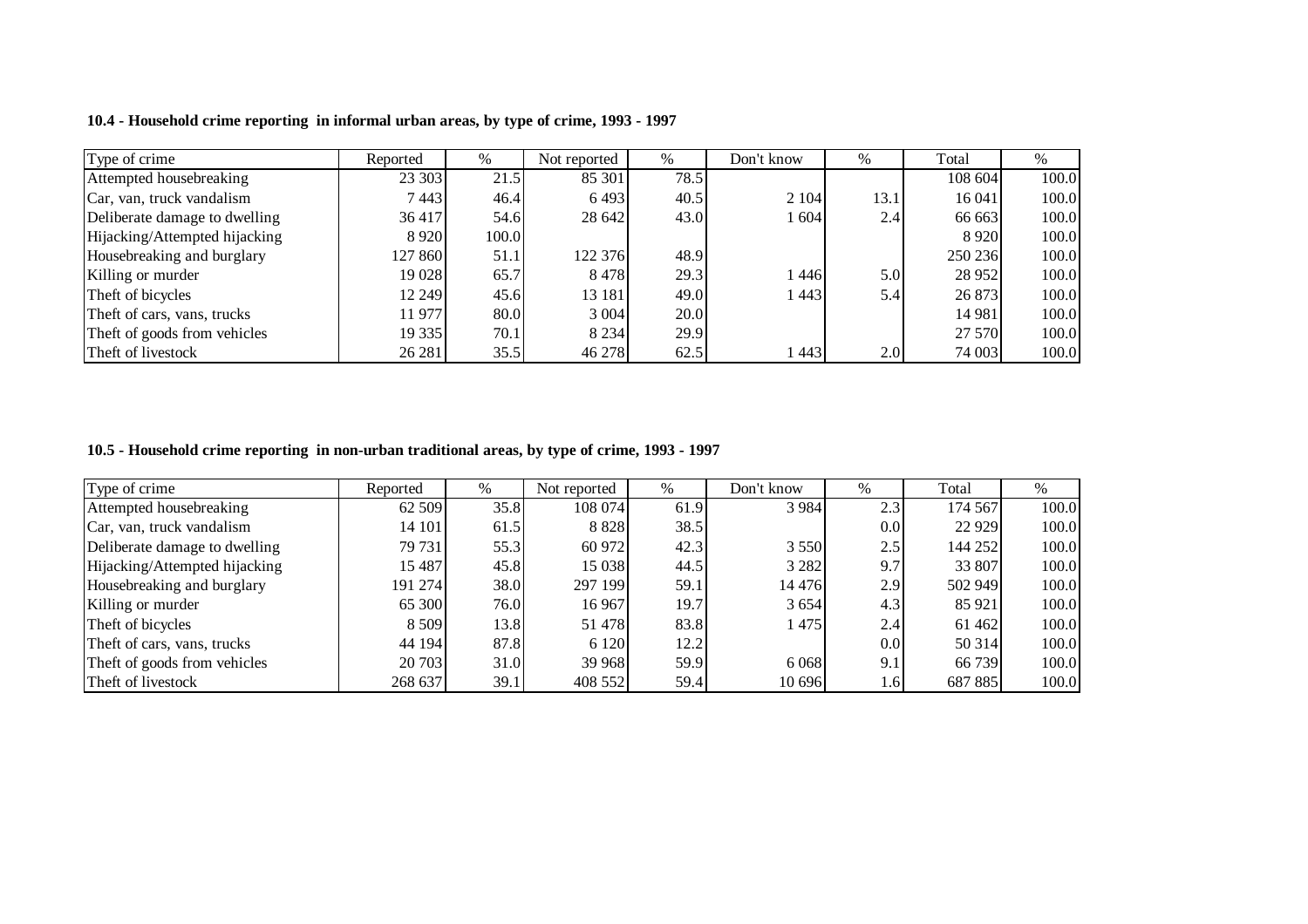**10.4 - Household crime reporting in informal urban areas, by type of crime, 1993 - 1997**

| Type of crime | Reported | % | Not reported | % | Don't know | % | Total | % |
|---|---|---|---|---|---|---|---|---|
| Attempted housebreaking | 23 303 | 21.5 | 85 301 | 78.5 | | | 108 604 | 100.0 |
| Car, van, truck vandalism | 7 443 | 46.4 | 6 493 | 40.5 | 2 104 | 13.1 | 16 041 | 100.0 |
| Deliberate damage to dwelling | 36 417 | 54.6 | 28 642 | 43.0 | 1 604 | 2.4 | 66 663 | 100.0 |
| Hijacking/Attempted hijacking | 8 920 | 100.0 | | | | | 8 920 | 100.0 |
| Housebreaking and burglary | 127 860 | 51.1 | 122 376 | 48.9 | | | 250 236 | 100.0 |
| Killing or murder | 19 028 | 65.7 | 8 478 | 29.3 | 1 446 | 5.0 | 28 952 | 100.0 |
| Theft of bicycles | 12 249 | 45.6 | 13 181 | 49.0 | 1 443 | 5.4 | 26 873 | 100.0 |
| Theft of cars, vans, trucks | 11 977 | 80.0 | 3 004 | 20.0 | | | 14 981 | 100.0 |
| Theft of goods from vehicles | 19 335 | 70.1 | 8 234 | 29.9 | | | 27 570 | 100.0 |
| Theft of livestock | 26 281 | 35.5 | 46 278 | 62.5 | 1 443 | 2.0 | 74 003 | 100.0 |

**10.5 - Household crime reporting in non-urban traditional areas, by type of crime, 1993 - 1997**

| Type of crime | Reported | % | Not reported | % | Don't know | % | Total | % |
|---|---|---|---|---|---|---|---|---|
| Attempted housebreaking | 62 509 | 35.8 | 108 074 | 61.9 | 3 984 | 2.3 | 174 567 | 100.0 |
| Car, van, truck vandalism | 14 101 | 61.5 | 8 828 | 38.5 | | 0.0 | 22 929 | 100.0 |
| Deliberate damage to dwelling | 79 731 | 55.3 | 60 972 | 42.3 | 3 550 | 2.5 | 144 252 | 100.0 |
| Hijacking/Attempted hijacking | 15 487 | 45.8 | 15 038 | 44.5 | 3 282 | 9.7 | 33 807 | 100.0 |
| Housebreaking and burglary | 191 274 | 38.0 | 297 199 | 59.1 | 14 476 | 2.9 | 502 949 | 100.0 |
| Killing or murder | 65 300 | 76.0 | 16 967 | 19.7 | 3 654 | 4.3 | 85 921 | 100.0 |
| Theft of bicycles | 8 509 | 13.8 | 51 478 | 83.8 | 1 475 | 2.4 | 61 462 | 100.0 |
| Theft of cars, vans, trucks | 44 194 | 87.8 | 6 120 | 12.2 | | 0.0 | 50 314 | 100.0 |
| Theft of goods from vehicles | 20 703 | 31.0 | 39 968 | 59.9 | 6 068 | 9.1 | 66 739 | 100.0 |
| Theft of livestock | 268 637 | 39.1 | 408 552 | 59.4 | 10 696 | 1.6 | 687 885 | 100.0 |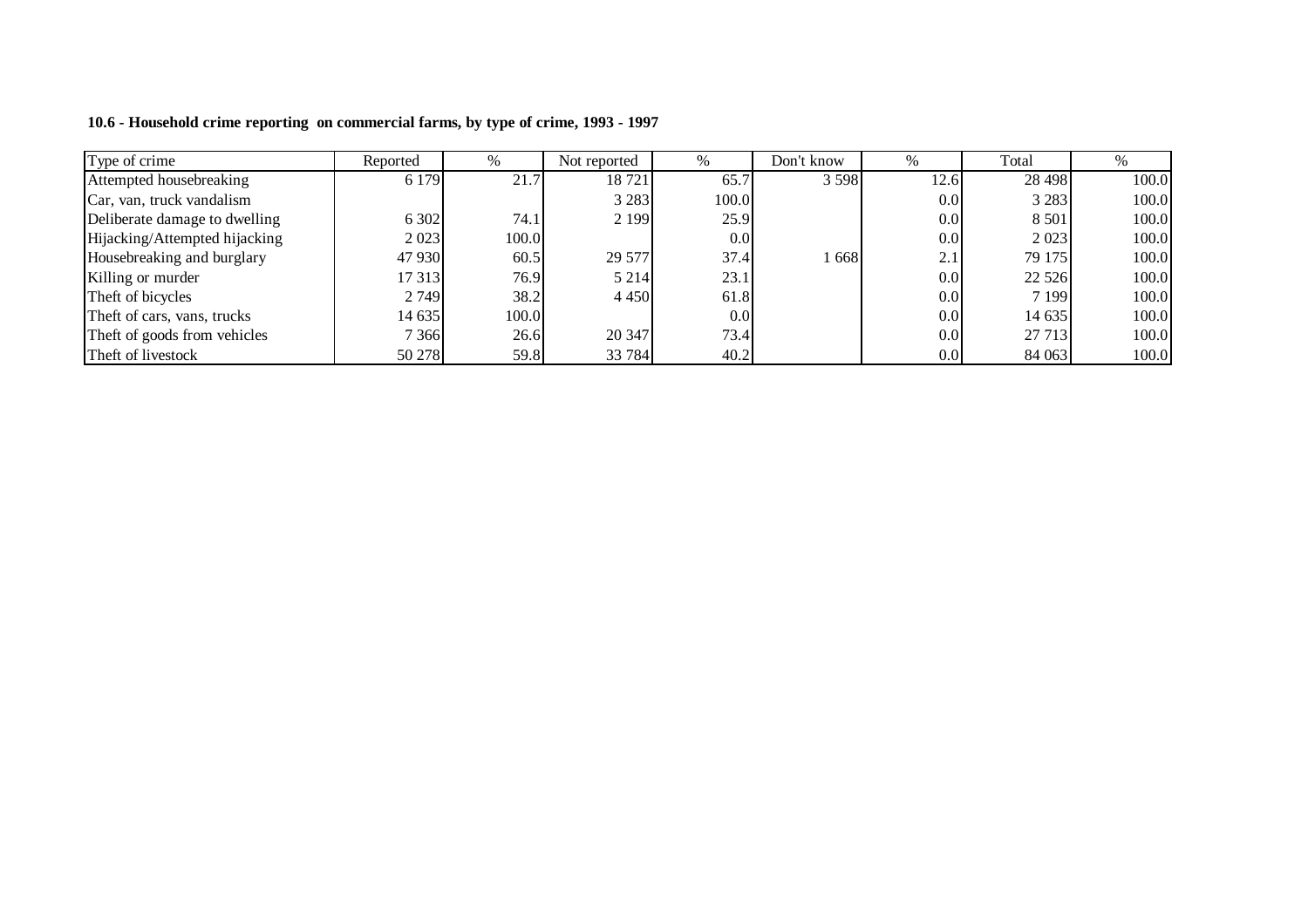**10.6 - Household crime reporting on commercial farms, by type of crime, 1993 - 1997**

| Type of crime | Reported | % | Not reported | % | Don't know | % | Total | % |
|---|---|---|---|---|---|---|---|---|
| Attempted housebreaking | 6 179 | 21.7 | 18 721 | 65.7 | 3 598 | 12.6 | 28 498 | 100.0 |
| Car, van, truck vandalism | | | 3 283 | 100.0 | | 0.0 | 3 283 | 100.0 |
| Deliberate damage to dwelling | 6 302 | 74.1 | 2 199 | 25.9 | | 0.0 | 8 501 | 100.0 |
| Hijacking/Attempted hijacking | 2 023 | 100.0 | | 0.0 | | 0.0 | 2 023 | 100.0 |
| Housebreaking and burglary | 47 930 | 60.5 | 29 577 | 37.4 | 1 668 | 2.1 | 79 175 | 100.0 |
| Killing or murder | 17 313 | 76.9 | 5 214 | 23.1 | | 0.0 | 22 526 | 100.0 |
| Theft of bicycles | 2 749 | 38.2 | 4 450 | 61.8 | | 0.0 | 7 199 | 100.0 |
| Theft of cars, vans, trucks | 14 635 | 100.0 | | 0.0 | | 0.0 | 14 635 | 100.0 |
| Theft of goods from vehicles | 7 366 | 26.6 | 20 347 | 73.4 | | 0.0 | 27 713 | 100.0 |
| Theft of livestock | 50 278 | 59.8 | 33 784 | 40.2 | | 0.0 | 84 063 | 100.0 |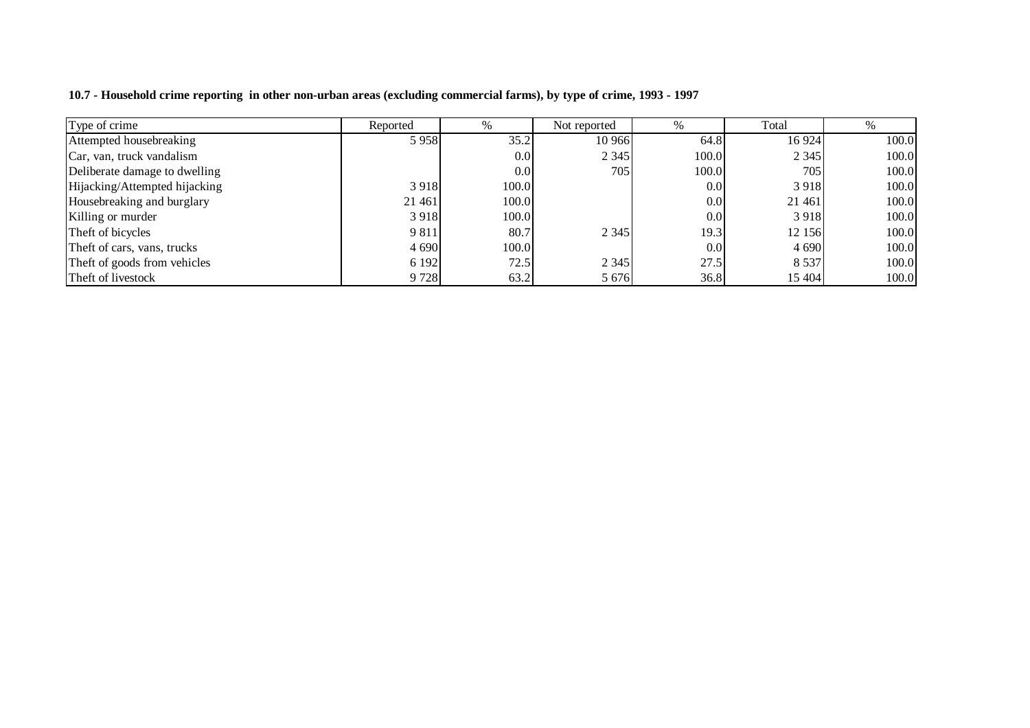**10.7 - Household crime reporting in other non-urban areas (excluding commercial farms), by type of crime, 1993 - 1997**

| Type of crime | Reported | % | Not reported | % | Total | % |
|---|---|---|---|---|---|---|
| Attempted housebreaking | 5 958 | 35.2 | 10 966 | 64.8 | 16 924 | 100.0 |
| Car, van, truck vandalism | | 0.0 | 2 345 | 100.0 | 2 345 | 100.0 |
| Deliberate damage to dwelling | | 0.0 | 705 | 100.0 | 705 | 100.0 |
| Hijacking/Attempted hijacking | 3 918 | 100.0 | | 0.0 | 3 918 | 100.0 |
| Housebreaking and burglary | 21 461 | 100.0 | | 0.0 | 21 461 | 100.0 |
| Killing or murder | 3 918 | 100.0 | | 0.0 | 3 918 | 100.0 |
| Theft of bicycles | 9 811 | 80.7 | 2 345 | 19.3 | 12 156 | 100.0 |
| Theft of cars, vans, trucks | 4 690 | 100.0 | | 0.0 | 4 690 | 100.0 |
| Theft of goods from vehicles | 6 192 | 72.5 | 2 345 | 27.5 | 8 537 | 100.0 |
| Theft of livestock | 9 728 | 63.2 | 5 676 | 36.8 | 15 404 | 100.0 |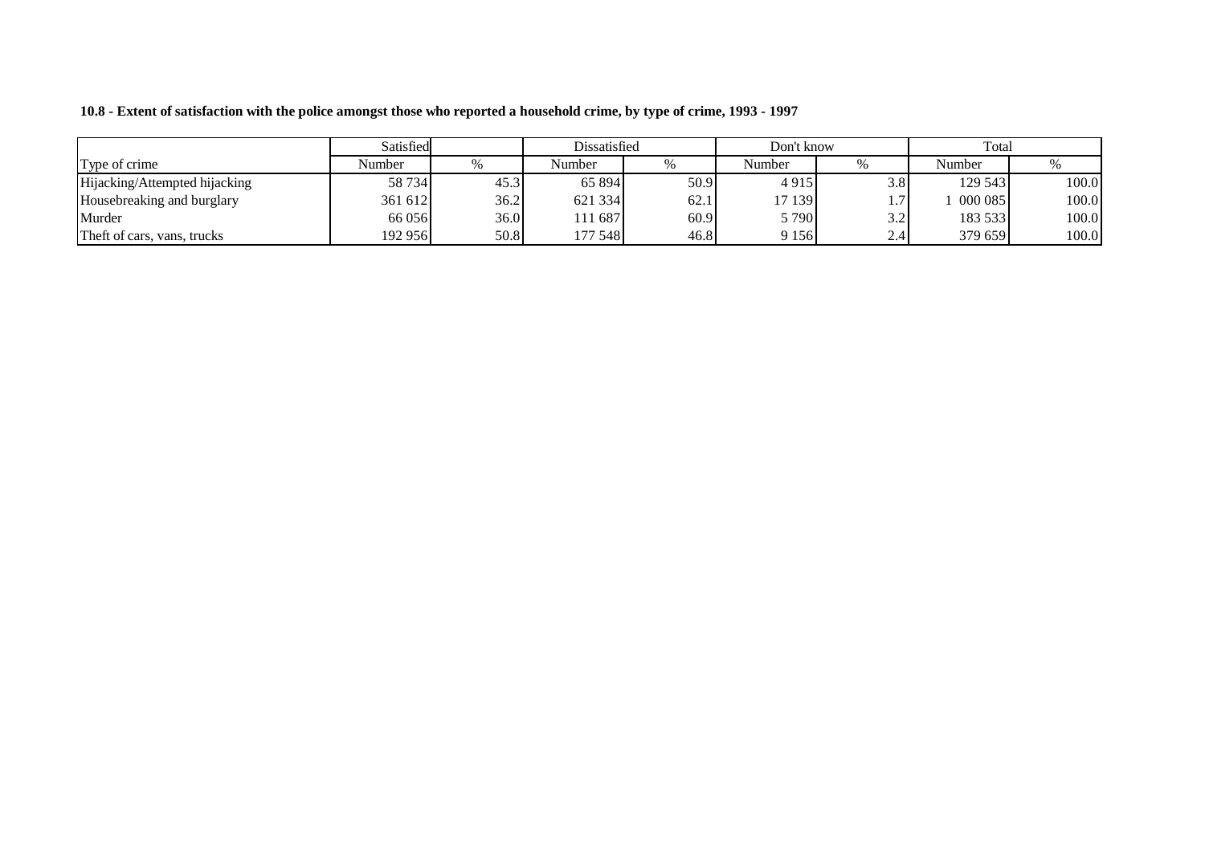**10.8 - Extent of satisfaction with the police amongst those who reported a household crime, by type of crime, 1993 - 1997**

| | Satisfied | | Dissatisfied | | Don't know | | Total | |
|---|---|---|---|---|---|---|---|---|
| Type of crime | Number | % | Number | % | Number | % | Number | % |
| Hijacking/Attempted hijacking | 58 734 | 45.3 | 65 894 | 50.9 | 4 915 | 3.8 | 129 543 | 100.0 |
| Housebreaking and burglary | 361 612 | 36.2 | 621 334 | 62.1 | 17 139 | 1.7 | 1 000 085 | 100.0 |
| Murder | 66 056 | 36.0 | 111 687 | 60.9 | 5 790 | 3.2 | 183 533 | 100.0 |
| Theft of cars, vans, trucks | 192 956 | 50.8 | 177 548 | 46.8 | 9 156 | 2.4 | 379 659 | 100.0 |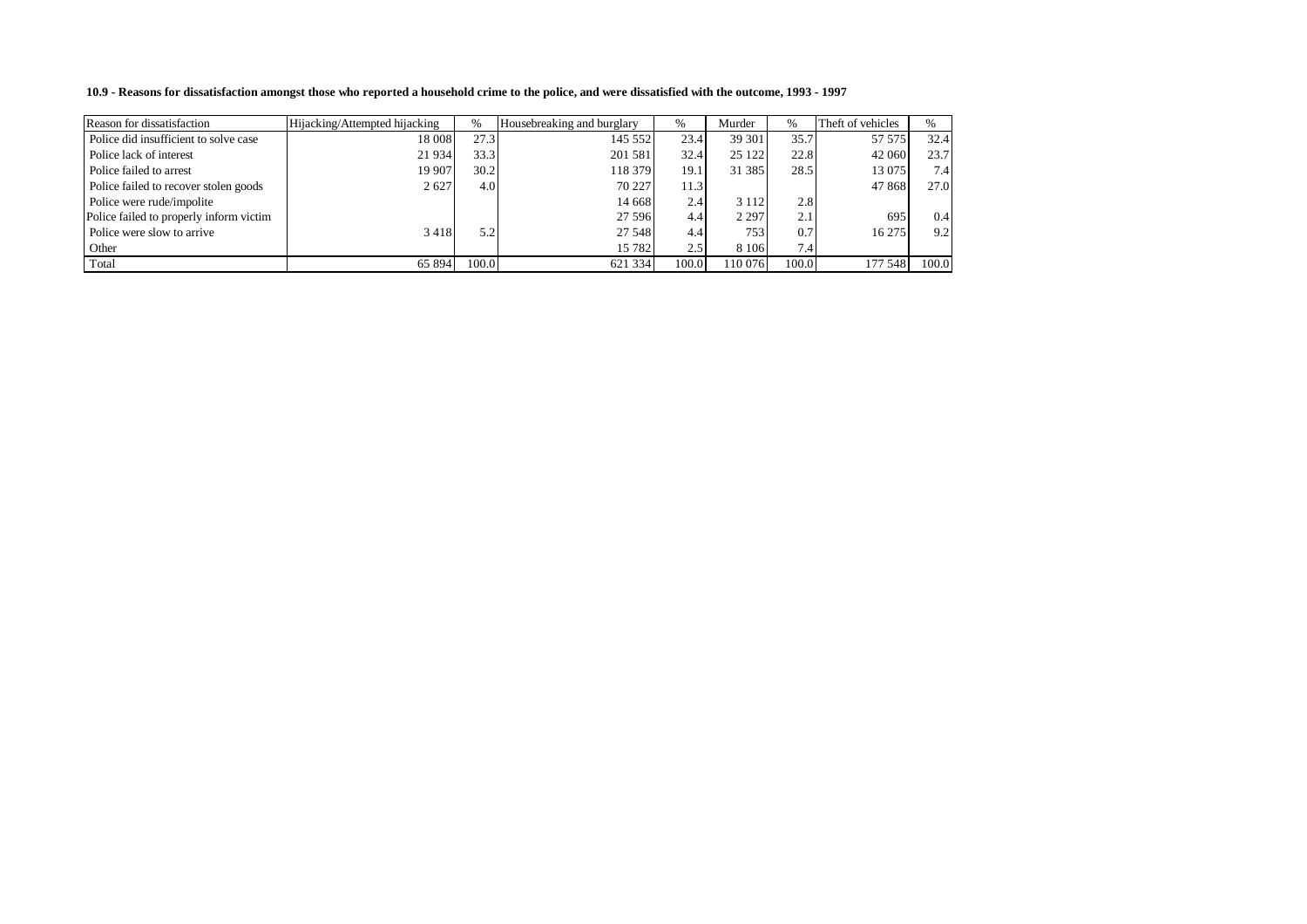**10.9 - Reasons for dissatisfaction amongst those who reported a household crime to the police, and were dissatisfied with the outcome, 1993 - 1997**

| Reason for dissatisfaction | Hijacking/Attempted hijacking | % | Housebreaking and burglary | % | Murder | % | Theft of vehicles | % |
|---|---|---|---|---|---|---|---|---|
| Police did insufficient to solve case | 18 008 | 27.3 | 145 552 | 23.4 | 39 301 | 35.7 | 57 575 | 32.4 |
| Police lack of interest | 21 934 | 33.3 | 201 581 | 32.4 | 25 122 | 22.8 | 42 060 | 23.7 |
| Police failed to arrest | 19 907 | 30.2 | 118 379 | 19.1 | 31 385 | 28.5 | 13 075 | 7.4 |
| Police failed to recover stolen goods | 2 627 | 4.0 | 70 227 | 11.3 | | | 47 868 | 27.0 |
| Police were rude/impolite | | | 14 668 | 2.4 | 3 112 | 2.8 | | |
| Police failed to properly inform victim | | | 27 596 | 4.4 | 2 297 | 2.1 | 695 | 0.4 |
| Police were slow to arrive | 3 418 | 5.2 | 27 548 | 4.4 | 753 | 0.7 | 16 275 | 9.2 |
| Other | | | 15 782 | 2.5 | 8 106 | 7.4 | | |
| Total | 65 894 | 100.0 | 621 334 | 100.0 | 110 076 | 100.0 | 177 548 | 100.0 |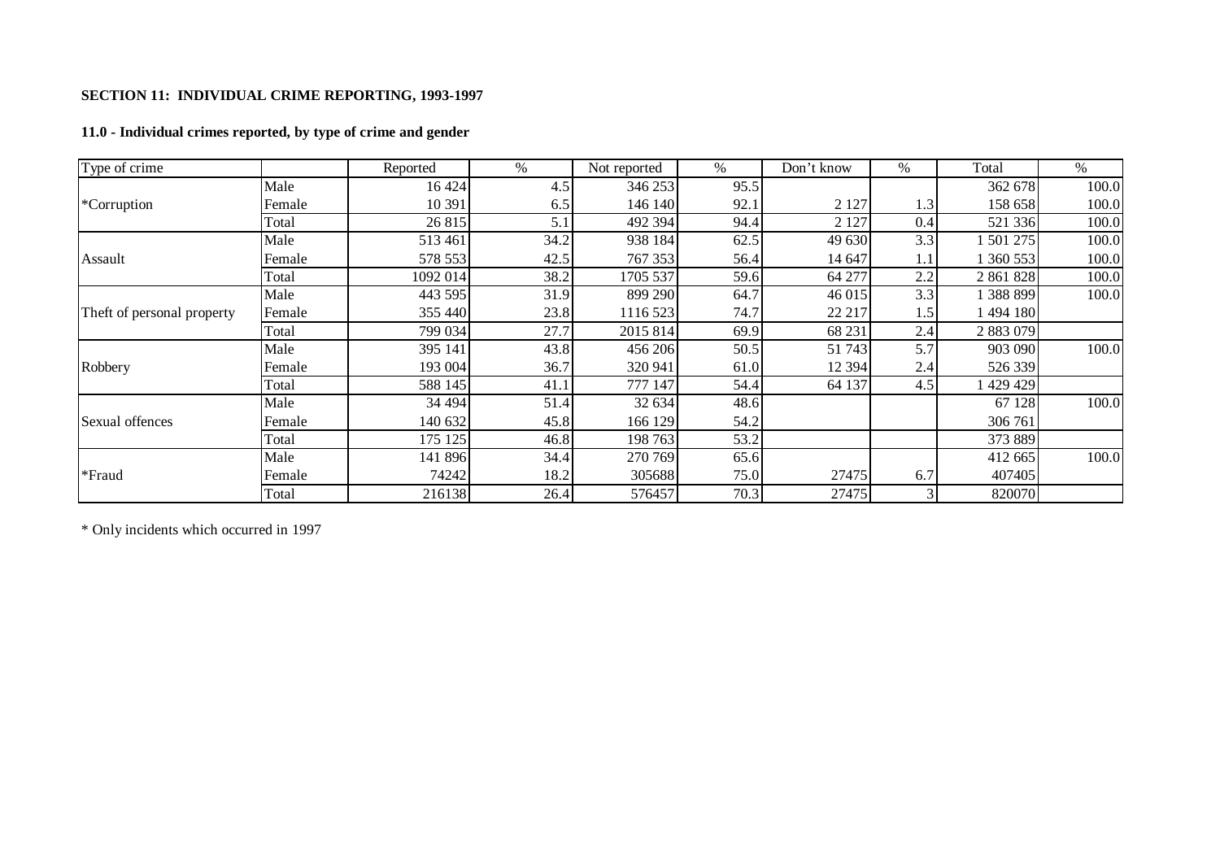**SECTION 11: INDIVIDUAL CRIME REPORTING, 1993-1997**

**11.0 - Individual crimes reported, by type of crime and gender**

| Type of crime | | Reported | % | Not reported | % | Don't know | % | Total | % |
|---|---|---|---|---|---|---|---|---|---|
| *Corruption | Male | 16 424 | 4.5 | 346 253 | 95.5 | | | 362 678 | 100.0 |
| | Female | 10 391 | 6.5 | 146 140 | 92.1 | 2 127 | 1.3 | 158 658 | 100.0 |
| | Total | 26 815 | 5.1 | 492 394 | 94.4 | 2 127 | 0.4 | 521 336 | 100.0 |
| Assault | Male | 513 461 | 34.2 | 938 184 | 62.5 | 49 630 | 3.3 | 1 501 275 | 100.0 |
| | Female | 578 553 | 42.5 | 767 353 | 56.4 | 14 647 | 1.1 | 1 360 553 | 100.0 |
| | Total | 1092 014 | 38.2 | 1705 537 | 59.6 | 64 277 | 2.2 | 2 861 828 | 100.0 |
| Theft of personal property | Male | 443 595 | 31.9 | 899 290 | 64.7 | 46 015 | 3.3 | 1 388 899 | 100.0 |
| | Female | 355 440 | 23.8 | 1116 523 | 74.7 | 22 217 | 1.5 | 1 494 180 | |
| | Total | 799 034 | 27.7 | 2015 814 | 69.9 | 68 231 | 2.4 | 2 883 079 | |
| Robbery | Male | 395 141 | 43.8 | 456 206 | 50.5 | 51 743 | 5.7 | 903 090 | 100.0 |
| | Female | 193 004 | 36.7 | 320 941 | 61.0 | 12 394 | 2.4 | 526 339 | |
| | Total | 588 145 | 41.1 | 777 147 | 54.4 | 64 137 | 4.5 | 1 429 429 | |
| Sexual offences | Male | 34 494 | 51.4 | 32 634 | 48.6 | | | 67 128 | 100.0 |
| | Female | 140 632 | 45.8 | 166 129 | 54.2 | | | 306 761 | |
| | Total | 175 125 | 46.8 | 198 763 | 53.2 | | | 373 889 | |
| *Fraud | Male | 141 896 | 34.4 | 270 769 | 65.6 | | | 412 665 | 100.0 |
| | Female | 74242 | 18.2 | 305688 | 75.0 | 27475 | 6.7 | 407405 | |
| | Total | 216138 | 26.4 | 576457 | 70.3 | 27475 | 3 | 820070 | |

* Only incidents which occurred in 1997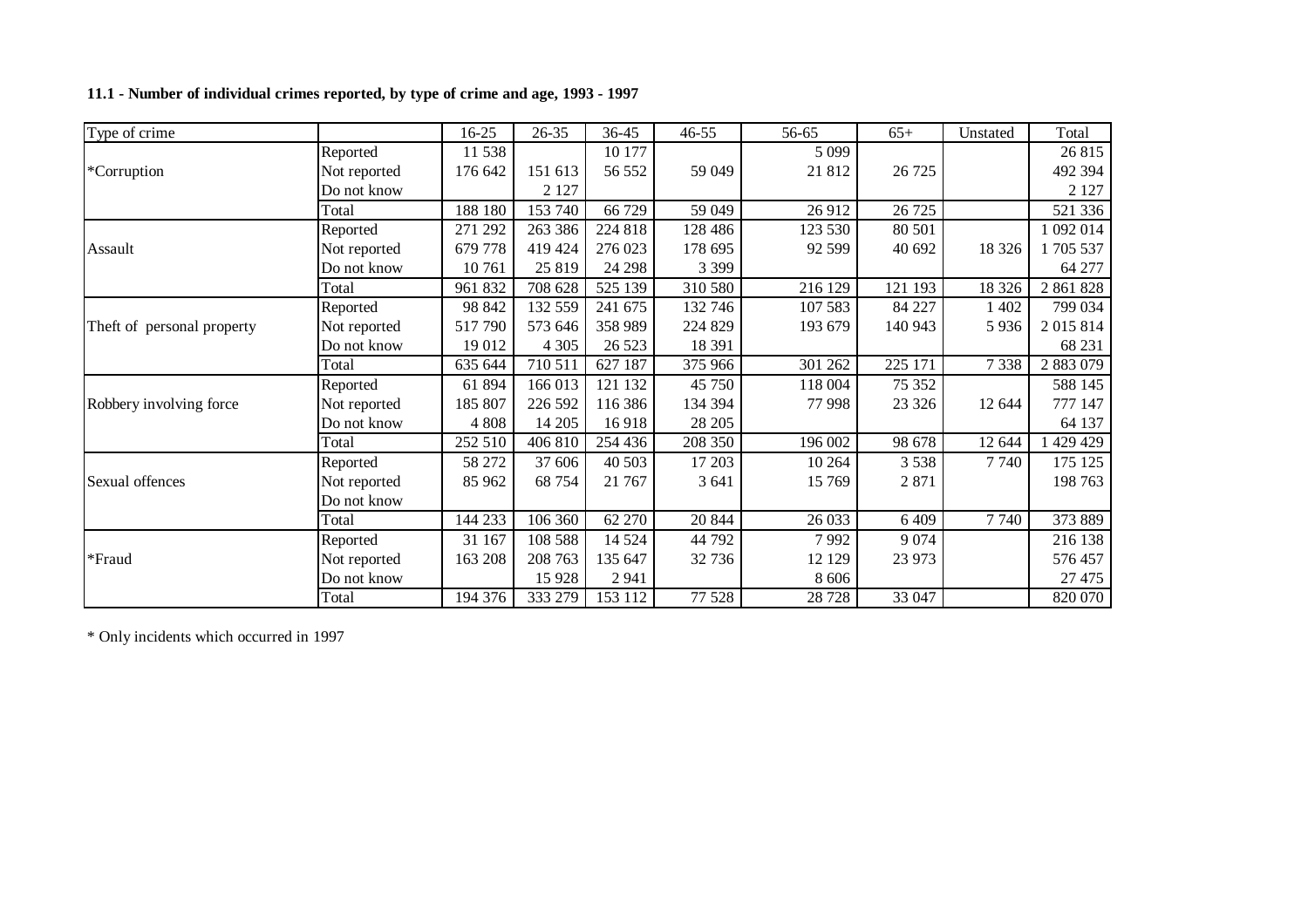**11.1 - Number of individual crimes reported, by type of crime and age, 1993 - 1997**

| Type of crime | | 16-25 | 26-35 | 36-45 | 46-55 | 56-65 | 65+ | Unstated | Total |
|---|---|---|---|---|---|---|---|---|---|
| *Corruption | Reported | 11 538 | | 10 177 | | 5 099 | | | 26 815 |
| | Not reported | 176 642 | 151 613 | 56 552 | 59 049 | 21 812 | 26 725 | | 492 394 |
| | Do not know | | 2 127 | | | | | | 2 127 |
| | Total | 188 180 | 153 740 | 66 729 | 59 049 | 26 912 | 26 725 | | 521 336 |
| Assault | Reported | 271 292 | 263 386 | 224 818 | 128 486 | 123 530 | 80 501 | | 1 092 014 |
| | Not reported | 679 778 | 419 424 | 276 023 | 178 695 | 92 599 | 40 692 | 18 326 | 1 705 537 |
| | Do not know | 10 761 | 25 819 | 24 298 | 3 399 | | | | 64 277 |
| | Total | 961 832 | 708 628 | 525 139 | 310 580 | 216 129 | 121 193 | 18 326 | 2 861 828 |
| Theft of personal property | Reported | 98 842 | 132 559 | 241 675 | 132 746 | 107 583 | 84 227 | 1 402 | 799 034 |
| | Not reported | 517 790 | 573 646 | 358 989 | 224 829 | 193 679 | 140 943 | 5 936 | 2 015 814 |
| | Do not know | 19 012 | 4 305 | 26 523 | 18 391 | | | | 68 231 |
| | Total | 635 644 | 710 511 | 627 187 | 375 966 | 301 262 | 225 171 | 7 338 | 2 883 079 |
| Robbery involving force | Reported | 61 894 | 166 013 | 121 132 | 45 750 | 118 004 | 75 352 | | 588 145 |
| | Not reported | 185 807 | 226 592 | 116 386 | 134 394 | 77 998 | 23 326 | 12 644 | 777 147 |
| | Do not know | 4 808 | 14 205 | 16 918 | 28 205 | | | | 64 137 |
| | Total | 252 510 | 406 810 | 254 436 | 208 350 | 196 002 | 98 678 | 12 644 | 1 429 429 |
| Sexual offences | Reported | 58 272 | 37 606 | 40 503 | 17 203 | 10 264 | 3 538 | 7 740 | 175 125 |
| | Not reported | 85 962 | 68 754 | 21 767 | 3 641 | 15 769 | 2 871 | | 198 763 |
| | Do not know | | | | | | | | |
| | Total | 144 233 | 106 360 | 62 270 | 20 844 | 26 033 | 6 409 | 7 740 | 373 889 |
| *Fraud | Reported | 31 167 | 108 588 | 14 524 | 44 792 | 7 992 | 9 074 | | 216 138 |
| | Not reported | 163 208 | 208 763 | 135 647 | 32 736 | 12 129 | 23 973 | | 576 457 |
| | Do not know | | 15 928 | 2 941 | | 8 606 | | | 27 475 |
| | Total | 194 376 | 333 279 | 153 112 | 77 528 | 28 728 | 33 047 | | 820 070 |

* Only incidents which occurred in 1997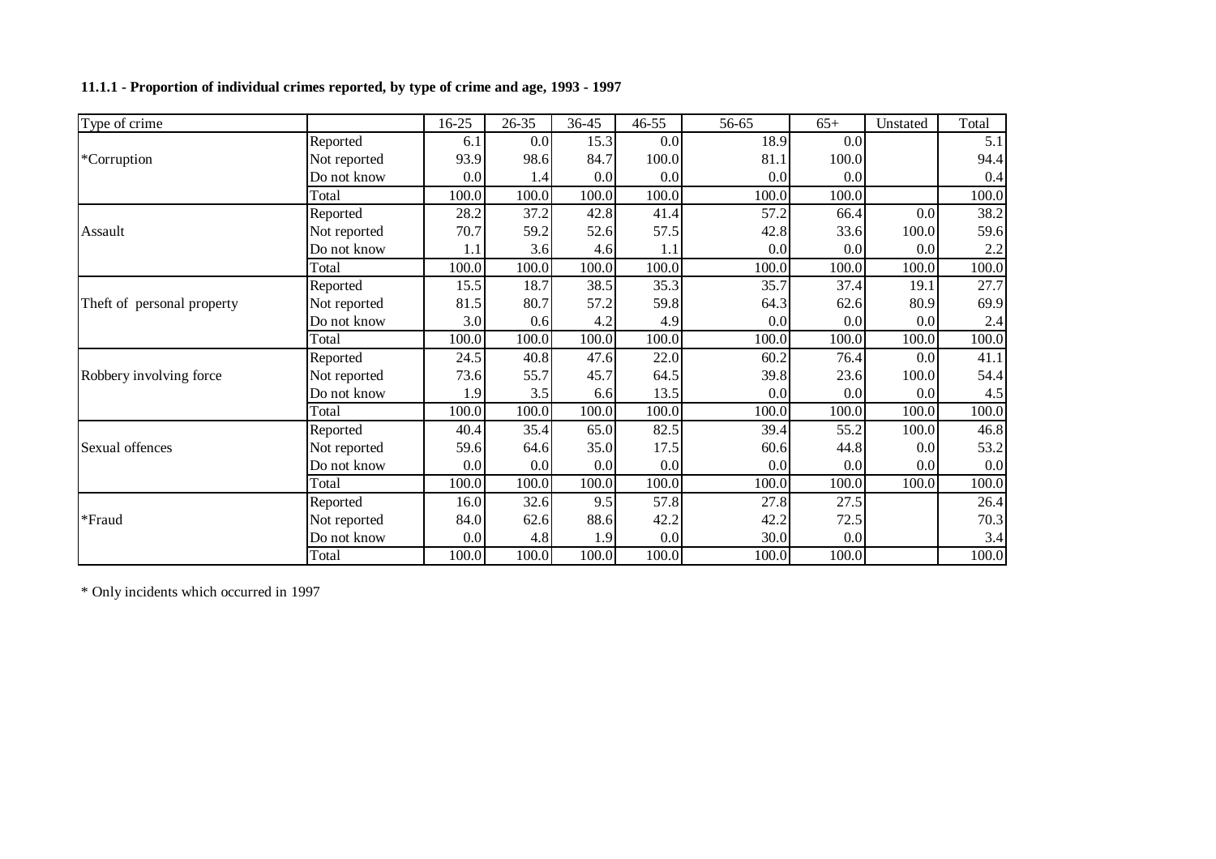**11.1.1 - Proportion of individual crimes reported, by type of crime and age, 1993 - 1997**

| Type of crime | | 16-25 | 26-35 | 36-45 | 46-55 | 56-65 | 65+ | Unstated | Total |
|---|---|---|---|---|---|---|---|---|---|
| *Corruption | Reported | 6.1 | 0.0 | 15.3 | 0.0 | 18.9 | 0.0 | | 5.1 |
| | Not reported | 93.9 | 98.6 | 84.7 | 100.0 | 81.1 | 100.0 | | 94.4 |
| | Do not know | 0.0 | 1.4 | 0.0 | 0.0 | 0.0 | 0.0 | | 0.4 |
| | Total | 100.0 | 100.0 | 100.0 | 100.0 | 100.0 | 100.0 | | 100.0 |
| Assault | Reported | 28.2 | 37.2 | 42.8 | 41.4 | 57.2 | 66.4 | 0.0 | 38.2 |
| | Not reported | 70.7 | 59.2 | 52.6 | 57.5 | 42.8 | 33.6 | 100.0 | 59.6 |
| | Do not know | 1.1 | 3.6 | 4.6 | 1.1 | 0.0 | 0.0 | 0.0 | 2.2 |
| | Total | 100.0 | 100.0 | 100.0 | 100.0 | 100.0 | 100.0 | 100.0 | 100.0 |
| Theft of personal property | Reported | 15.5 | 18.7 | 38.5 | 35.3 | 35.7 | 37.4 | 19.1 | 27.7 |
| | Not reported | 81.5 | 80.7 | 57.2 | 59.8 | 64.3 | 62.6 | 80.9 | 69.9 |
| | Do not know | 3.0 | 0.6 | 4.2 | 4.9 | 0.0 | 0.0 | 0.0 | 2.4 |
| | Total | 100.0 | 100.0 | 100.0 | 100.0 | 100.0 | 100.0 | 100.0 | 100.0 |
| Robbery involving force | Reported | 24.5 | 40.8 | 47.6 | 22.0 | 60.2 | 76.4 | 0.0 | 41.1 |
| | Not reported | 73.6 | 55.7 | 45.7 | 64.5 | 39.8 | 23.6 | 100.0 | 54.4 |
| | Do not know | 1.9 | 3.5 | 6.6 | 13.5 | 0.0 | 0.0 | 0.0 | 4.5 |
| | Total | 100.0 | 100.0 | 100.0 | 100.0 | 100.0 | 100.0 | 100.0 | 100.0 |
| Sexual offences | Reported | 40.4 | 35.4 | 65.0 | 82.5 | 39.4 | 55.2 | 100.0 | 46.8 |
| | Not reported | 59.6 | 64.6 | 35.0 | 17.5 | 60.6 | 44.8 | 0.0 | 53.2 |
| | Do not know | 0.0 | 0.0 | 0.0 | 0.0 | 0.0 | 0.0 | 0.0 | 0.0 |
| | Total | 100.0 | 100.0 | 100.0 | 100.0 | 100.0 | 100.0 | 100.0 | 100.0 |
| *Fraud | Reported | 16.0 | 32.6 | 9.5 | 57.8 | 27.8 | 27.5 | | 26.4 |
| | Not reported | 84.0 | 62.6 | 88.6 | 42.2 | 42.2 | 72.5 | | 70.3 |
| | Do not know | 0.0 | 4.8 | 1.9 | 0.0 | 30.0 | 0.0 | | 3.4 |
| | Total | 100.0 | 100.0 | 100.0 | 100.0 | 100.0 | 100.0 | | 100.0 |

* Only incidents which occurred in 1997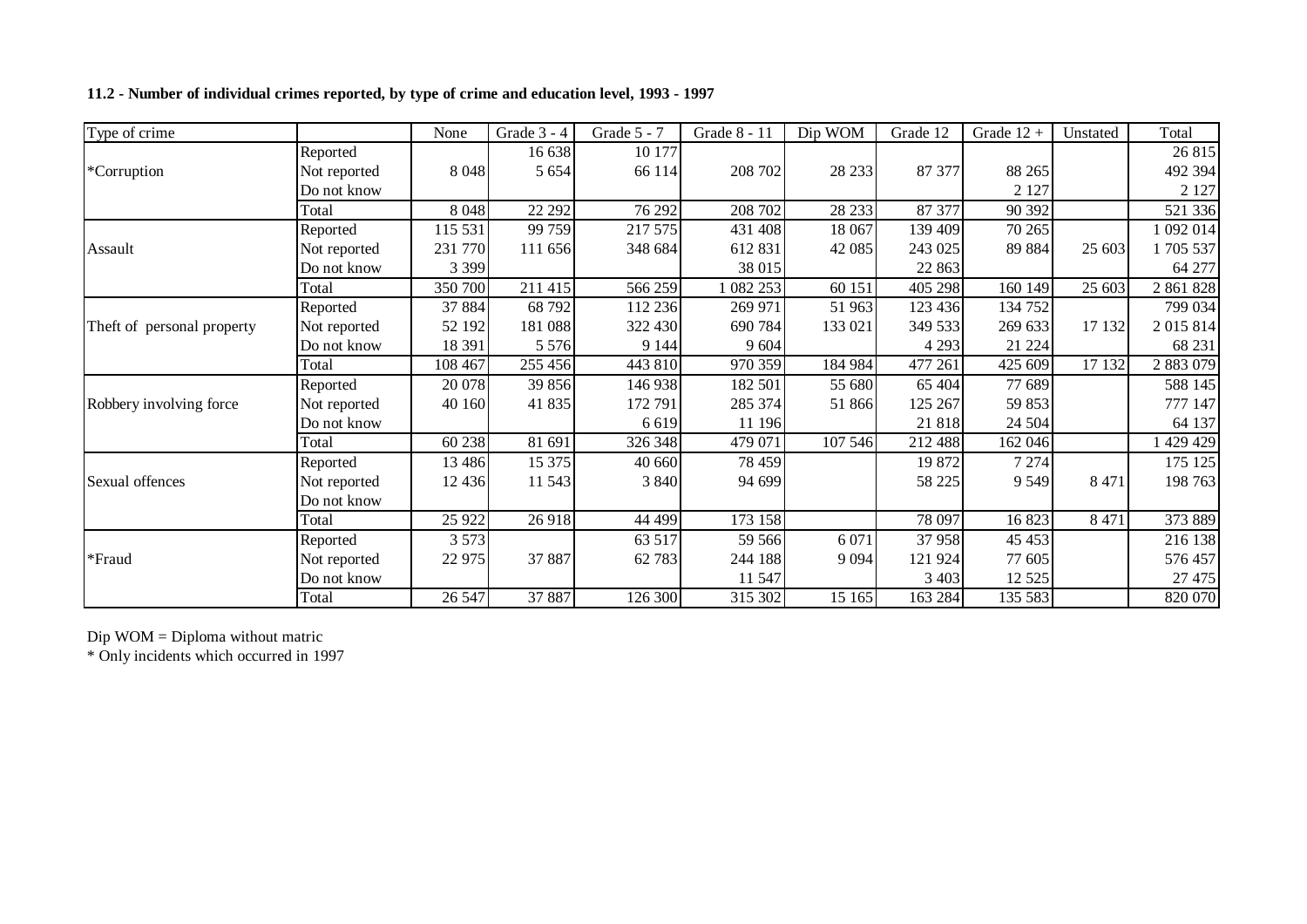**11.2 - Number of individual crimes reported, by type of crime and education level, 1993 - 1997**

| Type of crime | | None | Grade 3 - 4 | Grade 5 - 7 | Grade 8 - 11 | Dip WOM | Grade 12 | Grade 12 + | Unstated | Total |
|---|---|---|---|---|---|---|---|---|---|---|
| *Corruption | Reported | | 16 638 | 10 177 | | | | | | 26 815 |
| | Not reported | 8 048 | 5 654 | 66 114 | 208 702 | 28 233 | 87 377 | 88 265 | | 492 394 |
| | Do not know | | | | | | | 2 127 | | 2 127 |
| | Total | 8 048 | 22 292 | 76 292 | 208 702 | 28 233 | 87 377 | 90 392 | | 521 336 |
| Assault | Reported | 115 531 | 99 759 | 217 575 | 431 408 | 18 067 | 139 409 | 70 265 | | 1 092 014 |
| | Not reported | 231 770 | 111 656 | 348 684 | 612 831 | 42 085 | 243 025 | 89 884 | 25 603 | 1 705 537 |
| | Do not know | 3 399 | | | 38 015 | | 22 863 | | | 64 277 |
| | Total | 350 700 | 211 415 | 566 259 | 1 082 253 | 60 151 | 405 298 | 160 149 | 25 603 | 2 861 828 |
| Theft of personal property | Reported | 37 884 | 68 792 | 112 236 | 269 971 | 51 963 | 123 436 | 134 752 | | 799 034 |
| | Not reported | 52 192 | 181 088 | 322 430 | 690 784 | 133 021 | 349 533 | 269 633 | 17 132 | 2 015 814 |
| | Do not know | 18 391 | 5 576 | 9 144 | 9 604 | | 4 293 | 21 224 | | 68 231 |
| | Total | 108 467 | 255 456 | 443 810 | 970 359 | 184 984 | 477 261 | 425 609 | 17 132 | 2 883 079 |
| Robbery involving force | Reported | 20 078 | 39 856 | 146 938 | 182 501 | 55 680 | 65 404 | 77 689 | | 588 145 |
| | Not reported | 40 160 | 41 835 | 172 791 | 285 374 | 51 866 | 125 267 | 59 853 | | 777 147 |
| | Do not know | | | 6 619 | 11 196 | | 21 818 | 24 504 | | 64 137 |
| | Total | 60 238 | 81 691 | 326 348 | 479 071 | 107 546 | 212 488 | 162 046 | | 1 429 429 |
| Sexual offences | Reported | 13 486 | 15 375 | 40 660 | 78 459 | | 19 872 | 7 274 | | 175 125 |
| | Not reported | 12 436 | 11 543 | 3 840 | 94 699 | | 58 225 | 9 549 | 8 471 | 198 763 |
| | Do not know | | | | | | | | | |
| | Total | 25 922 | 26 918 | 44 499 | 173 158 | | 78 097 | 16 823 | 8 471 | 373 889 |
| *Fraud | Reported | 3 573 | | 63 517 | 59 566 | 6 071 | 37 958 | 45 453 | | 216 138 |
| | Not reported | 22 975 | 37 887 | 62 783 | 244 188 | 9 094 | 121 924 | 77 605 | | 576 457 |
| | Do not know | | | | 11 547 | | 3 403 | 12 525 | | 27 475 |
| | Total | 26 547 | 37 887 | 126 300 | 315 302 | 15 165 | 163 284 | 135 583 | | 820 070 |

Dip WOM = Diploma without matric

* Only incidents which occurred in 1997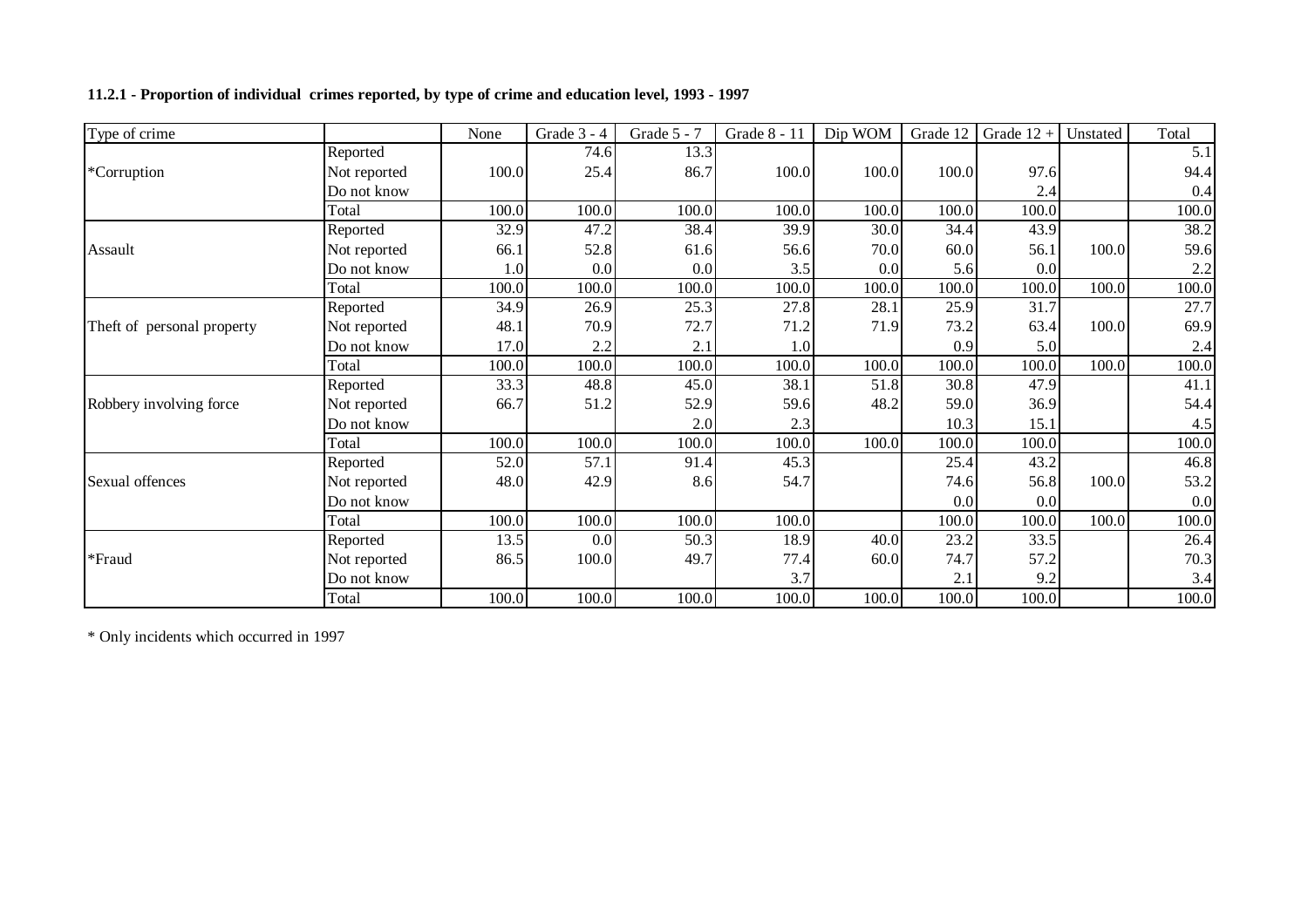**11.2.1 - Proportion of individual crimes reported, by type of crime and education level, 1993 - 1997**

| Type of crime | | None | Grade 3 - 4 | Grade 5 - 7 | Grade 8 - 11 | Dip WOM | Grade 12 | Grade 12 + | Unstated | Total |
|---|---|---|---|---|---|---|---|---|---|---|
| *Corruption | Reported | | 74.6 | 13.3 | | | | | | 5.1 |
| | Not reported | 100.0 | 25.4 | 86.7 | 100.0 | 100.0 | 100.0 | 97.6 | | 94.4 |
| | Do not know | | | | | | | 2.4 | | 0.4 |
| | Total | 100.0 | 100.0 | 100.0 | 100.0 | 100.0 | 100.0 | 100.0 | | 100.0 |
| Assault | Reported | 32.9 | 47.2 | 38.4 | 39.9 | 30.0 | 34.4 | 43.9 | | 38.2 |
| | Not reported | 66.1 | 52.8 | 61.6 | 56.6 | 70.0 | 60.0 | 56.1 | 100.0 | 59.6 |
| | Do not know | 1.0 | 0.0 | 0.0 | 3.5 | 0.0 | 5.6 | 0.0 | | 2.2 |
| | Total | 100.0 | 100.0 | 100.0 | 100.0 | 100.0 | 100.0 | 100.0 | 100.0 | 100.0 |
| Theft of personal property | Reported | 34.9 | 26.9 | 25.3 | 27.8 | 28.1 | 25.9 | 31.7 | | 27.7 |
| | Not reported | 48.1 | 70.9 | 72.7 | 71.2 | 71.9 | 73.2 | 63.4 | 100.0 | 69.9 |
| | Do not know | 17.0 | 2.2 | 2.1 | 1.0 | | 0.9 | 5.0 | | 2.4 |
| | Total | 100.0 | 100.0 | 100.0 | 100.0 | 100.0 | 100.0 | 100.0 | 100.0 | 100.0 |
| Robbery involving force | Reported | 33.3 | 48.8 | 45.0 | 38.1 | 51.8 | 30.8 | 47.9 | | 41.1 |
| | Not reported | 66.7 | 51.2 | 52.9 | 59.6 | 48.2 | 59.0 | 36.9 | | 54.4 |
| | Do not know | | | 2.0 | 2.3 | | 10.3 | 15.1 | | 4.5 |
| | Total | 100.0 | 100.0 | 100.0 | 100.0 | 100.0 | 100.0 | 100.0 | | 100.0 |
| Sexual offences | Reported | 52.0 | 57.1 | 91.4 | 45.3 | | 25.4 | 43.2 | | 46.8 |
| | Not reported | 48.0 | 42.9 | 8.6 | 54.7 | | 74.6 | 56.8 | 100.0 | 53.2 |
| | Do not know | | | | | | 0.0 | 0.0 | | 0.0 |
| | Total | 100.0 | 100.0 | 100.0 | 100.0 | | 100.0 | 100.0 | 100.0 | 100.0 |
| *Fraud | Reported | 13.5 | 0.0 | 50.3 | 18.9 | 40.0 | 23.2 | 33.5 | | 26.4 |
| | Not reported | 86.5 | 100.0 | 49.7 | 77.4 | 60.0 | 74.7 | 57.2 | | 70.3 |
| | Do not know | | | | 3.7 | | 2.1 | 9.2 | | 3.4 |
| | Total | 100.0 | 100.0 | 100.0 | 100.0 | 100.0 | 100.0 | 100.0 | | 100.0 |

* Only incidents which occurred in 1997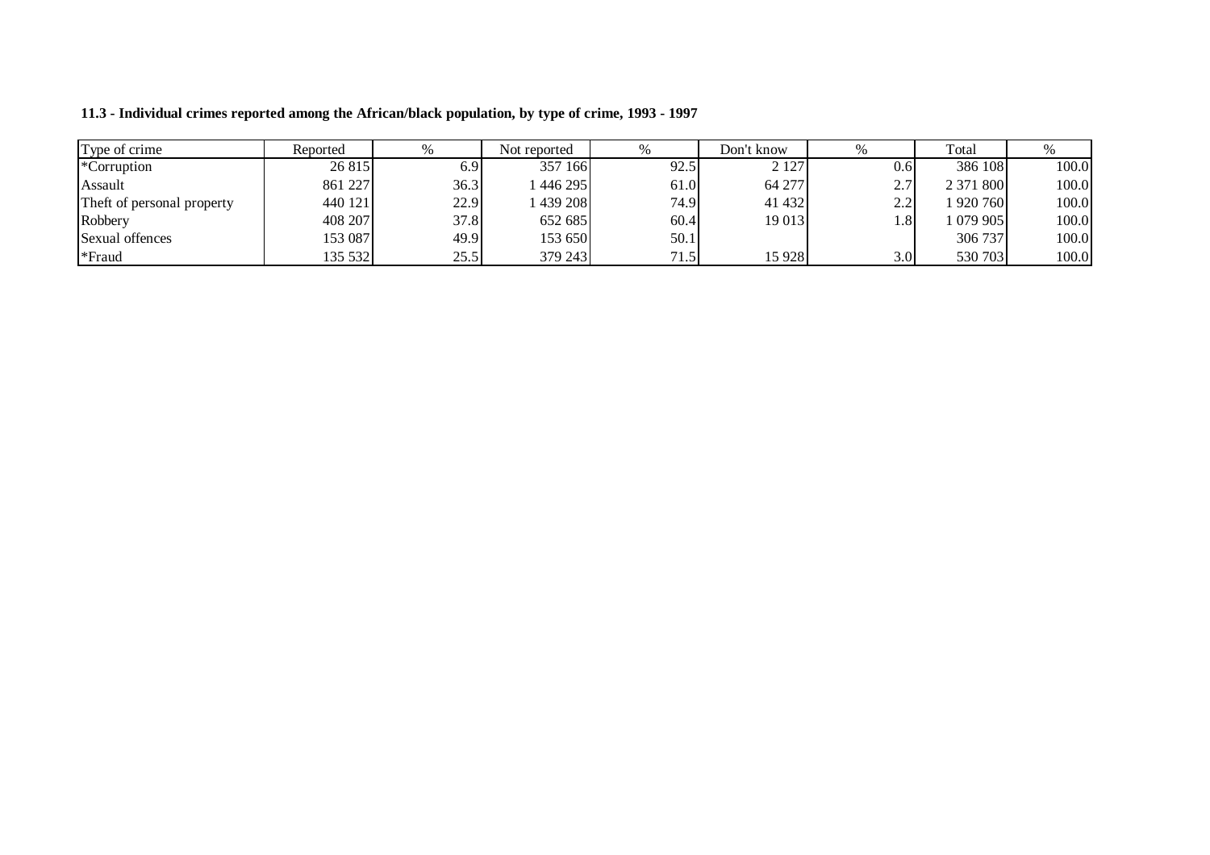**11.3 - Individual crimes reported among the African/black population, by type of crime, 1993 - 1997**

| Type of crime | Reported | % | Not reported | % | Don't know | % | Total | % |
|---|---|---|---|---|---|---|---|---|
| *Corruption | 26 815 | 6.9 | 357 166 | 92.5 | 2 127 | 0.6 | 386 108 | 100.0 |
| Assault | 861 227 | 36.3 | 1 446 295 | 61.0 | 64 277 | 2.7 | 2 371 800 | 100.0 |
| Theft of personal property | 440 121 | 22.9 | 1 439 208 | 74.9 | 41 432 | 2.2 | 1 920 760 | 100.0 |
| Robbery | 408 207 | 37.8 | 652 685 | 60.4 | 19 013 | 1.8 | 1 079 905 | 100.0 |
| Sexual offences | 153 087 | 49.9 | 153 650 | 50.1 | | | 306 737 | 100.0 |
| *Fraud | 135 532 | 25.5 | 379 243 | 71.5 | 15 928 | 3.0 | 530 703 | 100.0 |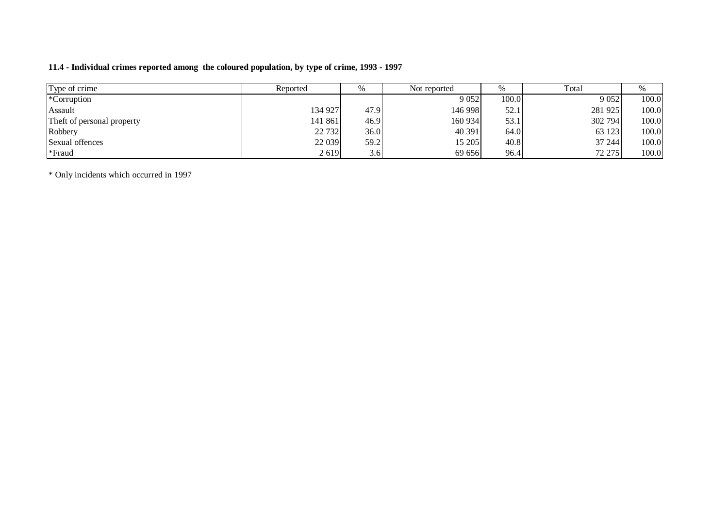**11.4 - Individual crimes reported among the coloured population, by type of crime, 1993 - 1997**

| Type of crime | Reported | % | Not reported | % | Total | % |
|---|---|---|---|---|---|---|
| *Corruption | | | 9 052 | 100.0 | 9 052 | 100.0 |
| Assault | 134 927 | 47.9 | 146 998 | 52.1 | 281 925 | 100.0 |
| Theft of personal property | 141 861 | 46.9 | 160 934 | 53.1 | 302 794 | 100.0 |
| Robbery | 22 732 | 36.0 | 40 391 | 64.0 | 63 123 | 100.0 |
| Sexual offences | 22 039 | 59.2 | 15 205 | 40.8 | 37 244 | 100.0 |
| *Fraud | 2 619 | 3.6 | 69 656 | 96.4 | 72 275 | 100.0 |

* Only incidents which occurred in 1997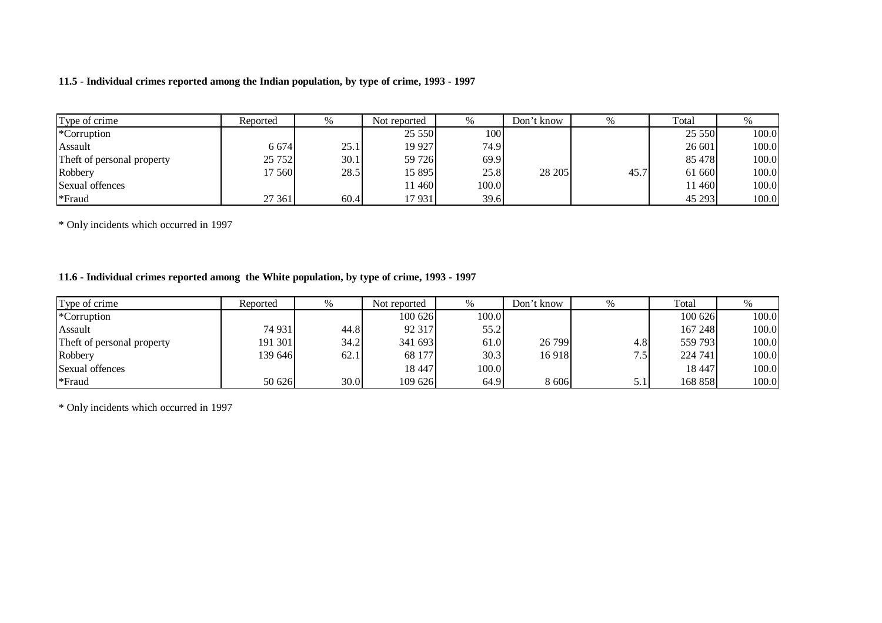**11.5 - Individual crimes reported among the Indian population, by type of crime, 1993 - 1997**

| Type of crime | Reported | % | Not reported | % | Don't know | % | Total | % |
|---|---|---|---|---|---|---|---|---|
| *Corruption | | | 25 550 | 100 | | | 25 550 | 100.0 |
| Assault | 6 674 | 25.1 | 19 927 | 74.9 | | | 26 601 | 100.0 |
| Theft of personal property | 25 752 | 30.1 | 59 726 | 69.9 | | | 85 478 | 100.0 |
| Robbery | 17 560 | 28.5 | 15 895 | 25.8 | 28 205 | 45.7 | 61 660 | 100.0 |
| Sexual offences | | | 11 460 | 100.0 | | | 11 460 | 100.0 |
| *Fraud | 27 361 | 60.4 | 17 931 | 39.6 | | | 45 293 | 100.0 |

* Only incidents which occurred in 1997

**11.6 - Individual crimes reported among the White population, by type of crime, 1993 - 1997**

| Type of crime | Reported | % | Not reported | % | Don't know | % | Total | % |
|---|---|---|---|---|---|---|---|---|
| *Corruption | | | 100 626 | 100.0 | | | 100 626 | 100.0 |
| Assault | 74 931 | 44.8 | 92 317 | 55.2 | | | 167 248 | 100.0 |
| Theft of personal property | 191 301 | 34.2 | 341 693 | 61.0 | 26 799 | 4.8 | 559 793 | 100.0 |
| Robbery | 139 646 | 62.1 | 68 177 | 30.3 | 16 918 | 7.5 | 224 741 | 100.0 |
| Sexual offences | | | 18 447 | 100.0 | | | 18 447 | 100.0 |
| *Fraud | 50 626 | 30.0 | 109 626 | 64.9 | 8 606 | 5.1 | 168 858 | 100.0 |

* Only incidents which occurred in 1997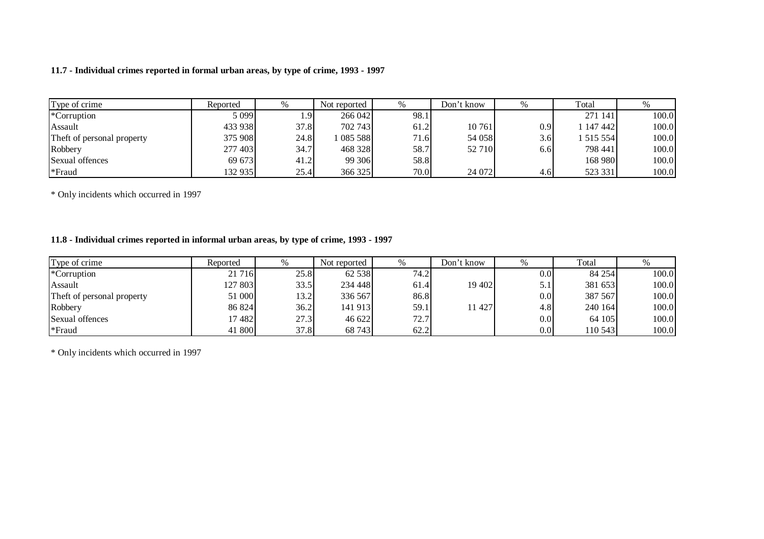**11.7 - Individual crimes reported in formal urban areas, by type of crime, 1993 - 1997**

| Type of crime | Reported | % | Not reported | % | Don't know | % | Total | % |
|---|---|---|---|---|---|---|---|---|
| *Corruption | 5 099 | 1.9 | 266 042 | 98.1 | | | 271 141 | 100.0 |
| Assault | 433 938 | 37.8 | 702 743 | 61.2 | 10 761 | 0.9 | 1 147 442 | 100.0 |
| Theft of personal property | 375 908 | 24.8 | 1 085 588 | 71.6 | 54 058 | 3.6 | 1 515 554 | 100.0 |
| Robbery | 277 403 | 34.7 | 468 328 | 58.7 | 52 710 | 6.6 | 798 441 | 100.0 |
| Sexual offences | 69 673 | 41.2 | 99 306 | 58.8 | | | 168 980 | 100.0 |
| *Fraud | 132 935 | 25.4 | 366 325 | 70.0 | 24 072 | 4.6 | 523 331 | 100.0 |

* Only incidents which occurred in 1997

**11.8 - Individual crimes reported in informal urban areas, by type of crime, 1993 - 1997**

| Type of crime | Reported | % | Not reported | % | Don't know | % | Total | % |
|---|---|---|---|---|---|---|---|---|
| *Corruption | 21 716 | 25.8 | 62 538 | 74.2 | | 0.0 | 84 254 | 100.0 |
| Assault | 127 803 | 33.5 | 234 448 | 61.4 | 19 402 | 5.1 | 381 653 | 100.0 |
| Theft of personal property | 51 000 | 13.2 | 336 567 | 86.8 | | 0.0 | 387 567 | 100.0 |
| Robbery | 86 824 | 36.2 | 141 913 | 59.1 | 11 427 | 4.8 | 240 164 | 100.0 |
| Sexual offences | 17 482 | 27.3 | 46 622 | 72.7 | | 0.0 | 64 105 | 100.0 |
| *Fraud | 41 800 | 37.8 | 68 743 | 62.2 | | 0.0 | 110 543 | 100.0 |

* Only incidents which occurred in 1997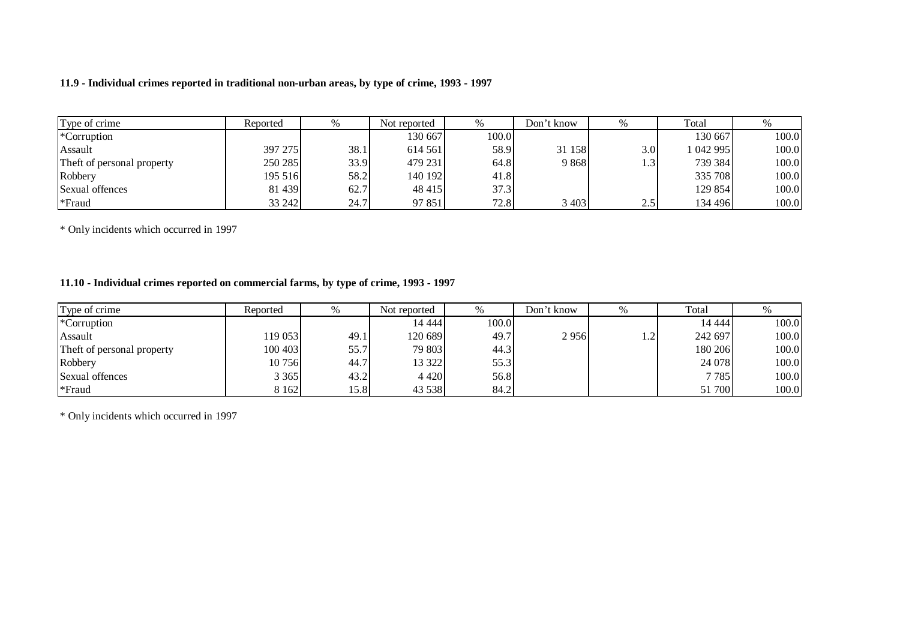**11.9 - Individual crimes reported in traditional non-urban areas, by type of crime, 1993 - 1997**

| Type of crime | Reported | % | Not reported | % | Don’t know | % | Total | % |
|---|---|---|---|---|---|---|---|---|
| *Corruption | | | 130 667 | 100.0 | | | 130 667 | 100.0 |
| Assault | 397 275 | 38.1 | 614 561 | 58.9 | 31 158 | 3.0 | 1 042 995 | 100.0 |
| Theft of personal property | 250 285 | 33.9 | 479 231 | 64.8 | 9 868 | 1.3 | 739 384 | 100.0 |
| Robbery | 195 516 | 58.2 | 140 192 | 41.8 | | | 335 708 | 100.0 |
| Sexual offences | 81 439 | 62.7 | 48 415 | 37.3 | | | 129 854 | 100.0 |
| *Fraud | 33 242 | 24.7 | 97 851 | 72.8 | 3 403 | 2.5 | 134 496 | 100.0 |

* Only incidents which occurred in 1997

**11.10 - Individual crimes reported on commercial farms, by type of crime, 1993 - 1997**

| Type of crime | Reported | % | Not reported | % | Don’t know | % | Total | % |
|---|---|---|---|---|---|---|---|---|
| *Corruption | | | 14 444 | 100.0 | | | 14 444 | 100.0 |
| Assault | 119 053 | 49.1 | 120 689 | 49.7 | 2 956 | 1.2 | 242 697 | 100.0 |
| Theft of personal property | 100 403 | 55.7 | 79 803 | 44.3 | | | 180 206 | 100.0 |
| Robbery | 10 756 | 44.7 | 13 322 | 55.3 | | | 24 078 | 100.0 |
| Sexual offences | 3 365 | 43.2 | 4 420 | 56.8 | | | 7 785 | 100.0 |
| *Fraud | 8 162 | 15.8 | 43 538 | 84.2 | | | 51 700 | 100.0 |

* Only incidents which occurred in 1997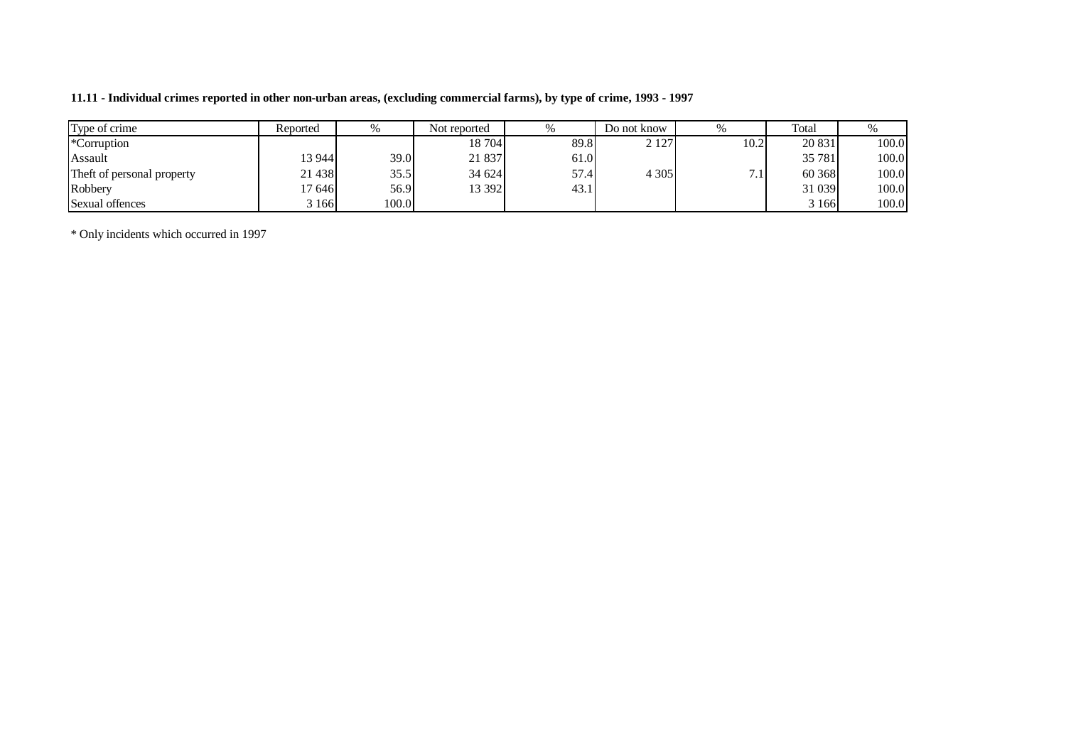**11.11 - Individual crimes reported in other non-urban areas, (excluding commercial farms), by type of crime, 1993 - 1997**

| Type of crime | Reported | % | Not reported | % | Do not know | % | Total | % |
|---|---|---|---|---|---|---|---|---|
| *Corruption | | | 18 704 | 89.8 | 2 127 | 10.2 | 20 831 | 100.0 |
| Assault | 13 944 | 39.0 | 21 837 | 61.0 | | | 35 781 | 100.0 |
| Theft of personal property | 21 438 | 35.5 | 34 624 | 57.4 | 4 305 | 7.1 | 60 368 | 100.0 |
| Robbery | 17 646 | 56.9 | 13 392 | 43.1 | | | 31 039 | 100.0 |
| Sexual offences | 3 166 | 100.0 | | | | | 3 166 | 100.0 |

* Only incidents which occurred in 1997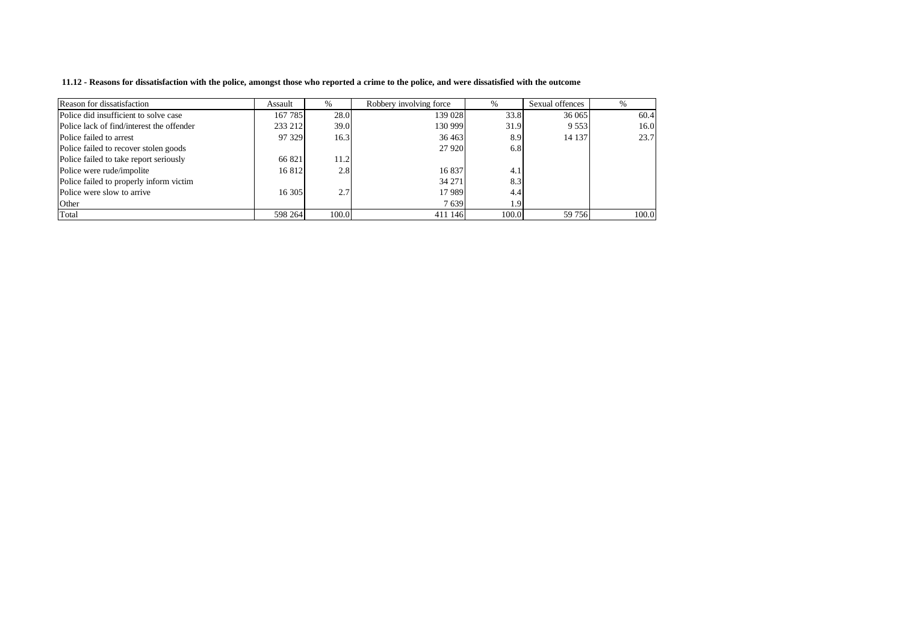**11.12 - Reasons for dissatisfaction with the police, amongst those who reported a crime to the police, and were dissatisfied with the outcome**

| Reason for dissatisfaction | Assault | % | Robbery involving force | % | Sexual offences | % |
|---|---|---|---|---|---|---|
| Police did insufficient to solve case | 167 785 | 28.0 | 139 028 | 33.8 | 36 065 | 60.4 |
| Police lack of find/interest the offender | 233 212 | 39.0 | 130 999 | 31.9 | 9 553 | 16.0 |
| Police failed to arrest | 97 329 | 16.3 | 36 463 | 8.9 | 14 137 | 23.7 |
| Police failed to recover stolen goods | | | 27 920 | 6.8 | | |
| Police failed to take report seriously | 66 821 | 11.2 | | | | |
| Police were rude/impolite | 16 812 | 2.8 | 16 837 | 4.1 | | |
| Police failed to properly inform victim | | | 34 271 | 8.3 | | |
| Police were slow to arrive | 16 305 | 2.7 | 17 989 | 4.4 | | |
| Other | | | 7 639 | 1.9 | | |
| Total | 598 264 | 100.0 | 411 146 | 100.0 | 59 756 | 100.0 |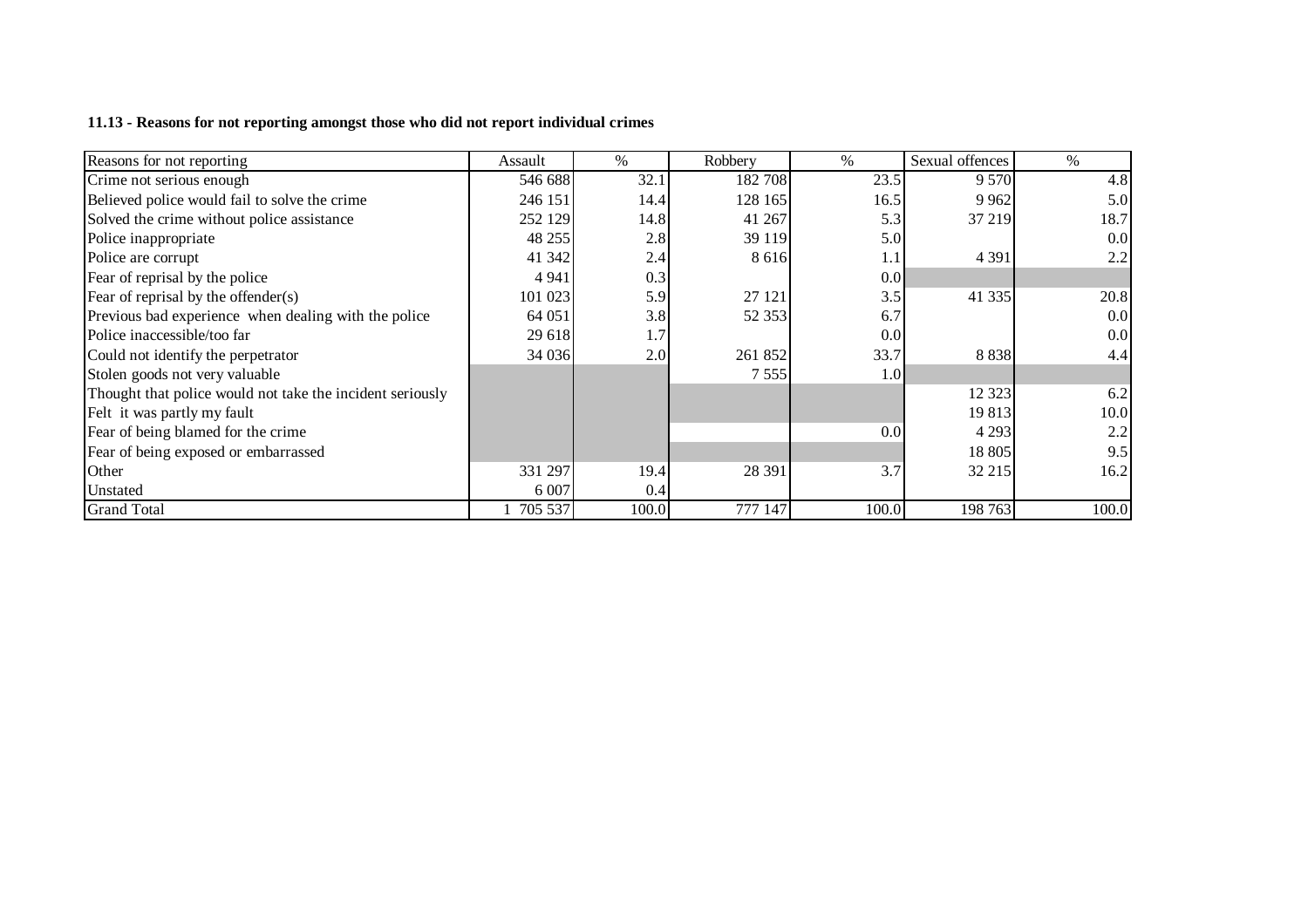**11.13 - Reasons for not reporting amongst those who did not report individual crimes**

| Reasons for not reporting | Assault | % | Robbery | % | Sexual offences | % |
|---|---|---|---|---|---|---|
| Crime not serious enough | 546 688 | 32.1 | 182 708 | 23.5 | 9 570 | 4.8 |
| Believed police would fail to solve the crime | 246 151 | 14.4 | 128 165 | 16.5 | 9 962 | 5.0 |
| Solved the crime without police assistance | 252 129 | 14.8 | 41 267 | 5.3 | 37 219 | 18.7 |
| Police inappropriate | 48 255 | 2.8 | 39 119 | 5.0 | | 0.0 |
| Police are corrupt | 41 342 | 2.4 | 8 616 | 1.1 | 4 391 | 2.2 |
| Fear of reprisal by the police | 4 941 | 0.3 | | 0.0 | | |
| Fear of reprisal by the offender(s) | 101 023 | 5.9 | 27 121 | 3.5 | 41 335 | 20.8 |
| Previous bad experience when dealing with the police | 64 051 | 3.8 | 52 353 | 6.7 | | 0.0 |
| Police inaccessible/too far | 29 618 | 1.7 | | 0.0 | | 0.0 |
| Could not identify the perpetrator | 34 036 | 2.0 | 261 852 | 33.7 | 8 838 | 4.4 |
| Stolen goods not very valuable | | | 7 555 | 1.0 | | |
| Thought that police would not take the incident seriously | | | | | 12 323 | 6.2 |
| Felt it was partly my fault | | | | | 19 813 | 10.0 |
| Fear of being blamed for the crime | | | | 0.0 | 4 293 | 2.2 |
| Fear of being exposed or embarrassed | | | | | 18 805 | 9.5 |
| Other | 331 297 | 19.4 | 28 391 | 3.7 | 32 215 | 16.2 |
| Unstated | 6 007 | 0.4 | | | | |
| Grand Total | 1 705 537 | 100.0 | 777 147 | 100.0 | 198 763 | 100.0 |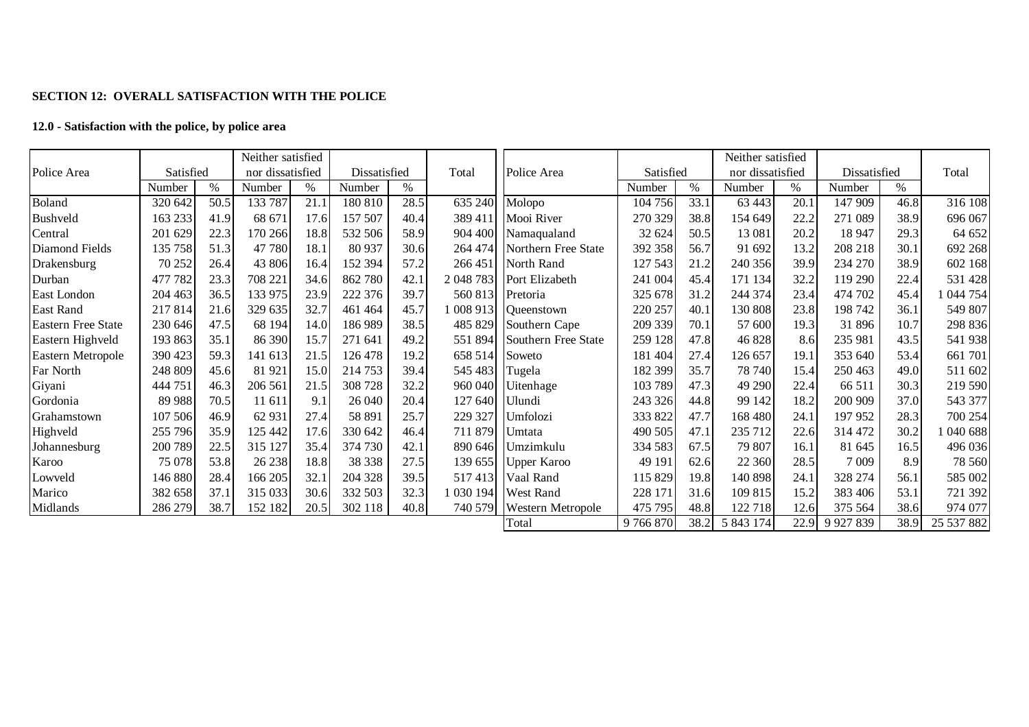**SECTION 12: OVERALL SATISFACTION WITH THE POLICE**

**12.0 - Satisfaction with the police, by police area**

| Police Area | Satisfied | | Neither satisfied nor dissatisfied | | Dissatisfied | | Total |
|---|---|---|---|---|---|---|---|
| | Number | % | Number | % | Number | % | |
| Boland | 320 642 | 50.5 | 133 787 | 21.1 | 180 810 | 28.5 | 635 240 |
| Bushveld | 163 233 | 41.9 | 68 671 | 17.6 | 157 507 | 40.4 | 389 411 |
| Central | 201 629 | 22.3 | 170 266 | 18.8 | 532 506 | 58.9 | 904 400 |
| Diamond Fields | 135 758 | 51.3 | 47 780 | 18.1 | 80 937 | 30.6 | 264 474 |
| Drakensburg | 70 252 | 26.4 | 43 806 | 16.4 | 152 394 | 57.2 | 266 451 |
| Durban | 477 782 | 23.3 | 708 221 | 34.6 | 862 780 | 42.1 | 2 048 783 |
| East London | 204 463 | 36.5 | 133 975 | 23.9 | 222 376 | 39.7 | 560 813 |
| East Rand | 217 814 | 21.6 | 329 635 | 32.7 | 461 464 | 45.7 | 1 008 913 |
| Eastern Free State | 230 646 | 47.5 | 68 194 | 14.0 | 186 989 | 38.5 | 485 829 |
| Eastern Highveld | 193 863 | 35.1 | 86 390 | 15.7 | 271 641 | 49.2 | 551 894 |
| Eastern Metropole | 390 423 | 59.3 | 141 613 | 21.5 | 126 478 | 19.2 | 658 514 |
| Far North | 248 809 | 45.6 | 81 921 | 15.0 | 214 753 | 39.4 | 545 483 |
| Giyani | 444 751 | 46.3 | 206 561 | 21.5 | 308 728 | 32.2 | 960 040 |
| Gordonia | 89 988 | 70.5 | 11 611 | 9.1 | 26 040 | 20.4 | 127 640 |
| Grahamstown | 107 506 | 46.9 | 62 931 | 27.4 | 58 891 | 25.7 | 229 327 |
| Highveld | 255 796 | 35.9 | 125 442 | 17.6 | 330 642 | 46.4 | 711 879 |
| Johannesburg | 200 789 | 22.5 | 315 127 | 35.4 | 374 730 | 42.1 | 890 646 |
| Karoo | 75 078 | 53.8 | 26 238 | 18.8 | 38 338 | 27.5 | 139 655 |
| Lowveld | 146 880 | 28.4 | 166 205 | 32.1 | 204 328 | 39.5 | 517 413 |
| Marico | 382 658 | 37.1 | 315 033 | 30.6 | 332 503 | 32.3 | 1 030 194 |
| Midlands | 286 279 | 38.7 | 152 182 | 20.5 | 302 118 | 40.8 | 740 579 |
| Molopo | 104 756 | 33.1 | 63 443 | 20.1 | 147 909 | 46.8 | 316 108 |
| Mooi River | 270 329 | 38.8 | 154 649 | 22.2 | 271 089 | 38.9 | 696 067 |
| Namaqualand | 32 624 | 50.5 | 13 081 | 20.2 | 18 947 | 29.3 | 64 652 |
| Northern Free State | 392 358 | 56.7 | 91 692 | 13.2 | 208 218 | 30.1 | 692 268 |
| North Rand | 127 543 | 21.2 | 240 356 | 39.9 | 234 270 | 38.9 | 602 168 |
| Port Elizabeth | 241 004 | 45.4 | 171 134 | 32.2 | 119 290 | 22.4 | 531 428 |
| Pretoria | 325 678 | 31.2 | 244 374 | 23.4 | 474 702 | 45.4 | 1 044 754 |
| Queenstown | 220 257 | 40.1 | 130 808 | 23.8 | 198 742 | 36.1 | 549 807 |
| Southern Cape | 209 339 | 70.1 | 57 600 | 19.3 | 31 896 | 10.7 | 298 836 |
| Southern Free State | 259 128 | 47.8 | 46 828 | 8.6 | 235 981 | 43.5 | 541 938 |
| Soweto | 181 404 | 27.4 | 126 657 | 19.1 | 353 640 | 53.4 | 661 701 |
| Tugela | 182 399 | 35.7 | 78 740 | 15.4 | 250 463 | 49.0 | 511 602 |
| Uitenhage | 103 789 | 47.3 | 49 290 | 22.4 | 66 511 | 30.3 | 219 590 |
| Ulundi | 243 326 | 44.8 | 99 142 | 18.2 | 200 909 | 37.0 | 543 377 |
| Umfolozi | 333 822 | 47.7 | 168 480 | 24.1 | 197 952 | 28.3 | 700 254 |
| Umtata | 490 505 | 47.1 | 235 712 | 22.6 | 314 472 | 30.2 | 1 040 688 |
| Umzimkulu | 334 583 | 67.5 | 79 807 | 16.1 | 81 645 | 16.5 | 496 036 |
| Upper Karoo | 49 191 | 62.6 | 22 360 | 28.5 | 7 009 | 8.9 | 78 560 |
| Vaal Rand | 115 829 | 19.8 | 140 898 | 24.1 | 328 274 | 56.1 | 585 002 |
| West Rand | 228 171 | 31.6 | 109 815 | 15.2 | 383 406 | 53.1 | 721 392 |
| Western Metropole | 475 795 | 48.8 | 122 718 | 12.6 | 375 564 | 38.6 | 974 077 |
| Total | 9 766 870 | 38.2 | 5 843 174 | 22.9 | 9 927 839 | 38.9 | 25 537 882 |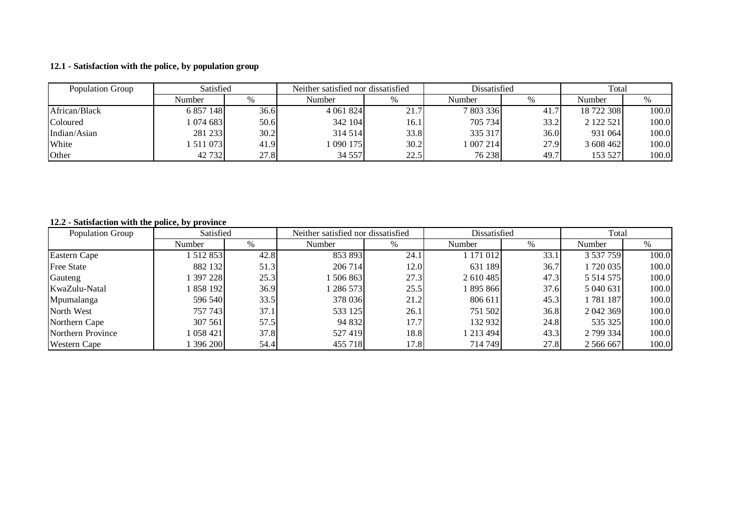**12.1 - Satisfaction with the police, by population group**

| Population Group | Satisfied | | Neither satisfied nor dissatisfied | | Dissatisfied | | Total | |
|---|---|---|---|---|---|---|---|---|
| | Number | % | Number | % | Number | % | Number | % |
| African/Black | 6 857 148 | 36.6 | 4 061 824 | 21.7 | 7 803 336 | 41.7 | 18 722 308 | 100.0 |
| Coloured | 1 074 683 | 50.6 | 342 104 | 16.1 | 705 734 | 33.2 | 2 122 521 | 100.0 |
| Indian/Asian | 281 233 | 30.2 | 314 514 | 33.8 | 335 317 | 36.0 | 931 064 | 100.0 |
| White | 1 511 073 | 41.9 | 1 090 175 | 30.2 | 1 007 214 | 27.9 | 3 608 462 | 100.0 |
| Other | 42 732 | 27.8 | 34 557 | 22.5 | 76 238 | 49.7 | 153 527 | 100.0 |

**12.2 - Satisfaction with the police, by province**

| Population Group | Satisfied | | Neither satisfied nor dissatisfied | | Dissatisfied | | Total | |
|---|---|---|---|---|---|---|---|---|
| | Number | % | Number | % | Number | % | Number | % |
| Eastern Cape | 1 512 853 | 42.8 | 853 893 | 24.1 | 1 171 012 | 33.1 | 3 537 759 | 100.0 |
| Free State | 882 132 | 51.3 | 206 714 | 12.0 | 631 189 | 36.7 | 1 720 035 | 100.0 |
| Gauteng | 1 397 228 | 25.3 | 1 506 863 | 27.3 | 2 610 485 | 47.3 | 5 514 575 | 100.0 |
| KwaZulu-Natal | 1 858 192 | 36.9 | 1 286 573 | 25.5 | 1 895 866 | 37.6 | 5 040 631 | 100.0 |
| Mpumalanga | 596 540 | 33.5 | 378 036 | 21.2 | 806 611 | 45.3 | 1 781 187 | 100.0 |
| North West | 757 743 | 37.1 | 533 125 | 26.1 | 751 502 | 36.8 | 2 042 369 | 100.0 |
| Northern Cape | 307 561 | 57.5 | 94 832 | 17.7 | 132 932 | 24.8 | 535 325 | 100.0 |
| Northern Province | 1 058 421 | 37.8 | 527 419 | 18.8 | 1 213 494 | 43.3 | 2 799 334 | 100.0 |
| Western Cape | 1 396 200 | 54.4 | 455 718 | 17.8 | 714 749 | 27.8 | 2 566 667 | 100.0 |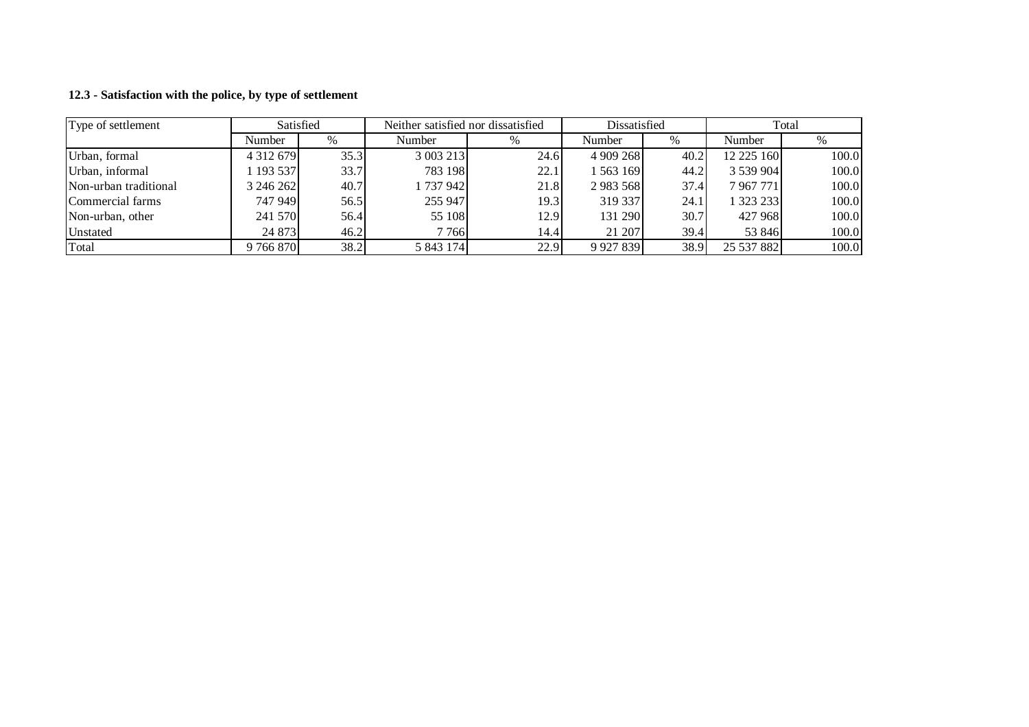**12.3 - Satisfaction with the police, by type of settlement**

| Type of settlement | Satisfied | | Neither satisfied nor dissatisfied | | Dissatisfied | | Total | |
|---|---|---|---|---|---|---|---|---|
| | Number | % | Number | % | Number | % | Number | % |
| Urban, formal | 4 312 679 | 35.3 | 3 003 213 | 24.6 | 4 909 268 | 40.2 | 12 225 160 | 100.0 |
| Urban, informal | 1 193 537 | 33.7 | 783 198 | 22.1 | 1 563 169 | 44.2 | 3 539 904 | 100.0 |
| Non-urban traditional | 3 246 262 | 40.7 | 1 737 942 | 21.8 | 2 983 568 | 37.4 | 7 967 771 | 100.0 |
| Commercial farms | 747 949 | 56.5 | 255 947 | 19.3 | 319 337 | 24.1 | 1 323 233 | 100.0 |
| Non-urban, other | 241 570 | 56.4 | 55 108 | 12.9 | 131 290 | 30.7 | 427 968 | 100.0 |
| Unstated | 24 873 | 46.2 | 7 766 | 14.4 | 21 207 | 39.4 | 53 846 | 100.0 |
| Total | 9 766 870 | 38.2 | 5 843 174 | 22.9 | 9 927 839 | 38.9 | 25 537 882 | 100.0 |